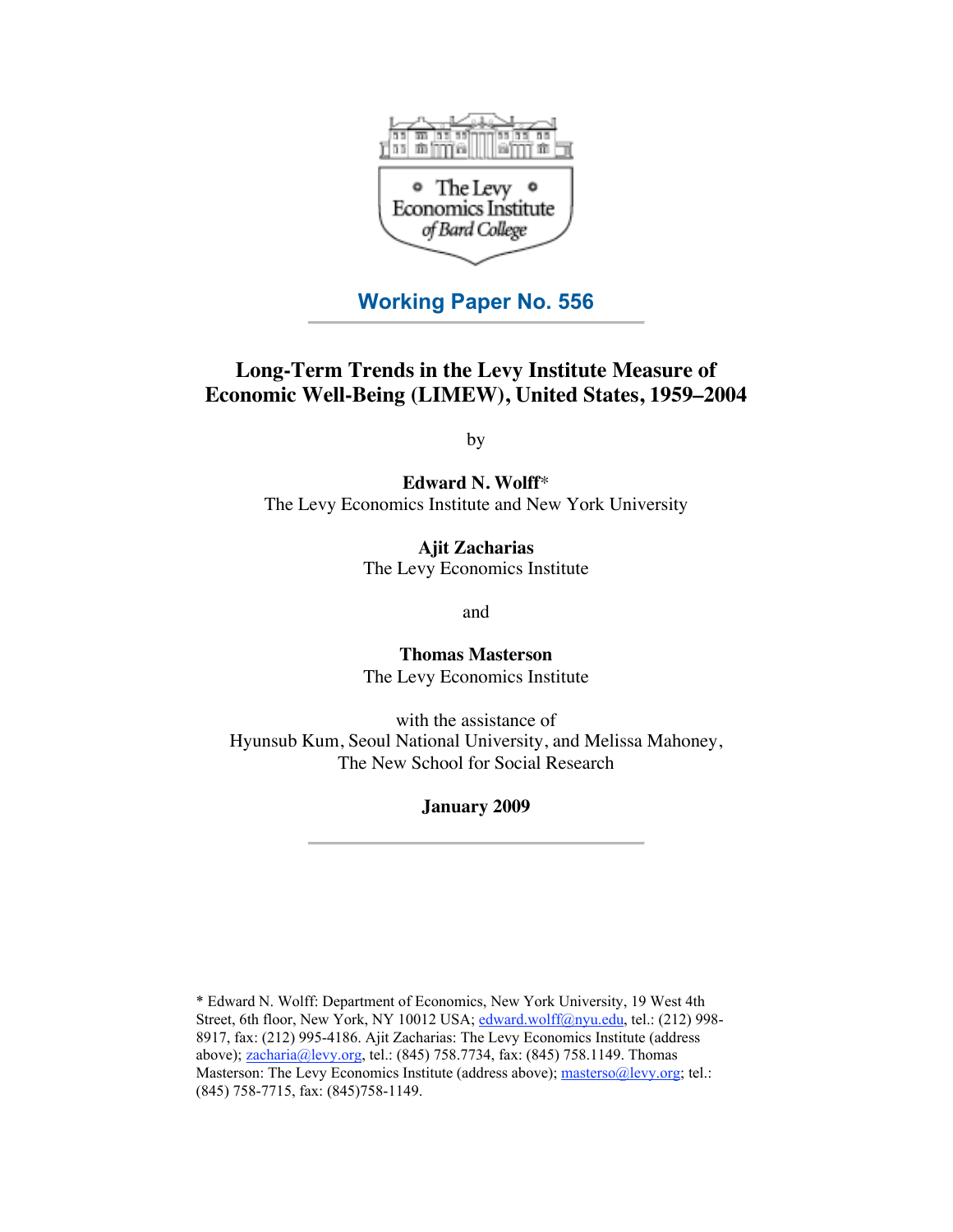The Levy Economics Institute of Bard College

## Working Paper No. 556

# Long-Term Trends in the Levy Institute Measure of Economic Well-Being (LIMEW), United States, 1959–2004

by

**Edward N. Wolff***
The Levy Economics Institute and New York University

**Ajit Zacharias**
The Levy Economics Institute

and

**Thomas Masterson**
The Levy Economics Institute

with the assistance of
Hyunsub Kum, Seoul National University, and Melissa Mahoney,
The New School for Social Research

**January 2009**

* Edward N. Wolff: Department of Economics, New York University, 19 West 4th Street, 6th floor, New York, NY 10012 USA; edward.wolff@nyu.edu, tel.: (212) 998-8917, fax: (212) 995-4186. Ajit Zacharias: The Levy Economics Institute (address above); zacharia@levy.org, tel.: (845) 758.7734, fax: (845) 758.1149. Thomas Masterson: The Levy Economics Institute (address above); masterso@levy.org; tel.: (845) 758-7715, fax: (845)758-1149.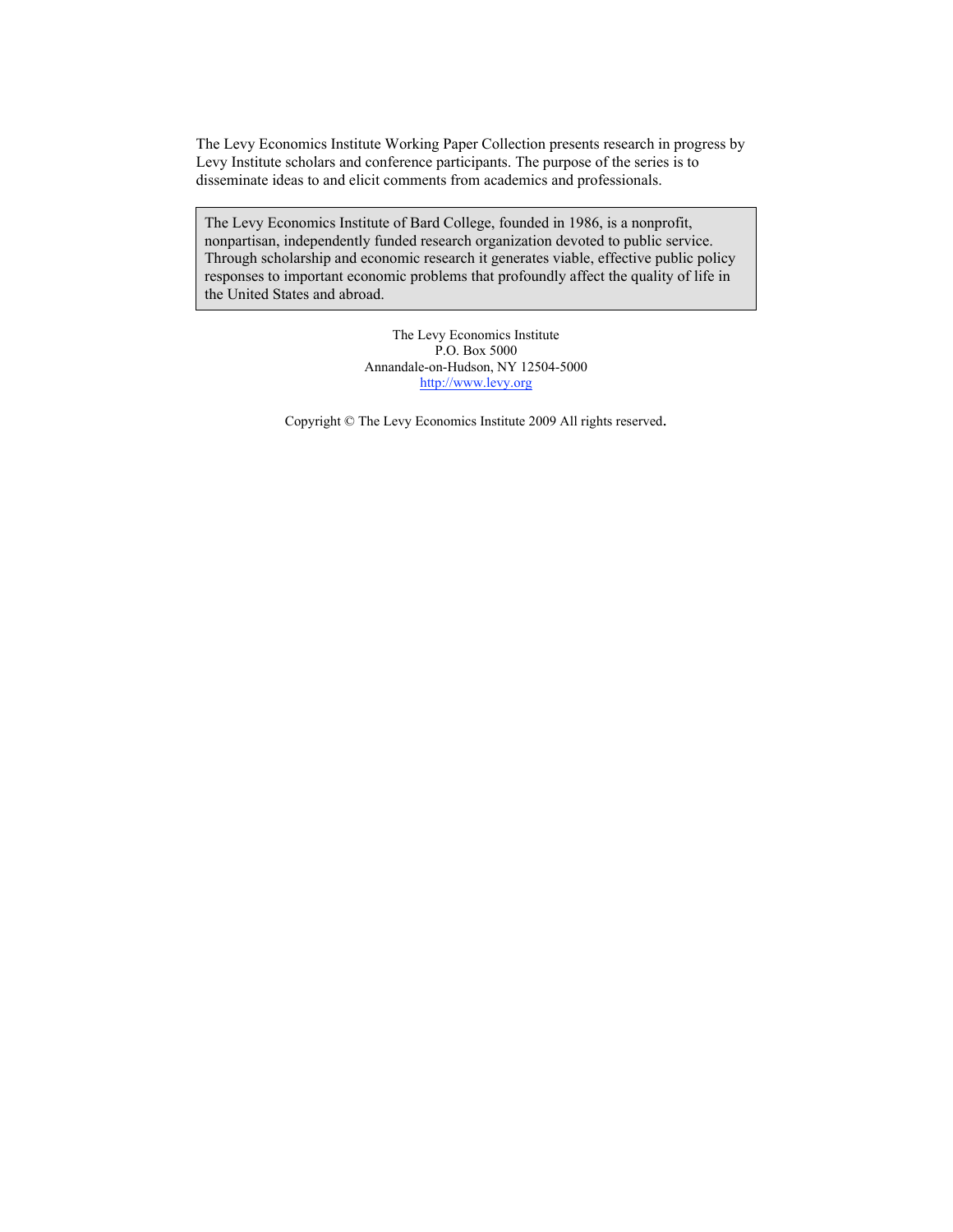The Levy Economics Institute Working Paper Collection presents research in progress by Levy Institute scholars and conference participants. The purpose of the series is to disseminate ideas to and elicit comments from academics and professionals.

> The Levy Economics Institute of Bard College, founded in 1986, is a nonprofit, nonpartisan, independently funded research organization devoted to public service. Through scholarship and economic research it generates viable, effective public policy responses to important economic problems that profoundly affect the quality of life in the United States and abroad.

The Levy Economics Institute
P.O. Box 5000
Annandale-on-Hudson, NY 12504-5000
http://www.levy.org

Copyright © The Levy Economics Institute 2009 All rights reserved.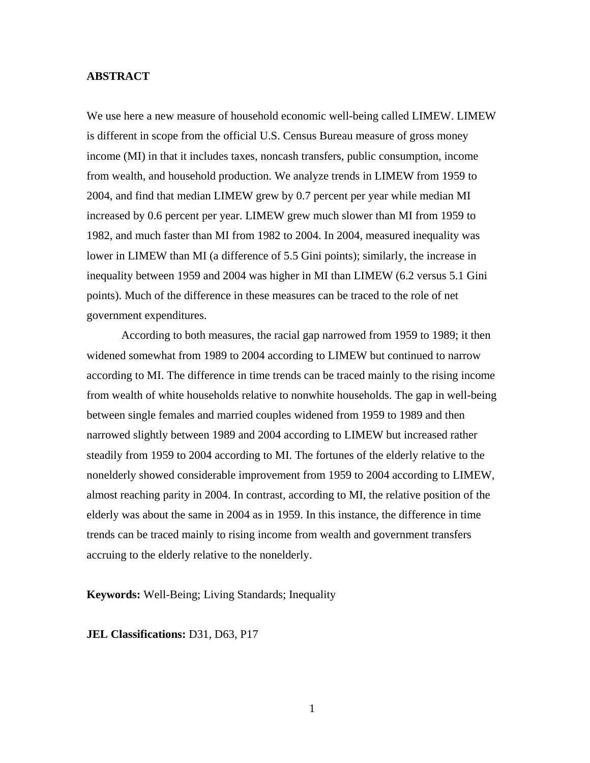**ABSTRACT**

We use here a new measure of household economic well-being called LIMEW. LIMEW is different in scope from the official U.S. Census Bureau measure of gross money income (MI) in that it includes taxes, noncash transfers, public consumption, income from wealth, and household production. We analyze trends in LIMEW from 1959 to 2004, and find that median LIMEW grew by 0.7 percent per year while median MI increased by 0.6 percent per year. LIMEW grew much slower than MI from 1959 to 1982, and much faster than MI from 1982 to 2004. In 2004, measured inequality was lower in LIMEW than MI (a difference of 5.5 Gini points); similarly, the increase in inequality between 1959 and 2004 was higher in MI than LIMEW (6.2 versus 5.1 Gini points). Much of the difference in these measures can be traced to the role of net government expenditures.

According to both measures, the racial gap narrowed from 1959 to 1989; it then widened somewhat from 1989 to 2004 according to LIMEW but continued to narrow according to MI. The difference in time trends can be traced mainly to the rising income from wealth of white households relative to nonwhite households. The gap in well-being between single females and married couples widened from 1959 to 1989 and then narrowed slightly between 1989 and 2004 according to LIMEW but increased rather steadily from 1959 to 2004 according to MI. The fortunes of the elderly relative to the nonelderly showed considerable improvement from 1959 to 2004 according to LIMEW, almost reaching parity in 2004. In contrast, according to MI, the relative position of the elderly was about the same in 2004 as in 1959. In this instance, the difference in time trends can be traced mainly to rising income from wealth and government transfers accruing to the elderly relative to the nonelderly.

**Keywords:** Well-Being; Living Standards; Inequality

**JEL Classifications:** D31, D63, P17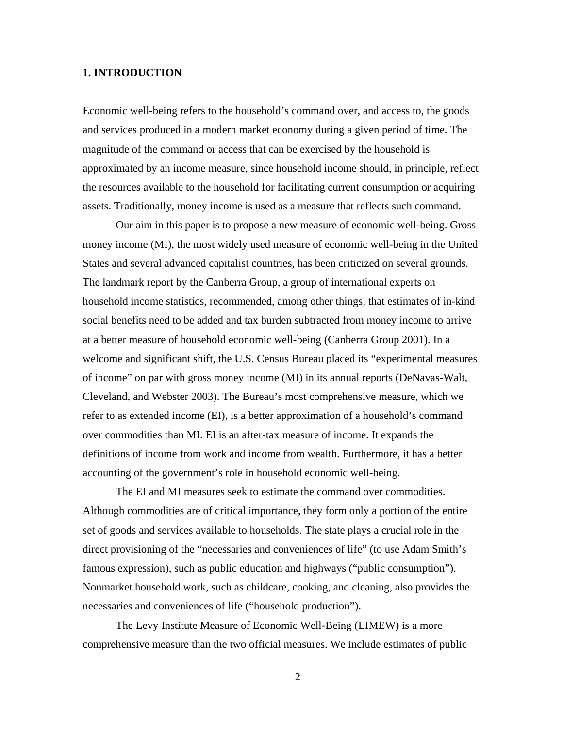## 1. INTRODUCTION

Economic well-being refers to the household's command over, and access to, the goods and services produced in a modern market economy during a given period of time. The magnitude of the command or access that can be exercised by the household is approximated by an income measure, since household income should, in principle, reflect the resources available to the household for facilitating current consumption or acquiring assets. Traditionally, money income is used as a measure that reflects such command.

Our aim in this paper is to propose a new measure of economic well-being. Gross money income (MI), the most widely used measure of economic well-being in the United States and several advanced capitalist countries, has been criticized on several grounds. The landmark report by the Canberra Group, a group of international experts on household income statistics, recommended, among other things, that estimates of in-kind social benefits need to be added and tax burden subtracted from money income to arrive at a better measure of household economic well-being (Canberra Group 2001). In a welcome and significant shift, the U.S. Census Bureau placed its "experimental measures of income" on par with gross money income (MI) in its annual reports (DeNavas-Walt, Cleveland, and Webster 2003). The Bureau's most comprehensive measure, which we refer to as extended income (EI), is a better approximation of a household's command over commodities than MI. EI is an after-tax measure of income. It expands the definitions of income from work and income from wealth. Furthermore, it has a better accounting of the government's role in household economic well-being.

The EI and MI measures seek to estimate the command over commodities. Although commodities are of critical importance, they form only a portion of the entire set of goods and services available to households. The state plays a crucial role in the direct provisioning of the "necessaries and conveniences of life" (to use Adam Smith's famous expression), such as public education and highways ("public consumption"). Nonmarket household work, such as childcare, cooking, and cleaning, also provides the necessaries and conveniences of life ("household production").

The Levy Institute Measure of Economic Well-Being (LIMEW) is a more comprehensive measure than the two official measures. We include estimates of public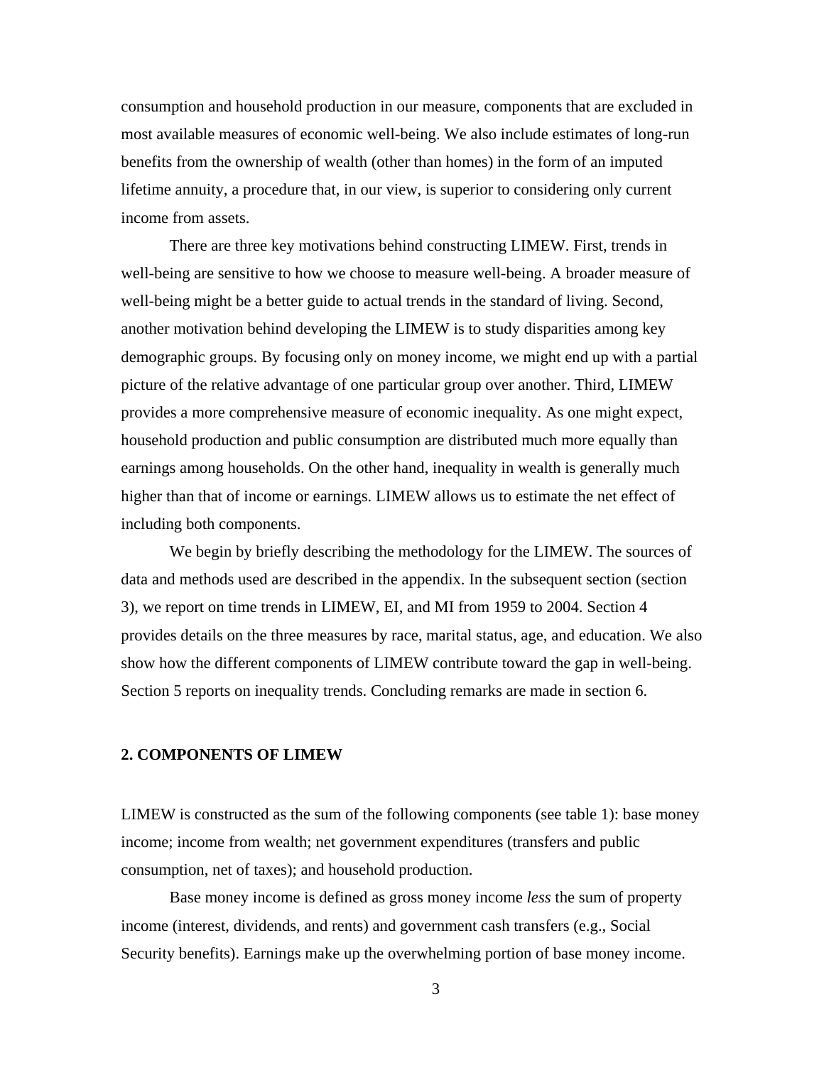consumption and household production in our measure, components that are excluded in most available measures of economic well-being. We also include estimates of long-run benefits from the ownership of wealth (other than homes) in the form of an imputed lifetime annuity, a procedure that, in our view, is superior to considering only current income from assets.

There are three key motivations behind constructing LIMEW. First, trends in well-being are sensitive to how we choose to measure well-being. A broader measure of well-being might be a better guide to actual trends in the standard of living. Second, another motivation behind developing the LIMEW is to study disparities among key demographic groups. By focusing only on money income, we might end up with a partial picture of the relative advantage of one particular group over another. Third, LIMEW provides a more comprehensive measure of economic inequality. As one might expect, household production and public consumption are distributed much more equally than earnings among households. On the other hand, inequality in wealth is generally much higher than that of income or earnings. LIMEW allows us to estimate the net effect of including both components.

We begin by briefly describing the methodology for the LIMEW. The sources of data and methods used are described in the appendix. In the subsequent section (section 3), we report on time trends in LIMEW, EI, and MI from 1959 to 2004. Section 4 provides details on the three measures by race, marital status, age, and education. We also show how the different components of LIMEW contribute toward the gap in well-being. Section 5 reports on inequality trends. Concluding remarks are made in section 6.

## 2. COMPONENTS OF LIMEW

LIMEW is constructed as the sum of the following components (see table 1): base money income; income from wealth; net government expenditures (transfers and public consumption, net of taxes); and household production.

Base money income is defined as gross money income *less* the sum of property income (interest, dividends, and rents) and government cash transfers (e.g., Social Security benefits). Earnings make up the overwhelming portion of base money income.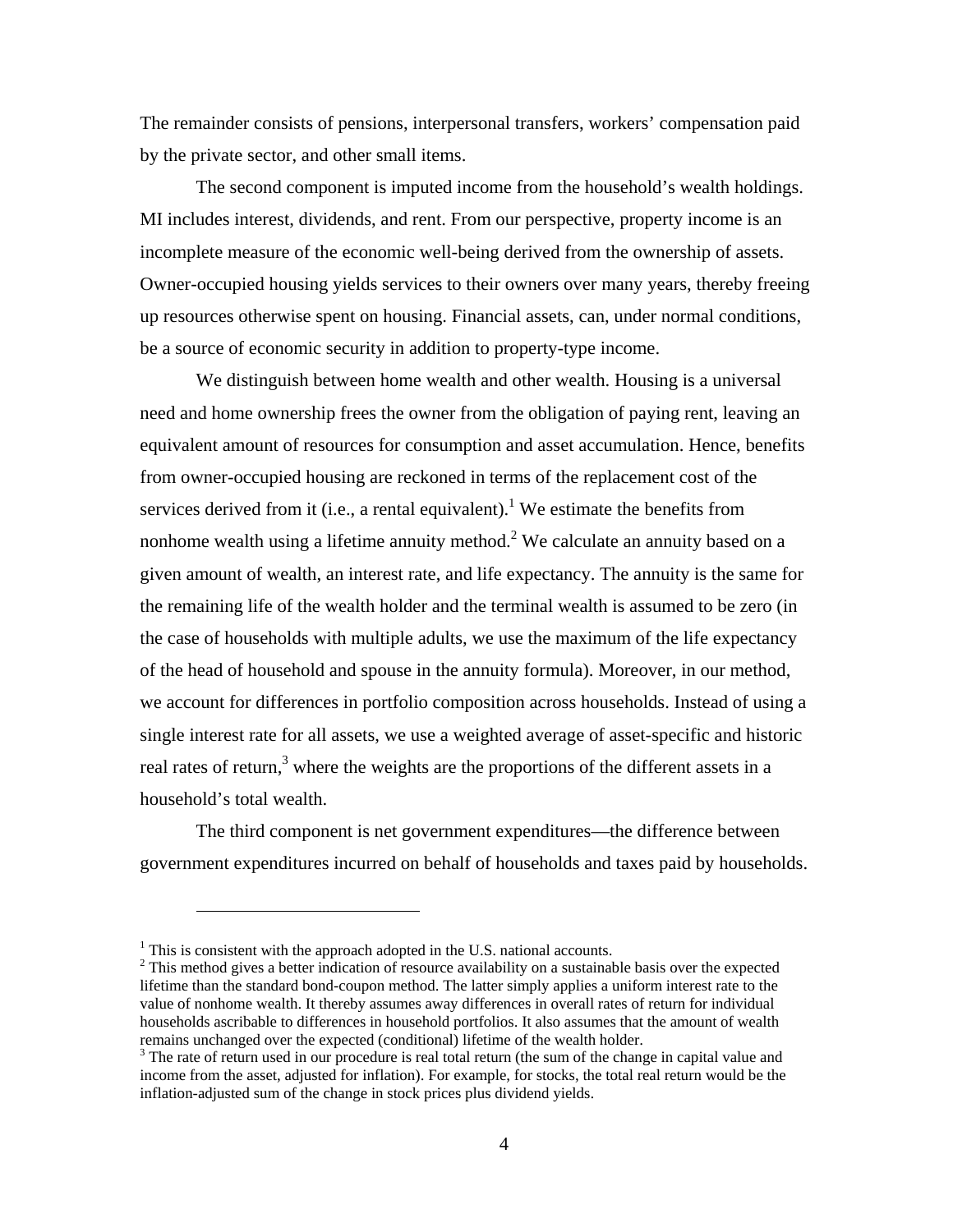The remainder consists of pensions, interpersonal transfers, workers' compensation paid by the private sector, and other small items.

The second component is imputed income from the household's wealth holdings. MI includes interest, dividends, and rent. From our perspective, property income is an incomplete measure of the economic well-being derived from the ownership of assets. Owner-occupied housing yields services to their owners over many years, thereby freeing up resources otherwise spent on housing. Financial assets, can, under normal conditions, be a source of economic security in addition to property-type income.

We distinguish between home wealth and other wealth. Housing is a universal need and home ownership frees the owner from the obligation of paying rent, leaving an equivalent amount of resources for consumption and asset accumulation. Hence, benefits from owner-occupied housing are reckoned in terms of the replacement cost of the services derived from it (i.e., a rental equivalent).[1] We estimate the benefits from nonhome wealth using a lifetime annuity method.[2] We calculate an annuity based on a given amount of wealth, an interest rate, and life expectancy. The annuity is the same for the remaining life of the wealth holder and the terminal wealth is assumed to be zero (in the case of households with multiple adults, we use the maximum of the life expectancy of the head of household and spouse in the annuity formula). Moreover, in our method, we account for differences in portfolio composition across households. Instead of using a single interest rate for all assets, we use a weighted average of asset-specific and historic real rates of return,[3] where the weights are the proportions of the different assets in a household's total wealth.

The third component is net government expenditures—the difference between government expenditures incurred on behalf of households and taxes paid by households.

---

[1] This is consistent with the approach adopted in the U.S. national accounts.

[2] This method gives a better indication of resource availability on a sustainable basis over the expected lifetime than the standard bond-coupon method. The latter simply applies a uniform interest rate to the value of nonhome wealth. It thereby assumes away differences in overall rates of return for individual households ascribable to differences in household portfolios. It also assumes that the amount of wealth remains unchanged over the expected (conditional) lifetime of the wealth holder.

[3] The rate of return used in our procedure is real total return (the sum of the change in capital value and income from the asset, adjusted for inflation). For example, for stocks, the total real return would be the inflation-adjusted sum of the change in stock prices plus dividend yields.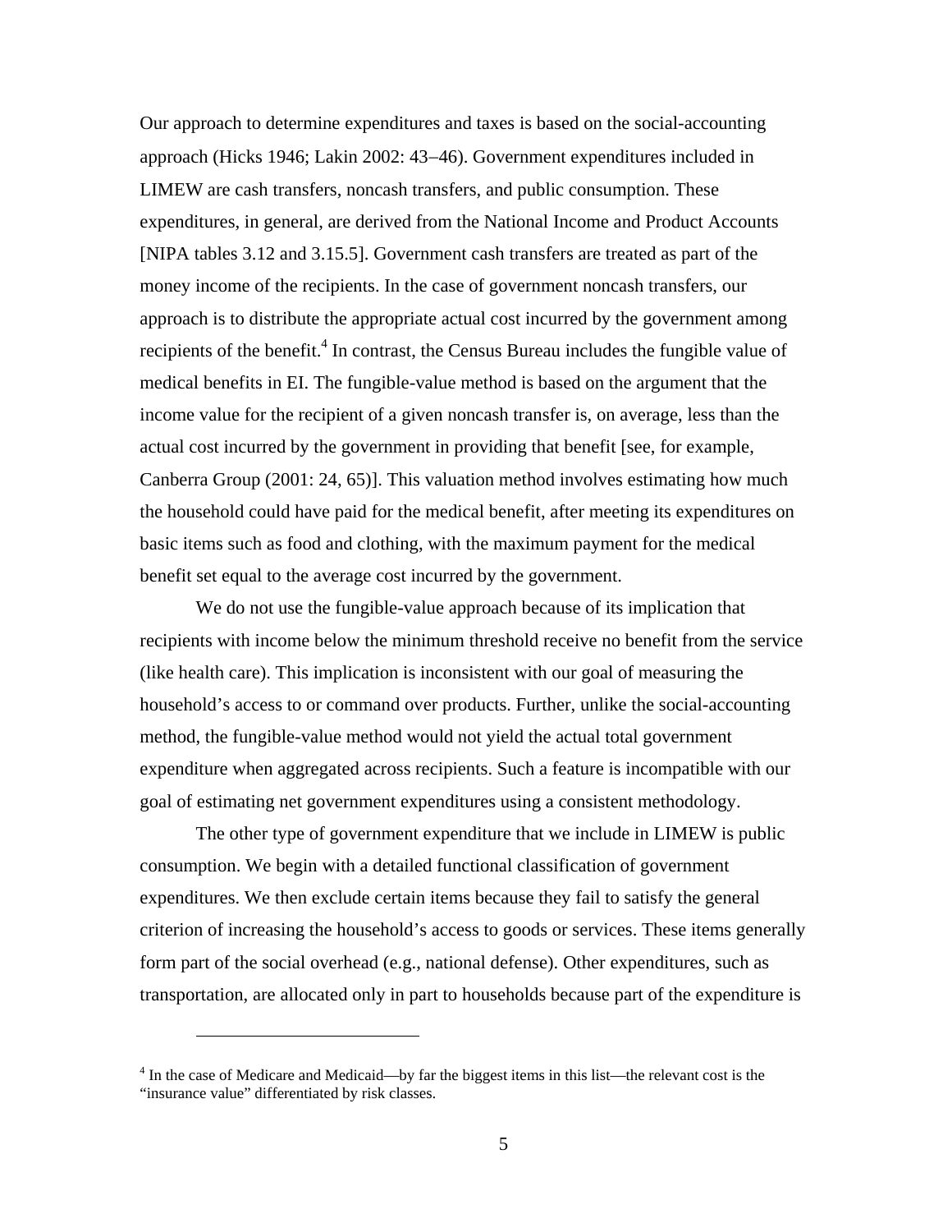Our approach to determine expenditures and taxes is based on the social-accounting approach (Hicks 1946; Lakin 2002: 43–46). Government expenditures included in LIMEW are cash transfers, noncash transfers, and public consumption. These expenditures, in general, are derived from the National Income and Product Accounts [NIPA tables 3.12 and 3.15.5]. Government cash transfers are treated as part of the money income of the recipients. In the case of government noncash transfers, our approach is to distribute the appropriate actual cost incurred by the government among recipients of the benefit.[4] In contrast, the Census Bureau includes the fungible value of medical benefits in EI. The fungible-value method is based on the argument that the income value for the recipient of a given noncash transfer is, on average, less than the actual cost incurred by the government in providing that benefit [see, for example, Canberra Group (2001: 24, 65)]. This valuation method involves estimating how much the household could have paid for the medical benefit, after meeting its expenditures on basic items such as food and clothing, with the maximum payment for the medical benefit set equal to the average cost incurred by the government.

We do not use the fungible-value approach because of its implication that recipients with income below the minimum threshold receive no benefit from the service (like health care). This implication is inconsistent with our goal of measuring the household's access to or command over products. Further, unlike the social-accounting method, the fungible-value method would not yield the actual total government expenditure when aggregated across recipients. Such a feature is incompatible with our goal of estimating net government expenditures using a consistent methodology.

The other type of government expenditure that we include in LIMEW is public consumption. We begin with a detailed functional classification of government expenditures. We then exclude certain items because they fail to satisfy the general criterion of increasing the household's access to goods or services. These items generally form part of the social overhead (e.g., national defense). Other expenditures, such as transportation, are allocated only in part to households because part of the expenditure is

[4] In the case of Medicare and Medicaid—by far the biggest items in this list—the relevant cost is the "insurance value" differentiated by risk classes.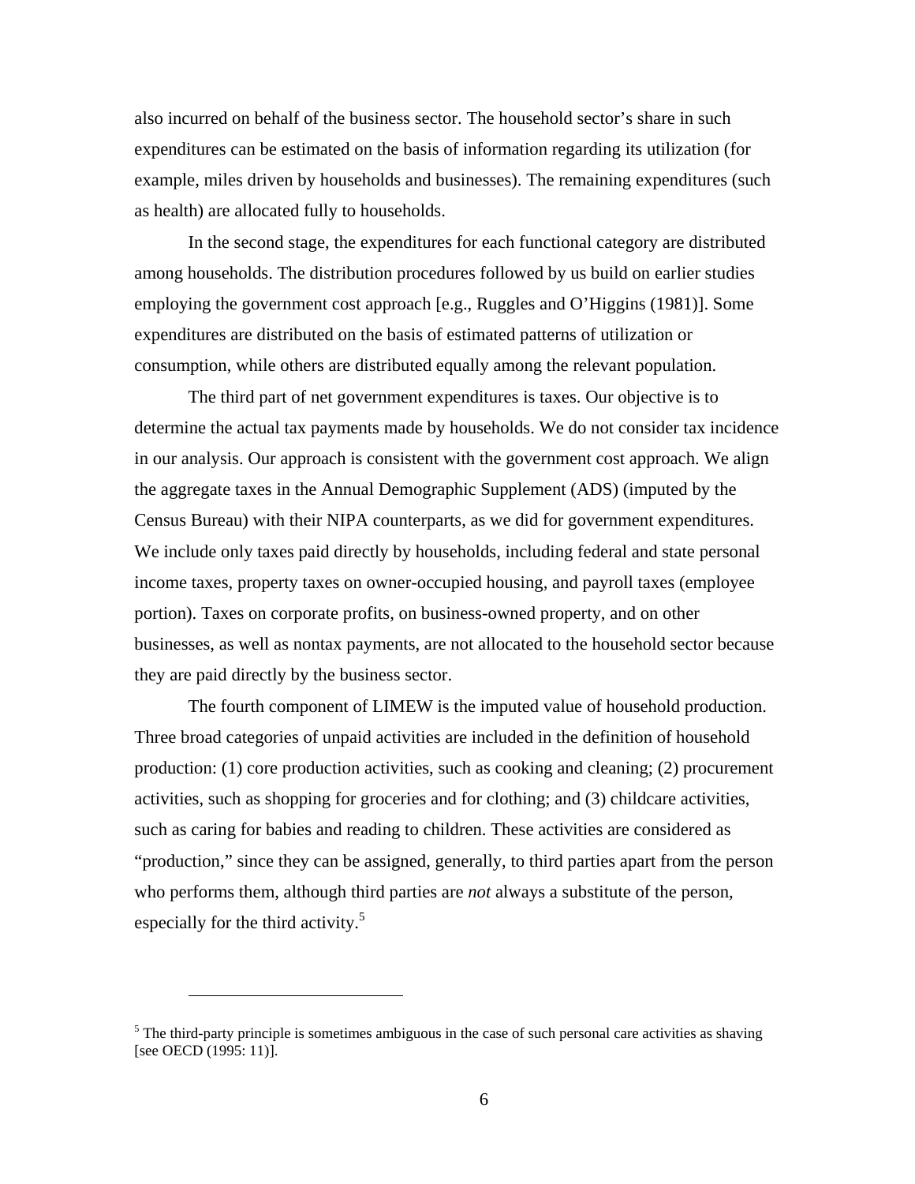also incurred on behalf of the business sector. The household sector's share in such expenditures can be estimated on the basis of information regarding its utilization (for example, miles driven by households and businesses). The remaining expenditures (such as health) are allocated fully to households.

In the second stage, the expenditures for each functional category are distributed among households. The distribution procedures followed by us build on earlier studies employing the government cost approach [e.g., Ruggles and O'Higgins (1981)]. Some expenditures are distributed on the basis of estimated patterns of utilization or consumption, while others are distributed equally among the relevant population.

The third part of net government expenditures is taxes. Our objective is to determine the actual tax payments made by households. We do not consider tax incidence in our analysis. Our approach is consistent with the government cost approach. We align the aggregate taxes in the Annual Demographic Supplement (ADS) (imputed by the Census Bureau) with their NIPA counterparts, as we did for government expenditures. We include only taxes paid directly by households, including federal and state personal income taxes, property taxes on owner-occupied housing, and payroll taxes (employee portion). Taxes on corporate profits, on business-owned property, and on other businesses, as well as nontax payments, are not allocated to the household sector because they are paid directly by the business sector.

The fourth component of LIMEW is the imputed value of household production. Three broad categories of unpaid activities are included in the definition of household production: (1) core production activities, such as cooking and cleaning; (2) procurement activities, such as shopping for groceries and for clothing; and (3) childcare activities, such as caring for babies and reading to children. These activities are considered as "production," since they can be assigned, generally, to third parties apart from the person who performs them, although third parties are *not* always a substitute of the person, especially for the third activity.[5]

[5] The third-party principle is sometimes ambiguous in the case of such personal care activities as shaving [see OECD (1995: 11)].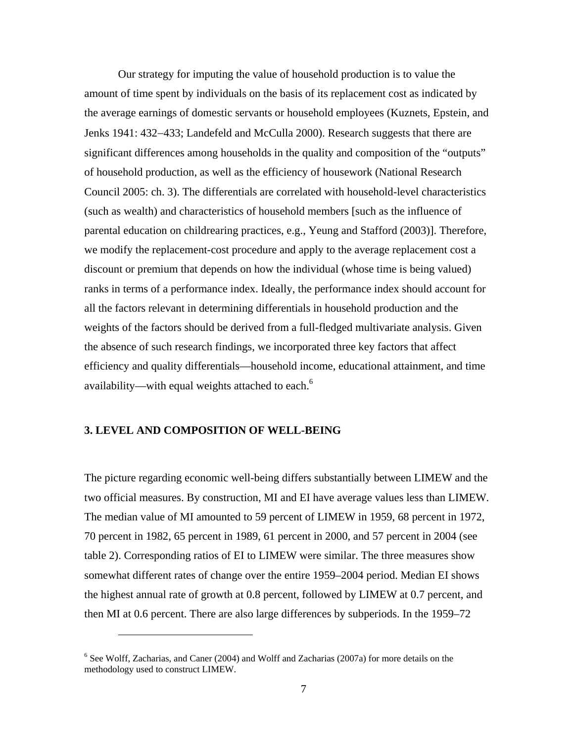Our strategy for imputing the value of household production is to value the amount of time spent by individuals on the basis of its replacement cost as indicated by the average earnings of domestic servants or household employees (Kuznets, Epstein, and Jenks 1941: 432–433; Landefeld and McCulla 2000). Research suggests that there are significant differences among households in the quality and composition of the "outputs" of household production, as well as the efficiency of housework (National Research Council 2005: ch. 3). The differentials are correlated with household-level characteristics (such as wealth) and characteristics of household members [such as the influence of parental education on childrearing practices, e.g., Yeung and Stafford (2003)]. Therefore, we modify the replacement-cost procedure and apply to the average replacement cost a discount or premium that depends on how the individual (whose time is being valued) ranks in terms of a performance index. Ideally, the performance index should account for all the factors relevant in determining differentials in household production and the weights of the factors should be derived from a full-fledged multivariate analysis. Given the absence of such research findings, we incorporated three key factors that affect efficiency and quality differentials—household income, educational attainment, and time availability—with equal weights attached to each.[6]

## 3. LEVEL AND COMPOSITION OF WELL-BEING

The picture regarding economic well-being differs substantially between LIMEW and the two official measures. By construction, MI and EI have average values less than LIMEW. The median value of MI amounted to 59 percent of LIMEW in 1959, 68 percent in 1972, 70 percent in 1982, 65 percent in 1989, 61 percent in 2000, and 57 percent in 2004 (see table 2). Corresponding ratios of EI to LIMEW were similar. The three measures show somewhat different rates of change over the entire 1959–2004 period. Median EI shows the highest annual rate of growth at 0.8 percent, followed by LIMEW at 0.7 percent, and then MI at 0.6 percent. There are also large differences by subperiods. In the 1959–72

---

[6] See Wolff, Zacharias, and Caner (2004) and Wolff and Zacharias (2007a) for more details on the methodology used to construct LIMEW.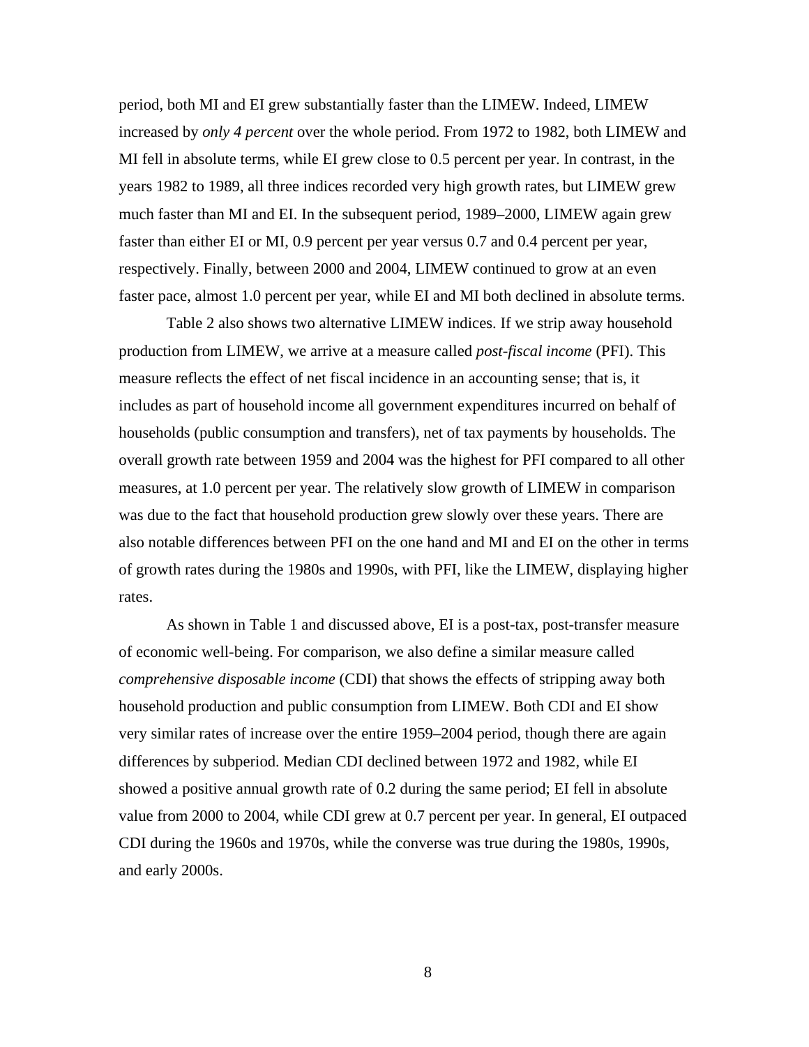period, both MI and EI grew substantially faster than the LIMEW. Indeed, LIMEW increased by *only 4 percent* over the whole period. From 1972 to 1982, both LIMEW and MI fell in absolute terms, while EI grew close to 0.5 percent per year. In contrast, in the years 1982 to 1989, all three indices recorded very high growth rates, but LIMEW grew much faster than MI and EI. In the subsequent period, 1989–2000, LIMEW again grew faster than either EI or MI, 0.9 percent per year versus 0.7 and 0.4 percent per year, respectively. Finally, between 2000 and 2004, LIMEW continued to grow at an even faster pace, almost 1.0 percent per year, while EI and MI both declined in absolute terms.

Table 2 also shows two alternative LIMEW indices. If we strip away household production from LIMEW, we arrive at a measure called *post-fiscal income* (PFI). This measure reflects the effect of net fiscal incidence in an accounting sense; that is, it includes as part of household income all government expenditures incurred on behalf of households (public consumption and transfers), net of tax payments by households. The overall growth rate between 1959 and 2004 was the highest for PFI compared to all other measures, at 1.0 percent per year. The relatively slow growth of LIMEW in comparison was due to the fact that household production grew slowly over these years. There are also notable differences between PFI on the one hand and MI and EI on the other in terms of growth rates during the 1980s and 1990s, with PFI, like the LIMEW, displaying higher rates.

As shown in Table 1 and discussed above, EI is a post-tax, post-transfer measure of economic well-being. For comparison, we also define a similar measure called *comprehensive disposable income* (CDI) that shows the effects of stripping away both household production and public consumption from LIMEW. Both CDI and EI show very similar rates of increase over the entire 1959–2004 period, though there are again differences by subperiod. Median CDI declined between 1972 and 1982, while EI showed a positive annual growth rate of 0.2 during the same period; EI fell in absolute value from 2000 to 2004, while CDI grew at 0.7 percent per year. In general, EI outpaced CDI during the 1960s and 1970s, while the converse was true during the 1980s, 1990s, and early 2000s.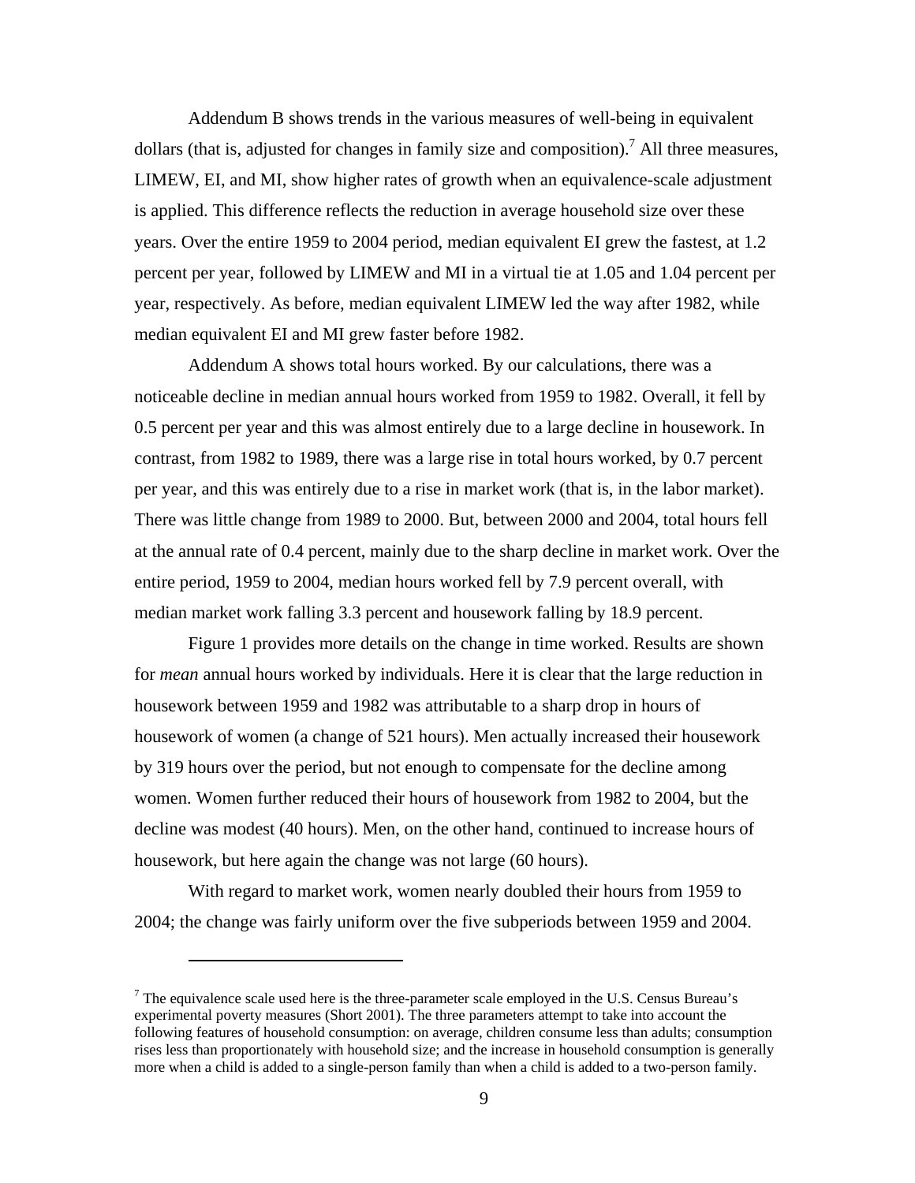Addendum B shows trends in the various measures of well-being in equivalent dollars (that is, adjusted for changes in family size and composition).[7] All three measures, LIMEW, EI, and MI, show higher rates of growth when an equivalence-scale adjustment is applied. This difference reflects the reduction in average household size over these years. Over the entire 1959 to 2004 period, median equivalent EI grew the fastest, at 1.2 percent per year, followed by LIMEW and MI in a virtual tie at 1.05 and 1.04 percent per year, respectively. As before, median equivalent LIMEW led the way after 1982, while median equivalent EI and MI grew faster before 1982.

Addendum A shows total hours worked. By our calculations, there was a noticeable decline in median annual hours worked from 1959 to 1982. Overall, it fell by 0.5 percent per year and this was almost entirely due to a large decline in housework. In contrast, from 1982 to 1989, there was a large rise in total hours worked, by 0.7 percent per year, and this was entirely due to a rise in market work (that is, in the labor market). There was little change from 1989 to 2000. But, between 2000 and 2004, total hours fell at the annual rate of 0.4 percent, mainly due to the sharp decline in market work. Over the entire period, 1959 to 2004, median hours worked fell by 7.9 percent overall, with median market work falling 3.3 percent and housework falling by 18.9 percent.

Figure 1 provides more details on the change in time worked. Results are shown for *mean* annual hours worked by individuals. Here it is clear that the large reduction in housework between 1959 and 1982 was attributable to a sharp drop in hours of housework of women (a change of 521 hours). Men actually increased their housework by 319 hours over the period, but not enough to compensate for the decline among women. Women further reduced their hours of housework from 1982 to 2004, but the decline was modest (40 hours). Men, on the other hand, continued to increase hours of housework, but here again the change was not large (60 hours).

With regard to market work, women nearly doubled their hours from 1959 to 2004; the change was fairly uniform over the five subperiods between 1959 and 2004.

---

[7] The equivalence scale used here is the three-parameter scale employed in the U.S. Census Bureau's experimental poverty measures (Short 2001). The three parameters attempt to take into account the following features of household consumption: on average, children consume less than adults; consumption rises less than proportionately with household size; and the increase in household consumption is generally more when a child is added to a single-person family than when a child is added to a two-person family.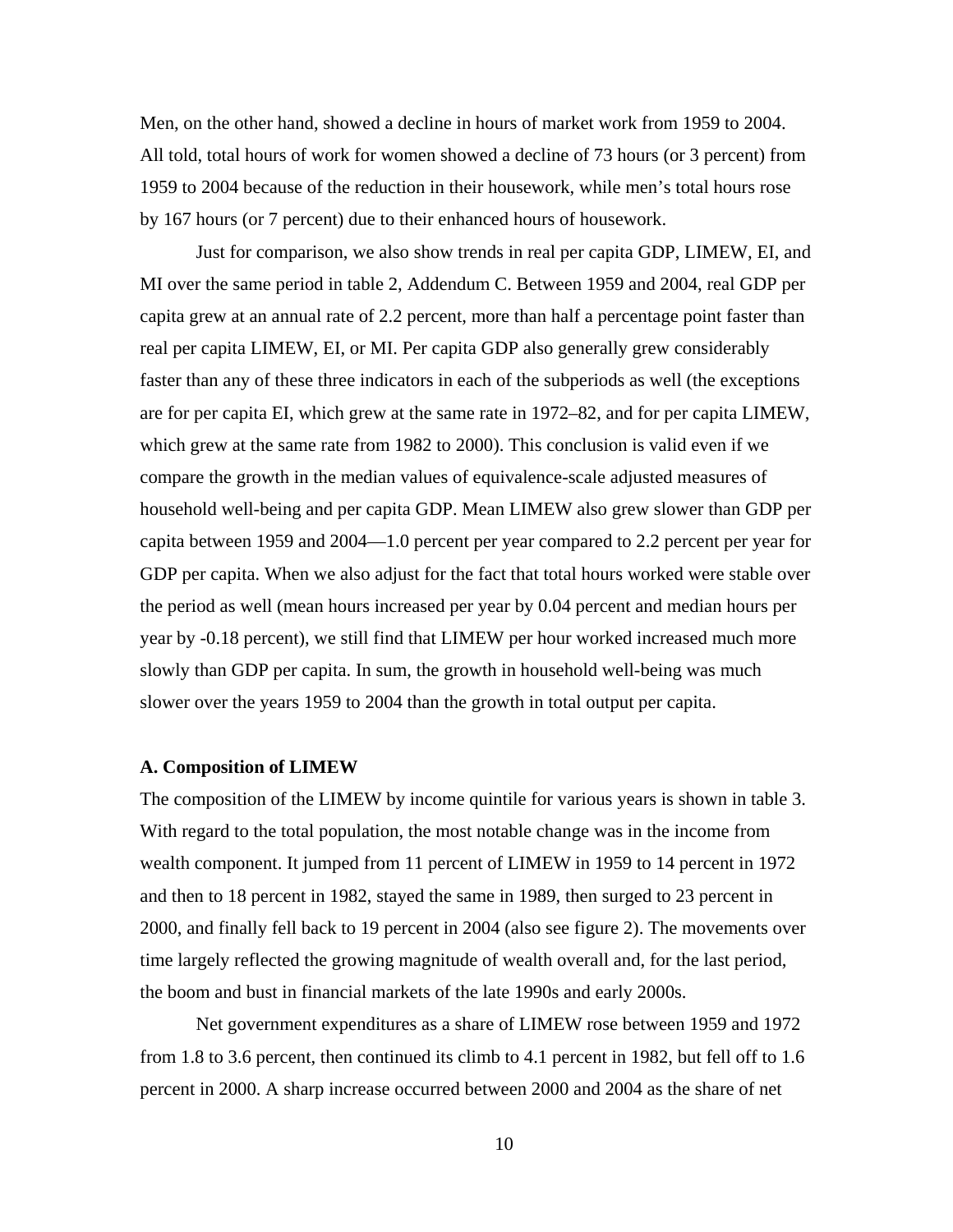Men, on the other hand, showed a decline in hours of market work from 1959 to 2004. All told, total hours of work for women showed a decline of 73 hours (or 3 percent) from 1959 to 2004 because of the reduction in their housework, while men's total hours rose by 167 hours (or 7 percent) due to their enhanced hours of housework.

Just for comparison, we also show trends in real per capita GDP, LIMEW, EI, and MI over the same period in table 2, Addendum C. Between 1959 and 2004, real GDP per capita grew at an annual rate of 2.2 percent, more than half a percentage point faster than real per capita LIMEW, EI, or MI. Per capita GDP also generally grew considerably faster than any of these three indicators in each of the subperiods as well (the exceptions are for per capita EI, which grew at the same rate in 1972–82, and for per capita LIMEW, which grew at the same rate from 1982 to 2000). This conclusion is valid even if we compare the growth in the median values of equivalence-scale adjusted measures of household well-being and per capita GDP. Mean LIMEW also grew slower than GDP per capita between 1959 and 2004—1.0 percent per year compared to 2.2 percent per year for GDP per capita. When we also adjust for the fact that total hours worked were stable over the period as well (mean hours increased per year by 0.04 percent and median hours per year by -0.18 percent), we still find that LIMEW per hour worked increased much more slowly than GDP per capita. In sum, the growth in household well-being was much slower over the years 1959 to 2004 than the growth in total output per capita.

### A. Composition of LIMEW

The composition of the LIMEW by income quintile for various years is shown in table 3. With regard to the total population, the most notable change was in the income from wealth component. It jumped from 11 percent of LIMEW in 1959 to 14 percent in 1972 and then to 18 percent in 1982, stayed the same in 1989, then surged to 23 percent in 2000, and finally fell back to 19 percent in 2004 (also see figure 2). The movements over time largely reflected the growing magnitude of wealth overall and, for the last period, the boom and bust in financial markets of the late 1990s and early 2000s.

Net government expenditures as a share of LIMEW rose between 1959 and 1972 from 1.8 to 3.6 percent, then continued its climb to 4.1 percent in 1982, but fell off to 1.6 percent in 2000. A sharp increase occurred between 2000 and 2004 as the share of net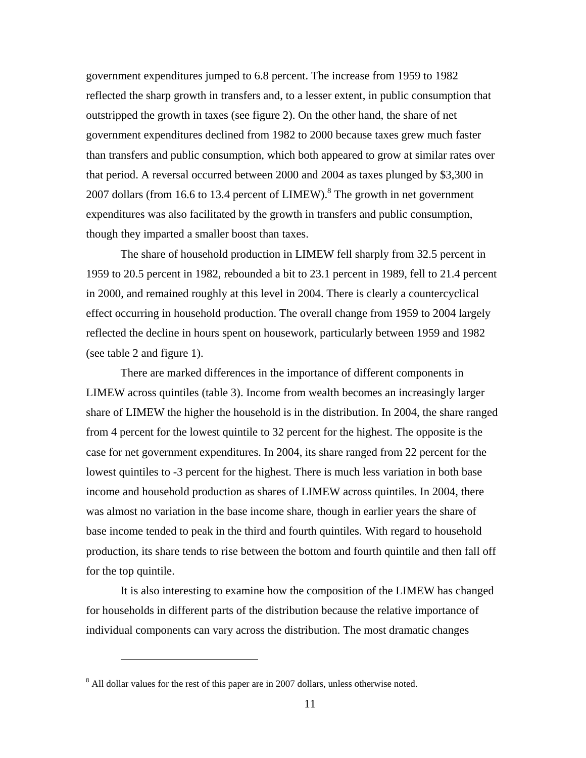government expenditures jumped to 6.8 percent. The increase from 1959 to 1982 reflected the sharp growth in transfers and, to a lesser extent, in public consumption that outstripped the growth in taxes (see figure 2). On the other hand, the share of net government expenditures declined from 1982 to 2000 because taxes grew much faster than transfers and public consumption, which both appeared to grow at similar rates over that period. A reversal occurred between 2000 and 2004 as taxes plunged by $3,300 in 2007 dollars (from 16.6 to 13.4 percent of LIMEW).[8] The growth in net government expenditures was also facilitated by the growth in transfers and public consumption, though they imparted a smaller boost than taxes.

The share of household production in LIMEW fell sharply from 32.5 percent in 1959 to 20.5 percent in 1982, rebounded a bit to 23.1 percent in 1989, fell to 21.4 percent in 2000, and remained roughly at this level in 2004. There is clearly a countercyclical effect occurring in household production. The overall change from 1959 to 2004 largely reflected the decline in hours spent on housework, particularly between 1959 and 1982 (see table 2 and figure 1).

There are marked differences in the importance of different components in LIMEW across quintiles (table 3). Income from wealth becomes an increasingly larger share of LIMEW the higher the household is in the distribution. In 2004, the share ranged from 4 percent for the lowest quintile to 32 percent for the highest. The opposite is the case for net government expenditures. In 2004, its share ranged from 22 percent for the lowest quintiles to -3 percent for the highest. There is much less variation in both base income and household production as shares of LIMEW across quintiles. In 2004, there was almost no variation in the base income share, though in earlier years the share of base income tended to peak in the third and fourth quintiles. With regard to household production, its share tends to rise between the bottom and fourth quintile and then fall off for the top quintile.

It is also interesting to examine how the composition of the LIMEW has changed for households in different parts of the distribution because the relative importance of individual components can vary across the distribution. The most dramatic changes

[8] All dollar values for the rest of this paper are in 2007 dollars, unless otherwise noted.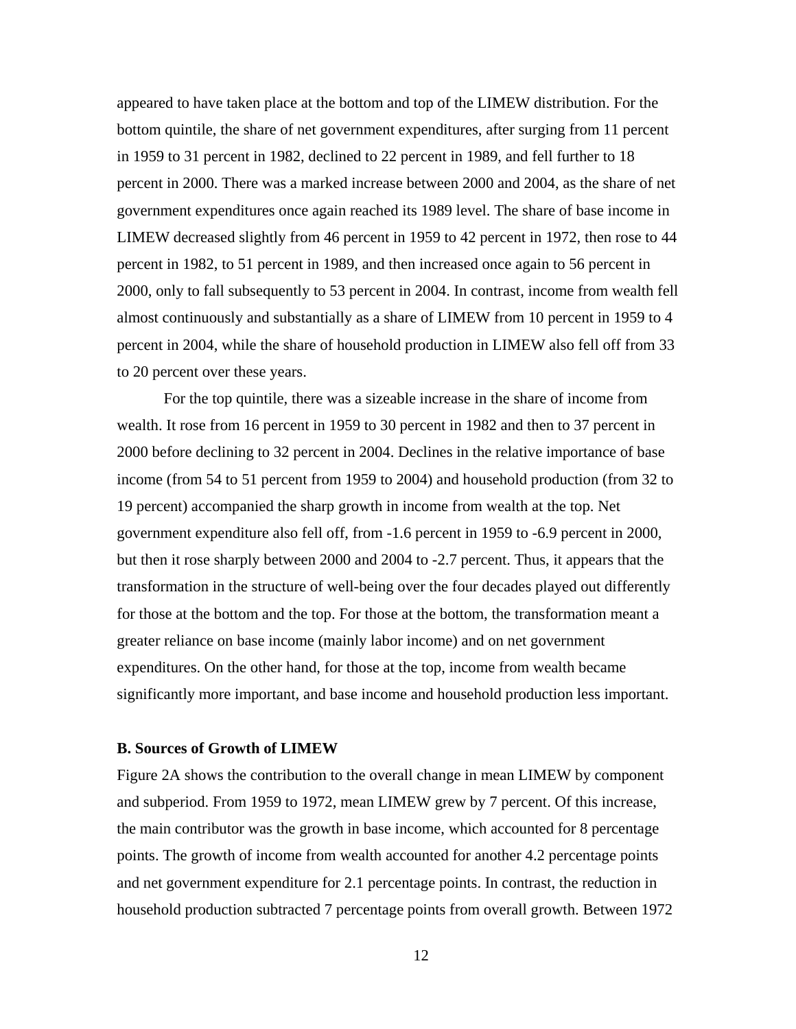appeared to have taken place at the bottom and top of the LIMEW distribution. For the bottom quintile, the share of net government expenditures, after surging from 11 percent in 1959 to 31 percent in 1982, declined to 22 percent in 1989, and fell further to 18 percent in 2000. There was a marked increase between 2000 and 2004, as the share of net government expenditures once again reached its 1989 level. The share of base income in LIMEW decreased slightly from 46 percent in 1959 to 42 percent in 1972, then rose to 44 percent in 1982, to 51 percent in 1989, and then increased once again to 56 percent in 2000, only to fall subsequently to 53 percent in 2004. In contrast, income from wealth fell almost continuously and substantially as a share of LIMEW from 10 percent in 1959 to 4 percent in 2004, while the share of household production in LIMEW also fell off from 33 to 20 percent over these years.

For the top quintile, there was a sizeable increase in the share of income from wealth. It rose from 16 percent in 1959 to 30 percent in 1982 and then to 37 percent in 2000 before declining to 32 percent in 2004. Declines in the relative importance of base income (from 54 to 51 percent from 1959 to 2004) and household production (from 32 to 19 percent) accompanied the sharp growth in income from wealth at the top. Net government expenditure also fell off, from -1.6 percent in 1959 to -6.9 percent in 2000, but then it rose sharply between 2000 and 2004 to -2.7 percent. Thus, it appears that the transformation in the structure of well-being over the four decades played out differently for those at the bottom and the top. For those at the bottom, the transformation meant a greater reliance on base income (mainly labor income) and on net government expenditures. On the other hand, for those at the top, income from wealth became significantly more important, and base income and household production less important.

### B. Sources of Growth of LIMEW

Figure 2A shows the contribution to the overall change in mean LIMEW by component and subperiod. From 1959 to 1972, mean LIMEW grew by 7 percent. Of this increase, the main contributor was the growth in base income, which accounted for 8 percentage points. The growth of income from wealth accounted for another 4.2 percentage points and net government expenditure for 2.1 percentage points. In contrast, the reduction in household production subtracted 7 percentage points from overall growth. Between 1972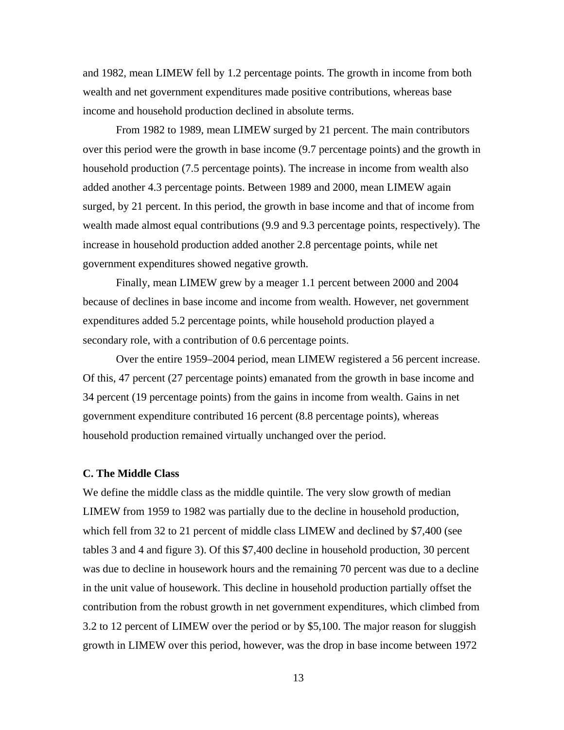and 1982, mean LIMEW fell by 1.2 percentage points. The growth in income from both wealth and net government expenditures made positive contributions, whereas base income and household production declined in absolute terms.

From 1982 to 1989, mean LIMEW surged by 21 percent. The main contributors over this period were the growth in base income (9.7 percentage points) and the growth in household production (7.5 percentage points). The increase in income from wealth also added another 4.3 percentage points. Between 1989 and 2000, mean LIMEW again surged, by 21 percent. In this period, the growth in base income and that of income from wealth made almost equal contributions (9.9 and 9.3 percentage points, respectively). The increase in household production added another 2.8 percentage points, while net government expenditures showed negative growth.

Finally, mean LIMEW grew by a meager 1.1 percent between 2000 and 2004 because of declines in base income and income from wealth. However, net government expenditures added 5.2 percentage points, while household production played a secondary role, with a contribution of 0.6 percentage points.

Over the entire 1959–2004 period, mean LIMEW registered a 56 percent increase. Of this, 47 percent (27 percentage points) emanated from the growth in base income and 34 percent (19 percentage points) from the gains in income from wealth. Gains in net government expenditure contributed 16 percent (8.8 percentage points), whereas household production remained virtually unchanged over the period.

**C. The Middle Class**

We define the middle class as the middle quintile. The very slow growth of median LIMEW from 1959 to 1982 was partially due to the decline in household production, which fell from 32 to 21 percent of middle class LIMEW and declined by $7,400 (see tables 3 and 4 and figure 3). Of this $7,400 decline in household production, 30 percent was due to decline in housework hours and the remaining 70 percent was due to a decline in the unit value of housework. This decline in household production partially offset the contribution from the robust growth in net government expenditures, which climbed from 3.2 to 12 percent of LIMEW over the period or by $5,100. The major reason for sluggish growth in LIMEW over this period, however, was the drop in base income between 1972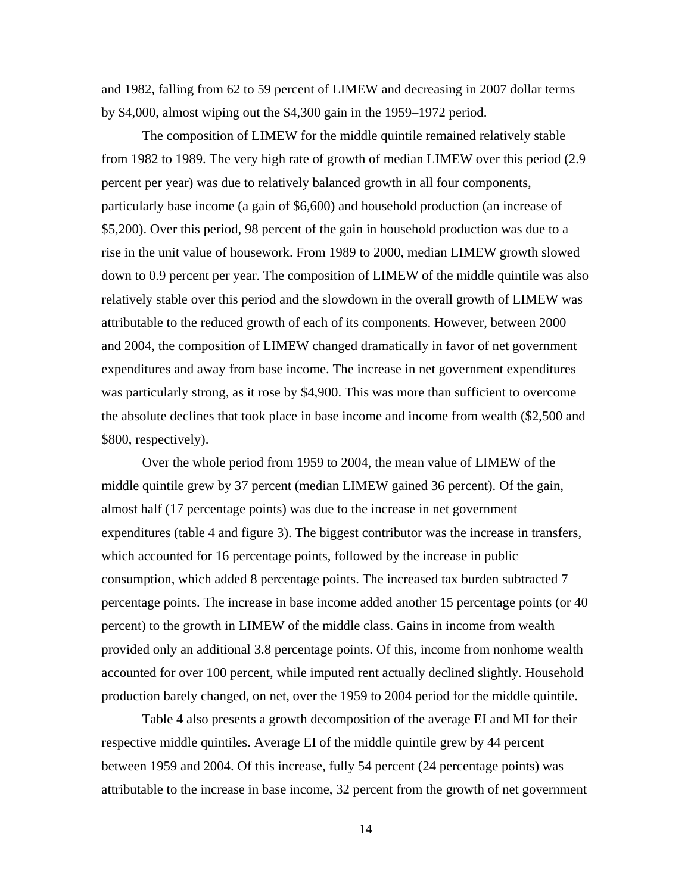and 1982, falling from 62 to 59 percent of LIMEW and decreasing in 2007 dollar terms by $4,000, almost wiping out the $4,300 gain in the 1959–1972 period.

The composition of LIMEW for the middle quintile remained relatively stable from 1982 to 1989. The very high rate of growth of median LIMEW over this period (2.9 percent per year) was due to relatively balanced growth in all four components, particularly base income (a gain of $6,600) and household production (an increase of $5,200). Over this period, 98 percent of the gain in household production was due to a rise in the unit value of housework. From 1989 to 2000, median LIMEW growth slowed down to 0.9 percent per year. The composition of LIMEW of the middle quintile was also relatively stable over this period and the slowdown in the overall growth of LIMEW was attributable to the reduced growth of each of its components. However, between 2000 and 2004, the composition of LIMEW changed dramatically in favor of net government expenditures and away from base income. The increase in net government expenditures was particularly strong, as it rose by $4,900. This was more than sufficient to overcome the absolute declines that took place in base income and income from wealth ($2,500 and $800, respectively).

Over the whole period from 1959 to 2004, the mean value of LIMEW of the middle quintile grew by 37 percent (median LIMEW gained 36 percent). Of the gain, almost half (17 percentage points) was due to the increase in net government expenditures (table 4 and figure 3). The biggest contributor was the increase in transfers, which accounted for 16 percentage points, followed by the increase in public consumption, which added 8 percentage points. The increased tax burden subtracted 7 percentage points. The increase in base income added another 15 percentage points (or 40 percent) to the growth in LIMEW of the middle class. Gains in income from wealth provided only an additional 3.8 percentage points. Of this, income from nonhome wealth accounted for over 100 percent, while imputed rent actually declined slightly. Household production barely changed, on net, over the 1959 to 2004 period for the middle quintile.

Table 4 also presents a growth decomposition of the average EI and MI for their respective middle quintiles. Average EI of the middle quintile grew by 44 percent between 1959 and 2004. Of this increase, fully 54 percent (24 percentage points) was attributable to the increase in base income, 32 percent from the growth of net government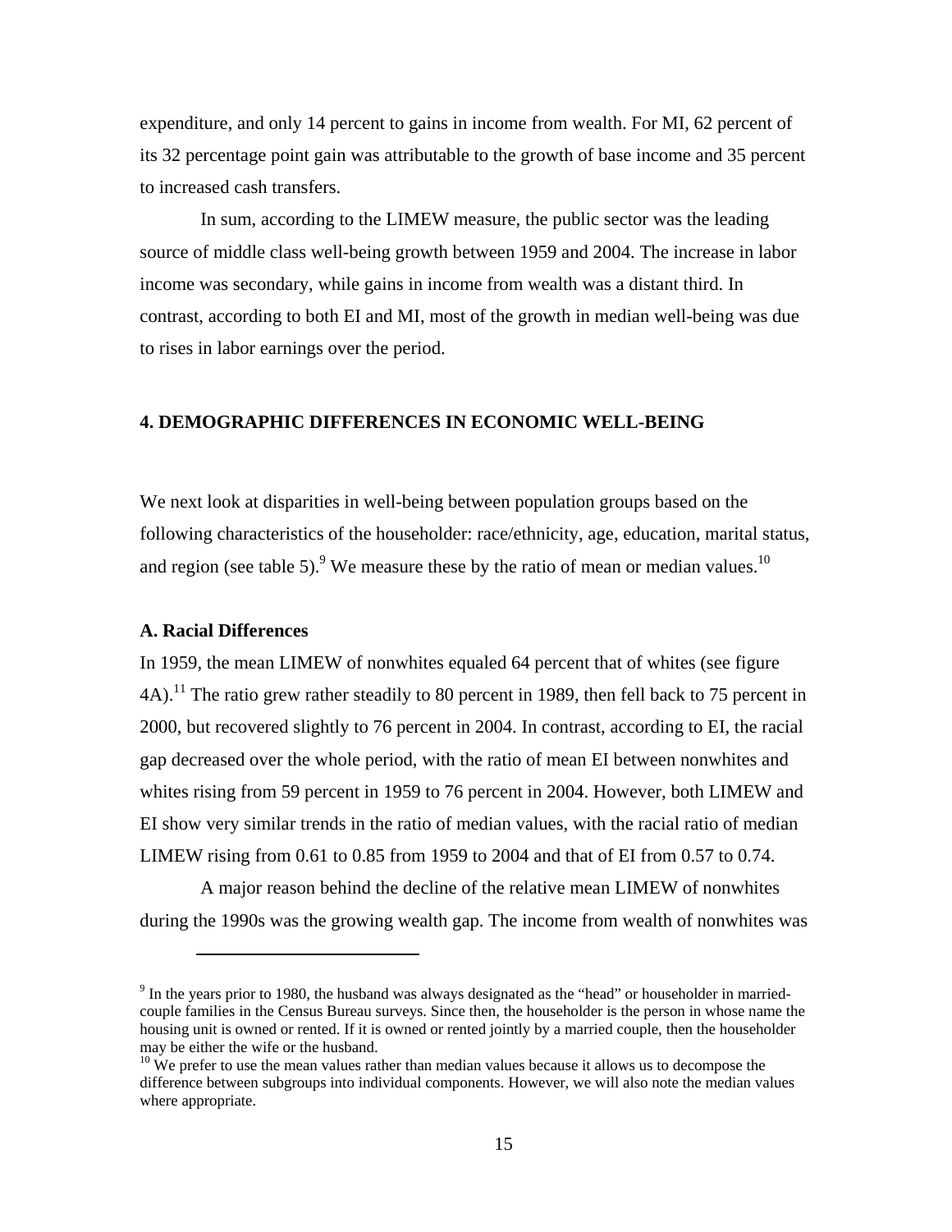expenditure, and only 14 percent to gains in income from wealth. For MI, 62 percent of its 32 percentage point gain was attributable to the growth of base income and 35 percent to increased cash transfers.

In sum, according to the LIMEW measure, the public sector was the leading source of middle class well-being growth between 1959 and 2004. The increase in labor income was secondary, while gains in income from wealth was a distant third. In contrast, according to both EI and MI, most of the growth in median well-being was due to rises in labor earnings over the period.

## 4. DEMOGRAPHIC DIFFERENCES IN ECONOMIC WELL-BEING

We next look at disparities in well-being between population groups based on the following characteristics of the householder: race/ethnicity, age, education, marital status, and region (see table 5).[9] We measure these by the ratio of mean or median values.[10]

### A. Racial Differences

In 1959, the mean LIMEW of nonwhites equaled 64 percent that of whites (see figure 4A).[11] The ratio grew rather steadily to 80 percent in 1989, then fell back to 75 percent in 2000, but recovered slightly to 76 percent in 2004. In contrast, according to EI, the racial gap decreased over the whole period, with the ratio of mean EI between nonwhites and whites rising from 59 percent in 1959 to 76 percent in 2004. However, both LIMEW and EI show very similar trends in the ratio of median values, with the racial ratio of median LIMEW rising from 0.61 to 0.85 from 1959 to 2004 and that of EI from 0.57 to 0.74.

A major reason behind the decline of the relative mean LIMEW of nonwhites during the 1990s was the growing wealth gap. The income from wealth of nonwhites was

---

[9] In the years prior to 1980, the husband was always designated as the "head" or householder in married-couple families in the Census Bureau surveys. Since then, the householder is the person in whose name the housing unit is owned or rented. If it is owned or rented jointly by a married couple, then the householder may be either the wife or the husband.

[10] We prefer to use the mean values rather than median values because it allows us to decompose the difference between subgroups into individual components. However, we will also note the median values where appropriate.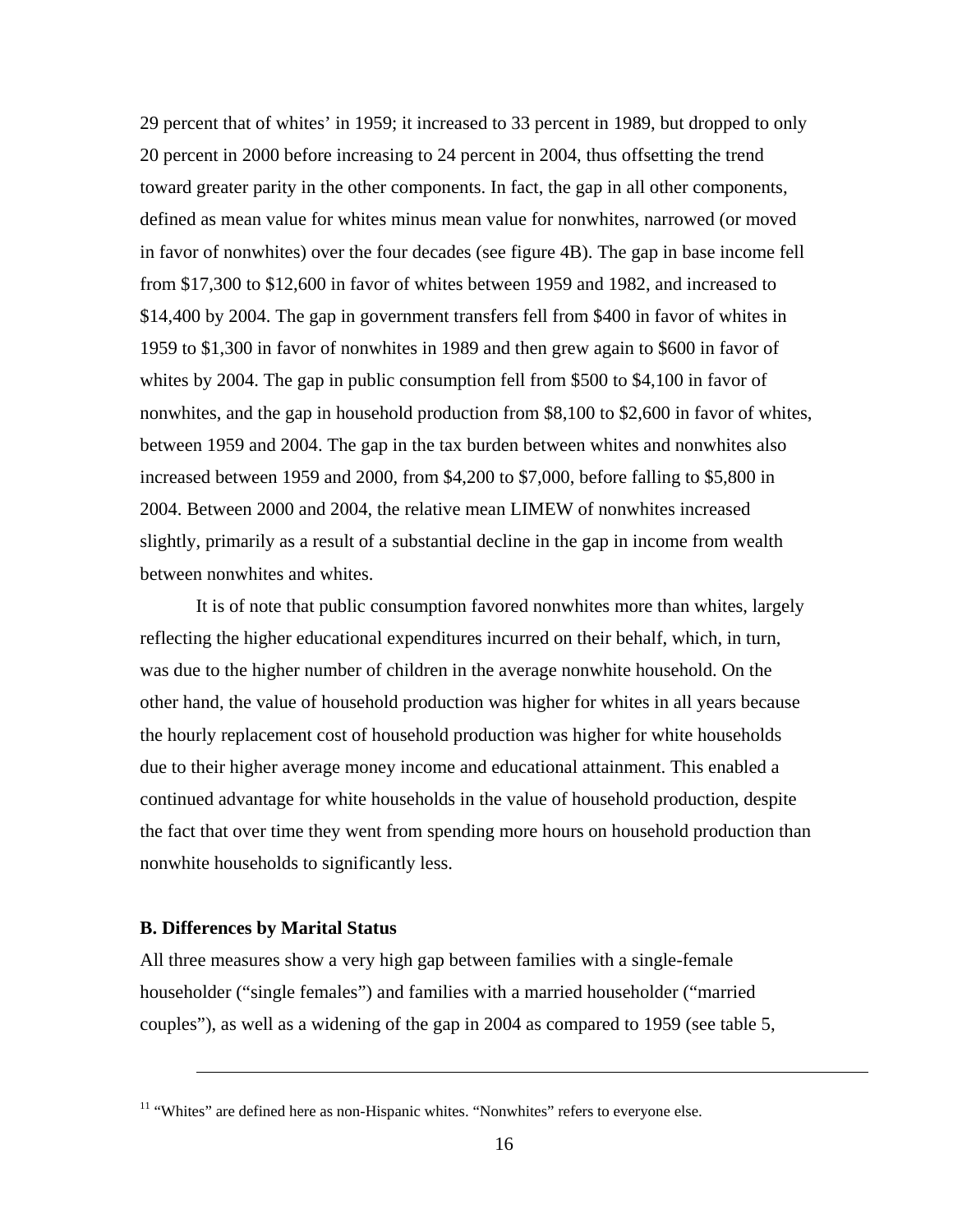29 percent that of whites' in 1959; it increased to 33 percent in 1989, but dropped to only 20 percent in 2000 before increasing to 24 percent in 2004, thus offsetting the trend toward greater parity in the other components. In fact, the gap in all other components, defined as mean value for whites minus mean value for nonwhites, narrowed (or moved in favor of nonwhites) over the four decades (see figure 4B). The gap in base income fell from $17,300 to $12,600 in favor of whites between 1959 and 1982, and increased to $14,400 by 2004. The gap in government transfers fell from $400 in favor of whites in 1959 to $1,300 in favor of nonwhites in 1989 and then grew again to $600 in favor of whites by 2004. The gap in public consumption fell from $500 to $4,100 in favor of nonwhites, and the gap in household production from $8,100 to $2,600 in favor of whites, between 1959 and 2004. The gap in the tax burden between whites and nonwhites also increased between 1959 and 2000, from $4,200 to $7,000, before falling to $5,800 in 2004. Between 2000 and 2004, the relative mean LIMEW of nonwhites increased slightly, primarily as a result of a substantial decline in the gap in income from wealth between nonwhites and whites.

It is of note that public consumption favored nonwhites more than whites, largely reflecting the higher educational expenditures incurred on their behalf, which, in turn, was due to the higher number of children in the average nonwhite household. On the other hand, the value of household production was higher for whites in all years because the hourly replacement cost of household production was higher for white households due to their higher average money income and educational attainment. This enabled a continued advantage for white households in the value of household production, despite the fact that over time they went from spending more hours on household production than nonwhite households to significantly less.

**B. Differences by Marital Status**

All three measures show a very high gap between families with a single-female householder ("single females") and families with a married householder ("married couples"), as well as a widening of the gap in 2004 as compared to 1959 (see table 5,

---

[11] "Whites" are defined here as non-Hispanic whites. "Nonwhites" refers to everyone else.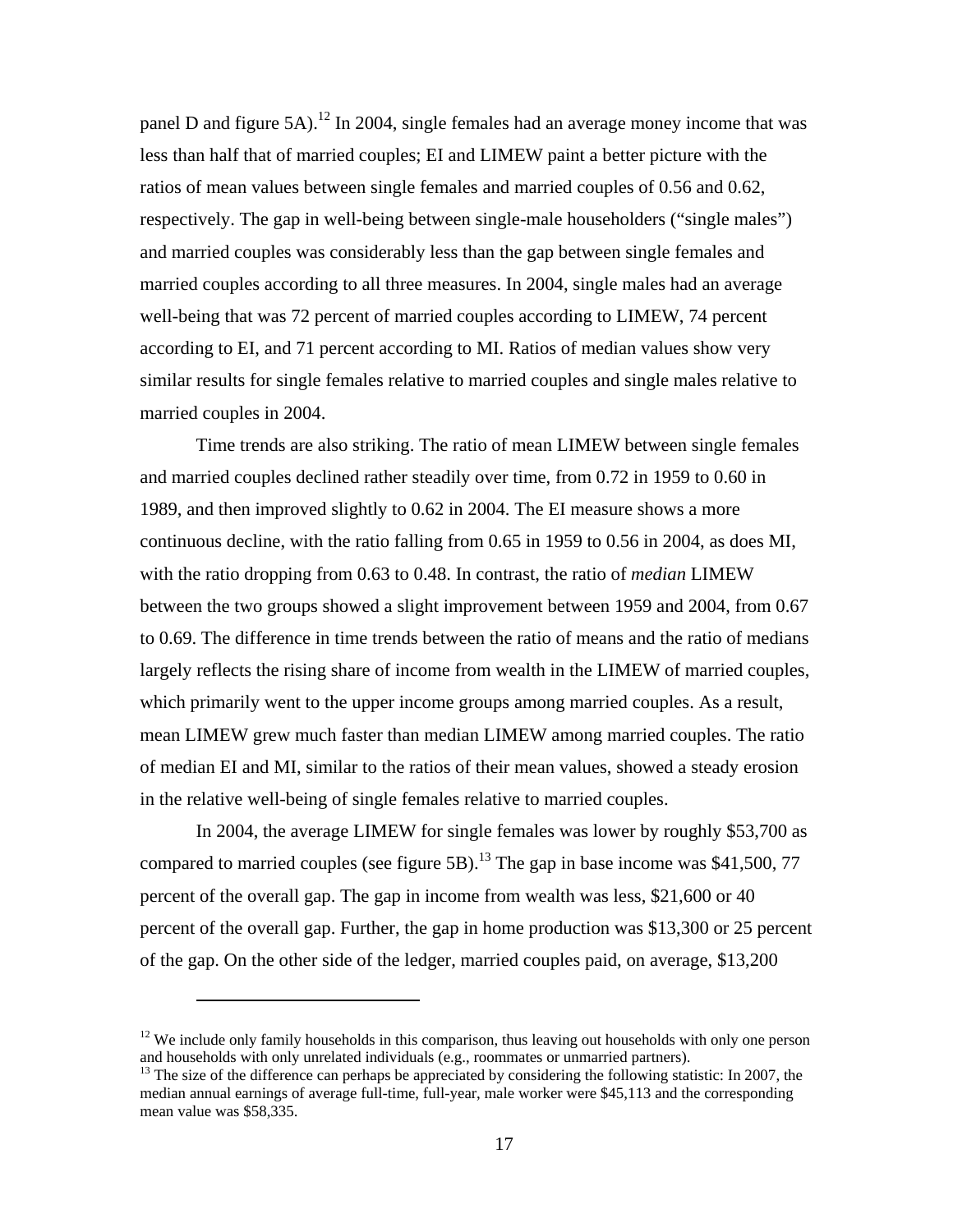panel D and figure 5A).[12] In 2004, single females had an average money income that was less than half that of married couples; EI and LIMEW paint a better picture with the ratios of mean values between single females and married couples of 0.56 and 0.62, respectively. The gap in well-being between single-male householders ("single males") and married couples was considerably less than the gap between single females and married couples according to all three measures. In 2004, single males had an average well-being that was 72 percent of married couples according to LIMEW, 74 percent according to EI, and 71 percent according to MI. Ratios of median values show very similar results for single females relative to married couples and single males relative to married couples in 2004.

Time trends are also striking. The ratio of mean LIMEW between single females and married couples declined rather steadily over time, from 0.72 in 1959 to 0.60 in 1989, and then improved slightly to 0.62 in 2004. The EI measure shows a more continuous decline, with the ratio falling from 0.65 in 1959 to 0.56 in 2004, as does MI, with the ratio dropping from 0.63 to 0.48. In contrast, the ratio of *median* LIMEW between the two groups showed a slight improvement between 1959 and 2004, from 0.67 to 0.69. The difference in time trends between the ratio of means and the ratio of medians largely reflects the rising share of income from wealth in the LIMEW of married couples, which primarily went to the upper income groups among married couples. As a result, mean LIMEW grew much faster than median LIMEW among married couples. The ratio of median EI and MI, similar to the ratios of their mean values, showed a steady erosion in the relative well-being of single females relative to married couples.

In 2004, the average LIMEW for single females was lower by roughly $53,700 as compared to married couples (see figure 5B).[13] The gap in base income was $41,500, 77 percent of the overall gap. The gap in income from wealth was less, $21,600 or 40 percent of the overall gap. Further, the gap in home production was $13,300 or 25 percent of the gap. On the other side of the ledger, married couples paid, on average, $13,200

---

[12] We include only family households in this comparison, thus leaving out households with only one person and households with only unrelated individuals (e.g., roommates or unmarried partners).

[13] The size of the difference can perhaps be appreciated by considering the following statistic: In 2007, the median annual earnings of average full-time, full-year, male worker were $45,113 and the corresponding mean value was $58,335.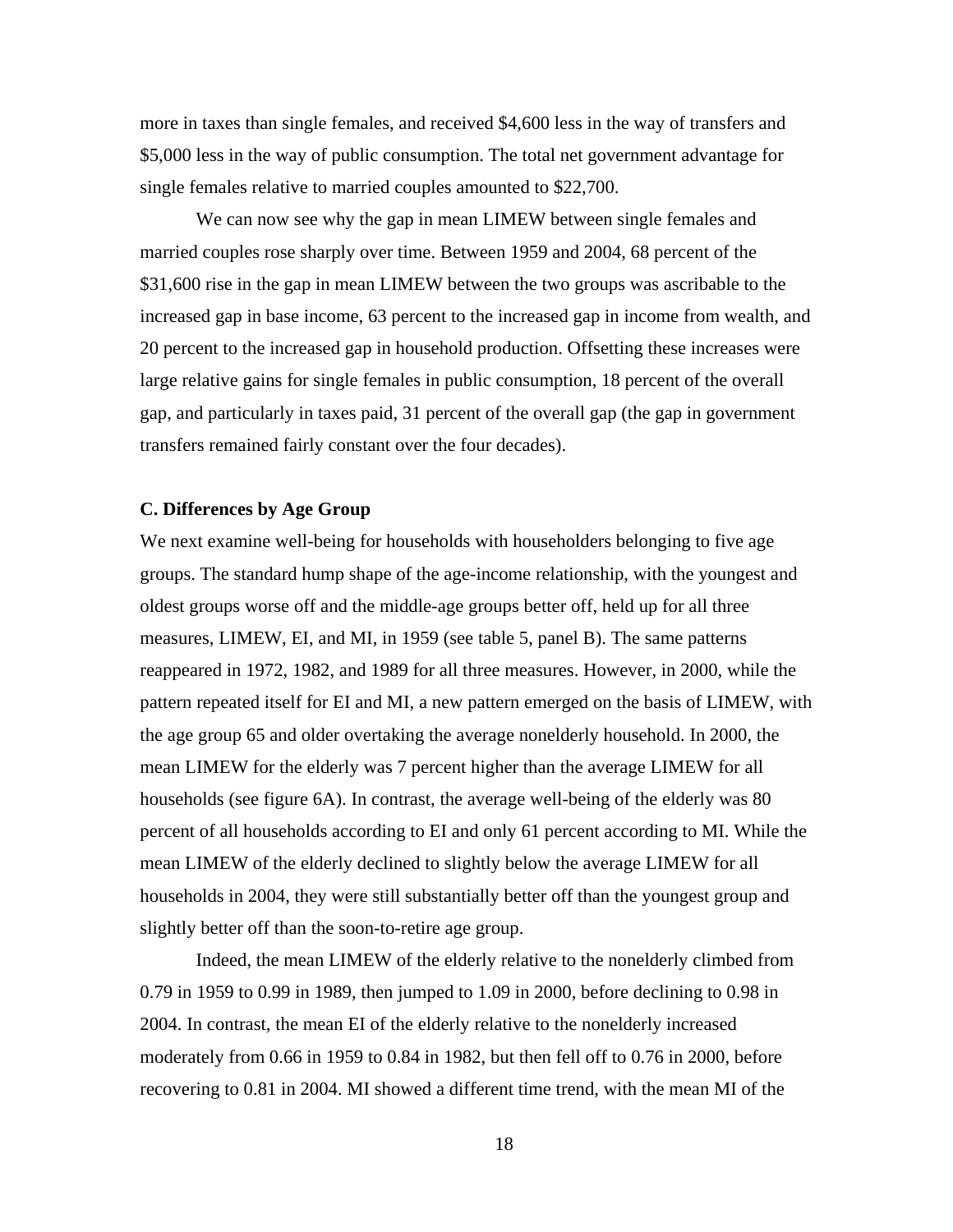more in taxes than single females, and received $4,600 less in the way of transfers and $5,000 less in the way of public consumption. The total net government advantage for single females relative to married couples amounted to $22,700.

We can now see why the gap in mean LIMEW between single females and married couples rose sharply over time. Between 1959 and 2004, 68 percent of the $31,600 rise in the gap in mean LIMEW between the two groups was ascribable to the increased gap in base income, 63 percent to the increased gap in income from wealth, and 20 percent to the increased gap in household production. Offsetting these increases were large relative gains for single females in public consumption, 18 percent of the overall gap, and particularly in taxes paid, 31 percent of the overall gap (the gap in government transfers remained fairly constant over the four decades).

### C. Differences by Age Group

We next examine well-being for households with householders belonging to five age groups. The standard hump shape of the age-income relationship, with the youngest and oldest groups worse off and the middle-age groups better off, held up for all three measures, LIMEW, EI, and MI, in 1959 (see table 5, panel B). The same patterns reappeared in 1972, 1982, and 1989 for all three measures. However, in 2000, while the pattern repeated itself for EI and MI, a new pattern emerged on the basis of LIMEW, with the age group 65 and older overtaking the average nonelderly household. In 2000, the mean LIMEW for the elderly was 7 percent higher than the average LIMEW for all households (see figure 6A). In contrast, the average well-being of the elderly was 80 percent of all households according to EI and only 61 percent according to MI. While the mean LIMEW of the elderly declined to slightly below the average LIMEW for all households in 2004, they were still substantially better off than the youngest group and slightly better off than the soon-to-retire age group.

Indeed, the mean LIMEW of the elderly relative to the nonelderly climbed from 0.79 in 1959 to 0.99 in 1989, then jumped to 1.09 in 2000, before declining to 0.98 in 2004. In contrast, the mean EI of the elderly relative to the nonelderly increased moderately from 0.66 in 1959 to 0.84 in 1982, but then fell off to 0.76 in 2000, before recovering to 0.81 in 2004. MI showed a different time trend, with the mean MI of the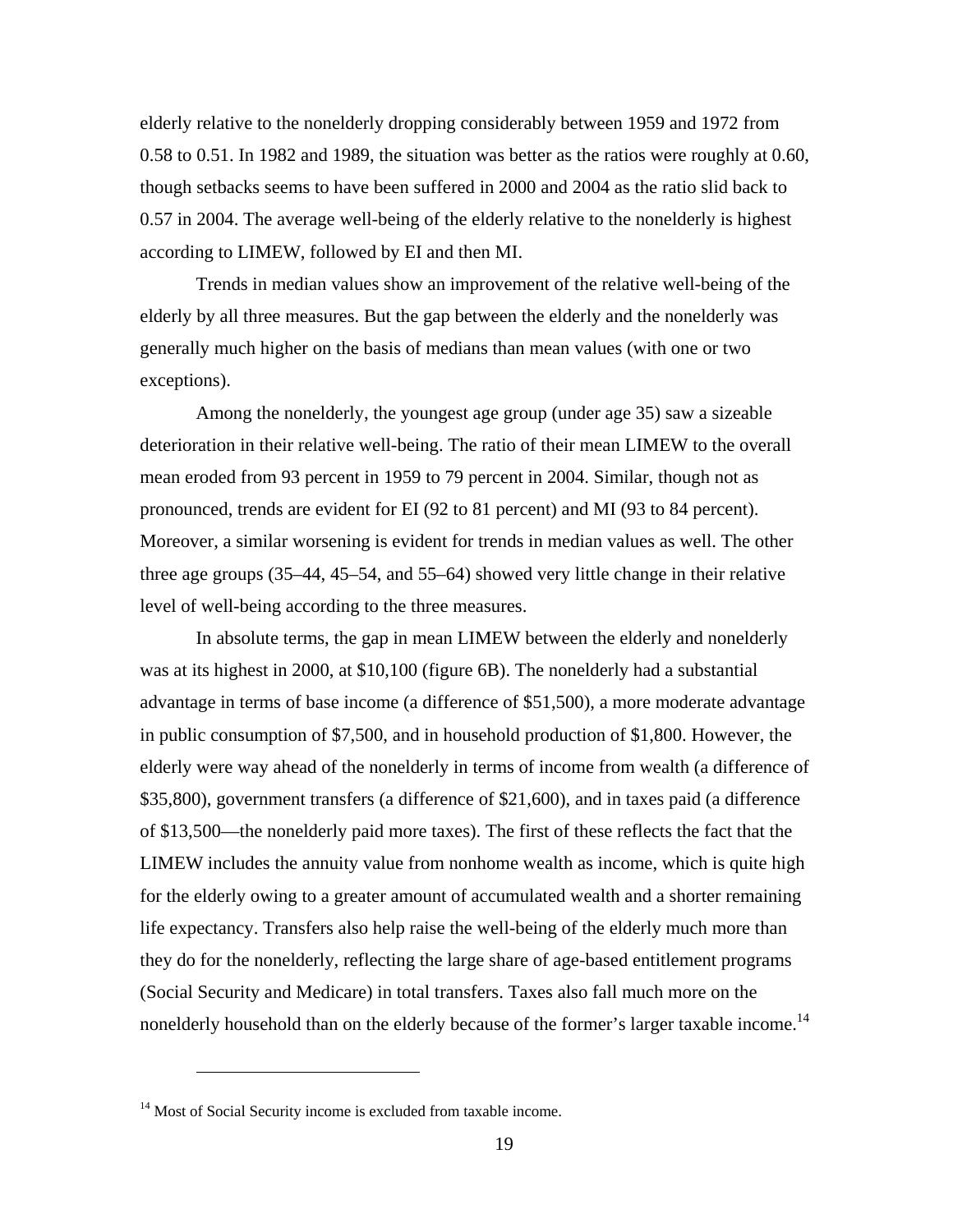elderly relative to the nonelderly dropping considerably between 1959 and 1972 from 0.58 to 0.51. In 1982 and 1989, the situation was better as the ratios were roughly at 0.60, though setbacks seems to have been suffered in 2000 and 2004 as the ratio slid back to 0.57 in 2004. The average well-being of the elderly relative to the nonelderly is highest according to LIMEW, followed by EI and then MI.

Trends in median values show an improvement of the relative well-being of the elderly by all three measures. But the gap between the elderly and the nonelderly was generally much higher on the basis of medians than mean values (with one or two exceptions).

Among the nonelderly, the youngest age group (under age 35) saw a sizeable deterioration in their relative well-being. The ratio of their mean LIMEW to the overall mean eroded from 93 percent in 1959 to 79 percent in 2004. Similar, though not as pronounced, trends are evident for EI (92 to 81 percent) and MI (93 to 84 percent). Moreover, a similar worsening is evident for trends in median values as well. The other three age groups (35–44, 45–54, and 55–64) showed very little change in their relative level of well-being according to the three measures.

In absolute terms, the gap in mean LIMEW between the elderly and nonelderly was at its highest in 2000, at $10,100 (figure 6B). The nonelderly had a substantial advantage in terms of base income (a difference of $51,500), a more moderate advantage in public consumption of $7,500, and in household production of $1,800. However, the elderly were way ahead of the nonelderly in terms of income from wealth (a difference of $35,800), government transfers (a difference of $21,600), and in taxes paid (a difference of $13,500—the nonelderly paid more taxes). The first of these reflects the fact that the LIMEW includes the annuity value from nonhome wealth as income, which is quite high for the elderly owing to a greater amount of accumulated wealth and a shorter remaining life expectancy. Transfers also help raise the well-being of the elderly much more than they do for the nonelderly, reflecting the large share of age-based entitlement programs (Social Security and Medicare) in total transfers. Taxes also fall much more on the nonelderly household than on the elderly because of the former's larger taxable income.[14]

[14] Most of Social Security income is excluded from taxable income.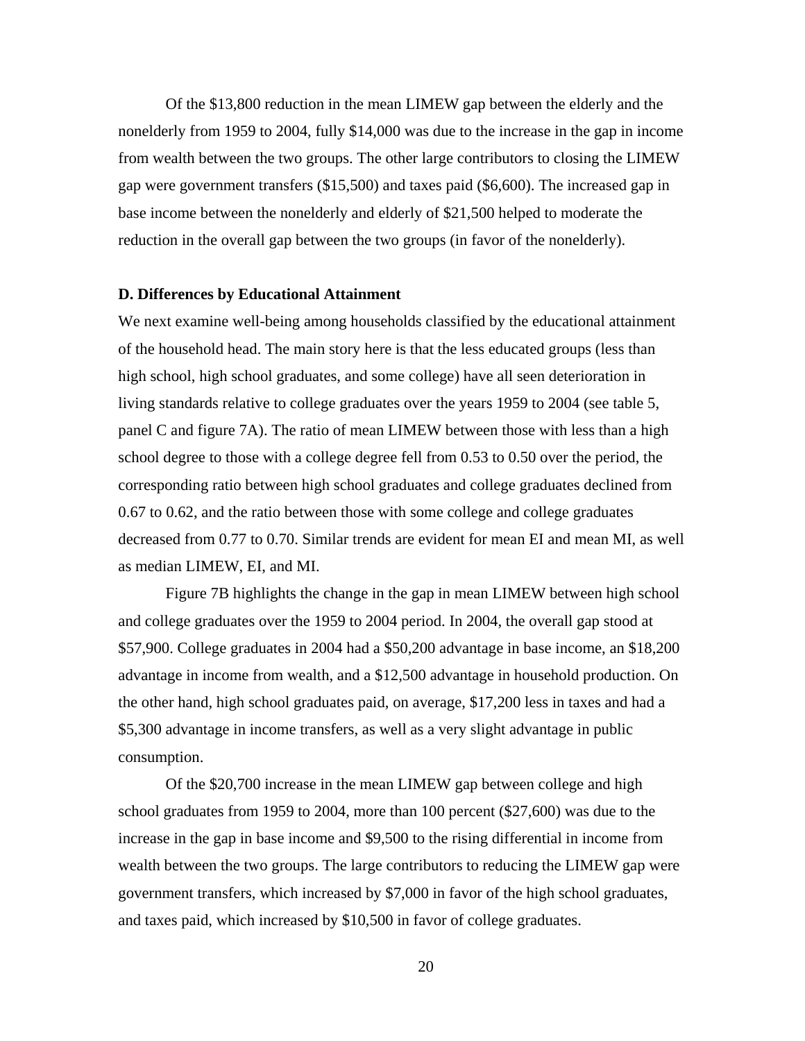Of the $13,800 reduction in the mean LIMEW gap between the elderly and the nonelderly from 1959 to 2004, fully $14,000 was due to the increase in the gap in income from wealth between the two groups. The other large contributors to closing the LIMEW gap were government transfers ($15,500) and taxes paid ($6,600). The increased gap in base income between the nonelderly and elderly of $21,500 helped to moderate the reduction in the overall gap between the two groups (in favor of the nonelderly).

**D. Differences by Educational Attainment**

We next examine well-being among households classified by the educational attainment of the household head. The main story here is that the less educated groups (less than high school, high school graduates, and some college) have all seen deterioration in living standards relative to college graduates over the years 1959 to 2004 (see table 5, panel C and figure 7A). The ratio of mean LIMEW between those with less than a high school degree to those with a college degree fell from 0.53 to 0.50 over the period, the corresponding ratio between high school graduates and college graduates declined from 0.67 to 0.62, and the ratio between those with some college and college graduates decreased from 0.77 to 0.70. Similar trends are evident for mean EI and mean MI, as well as median LIMEW, EI, and MI.

Figure 7B highlights the change in the gap in mean LIMEW between high school and college graduates over the 1959 to 2004 period. In 2004, the overall gap stood at $57,900. College graduates in 2004 had a $50,200 advantage in base income, an $18,200 advantage in income from wealth, and a $12,500 advantage in household production. On the other hand, high school graduates paid, on average, $17,200 less in taxes and had a $5,300 advantage in income transfers, as well as a very slight advantage in public consumption.

Of the $20,700 increase in the mean LIMEW gap between college and high school graduates from 1959 to 2004, more than 100 percent ($27,600) was due to the increase in the gap in base income and $9,500 to the rising differential in income from wealth between the two groups. The large contributors to reducing the LIMEW gap were government transfers, which increased by $7,000 in favor of the high school graduates, and taxes paid, which increased by $10,500 in favor of college graduates.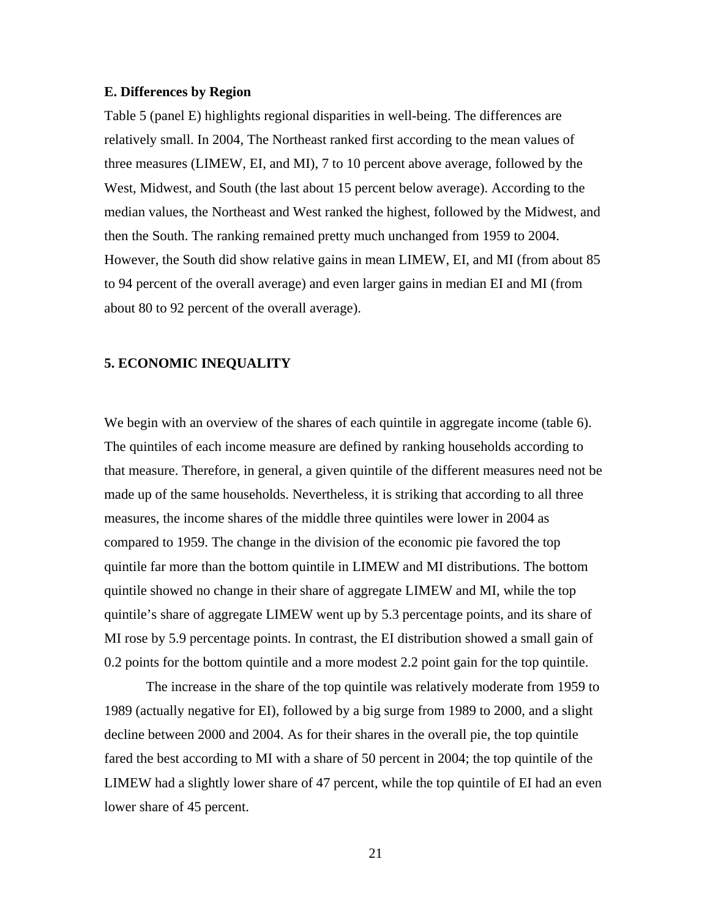### E. Differences by Region

Table 5 (panel E) highlights regional disparities in well-being. The differences are relatively small. In 2004, The Northeast ranked first according to the mean values of three measures (LIMEW, EI, and MI), 7 to 10 percent above average, followed by the West, Midwest, and South (the last about 15 percent below average). According to the median values, the Northeast and West ranked the highest, followed by the Midwest, and then the South. The ranking remained pretty much unchanged from 1959 to 2004. However, the South did show relative gains in mean LIMEW, EI, and MI (from about 85 to 94 percent of the overall average) and even larger gains in median EI and MI (from about 80 to 92 percent of the overall average).

## 5. ECONOMIC INEQUALITY

We begin with an overview of the shares of each quintile in aggregate income (table 6). The quintiles of each income measure are defined by ranking households according to that measure. Therefore, in general, a given quintile of the different measures need not be made up of the same households. Nevertheless, it is striking that according to all three measures, the income shares of the middle three quintiles were lower in 2004 as compared to 1959. The change in the division of the economic pie favored the top quintile far more than the bottom quintile in LIMEW and MI distributions. The bottom quintile showed no change in their share of aggregate LIMEW and MI, while the top quintile's share of aggregate LIMEW went up by 5.3 percentage points, and its share of MI rose by 5.9 percentage points. In contrast, the EI distribution showed a small gain of 0.2 points for the bottom quintile and a more modest 2.2 point gain for the top quintile.

The increase in the share of the top quintile was relatively moderate from 1959 to 1989 (actually negative for EI), followed by a big surge from 1989 to 2000, and a slight decline between 2000 and 2004. As for their shares in the overall pie, the top quintile fared the best according to MI with a share of 50 percent in 2004; the top quintile of the LIMEW had a slightly lower share of 47 percent, while the top quintile of EI had an even lower share of 45 percent.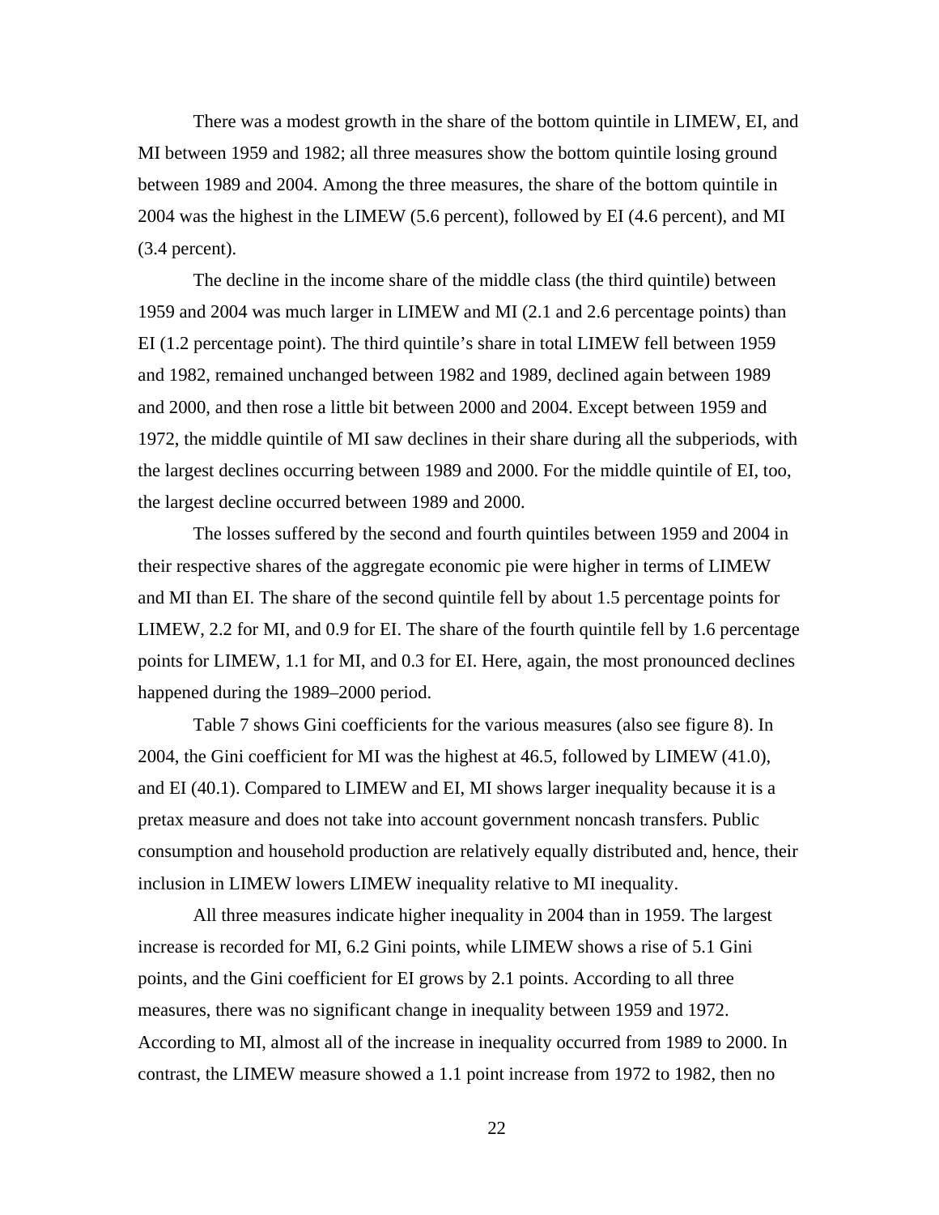There was a modest growth in the share of the bottom quintile in LIMEW, EI, and MI between 1959 and 1982; all three measures show the bottom quintile losing ground between 1989 and 2004. Among the three measures, the share of the bottom quintile in 2004 was the highest in the LIMEW (5.6 percent), followed by EI (4.6 percent), and MI (3.4 percent).

The decline in the income share of the middle class (the third quintile) between 1959 and 2004 was much larger in LIMEW and MI (2.1 and 2.6 percentage points) than EI (1.2 percentage point). The third quintile's share in total LIMEW fell between 1959 and 1982, remained unchanged between 1982 and 1989, declined again between 1989 and 2000, and then rose a little bit between 2000 and 2004. Except between 1959 and 1972, the middle quintile of MI saw declines in their share during all the subperiods, with the largest declines occurring between 1989 and 2000. For the middle quintile of EI, too, the largest decline occurred between 1989 and 2000.

The losses suffered by the second and fourth quintiles between 1959 and 2004 in their respective shares of the aggregate economic pie were higher in terms of LIMEW and MI than EI. The share of the second quintile fell by about 1.5 percentage points for LIMEW, 2.2 for MI, and 0.9 for EI. The share of the fourth quintile fell by 1.6 percentage points for LIMEW, 1.1 for MI, and 0.3 for EI. Here, again, the most pronounced declines happened during the 1989–2000 period.

Table 7 shows Gini coefficients for the various measures (also see figure 8). In 2004, the Gini coefficient for MI was the highest at 46.5, followed by LIMEW (41.0), and EI (40.1). Compared to LIMEW and EI, MI shows larger inequality because it is a pretax measure and does not take into account government noncash transfers. Public consumption and household production are relatively equally distributed and, hence, their inclusion in LIMEW lowers LIMEW inequality relative to MI inequality.

All three measures indicate higher inequality in 2004 than in 1959. The largest increase is recorded for MI, 6.2 Gini points, while LIMEW shows a rise of 5.1 Gini points, and the Gini coefficient for EI grows by 2.1 points. According to all three measures, there was no significant change in inequality between 1959 and 1972. According to MI, almost all of the increase in inequality occurred from 1989 to 2000. In contrast, the LIMEW measure showed a 1.1 point increase from 1972 to 1982, then no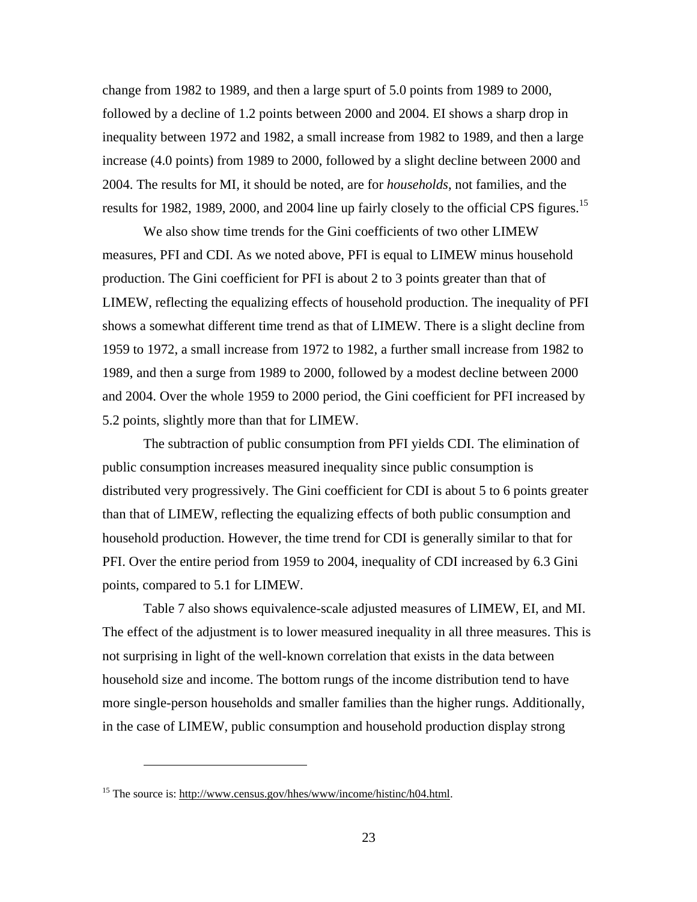change from 1982 to 1989, and then a large spurt of 5.0 points from 1989 to 2000, followed by a decline of 1.2 points between 2000 and 2004. EI shows a sharp drop in inequality between 1972 and 1982, a small increase from 1982 to 1989, and then a large increase (4.0 points) from 1989 to 2000, followed by a slight decline between 2000 and 2004. The results for MI, it should be noted, are for *households*, not families, and the results for 1982, 1989, 2000, and 2004 line up fairly closely to the official CPS figures.[15]

We also show time trends for the Gini coefficients of two other LIMEW measures, PFI and CDI. As we noted above, PFI is equal to LIMEW minus household production. The Gini coefficient for PFI is about 2 to 3 points greater than that of LIMEW, reflecting the equalizing effects of household production. The inequality of PFI shows a somewhat different time trend as that of LIMEW. There is a slight decline from 1959 to 1972, a small increase from 1972 to 1982, a further small increase from 1982 to 1989, and then a surge from 1989 to 2000, followed by a modest decline between 2000 and 2004. Over the whole 1959 to 2000 period, the Gini coefficient for PFI increased by 5.2 points, slightly more than that for LIMEW.

The subtraction of public consumption from PFI yields CDI. The elimination of public consumption increases measured inequality since public consumption is distributed very progressively. The Gini coefficient for CDI is about 5 to 6 points greater than that of LIMEW, reflecting the equalizing effects of both public consumption and household production. However, the time trend for CDI is generally similar to that for PFI. Over the entire period from 1959 to 2004, inequality of CDI increased by 6.3 Gini points, compared to 5.1 for LIMEW.

Table 7 also shows equivalence-scale adjusted measures of LIMEW, EI, and MI. The effect of the adjustment is to lower measured inequality in all three measures. This is not surprising in light of the well-known correlation that exists in the data between household size and income. The bottom rungs of the income distribution tend to have more single-person households and smaller families than the higher rungs. Additionally, in the case of LIMEW, public consumption and household production display strong

---

[15] The source is: http://www.census.gov/hhes/www/income/histinc/h04.html.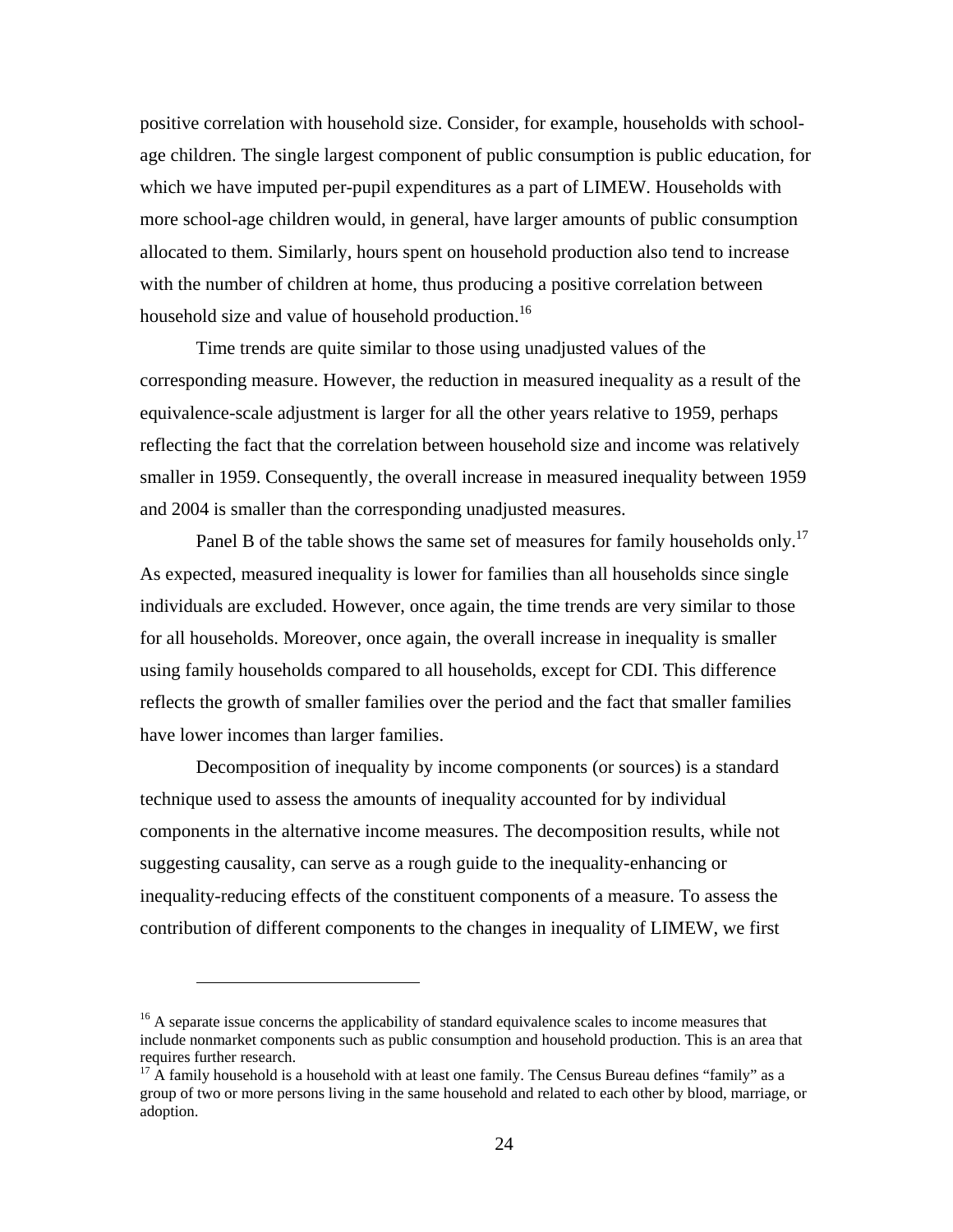positive correlation with household size. Consider, for example, households with school-age children. The single largest component of public consumption is public education, for which we have imputed per-pupil expenditures as a part of LIMEW. Households with more school-age children would, in general, have larger amounts of public consumption allocated to them. Similarly, hours spent on household production also tend to increase with the number of children at home, thus producing a positive correlation between household size and value of household production.[16]

Time trends are quite similar to those using unadjusted values of the corresponding measure. However, the reduction in measured inequality as a result of the equivalence-scale adjustment is larger for all the other years relative to 1959, perhaps reflecting the fact that the correlation between household size and income was relatively smaller in 1959. Consequently, the overall increase in measured inequality between 1959 and 2004 is smaller than the corresponding unadjusted measures.

Panel B of the table shows the same set of measures for family households only.[17] As expected, measured inequality is lower for families than all households since single individuals are excluded. However, once again, the time trends are very similar to those for all households. Moreover, once again, the overall increase in inequality is smaller using family households compared to all households, except for CDI. This difference reflects the growth of smaller families over the period and the fact that smaller families have lower incomes than larger families.

Decomposition of inequality by income components (or sources) is a standard technique used to assess the amounts of inequality accounted for by individual components in the alternative income measures. The decomposition results, while not suggesting causality, can serve as a rough guide to the inequality-enhancing or inequality-reducing effects of the constituent components of a measure. To assess the contribution of different components to the changes in inequality of LIMEW, we first

---

[16] A separate issue concerns the applicability of standard equivalence scales to income measures that include nonmarket components such as public consumption and household production. This is an area that requires further research.

[17] A family household is a household with at least one family. The Census Bureau defines "family" as a group of two or more persons living in the same household and related to each other by blood, marriage, or adoption.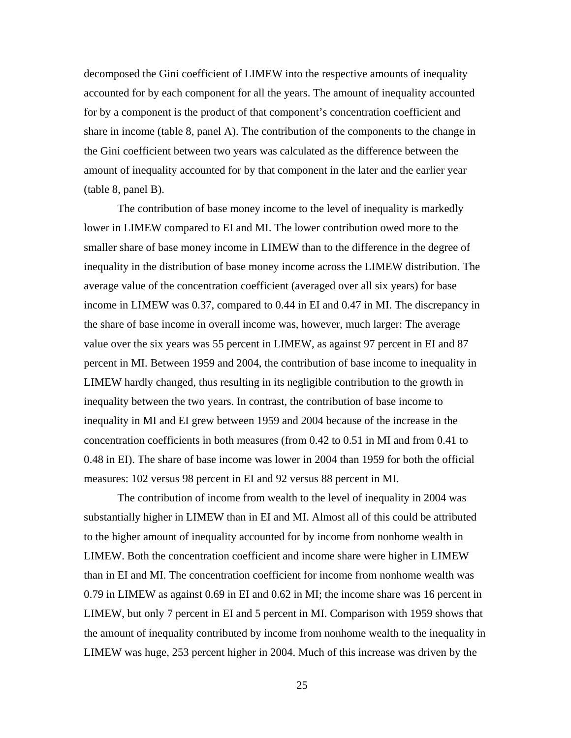decomposed the Gini coefficient of LIMEW into the respective amounts of inequality accounted for by each component for all the years. The amount of inequality accounted for by a component is the product of that component's concentration coefficient and share in income (table 8, panel A). The contribution of the components to the change in the Gini coefficient between two years was calculated as the difference between the amount of inequality accounted for by that component in the later and the earlier year (table 8, panel B).

The contribution of base money income to the level of inequality is markedly lower in LIMEW compared to EI and MI. The lower contribution owed more to the smaller share of base money income in LIMEW than to the difference in the degree of inequality in the distribution of base money income across the LIMEW distribution. The average value of the concentration coefficient (averaged over all six years) for base income in LIMEW was 0.37, compared to 0.44 in EI and 0.47 in MI. The discrepancy in the share of base income in overall income was, however, much larger: The average value over the six years was 55 percent in LIMEW, as against 97 percent in EI and 87 percent in MI. Between 1959 and 2004, the contribution of base income to inequality in LIMEW hardly changed, thus resulting in its negligible contribution to the growth in inequality between the two years. In contrast, the contribution of base income to inequality in MI and EI grew between 1959 and 2004 because of the increase in the concentration coefficients in both measures (from 0.42 to 0.51 in MI and from 0.41 to 0.48 in EI). The share of base income was lower in 2004 than 1959 for both the official measures: 102 versus 98 percent in EI and 92 versus 88 percent in MI.

The contribution of income from wealth to the level of inequality in 2004 was substantially higher in LIMEW than in EI and MI. Almost all of this could be attributed to the higher amount of inequality accounted for by income from nonhome wealth in LIMEW. Both the concentration coefficient and income share were higher in LIMEW than in EI and MI. The concentration coefficient for income from nonhome wealth was 0.79 in LIMEW as against 0.69 in EI and 0.62 in MI; the income share was 16 percent in LIMEW, but only 7 percent in EI and 5 percent in MI. Comparison with 1959 shows that the amount of inequality contributed by income from nonhome wealth to the inequality in LIMEW was huge, 253 percent higher in 2004. Much of this increase was driven by the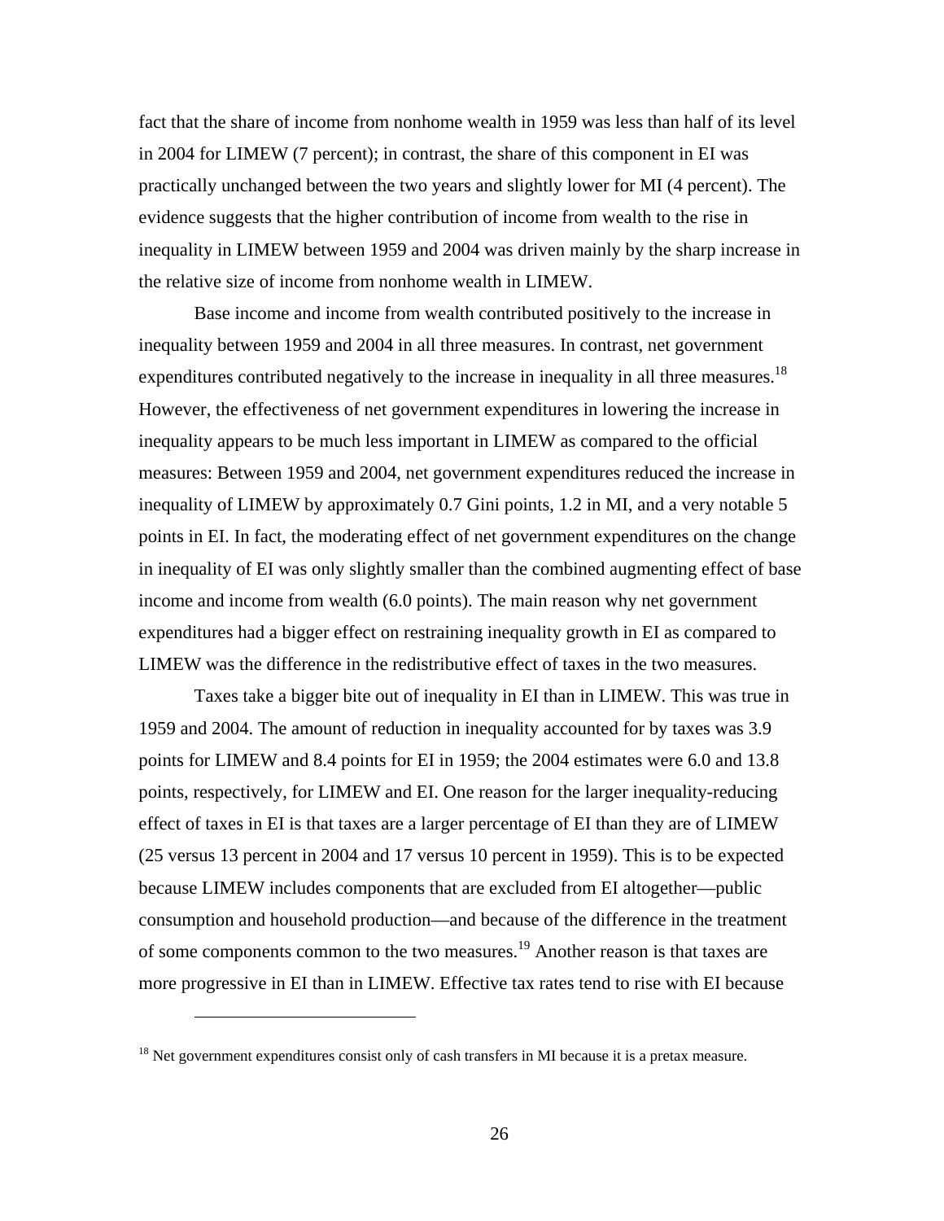fact that the share of income from nonhome wealth in 1959 was less than half of its level in 2004 for LIMEW (7 percent); in contrast, the share of this component in EI was practically unchanged between the two years and slightly lower for MI (4 percent). The evidence suggests that the higher contribution of income from wealth to the rise in inequality in LIMEW between 1959 and 2004 was driven mainly by the sharp increase in the relative size of income from nonhome wealth in LIMEW.

Base income and income from wealth contributed positively to the increase in inequality between 1959 and 2004 in all three measures. In contrast, net government expenditures contributed negatively to the increase in inequality in all three measures.[18] However, the effectiveness of net government expenditures in lowering the increase in inequality appears to be much less important in LIMEW as compared to the official measures: Between 1959 and 2004, net government expenditures reduced the increase in inequality of LIMEW by approximately 0.7 Gini points, 1.2 in MI, and a very notable 5 points in EI. In fact, the moderating effect of net government expenditures on the change in inequality of EI was only slightly smaller than the combined augmenting effect of base income and income from wealth (6.0 points). The main reason why net government expenditures had a bigger effect on restraining inequality growth in EI as compared to LIMEW was the difference in the redistributive effect of taxes in the two measures.

Taxes take a bigger bite out of inequality in EI than in LIMEW. This was true in 1959 and 2004. The amount of reduction in inequality accounted for by taxes was 3.9 points for LIMEW and 8.4 points for EI in 1959; the 2004 estimates were 6.0 and 13.8 points, respectively, for LIMEW and EI. One reason for the larger inequality-reducing effect of taxes in EI is that taxes are a larger percentage of EI than they are of LIMEW (25 versus 13 percent in 2004 and 17 versus 10 percent in 1959). This is to be expected because LIMEW includes components that are excluded from EI altogether—public consumption and household production—and because of the difference in the treatment of some components common to the two measures.[19] Another reason is that taxes are more progressive in EI than in LIMEW. Effective tax rates tend to rise with EI because

---

[18] Net government expenditures consist only of cash transfers in MI because it is a pretax measure.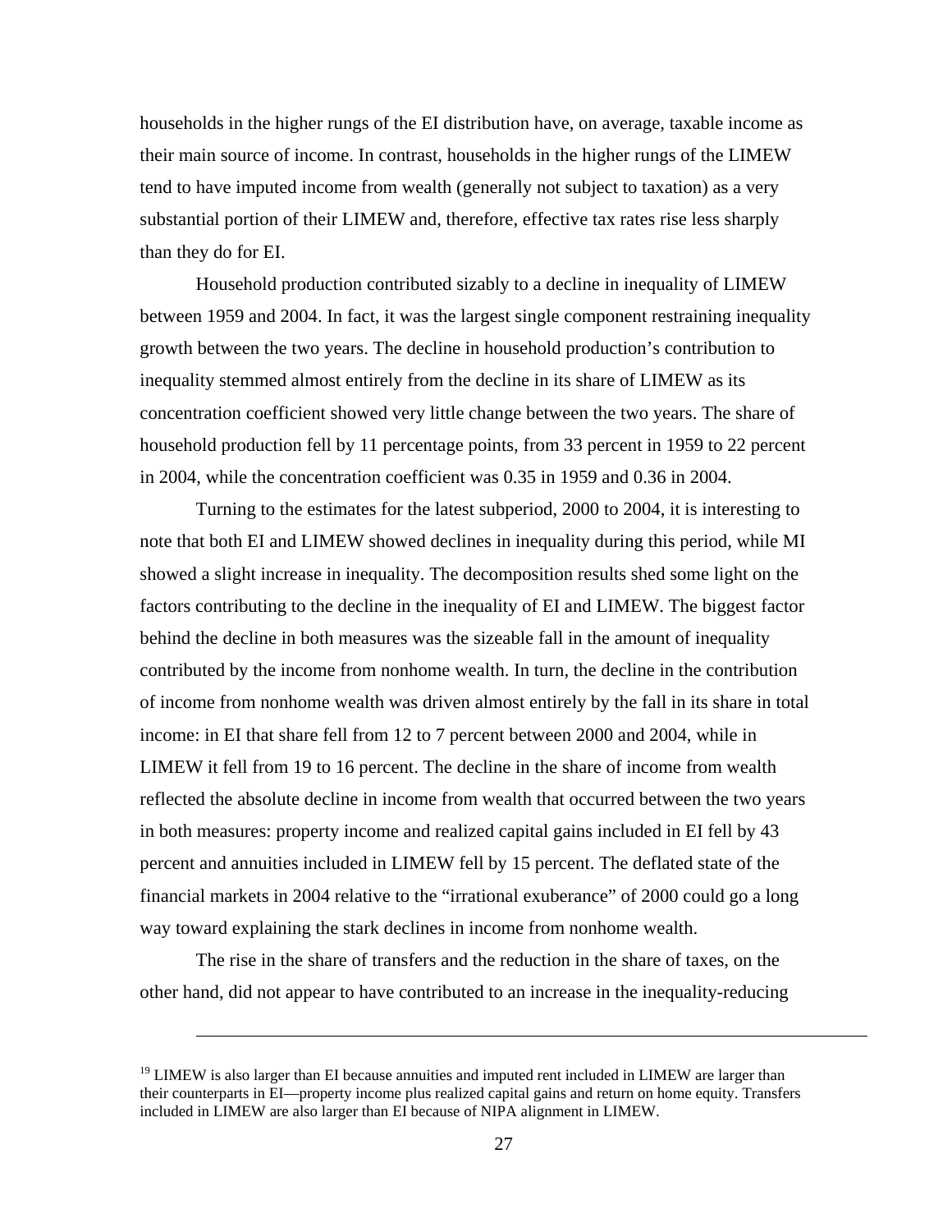households in the higher rungs of the EI distribution have, on average, taxable income as their main source of income. In contrast, households in the higher rungs of the LIMEW tend to have imputed income from wealth (generally not subject to taxation) as a very substantial portion of their LIMEW and, therefore, effective tax rates rise less sharply than they do for EI.

Household production contributed sizably to a decline in inequality of LIMEW between 1959 and 2004. In fact, it was the largest single component restraining inequality growth between the two years. The decline in household production's contribution to inequality stemmed almost entirely from the decline in its share of LIMEW as its concentration coefficient showed very little change between the two years. The share of household production fell by 11 percentage points, from 33 percent in 1959 to 22 percent in 2004, while the concentration coefficient was 0.35 in 1959 and 0.36 in 2004.

Turning to the estimates for the latest subperiod, 2000 to 2004, it is interesting to note that both EI and LIMEW showed declines in inequality during this period, while MI showed a slight increase in inequality. The decomposition results shed some light on the factors contributing to the decline in the inequality of EI and LIMEW. The biggest factor behind the decline in both measures was the sizeable fall in the amount of inequality contributed by the income from nonhome wealth. In turn, the decline in the contribution of income from nonhome wealth was driven almost entirely by the fall in its share in total income: in EI that share fell from 12 to 7 percent between 2000 and 2004, while in LIMEW it fell from 19 to 16 percent. The decline in the share of income from wealth reflected the absolute decline in income from wealth that occurred between the two years in both measures: property income and realized capital gains included in EI fell by 43 percent and annuities included in LIMEW fell by 15 percent. The deflated state of the financial markets in 2004 relative to the "irrational exuberance" of 2000 could go a long way toward explaining the stark declines in income from nonhome wealth.

The rise in the share of transfers and the reduction in the share of taxes, on the other hand, did not appear to have contributed to an increase in the inequality-reducing

---

[19] LIMEW is also larger than EI because annuities and imputed rent included in LIMEW are larger than their counterparts in EI—property income plus realized capital gains and return on home equity. Transfers included in LIMEW are also larger than EI because of NIPA alignment in LIMEW.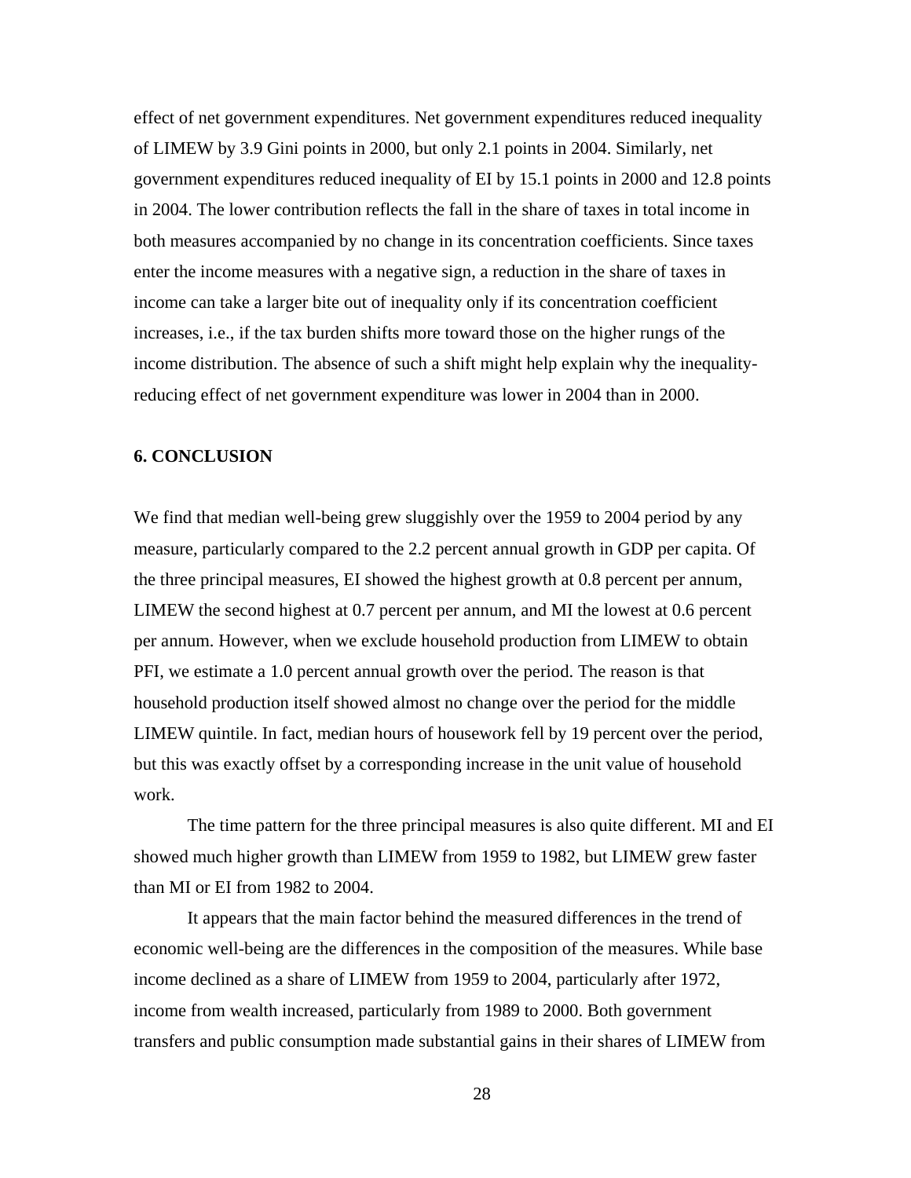effect of net government expenditures. Net government expenditures reduced inequality of LIMEW by 3.9 Gini points in 2000, but only 2.1 points in 2004. Similarly, net government expenditures reduced inequality of EI by 15.1 points in 2000 and 12.8 points in 2004. The lower contribution reflects the fall in the share of taxes in total income in both measures accompanied by no change in its concentration coefficients. Since taxes enter the income measures with a negative sign, a reduction in the share of taxes in income can take a larger bite out of inequality only if its concentration coefficient increases, i.e., if the tax burden shifts more toward those on the higher rungs of the income distribution. The absence of such a shift might help explain why the inequality-reducing effect of net government expenditure was lower in 2004 than in 2000.

## 6. CONCLUSION

We find that median well-being grew sluggishly over the 1959 to 2004 period by any measure, particularly compared to the 2.2 percent annual growth in GDP per capita. Of the three principal measures, EI showed the highest growth at 0.8 percent per annum, LIMEW the second highest at 0.7 percent per annum, and MI the lowest at 0.6 percent per annum. However, when we exclude household production from LIMEW to obtain PFI, we estimate a 1.0 percent annual growth over the period. The reason is that household production itself showed almost no change over the period for the middle LIMEW quintile. In fact, median hours of housework fell by 19 percent over the period, but this was exactly offset by a corresponding increase in the unit value of household work.

The time pattern for the three principal measures is also quite different. MI and EI showed much higher growth than LIMEW from 1959 to 1982, but LIMEW grew faster than MI or EI from 1982 to 2004.

It appears that the main factor behind the measured differences in the trend of economic well-being are the differences in the composition of the measures. While base income declined as a share of LIMEW from 1959 to 2004, particularly after 1972, income from wealth increased, particularly from 1989 to 2000. Both government transfers and public consumption made substantial gains in their shares of LIMEW from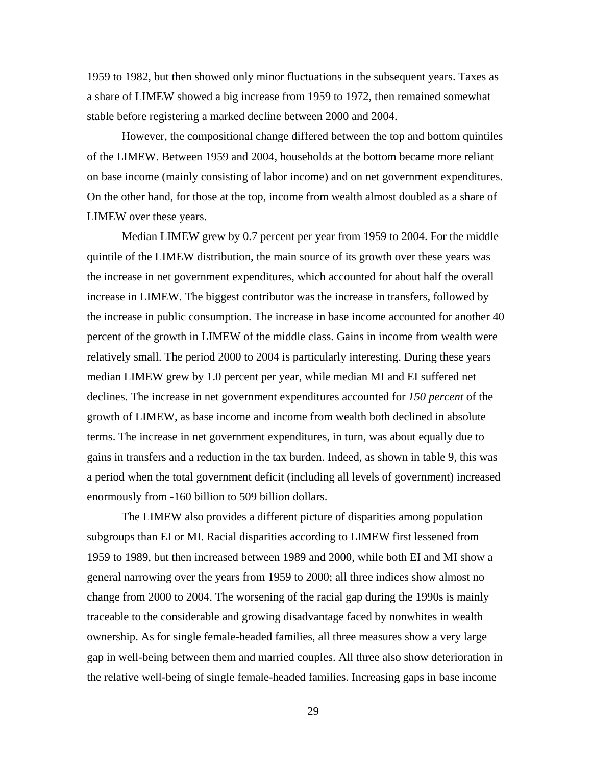1959 to 1982, but then showed only minor fluctuations in the subsequent years. Taxes as a share of LIMEW showed a big increase from 1959 to 1972, then remained somewhat stable before registering a marked decline between 2000 and 2004.

However, the compositional change differed between the top and bottom quintiles of the LIMEW. Between 1959 and 2004, households at the bottom became more reliant on base income (mainly consisting of labor income) and on net government expenditures. On the other hand, for those at the top, income from wealth almost doubled as a share of LIMEW over these years.

Median LIMEW grew by 0.7 percent per year from 1959 to 2004. For the middle quintile of the LIMEW distribution, the main source of its growth over these years was the increase in net government expenditures, which accounted for about half the overall increase in LIMEW. The biggest contributor was the increase in transfers, followed by the increase in public consumption. The increase in base income accounted for another 40 percent of the growth in LIMEW of the middle class. Gains in income from wealth were relatively small. The period 2000 to 2004 is particularly interesting. During these years median LIMEW grew by 1.0 percent per year, while median MI and EI suffered net declines. The increase in net government expenditures accounted for *150 percent* of the growth of LIMEW, as base income and income from wealth both declined in absolute terms. The increase in net government expenditures, in turn, was about equally due to gains in transfers and a reduction in the tax burden. Indeed, as shown in table 9, this was a period when the total government deficit (including all levels of government) increased enormously from -160 billion to 509 billion dollars.

The LIMEW also provides a different picture of disparities among population subgroups than EI or MI. Racial disparities according to LIMEW first lessened from 1959 to 1989, but then increased between 1989 and 2000, while both EI and MI show a general narrowing over the years from 1959 to 2000; all three indices show almost no change from 2000 to 2004. The worsening of the racial gap during the 1990s is mainly traceable to the considerable and growing disadvantage faced by nonwhites in wealth ownership. As for single female-headed families, all three measures show a very large gap in well-being between them and married couples. All three also show deterioration in the relative well-being of single female-headed families. Increasing gaps in base income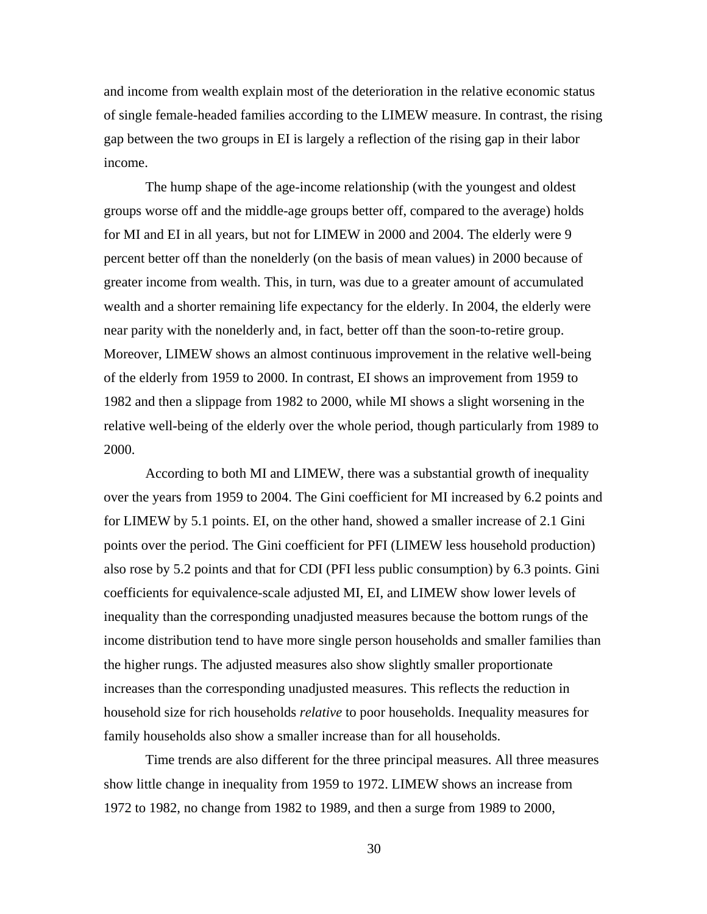and income from wealth explain most of the deterioration in the relative economic status of single female-headed families according to the LIMEW measure. In contrast, the rising gap between the two groups in EI is largely a reflection of the rising gap in their labor income.

The hump shape of the age-income relationship (with the youngest and oldest groups worse off and the middle-age groups better off, compared to the average) holds for MI and EI in all years, but not for LIMEW in 2000 and 2004. The elderly were 9 percent better off than the nonelderly (on the basis of mean values) in 2000 because of greater income from wealth. This, in turn, was due to a greater amount of accumulated wealth and a shorter remaining life expectancy for the elderly. In 2004, the elderly were near parity with the nonelderly and, in fact, better off than the soon-to-retire group. Moreover, LIMEW shows an almost continuous improvement in the relative well-being of the elderly from 1959 to 2000. In contrast, EI shows an improvement from 1959 to 1982 and then a slippage from 1982 to 2000, while MI shows a slight worsening in the relative well-being of the elderly over the whole period, though particularly from 1989 to 2000.

According to both MI and LIMEW, there was a substantial growth of inequality over the years from 1959 to 2004. The Gini coefficient for MI increased by 6.2 points and for LIMEW by 5.1 points. EI, on the other hand, showed a smaller increase of 2.1 Gini points over the period. The Gini coefficient for PFI (LIMEW less household production) also rose by 5.2 points and that for CDI (PFI less public consumption) by 6.3 points. Gini coefficients for equivalence-scale adjusted MI, EI, and LIMEW show lower levels of inequality than the corresponding unadjusted measures because the bottom rungs of the income distribution tend to have more single person households and smaller families than the higher rungs. The adjusted measures also show slightly smaller proportionate increases than the corresponding unadjusted measures. This reflects the reduction in household size for rich households *relative* to poor households. Inequality measures for family households also show a smaller increase than for all households.

Time trends are also different for the three principal measures. All three measures show little change in inequality from 1959 to 1972. LIMEW shows an increase from 1972 to 1982, no change from 1982 to 1989, and then a surge from 1989 to 2000,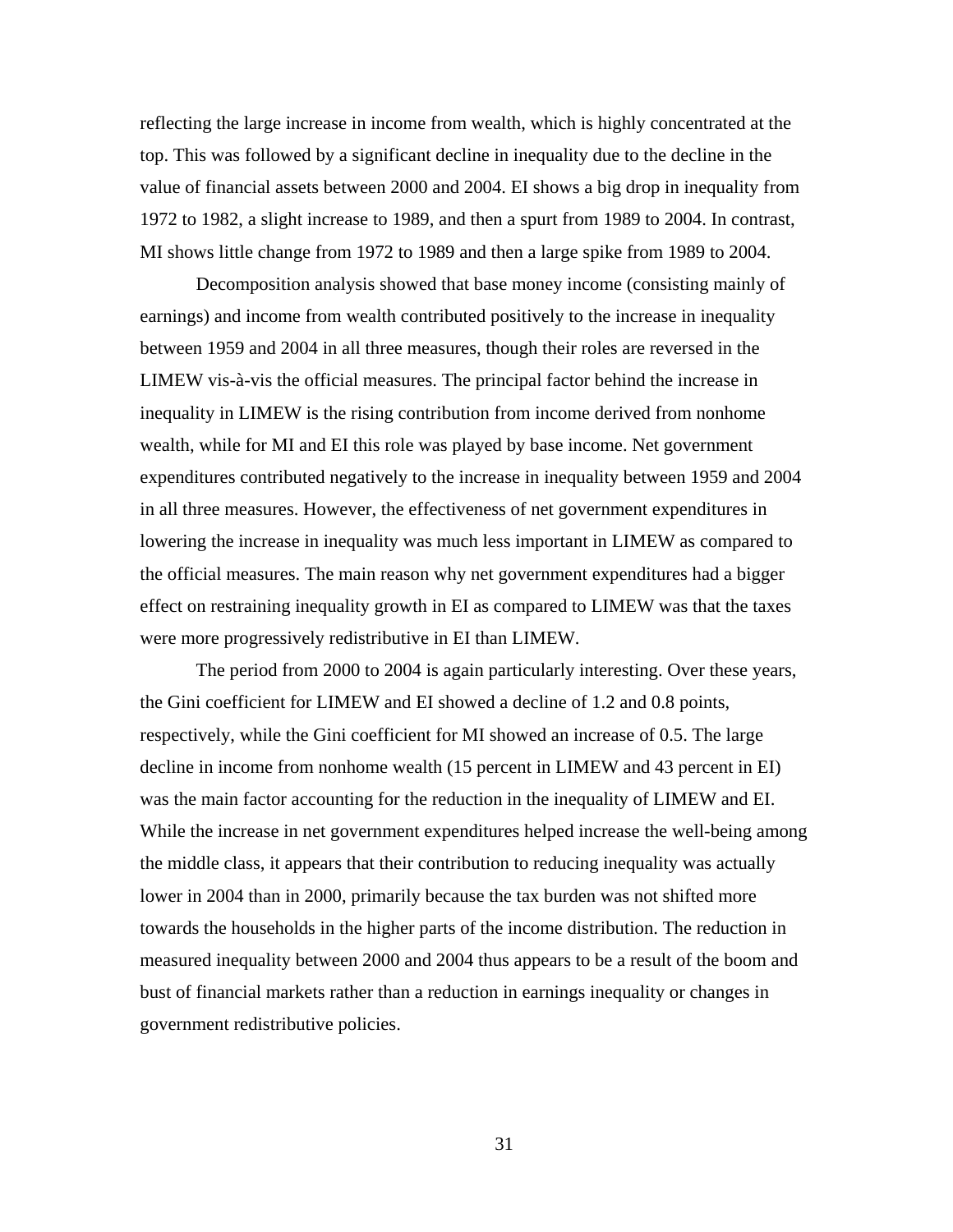reflecting the large increase in income from wealth, which is highly concentrated at the top. This was followed by a significant decline in inequality due to the decline in the value of financial assets between 2000 and 2004. EI shows a big drop in inequality from 1972 to 1982, a slight increase to 1989, and then a spurt from 1989 to 2004. In contrast, MI shows little change from 1972 to 1989 and then a large spike from 1989 to 2004.

Decomposition analysis showed that base money income (consisting mainly of earnings) and income from wealth contributed positively to the increase in inequality between 1959 and 2004 in all three measures, though their roles are reversed in the LIMEW vis-à-vis the official measures. The principal factor behind the increase in inequality in LIMEW is the rising contribution from income derived from nonhome wealth, while for MI and EI this role was played by base income. Net government expenditures contributed negatively to the increase in inequality between 1959 and 2004 in all three measures. However, the effectiveness of net government expenditures in lowering the increase in inequality was much less important in LIMEW as compared to the official measures. The main reason why net government expenditures had a bigger effect on restraining inequality growth in EI as compared to LIMEW was that the taxes were more progressively redistributive in EI than LIMEW.

The period from 2000 to 2004 is again particularly interesting. Over these years, the Gini coefficient for LIMEW and EI showed a decline of 1.2 and 0.8 points, respectively, while the Gini coefficient for MI showed an increase of 0.5. The large decline in income from nonhome wealth (15 percent in LIMEW and 43 percent in EI) was the main factor accounting for the reduction in the inequality of LIMEW and EI. While the increase in net government expenditures helped increase the well-being among the middle class, it appears that their contribution to reducing inequality was actually lower in 2004 than in 2000, primarily because the tax burden was not shifted more towards the households in the higher parts of the income distribution. The reduction in measured inequality between 2000 and 2004 thus appears to be a result of the boom and bust of financial markets rather than a reduction in earnings inequality or changes in government redistributive policies.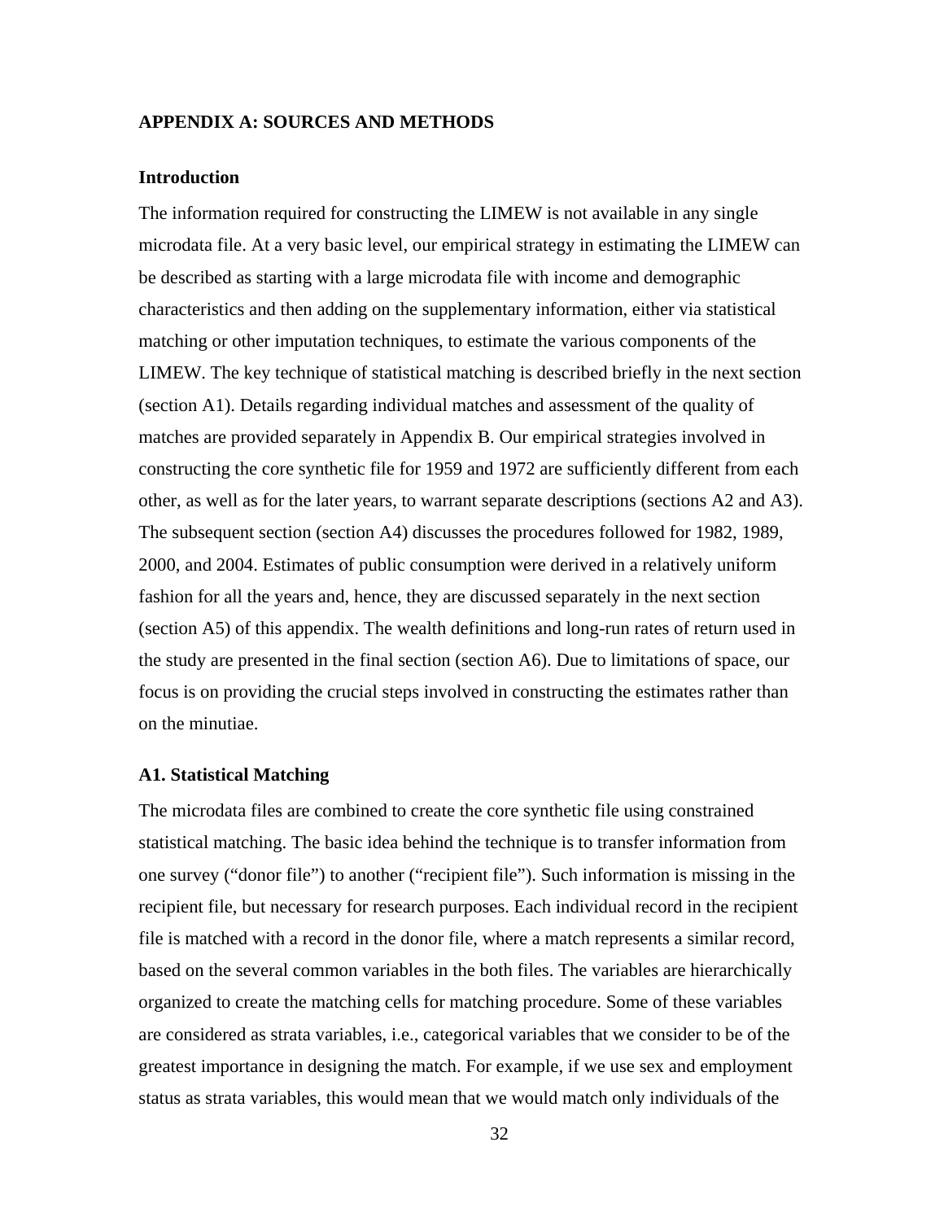## APPENDIX A: SOURCES AND METHODS

### Introduction

The information required for constructing the LIMEW is not available in any single microdata file. At a very basic level, our empirical strategy in estimating the LIMEW can be described as starting with a large microdata file with income and demographic characteristics and then adding on the supplementary information, either via statistical matching or other imputation techniques, to estimate the various components of the LIMEW. The key technique of statistical matching is described briefly in the next section (section A1). Details regarding individual matches and assessment of the quality of matches are provided separately in Appendix B. Our empirical strategies involved in constructing the core synthetic file for 1959 and 1972 are sufficiently different from each other, as well as for the later years, to warrant separate descriptions (sections A2 and A3). The subsequent section (section A4) discusses the procedures followed for 1982, 1989, 2000, and 2004. Estimates of public consumption were derived in a relatively uniform fashion for all the years and, hence, they are discussed separately in the next section (section A5) of this appendix. The wealth definitions and long-run rates of return used in the study are presented in the final section (section A6). Due to limitations of space, our focus is on providing the crucial steps involved in constructing the estimates rather than on the minutiae.

### A1. Statistical Matching

The microdata files are combined to create the core synthetic file using constrained statistical matching. The basic idea behind the technique is to transfer information from one survey ("donor file") to another ("recipient file"). Such information is missing in the recipient file, but necessary for research purposes. Each individual record in the recipient file is matched with a record in the donor file, where a match represents a similar record, based on the several common variables in the both files. The variables are hierarchically organized to create the matching cells for matching procedure. Some of these variables are considered as strata variables, i.e., categorical variables that we consider to be of the greatest importance in designing the match. For example, if we use sex and employment status as strata variables, this would mean that we would match only individuals of the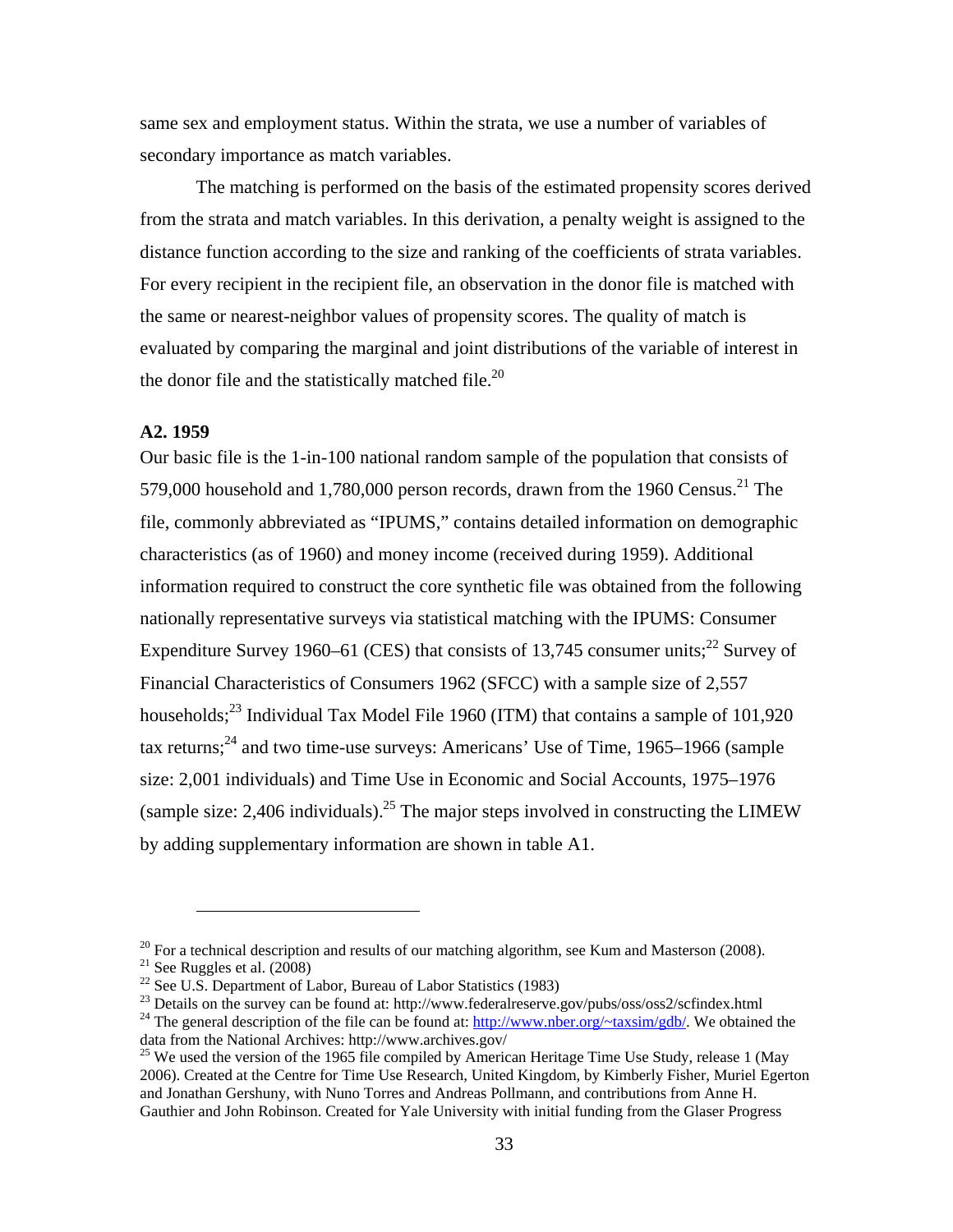same sex and employment status. Within the strata, we use a number of variables of secondary importance as match variables.

The matching is performed on the basis of the estimated propensity scores derived from the strata and match variables. In this derivation, a penalty weight is assigned to the distance function according to the size and ranking of the coefficients of strata variables. For every recipient in the recipient file, an observation in the donor file is matched with the same or nearest-neighbor values of propensity scores. The quality of match is evaluated by comparing the marginal and joint distributions of the variable of interest in the donor file and the statistically matched file.[20]

**A2. 1959**

Our basic file is the 1-in-100 national random sample of the population that consists of 579,000 household and 1,780,000 person records, drawn from the 1960 Census.[21] The file, commonly abbreviated as "IPUMS," contains detailed information on demographic characteristics (as of 1960) and money income (received during 1959). Additional information required to construct the core synthetic file was obtained from the following nationally representative surveys via statistical matching with the IPUMS: Consumer Expenditure Survey 1960–61 (CES) that consists of 13,745 consumer units;[22] Survey of Financial Characteristics of Consumers 1962 (SFCC) with a sample size of 2,557 households;[23] Individual Tax Model File 1960 (ITM) that contains a sample of 101,920 tax returns;[24] and two time-use surveys: Americans' Use of Time, 1965–1966 (sample size: 2,001 individuals) and Time Use in Economic and Social Accounts, 1975–1976 (sample size: 2,406 individuals).[25] The major steps involved in constructing the LIMEW by adding supplementary information are shown in table A1.

---

[20] For a technical description and results of our matching algorithm, see Kum and Masterson (2008).

[21] See Ruggles et al. (2008)

[22] See U.S. Department of Labor, Bureau of Labor Statistics (1983)

[23] Details on the survey can be found at: http://www.federalreserve.gov/pubs/oss/oss2/scfindex.html

[24] The general description of the file can be found at: http://www.nber.org/~taxsim/gdb/. We obtained the data from the National Archives: http://www.archives.gov/

[25] We used the version of the 1965 file compiled by American Heritage Time Use Study, release 1 (May 2006). Created at the Centre for Time Use Research, United Kingdom, by Kimberly Fisher, Muriel Egerton and Jonathan Gershuny, with Nuno Torres and Andreas Pollmann, and contributions from Anne H. Gauthier and John Robinson. Created for Yale University with initial funding from the Glaser Progress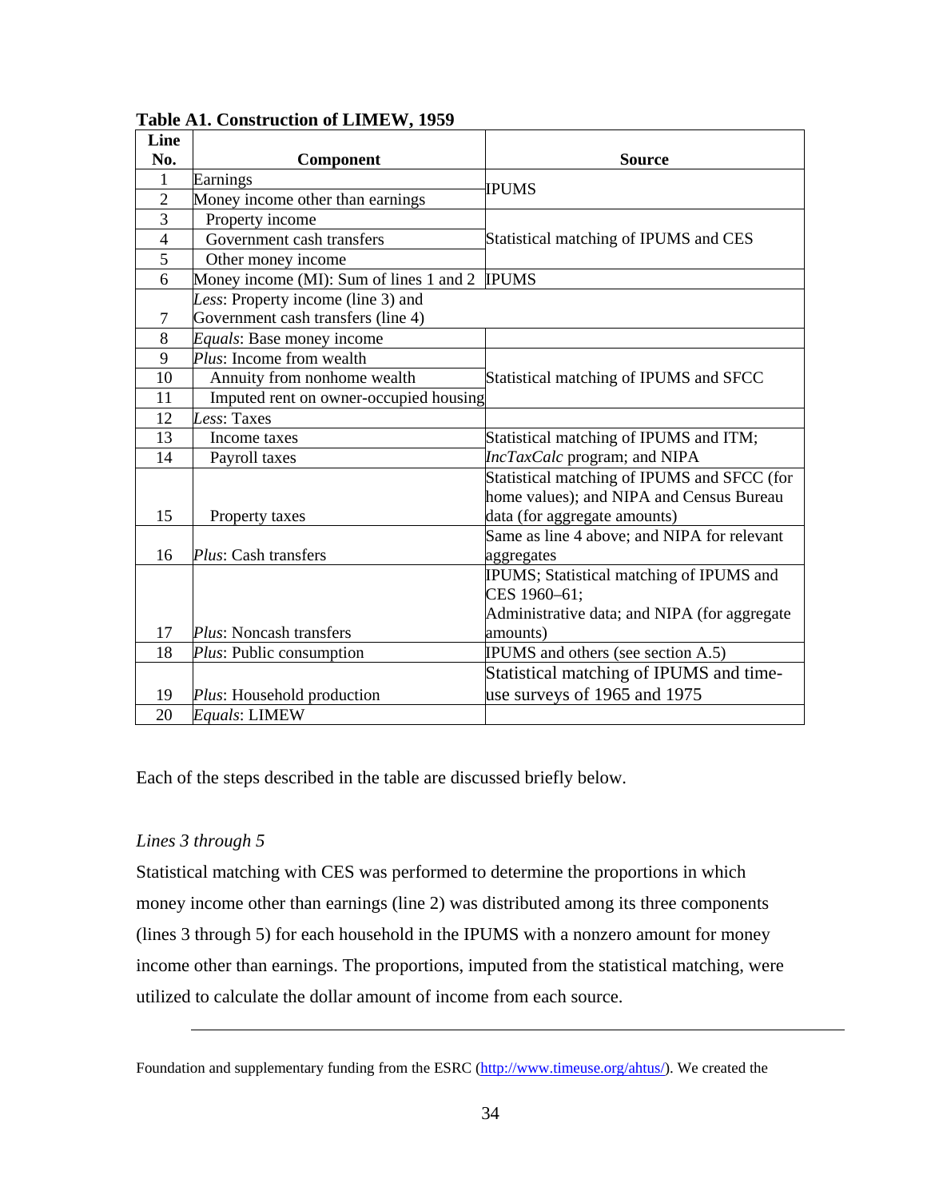**Table A1. Construction of LIMEW, 1959**

| Line No. | Component | Source |
|---|---|---|
| 1 | Earnings | IPUMS |
| 2 | Money income other than earnings | |
| 3 | Property income | Statistical matching of IPUMS and CES |
| 4 | Government cash transfers | |
| 5 | Other money income | |
| 6 | Money income (MI): Sum of lines 1 and 2 | IPUMS |
| 7 | *Less*: Property income (line 3) and Government cash transfers (line 4) | |
| 8 | *Equals*: Base money income | |
| 9 | *Plus*: Income from wealth | Statistical matching of IPUMS and SFCC |
| 10 | Annuity from nonhome wealth | |
| 11 | Imputed rent on owner-occupied housing | |
| 12 | *Less*: Taxes | |
| 13 | Income taxes | Statistical matching of IPUMS and ITM; *IncTaxCalc* program; and NIPA |
| 14 | Payroll taxes | |
| 15 | Property taxes | Statistical matching of IPUMS and SFCC (for home values); and NIPA and Census Bureau data (for aggregate amounts) |
| 16 | *Plus*: Cash transfers | Same as line 4 above; and NIPA for relevant aggregates |
| 17 | *Plus*: Noncash transfers | IPUMS; Statistical matching of IPUMS and CES 1960–61; Administrative data; and NIPA (for aggregate amounts) |
| 18 | *Plus*: Public consumption | IPUMS and others (see section A.5) |
| 19 | *Plus*: Household production | Statistical matching of IPUMS and time-use surveys of 1965 and 1975 |
| 20 | *Equals*: LIMEW | |

Each of the steps described in the table are discussed briefly below.

*Lines 3 through 5*

Statistical matching with CES was performed to determine the proportions in which money income other than earnings (line 2) was distributed among its three components (lines 3 through 5) for each household in the IPUMS with a nonzero amount for money income other than earnings. The proportions, imputed from the statistical matching, were utilized to calculate the dollar amount of income from each source.

---

Foundation and supplementary funding from the ESRC (http://www.timeuse.org/ahtus/). We created the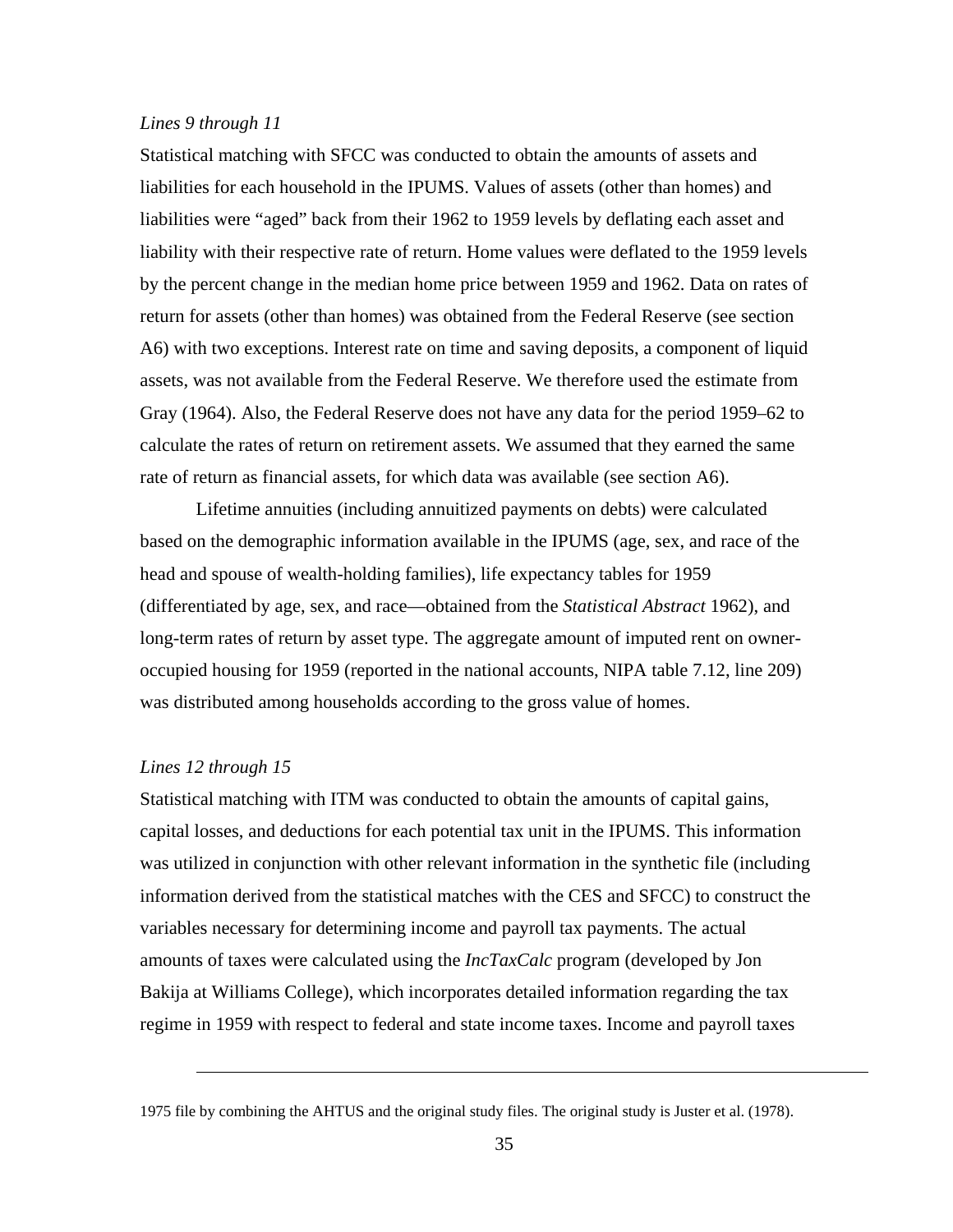*Lines 9 through 11*

Statistical matching with SFCC was conducted to obtain the amounts of assets and liabilities for each household in the IPUMS. Values of assets (other than homes) and liabilities were "aged" back from their 1962 to 1959 levels by deflating each asset and liability with their respective rate of return. Home values were deflated to the 1959 levels by the percent change in the median home price between 1959 and 1962. Data on rates of return for assets (other than homes) was obtained from the Federal Reserve (see section A6) with two exceptions. Interest rate on time and saving deposits, a component of liquid assets, was not available from the Federal Reserve. We therefore used the estimate from Gray (1964). Also, the Federal Reserve does not have any data for the period 1959–62 to calculate the rates of return on retirement assets. We assumed that they earned the same rate of return as financial assets, for which data was available (see section A6).

Lifetime annuities (including annuitized payments on debts) were calculated based on the demographic information available in the IPUMS (age, sex, and race of the head and spouse of wealth-holding families), life expectancy tables for 1959 (differentiated by age, sex, and race—obtained from the *Statistical Abstract* 1962), and long-term rates of return by asset type. The aggregate amount of imputed rent on owner-occupied housing for 1959 (reported in the national accounts, NIPA table 7.12, line 209) was distributed among households according to the gross value of homes.

*Lines 12 through 15*

Statistical matching with ITM was conducted to obtain the amounts of capital gains, capital losses, and deductions for each potential tax unit in the IPUMS. This information was utilized in conjunction with other relevant information in the synthetic file (including information derived from the statistical matches with the CES and SFCC) to construct the variables necessary for determining income and payroll tax payments. The actual amounts of taxes were calculated using the *IncTaxCalc* program (developed by Jon Bakija at Williams College), which incorporates detailed information regarding the tax regime in 1959 with respect to federal and state income taxes. Income and payroll taxes

---

1975 file by combining the AHTUS and the original study files. The original study is Juster et al. (1978).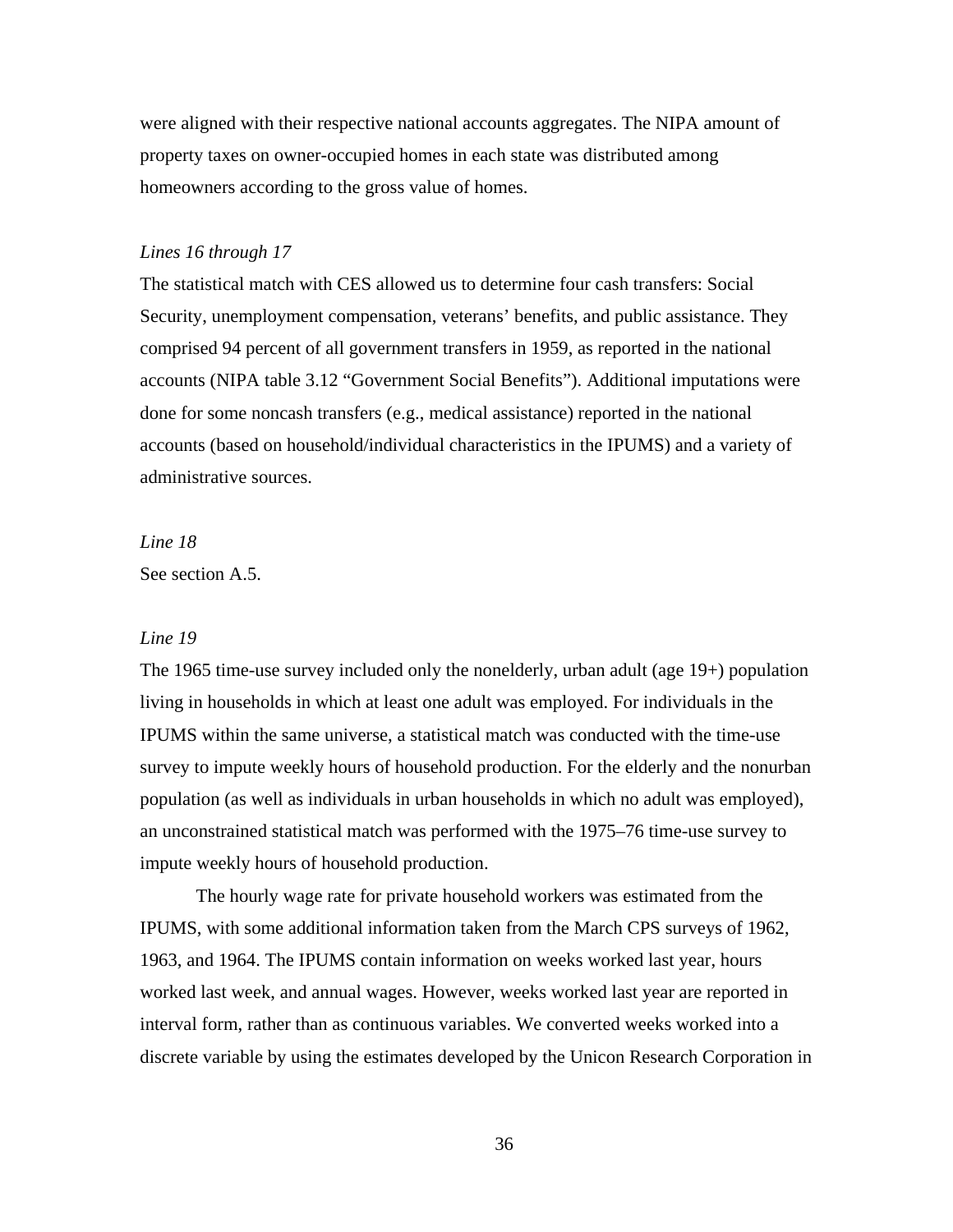were aligned with their respective national accounts aggregates. The NIPA amount of property taxes on owner-occupied homes in each state was distributed among homeowners according to the gross value of homes.

*Lines 16 through 17*

The statistical match with CES allowed us to determine four cash transfers: Social Security, unemployment compensation, veterans' benefits, and public assistance. They comprised 94 percent of all government transfers in 1959, as reported in the national accounts (NIPA table 3.12 "Government Social Benefits"). Additional imputations were done for some noncash transfers (e.g., medical assistance) reported in the national accounts (based on household/individual characteristics in the IPUMS) and a variety of administrative sources.

*Line 18*

See section A.5.

*Line 19*

The 1965 time-use survey included only the nonelderly, urban adult (age 19+) population living in households in which at least one adult was employed. For individuals in the IPUMS within the same universe, a statistical match was conducted with the time-use survey to impute weekly hours of household production. For the elderly and the nonurban population (as well as individuals in urban households in which no adult was employed), an unconstrained statistical match was performed with the 1975–76 time-use survey to impute weekly hours of household production.

The hourly wage rate for private household workers was estimated from the IPUMS, with some additional information taken from the March CPS surveys of 1962, 1963, and 1964. The IPUMS contain information on weeks worked last year, hours worked last week, and annual wages. However, weeks worked last year are reported in interval form, rather than as continuous variables. We converted weeks worked into a discrete variable by using the estimates developed by the Unicon Research Corporation in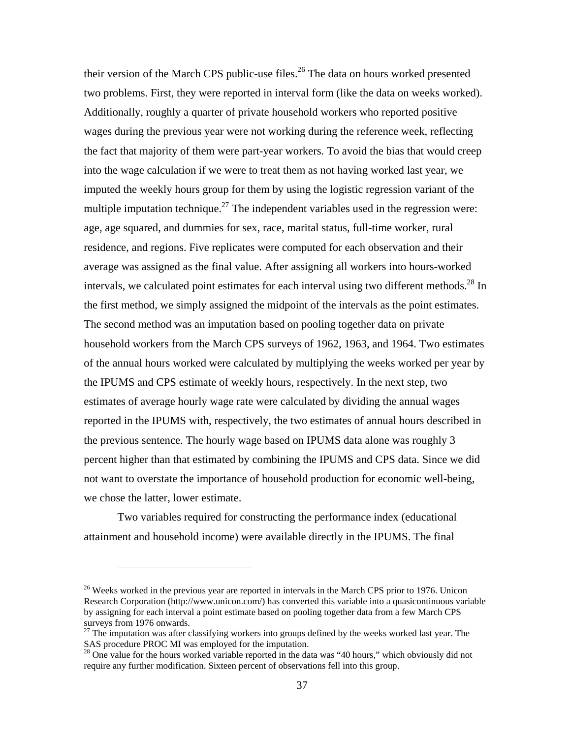their version of the March CPS public-use files.[26] The data on hours worked presented two problems. First, they were reported in interval form (like the data on weeks worked). Additionally, roughly a quarter of private household workers who reported positive wages during the previous year were not working during the reference week, reflecting the fact that majority of them were part-year workers. To avoid the bias that would creep into the wage calculation if we were to treat them as not having worked last year, we imputed the weekly hours group for them by using the logistic regression variant of the multiple imputation technique.[27] The independent variables used in the regression were: age, age squared, and dummies for sex, race, marital status, full-time worker, rural residence, and regions. Five replicates were computed for each observation and their average was assigned as the final value. After assigning all workers into hours-worked intervals, we calculated point estimates for each interval using two different methods.[28] In the first method, we simply assigned the midpoint of the intervals as the point estimates. The second method was an imputation based on pooling together data on private household workers from the March CPS surveys of 1962, 1963, and 1964. Two estimates of the annual hours worked were calculated by multiplying the weeks worked per year by the IPUMS and CPS estimate of weekly hours, respectively. In the next step, two estimates of average hourly wage rate were calculated by dividing the annual wages reported in the IPUMS with, respectively, the two estimates of annual hours described in the previous sentence. The hourly wage based on IPUMS data alone was roughly 3 percent higher than that estimated by combining the IPUMS and CPS data. Since we did not want to overstate the importance of household production for economic well-being, we chose the latter, lower estimate.

Two variables required for constructing the performance index (educational attainment and household income) were available directly in the IPUMS. The final

---

[26] Weeks worked in the previous year are reported in intervals in the March CPS prior to 1976. Unicon Research Corporation (http://www.unicon.com/) has converted this variable into a quasicontinuous variable by assigning for each interval a point estimate based on pooling together data from a few March CPS surveys from 1976 onwards.

[27] The imputation was after classifying workers into groups defined by the weeks worked last year. The SAS procedure PROC MI was employed for the imputation.

[28] One value for the hours worked variable reported in the data was "40 hours," which obviously did not require any further modification. Sixteen percent of observations fell into this group.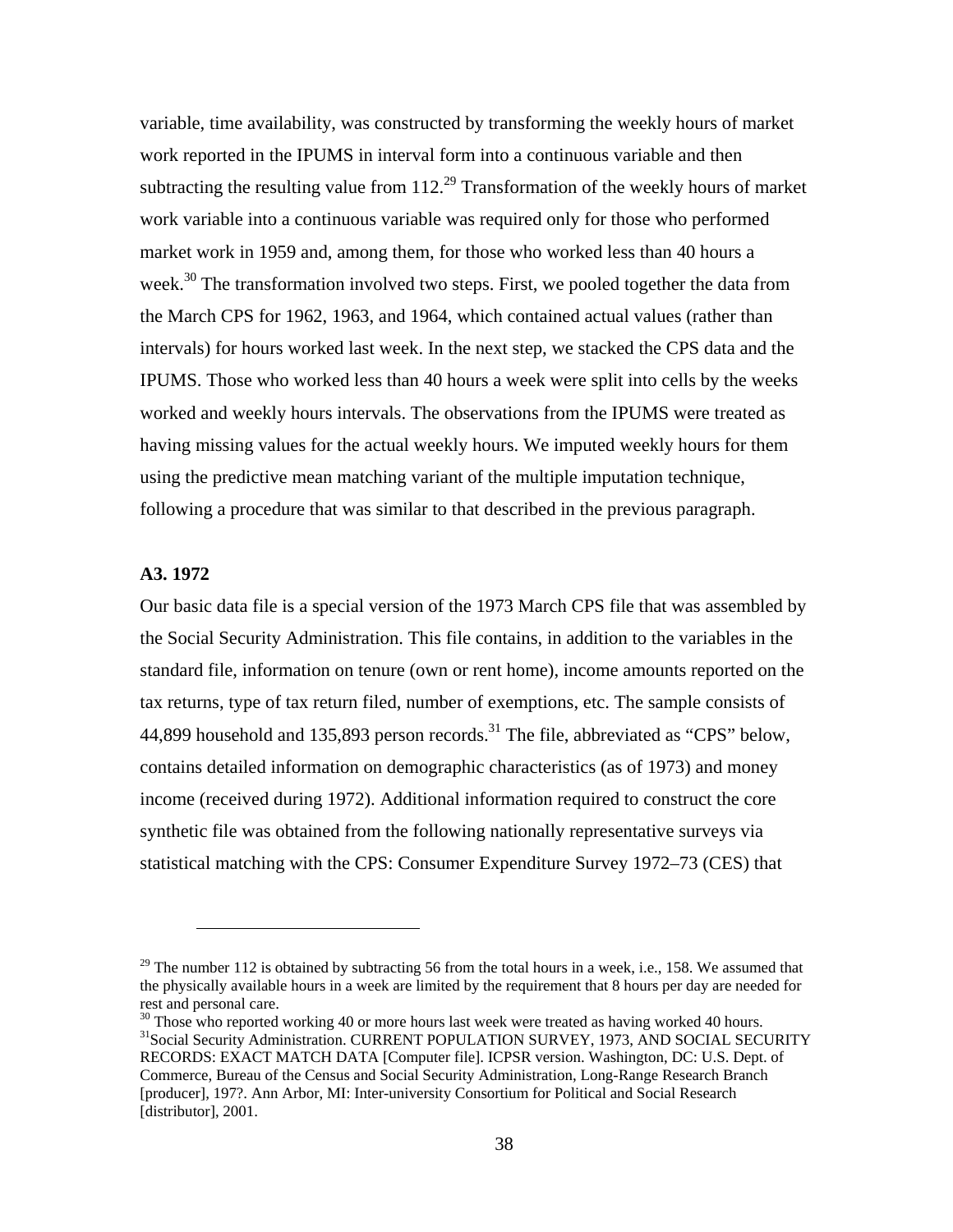variable, time availability, was constructed by transforming the weekly hours of market work reported in the IPUMS in interval form into a continuous variable and then subtracting the resulting value from 112.[29] Transformation of the weekly hours of market work variable into a continuous variable was required only for those who performed market work in 1959 and, among them, for those who worked less than 40 hours a week.[30] The transformation involved two steps. First, we pooled together the data from the March CPS for 1962, 1963, and 1964, which contained actual values (rather than intervals) for hours worked last week. In the next step, we stacked the CPS data and the IPUMS. Those who worked less than 40 hours a week were split into cells by the weeks worked and weekly hours intervals. The observations from the IPUMS were treated as having missing values for the actual weekly hours. We imputed weekly hours for them using the predictive mean matching variant of the multiple imputation technique, following a procedure that was similar to that described in the previous paragraph.

### A3. 1972

Our basic data file is a special version of the 1973 March CPS file that was assembled by the Social Security Administration. This file contains, in addition to the variables in the standard file, information on tenure (own or rent home), income amounts reported on the tax returns, type of tax return filed, number of exemptions, etc. The sample consists of 44,899 household and 135,893 person records.[31] The file, abbreviated as "CPS" below, contains detailed information on demographic characteristics (as of 1973) and money income (received during 1972). Additional information required to construct the core synthetic file was obtained from the following nationally representative surveys via statistical matching with the CPS: Consumer Expenditure Survey 1972–73 (CES) that

---

[29] The number 112 is obtained by subtracting 56 from the total hours in a week, i.e., 158. We assumed that the physically available hours in a week are limited by the requirement that 8 hours per day are needed for rest and personal care.

[30] Those who reported working 40 or more hours last week were treated as having worked 40 hours.

[31] Social Security Administration. CURRENT POPULATION SURVEY, 1973, AND SOCIAL SECURITY RECORDS: EXACT MATCH DATA [Computer file]. ICPSR version. Washington, DC: U.S. Dept. of Commerce, Bureau of the Census and Social Security Administration, Long-Range Research Branch [producer], 197?. Ann Arbor, MI: Inter-university Consortium for Political and Social Research [distributor], 2001.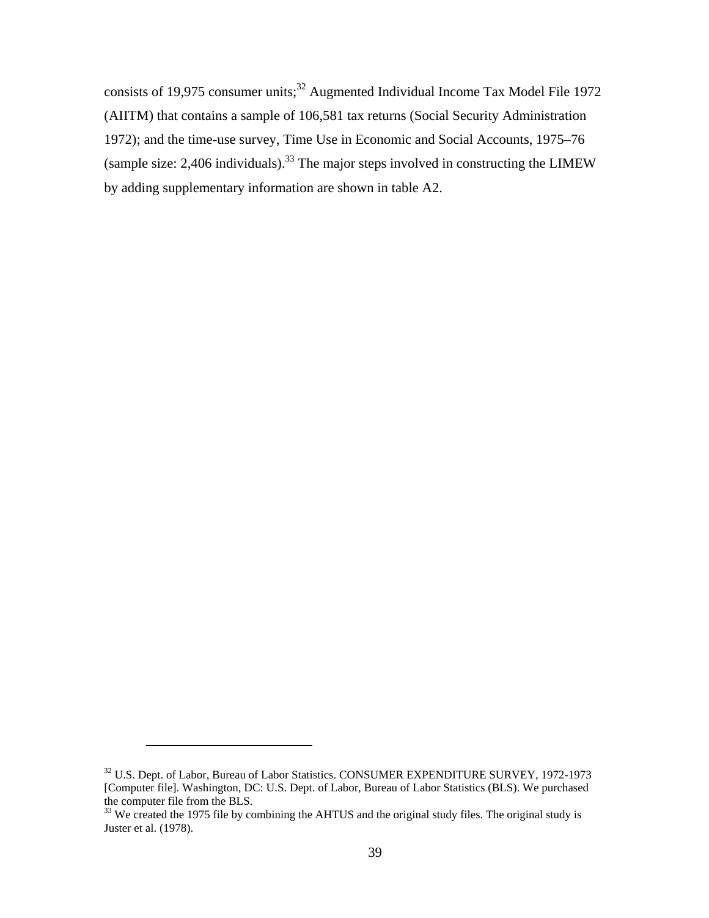consists of 19,975 consumer units;[32] Augmented Individual Income Tax Model File 1972 (AIITM) that contains a sample of 106,581 tax returns (Social Security Administration 1972); and the time-use survey, Time Use in Economic and Social Accounts, 1975–76 (sample size: 2,406 individuals).[33] The major steps involved in constructing the LIMEW by adding supplementary information are shown in table A2.

---

[32] U.S. Dept. of Labor, Bureau of Labor Statistics. CONSUMER EXPENDITURE SURVEY, 1972-1973 [Computer file]. Washington, DC: U.S. Dept. of Labor, Bureau of Labor Statistics (BLS). We purchased the computer file from the BLS.

[33] We created the 1975 file by combining the AHTUS and the original study files. The original study is Juster et al. (1978).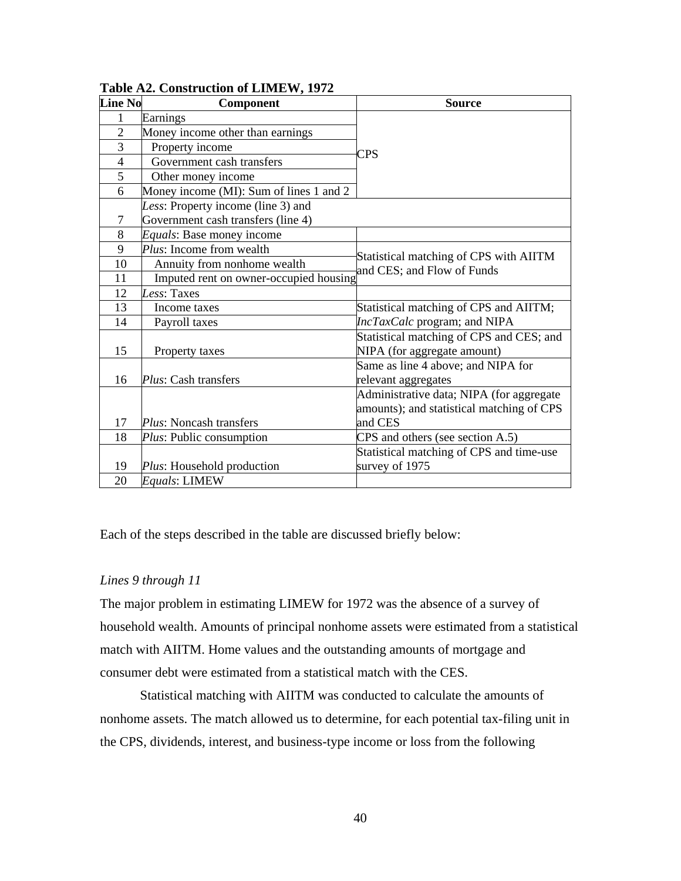**Table A2. Construction of LIMEW, 1972**

| Line No | Component | Source |
|---|---|---|
| 1 | Earnings | CPS |
| 2 | Money income other than earnings | |
| 3 | Property income | |
| 4 | Government cash transfers | |
| 5 | Other money income | |
| 6 | Money income (MI): Sum of lines 1 and 2 | |
| 7 | *Less*: Property income (line 3) and Government cash transfers (line 4) | |
| 8 | *Equals*: Base money income | |
| 9 | *Plus*: Income from wealth | Statistical matching of CPS with AIITM and CES; and Flow of Funds |
| 10 | Annuity from nonhome wealth | |
| 11 | Imputed rent on owner-occupied housing | |
| 12 | *Less*: Taxes | |
| 13 | Income taxes | Statistical matching of CPS and AIITM; *IncTaxCalc* program; and NIPA |
| 14 | Payroll taxes | |
| 15 | Property taxes | Statistical matching of CPS and CES; and NIPA (for aggregate amount) |
| 16 | *Plus*: Cash transfers | Same as line 4 above; and NIPA for relevant aggregates |
| 17 | *Plus*: Noncash transfers | Administrative data; NIPA (for aggregate amounts); and statistical matching of CPS and CES |
| 18 | *Plus*: Public consumption | CPS and others (see section A.5) |
| 19 | *Plus*: Household production | Statistical matching of CPS and time-use survey of 1975 |
| 20 | *Equals*: LIMEW | |

Each of the steps described in the table are discussed briefly below:

*Lines 9 through 11*

The major problem in estimating LIMEW for 1972 was the absence of a survey of household wealth. Amounts of principal nonhome assets were estimated from a statistical match with AIITM. Home values and the outstanding amounts of mortgage and consumer debt were estimated from a statistical match with the CES.

Statistical matching with AIITM was conducted to calculate the amounts of nonhome assets. The match allowed us to determine, for each potential tax-filing unit in the CPS, dividends, interest, and business-type income or loss from the following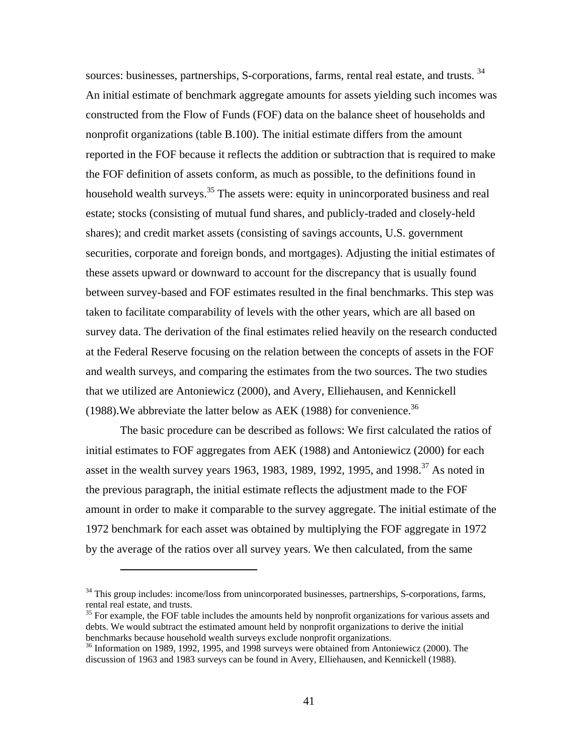sources: businesses, partnerships, S-corporations, farms, rental real estate, and trusts. [34] An initial estimate of benchmark aggregate amounts for assets yielding such incomes was constructed from the Flow of Funds (FOF) data on the balance sheet of households and nonprofit organizations (table B.100). The initial estimate differs from the amount reported in the FOF because it reflects the addition or subtraction that is required to make the FOF definition of assets conform, as much as possible, to the definitions found in household wealth surveys.[35] The assets were: equity in unincorporated business and real estate; stocks (consisting of mutual fund shares, and publicly-traded and closely-held shares); and credit market assets (consisting of savings accounts, U.S. government securities, corporate and foreign bonds, and mortgages). Adjusting the initial estimates of these assets upward or downward to account for the discrepancy that is usually found between survey-based and FOF estimates resulted in the final benchmarks. This step was taken to facilitate comparability of levels with the other years, which are all based on survey data. The derivation of the final estimates relied heavily on the research conducted at the Federal Reserve focusing on the relation between the concepts of assets in the FOF and wealth surveys, and comparing the estimates from the two sources. The two studies that we utilized are Antoniewicz (2000), and Avery, Elliehausen, and Kennickell (1988).We abbreviate the latter below as AEK (1988) for convenience.[36]

The basic procedure can be described as follows: We first calculated the ratios of initial estimates to FOF aggregates from AEK (1988) and Antoniewicz (2000) for each asset in the wealth survey years 1963, 1983, 1989, 1992, 1995, and 1998.[37] As noted in the previous paragraph, the initial estimate reflects the adjustment made to the FOF amount in order to make it comparable to the survey aggregate. The initial estimate of the 1972 benchmark for each asset was obtained by multiplying the FOF aggregate in 1972 by the average of the ratios over all survey years. We then calculated, from the same

---

[34] This group includes: income/loss from unincorporated businesses, partnerships, S-corporations, farms, rental real estate, and trusts.

[35] For example, the FOF table includes the amounts held by nonprofit organizations for various assets and debts. We would subtract the estimated amount held by nonprofit organizations to derive the initial benchmarks because household wealth surveys exclude nonprofit organizations.

[36] Information on 1989, 1992, 1995, and 1998 surveys were obtained from Antoniewicz (2000). The discussion of 1963 and 1983 surveys can be found in Avery, Elliehausen, and Kennickell (1988).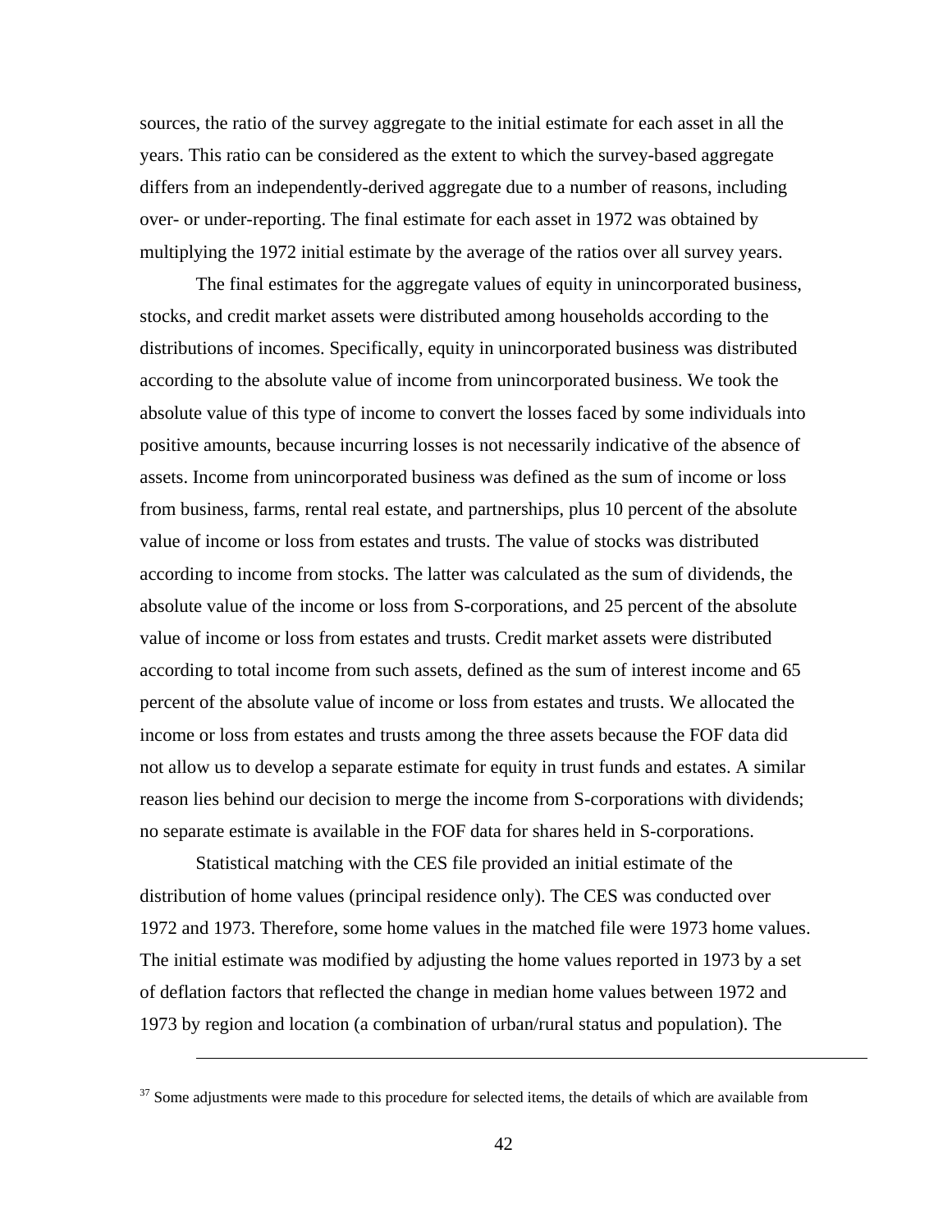sources, the ratio of the survey aggregate to the initial estimate for each asset in all the years. This ratio can be considered as the extent to which the survey-based aggregate differs from an independently-derived aggregate due to a number of reasons, including over- or under-reporting. The final estimate for each asset in 1972 was obtained by multiplying the 1972 initial estimate by the average of the ratios over all survey years.

The final estimates for the aggregate values of equity in unincorporated business, stocks, and credit market assets were distributed among households according to the distributions of incomes. Specifically, equity in unincorporated business was distributed according to the absolute value of income from unincorporated business. We took the absolute value of this type of income to convert the losses faced by some individuals into positive amounts, because incurring losses is not necessarily indicative of the absence of assets. Income from unincorporated business was defined as the sum of income or loss from business, farms, rental real estate, and partnerships, plus 10 percent of the absolute value of income or loss from estates and trusts. The value of stocks was distributed according to income from stocks. The latter was calculated as the sum of dividends, the absolute value of the income or loss from S-corporations, and 25 percent of the absolute value of income or loss from estates and trusts. Credit market assets were distributed according to total income from such assets, defined as the sum of interest income and 65 percent of the absolute value of income or loss from estates and trusts. We allocated the income or loss from estates and trusts among the three assets because the FOF data did not allow us to develop a separate estimate for equity in trust funds and estates. A similar reason lies behind our decision to merge the income from S-corporations with dividends; no separate estimate is available in the FOF data for shares held in S-corporations.

Statistical matching with the CES file provided an initial estimate of the distribution of home values (principal residence only). The CES was conducted over 1972 and 1973. Therefore, some home values in the matched file were 1973 home values. The initial estimate was modified by adjusting the home values reported in 1973 by a set of deflation factors that reflected the change in median home values between 1972 and 1973 by region and location (a combination of urban/rural status and population). The

---

[37] Some adjustments were made to this procedure for selected items, the details of which are available from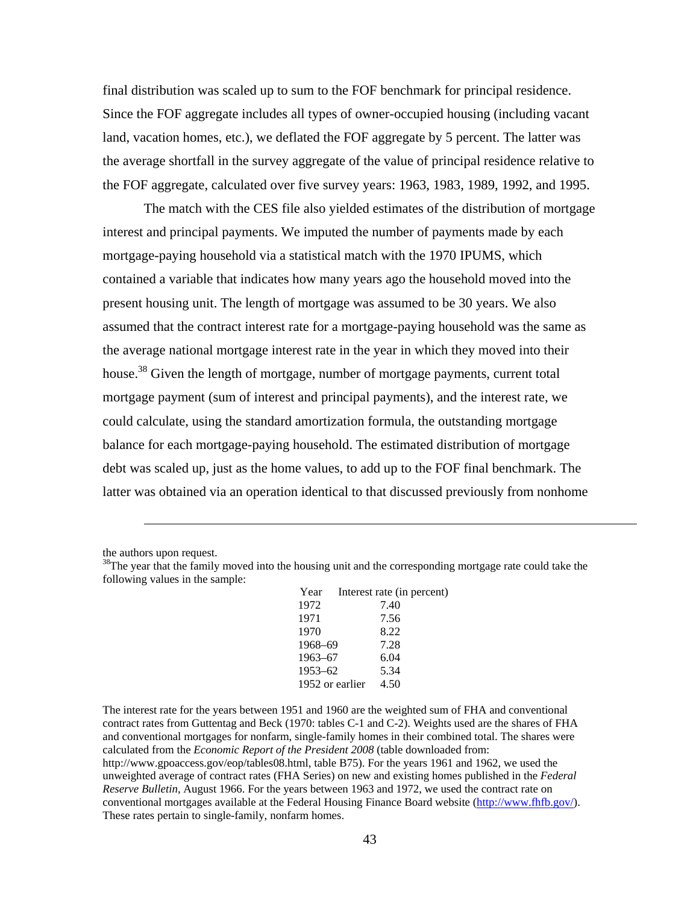final distribution was scaled up to sum to the FOF benchmark for principal residence. Since the FOF aggregate includes all types of owner-occupied housing (including vacant land, vacation homes, etc.), we deflated the FOF aggregate by 5 percent. The latter was the average shortfall in the survey aggregate of the value of principal residence relative to the FOF aggregate, calculated over five survey years: 1963, 1983, 1989, 1992, and 1995.

The match with the CES file also yielded estimates of the distribution of mortgage interest and principal payments. We imputed the number of payments made by each mortgage-paying household via a statistical match with the 1970 IPUMS, which contained a variable that indicates how many years ago the household moved into the present housing unit. The length of mortgage was assumed to be 30 years. We also assumed that the contract interest rate for a mortgage-paying household was the same as the average national mortgage interest rate in the year in which they moved into their house.[38] Given the length of mortgage, number of mortgage payments, current total mortgage payment (sum of interest and principal payments), and the interest rate, we could calculate, using the standard amortization formula, the outstanding mortgage balance for each mortgage-paying household. The estimated distribution of mortgage debt was scaled up, just as the home values, to add up to the FOF final benchmark. The latter was obtained via an operation identical to that discussed previously from nonhome

---

the authors upon request.

[38]The year that the family moved into the housing unit and the corresponding mortgage rate could take the following values in the sample:

| Year | Interest rate (in percent) |
|---|---|
| 1972 | 7.40 |
| 1971 | 7.56 |
| 1970 | 8.22 |
| 1968–69 | 7.28 |
| 1963–67 | 6.04 |
| 1953–62 | 5.34 |
| 1952 or earlier | 4.50 |

The interest rate for the years between 1951 and 1960 are the weighted sum of FHA and conventional contract rates from Guttentag and Beck (1970: tables C-1 and C-2). Weights used are the shares of FHA and conventional mortgages for nonfarm, single-family homes in their combined total. The shares were calculated from the *Economic Report of the President 2008* (table downloaded from: http://www.gpoaccess.gov/eop/tables08.html, table B75). For the years 1961 and 1962, we used the unweighted average of contract rates (FHA Series) on new and existing homes published in the *Federal Reserve Bulletin*, August 1966. For the years between 1963 and 1972, we used the contract rate on conventional mortgages available at the Federal Housing Finance Board website (http://www.fhfb.gov/). These rates pertain to single-family, nonfarm homes.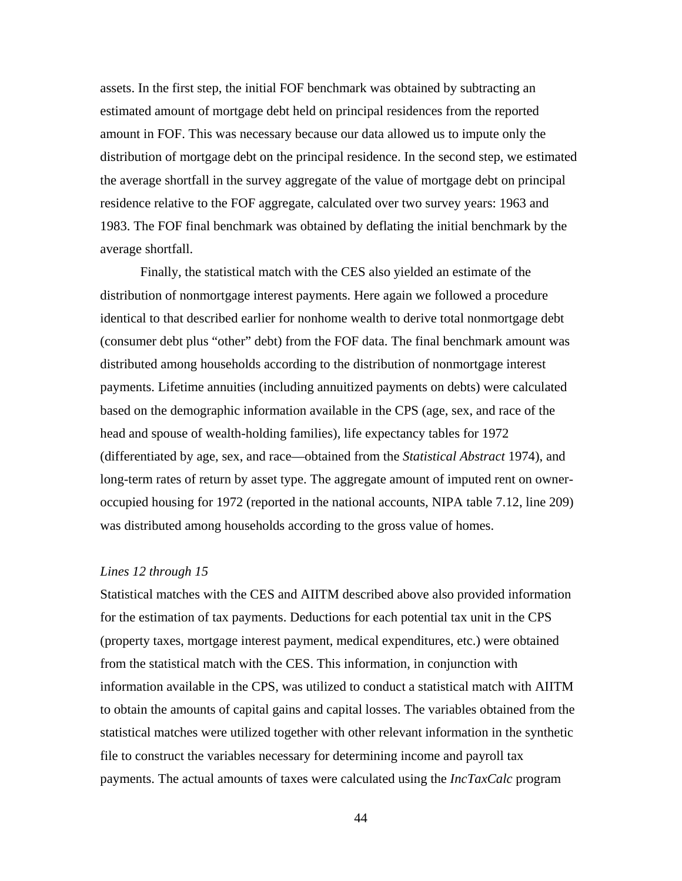assets. In the first step, the initial FOF benchmark was obtained by subtracting an estimated amount of mortgage debt held on principal residences from the reported amount in FOF. This was necessary because our data allowed us to impute only the distribution of mortgage debt on the principal residence. In the second step, we estimated the average shortfall in the survey aggregate of the value of mortgage debt on principal residence relative to the FOF aggregate, calculated over two survey years: 1963 and 1983. The FOF final benchmark was obtained by deflating the initial benchmark by the average shortfall.

Finally, the statistical match with the CES also yielded an estimate of the distribution of nonmortgage interest payments. Here again we followed a procedure identical to that described earlier for nonhome wealth to derive total nonmortgage debt (consumer debt plus "other" debt) from the FOF data. The final benchmark amount was distributed among households according to the distribution of nonmortgage interest payments. Lifetime annuities (including annuitized payments on debts) were calculated based on the demographic information available in the CPS (age, sex, and race of the head and spouse of wealth-holding families), life expectancy tables for 1972 (differentiated by age, sex, and race—obtained from the *Statistical Abstract* 1974), and long-term rates of return by asset type. The aggregate amount of imputed rent on owner-occupied housing for 1972 (reported in the national accounts, NIPA table 7.12, line 209) was distributed among households according to the gross value of homes.

*Lines 12 through 15*

Statistical matches with the CES and AIITM described above also provided information for the estimation of tax payments. Deductions for each potential tax unit in the CPS (property taxes, mortgage interest payment, medical expenditures, etc.) were obtained from the statistical match with the CES. This information, in conjunction with information available in the CPS, was utilized to conduct a statistical match with AIITM to obtain the amounts of capital gains and capital losses. The variables obtained from the statistical matches were utilized together with other relevant information in the synthetic file to construct the variables necessary for determining income and payroll tax payments. The actual amounts of taxes were calculated using the *IncTaxCalc* program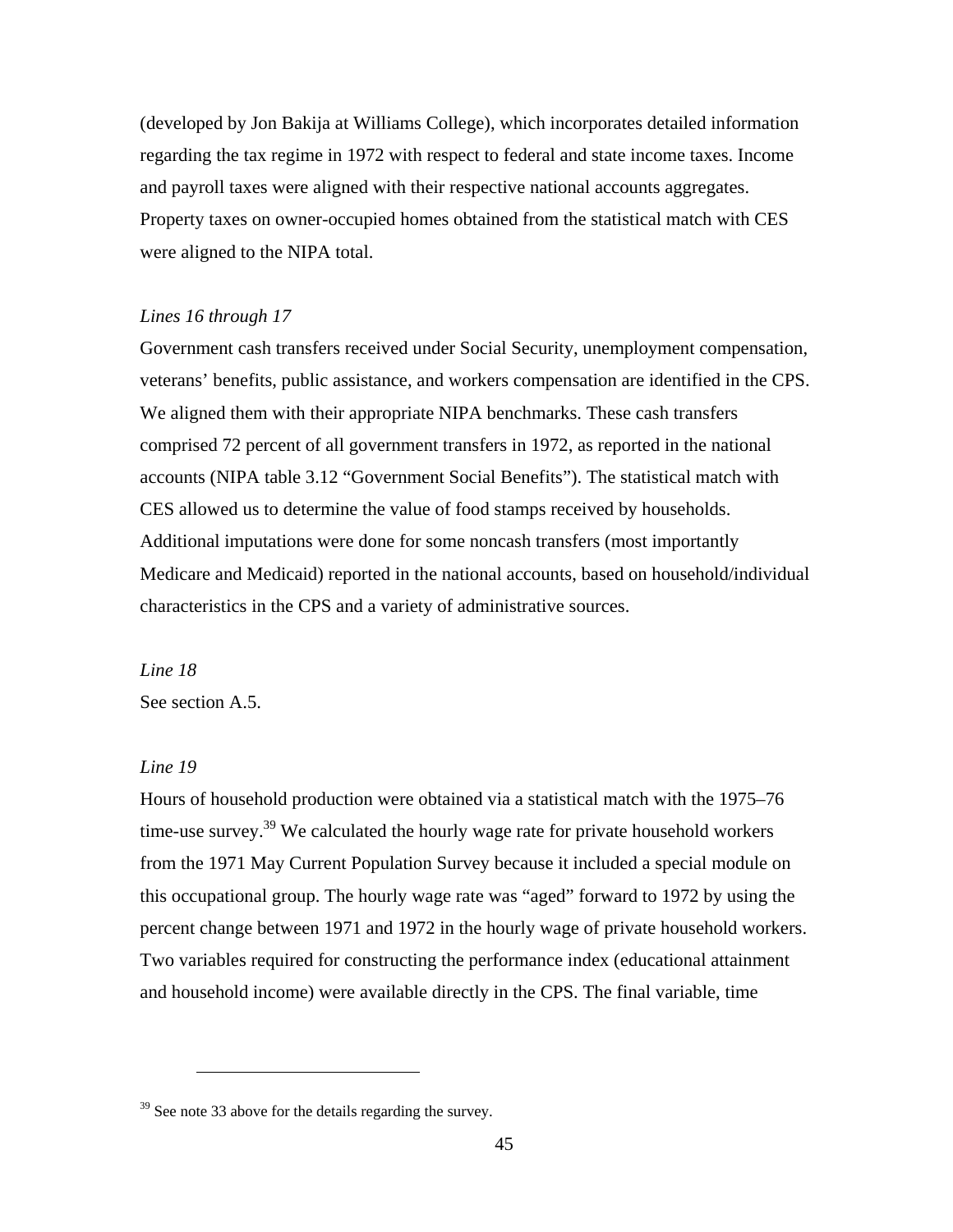(developed by Jon Bakija at Williams College), which incorporates detailed information regarding the tax regime in 1972 with respect to federal and state income taxes. Income and payroll taxes were aligned with their respective national accounts aggregates. Property taxes on owner-occupied homes obtained from the statistical match with CES were aligned to the NIPA total.

*Lines 16 through 17*

Government cash transfers received under Social Security, unemployment compensation, veterans' benefits, public assistance, and workers compensation are identified in the CPS. We aligned them with their appropriate NIPA benchmarks. These cash transfers comprised 72 percent of all government transfers in 1972, as reported in the national accounts (NIPA table 3.12 "Government Social Benefits"). The statistical match with CES allowed us to determine the value of food stamps received by households. Additional imputations were done for some noncash transfers (most importantly Medicare and Medicaid) reported in the national accounts, based on household/individual characteristics in the CPS and a variety of administrative sources.

*Line 18*

See section A.5.

*Line 19*

Hours of household production were obtained via a statistical match with the 1975–76 time-use survey.[39] We calculated the hourly wage rate for private household workers from the 1971 May Current Population Survey because it included a special module on this occupational group. The hourly wage rate was "aged" forward to 1972 by using the percent change between 1971 and 1972 in the hourly wage of private household workers. Two variables required for constructing the performance index (educational attainment and household income) were available directly in the CPS. The final variable, time

[39] See note 33 above for the details regarding the survey.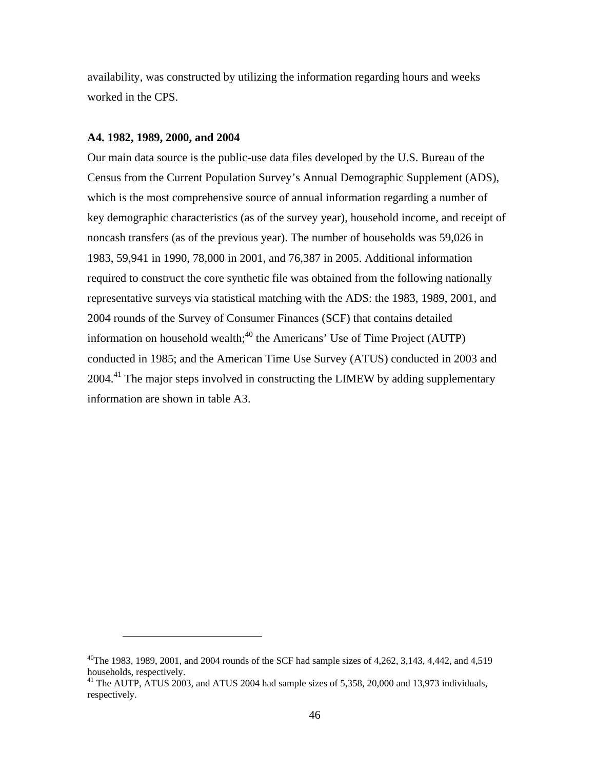availability, was constructed by utilizing the information regarding hours and weeks worked in the CPS.

### A4. 1982, 1989, 2000, and 2004

Our main data source is the public-use data files developed by the U.S. Bureau of the Census from the Current Population Survey's Annual Demographic Supplement (ADS), which is the most comprehensive source of annual information regarding a number of key demographic characteristics (as of the survey year), household income, and receipt of noncash transfers (as of the previous year). The number of households was 59,026 in 1983, 59,941 in 1990, 78,000 in 2001, and 76,387 in 2005. Additional information required to construct the core synthetic file was obtained from the following nationally representative surveys via statistical matching with the ADS: the 1983, 1989, 2001, and 2004 rounds of the Survey of Consumer Finances (SCF) that contains detailed information on household wealth;[40] the Americans' Use of Time Project (AUTP) conducted in 1985; and the American Time Use Survey (ATUS) conducted in 2003 and 2004.[41] The major steps involved in constructing the LIMEW by adding supplementary information are shown in table A3.

---

[40] The 1983, 1989, 2001, and 2004 rounds of the SCF had sample sizes of 4,262, 3,143, 4,442, and 4,519 households, respectively.

[41] The AUTP, ATUS 2003, and ATUS 2004 had sample sizes of 5,358, 20,000 and 13,973 individuals, respectively.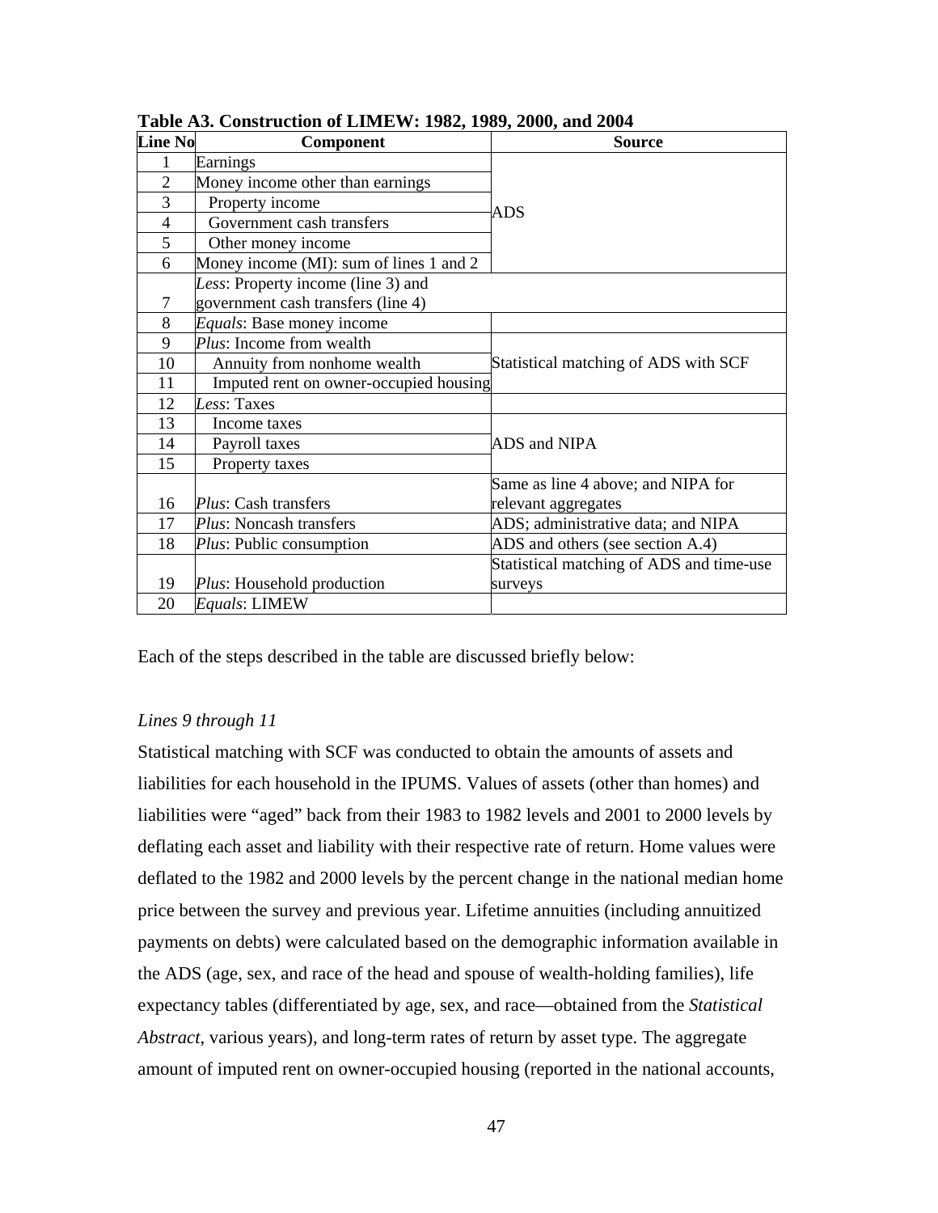**Table A3. Construction of LIMEW: 1982, 1989, 2000, and 2004**

| Line No | Component | Source |
|---|---|---|
| 1 | Earnings | ADS |
| 2 | Money income other than earnings | |
| 3 | Property income | |
| 4 | Government cash transfers | |
| 5 | Other money income | |
| 6 | Money income (MI): sum of lines 1 and 2 | |
| 7 | *Less*: Property income (line 3) and government cash transfers (line 4) | |
| 8 | *Equals*: Base money income | |
| 9 | *Plus*: Income from wealth | Statistical matching of ADS with SCF |
| 10 | Annuity from nonhome wealth | |
| 11 | Imputed rent on owner-occupied housing | |
| 12 | *Less*: Taxes | |
| 13 | Income taxes | ADS and NIPA |
| 14 | Payroll taxes | |
| 15 | Property taxes | |
| 16 | *Plus*: Cash transfers | Same as line 4 above; and NIPA for relevant aggregates |
| 17 | *Plus*: Noncash transfers | ADS; administrative data; and NIPA |
| 18 | *Plus*: Public consumption | ADS and others (see section A.4) |
| 19 | *Plus*: Household production | Statistical matching of ADS and time-use surveys |
| 20 | *Equals*: LIMEW | |

Each of the steps described in the table are discussed briefly below:

*Lines 9 through 11*

Statistical matching with SCF was conducted to obtain the amounts of assets and liabilities for each household in the IPUMS. Values of assets (other than homes) and liabilities were "aged" back from their 1983 to 1982 levels and 2001 to 2000 levels by deflating each asset and liability with their respective rate of return. Home values were deflated to the 1982 and 2000 levels by the percent change in the national median home price between the survey and previous year. Lifetime annuities (including annuitized payments on debts) were calculated based on the demographic information available in the ADS (age, sex, and race of the head and spouse of wealth-holding families), life expectancy tables (differentiated by age, sex, and race—obtained from the *Statistical Abstract*, various years), and long-term rates of return by asset type. The aggregate amount of imputed rent on owner-occupied housing (reported in the national accounts,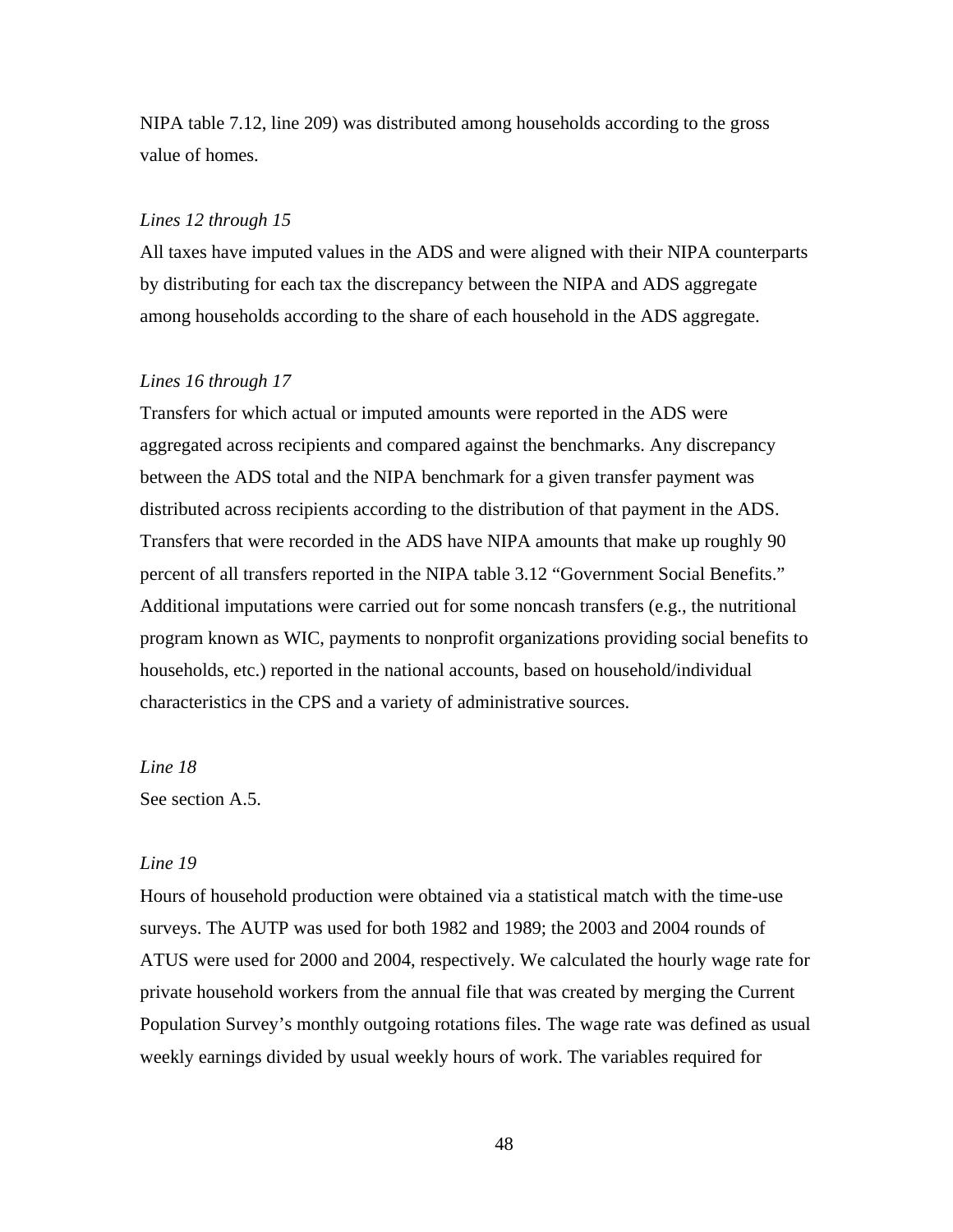NIPA table 7.12, line 209) was distributed among households according to the gross value of homes.

*Lines 12 through 15*

All taxes have imputed values in the ADS and were aligned with their NIPA counterparts by distributing for each tax the discrepancy between the NIPA and ADS aggregate among households according to the share of each household in the ADS aggregate.

*Lines 16 through 17*

Transfers for which actual or imputed amounts were reported in the ADS were aggregated across recipients and compared against the benchmarks. Any discrepancy between the ADS total and the NIPA benchmark for a given transfer payment was distributed across recipients according to the distribution of that payment in the ADS. Transfers that were recorded in the ADS have NIPA amounts that make up roughly 90 percent of all transfers reported in the NIPA table 3.12 "Government Social Benefits." Additional imputations were carried out for some noncash transfers (e.g., the nutritional program known as WIC, payments to nonprofit organizations providing social benefits to households, etc.) reported in the national accounts, based on household/individual characteristics in the CPS and a variety of administrative sources.

*Line 18*

See section A.5.

*Line 19*

Hours of household production were obtained via a statistical match with the time-use surveys. The AUTP was used for both 1982 and 1989; the 2003 and 2004 rounds of ATUS were used for 2000 and 2004, respectively. We calculated the hourly wage rate for private household workers from the annual file that was created by merging the Current Population Survey's monthly outgoing rotations files. The wage rate was defined as usual weekly earnings divided by usual weekly hours of work. The variables required for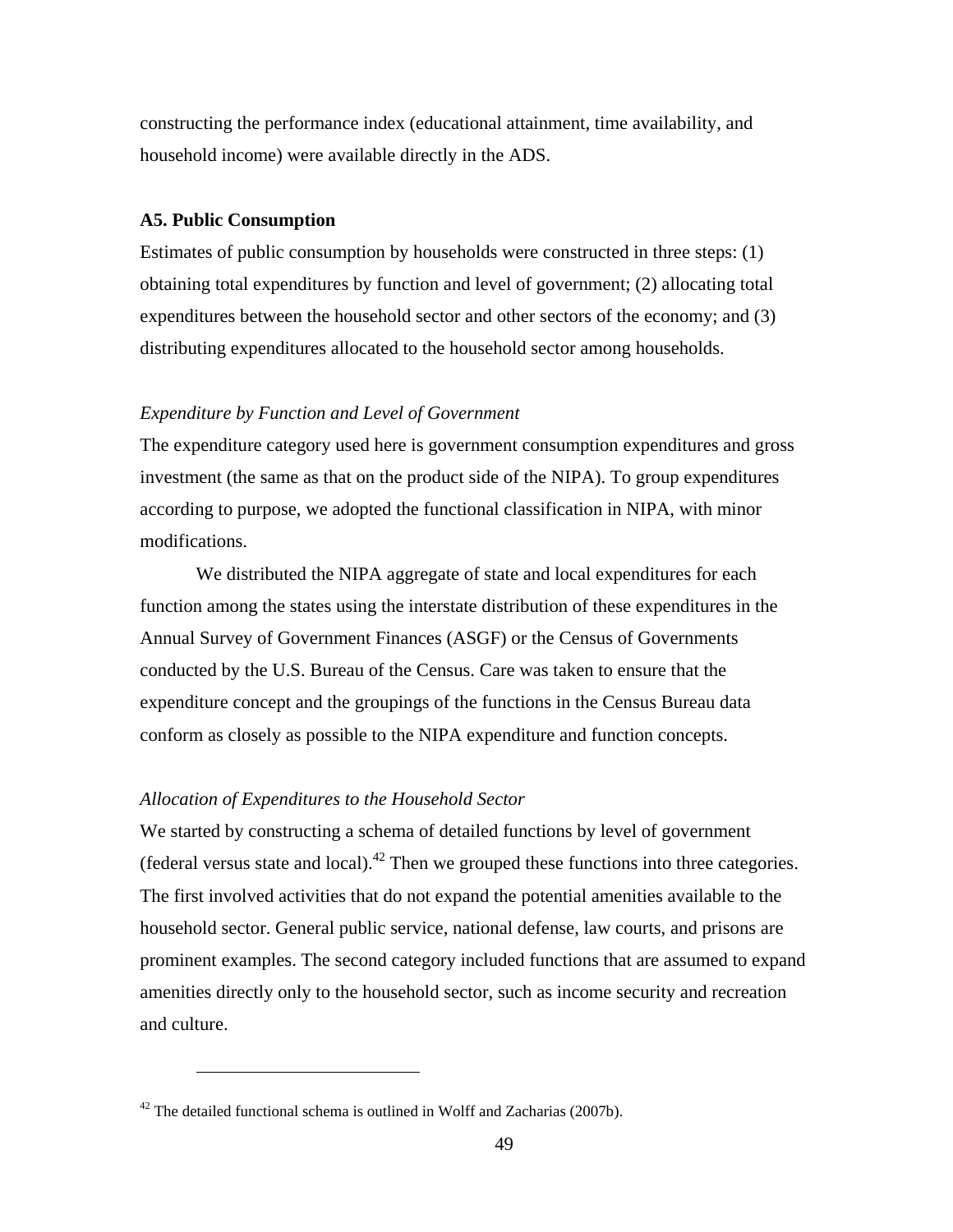constructing the performance index (educational attainment, time availability, and household income) were available directly in the ADS.

### A5. Public Consumption

Estimates of public consumption by households were constructed in three steps: (1) obtaining total expenditures by function and level of government; (2) allocating total expenditures between the household sector and other sectors of the economy; and (3) distributing expenditures allocated to the household sector among households.

#### *Expenditure by Function and Level of Government*

The expenditure category used here is government consumption expenditures and gross investment (the same as that on the product side of the NIPA). To group expenditures according to purpose, we adopted the functional classification in NIPA, with minor modifications.

We distributed the NIPA aggregate of state and local expenditures for each function among the states using the interstate distribution of these expenditures in the Annual Survey of Government Finances (ASGF) or the Census of Governments conducted by the U.S. Bureau of the Census. Care was taken to ensure that the expenditure concept and the groupings of the functions in the Census Bureau data conform as closely as possible to the NIPA expenditure and function concepts.

#### *Allocation of Expenditures to the Household Sector*

We started by constructing a schema of detailed functions by level of government (federal versus state and local).[42] Then we grouped these functions into three categories. The first involved activities that do not expand the potential amenities available to the household sector. General public service, national defense, law courts, and prisons are prominent examples. The second category included functions that are assumed to expand amenities directly only to the household sector, such as income security and recreation and culture.

---

[42] The detailed functional schema is outlined in Wolff and Zacharias (2007b).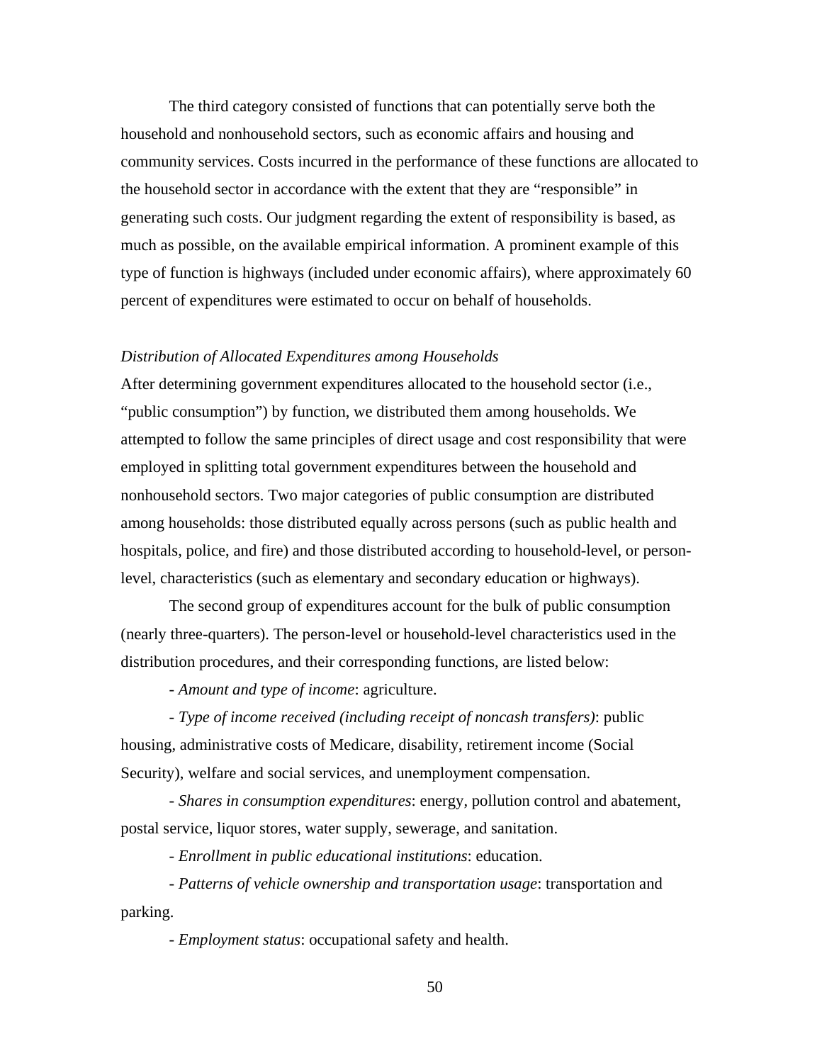The third category consisted of functions that can potentially serve both the household and nonhousehold sectors, such as economic affairs and housing and community services. Costs incurred in the performance of these functions are allocated to the household sector in accordance with the extent that they are "responsible" in generating such costs. Our judgment regarding the extent of responsibility is based, as much as possible, on the available empirical information. A prominent example of this type of function is highways (included under economic affairs), where approximately 60 percent of expenditures were estimated to occur on behalf of households.

*Distribution of Allocated Expenditures among Households*

After determining government expenditures allocated to the household sector (i.e., "public consumption") by function, we distributed them among households. We attempted to follow the same principles of direct usage and cost responsibility that were employed in splitting total government expenditures between the household and nonhousehold sectors. Two major categories of public consumption are distributed among households: those distributed equally across persons (such as public health and hospitals, police, and fire) and those distributed according to household-level, or person-level, characteristics (such as elementary and secondary education or highways).

The second group of expenditures account for the bulk of public consumption (nearly three-quarters). The person-level or household-level characteristics used in the distribution procedures, and their corresponding functions, are listed below:

- *Amount and type of income*: agriculture.

- *Type of income received (including receipt of noncash transfers)*: public housing, administrative costs of Medicare, disability, retirement income (Social Security), welfare and social services, and unemployment compensation.

- *Shares in consumption expenditures*: energy, pollution control and abatement, postal service, liquor stores, water supply, sewerage, and sanitation.

- *Enrollment in public educational institutions*: education.

- *Patterns of vehicle ownership and transportation usage*: transportation and parking.

- *Employment status*: occupational safety and health.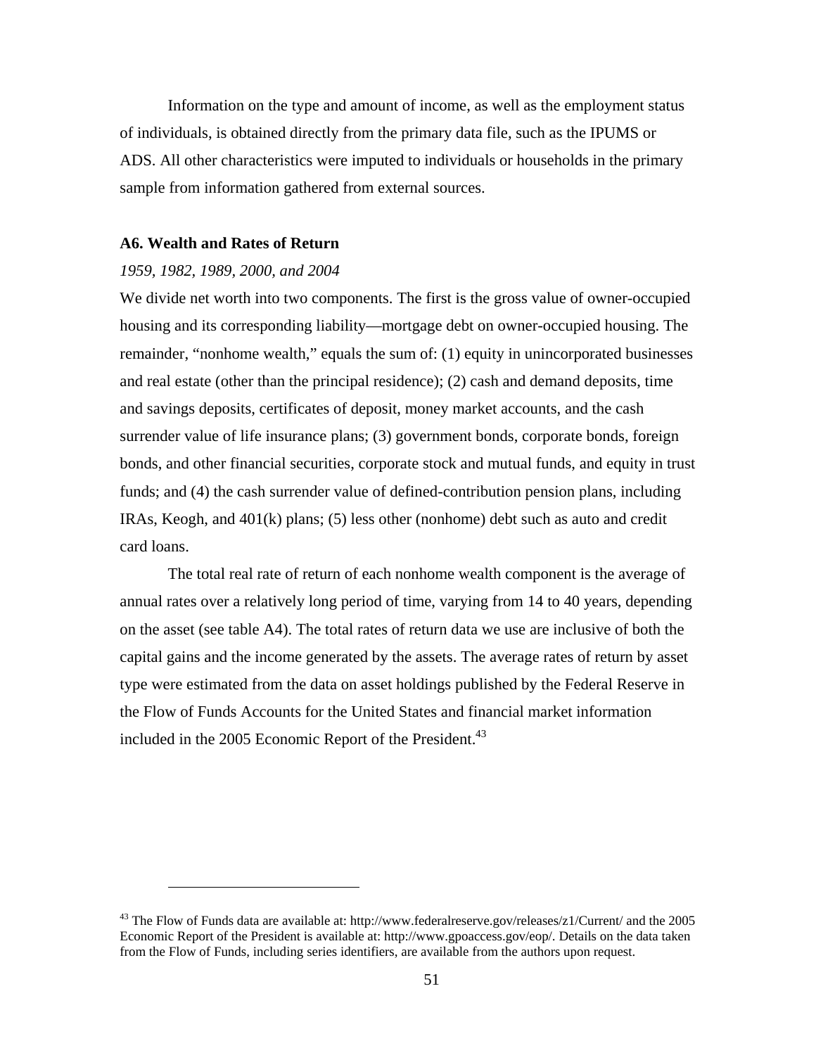Information on the type and amount of income, as well as the employment status of individuals, is obtained directly from the primary data file, such as the IPUMS or ADS. All other characteristics were imputed to individuals or households in the primary sample from information gathered from external sources.

### A6. Wealth and Rates of Return

*1959, 1982, 1989, 2000, and 2004*

We divide net worth into two components. The first is the gross value of owner-occupied housing and its corresponding liability—mortgage debt on owner-occupied housing. The remainder, "nonhome wealth," equals the sum of: (1) equity in unincorporated businesses and real estate (other than the principal residence); (2) cash and demand deposits, time and savings deposits, certificates of deposit, money market accounts, and the cash surrender value of life insurance plans; (3) government bonds, corporate bonds, foreign bonds, and other financial securities, corporate stock and mutual funds, and equity in trust funds; and (4) the cash surrender value of defined-contribution pension plans, including IRAs, Keogh, and 401(k) plans; (5) less other (nonhome) debt such as auto and credit card loans.

The total real rate of return of each nonhome wealth component is the average of annual rates over a relatively long period of time, varying from 14 to 40 years, depending on the asset (see table A4). The total rates of return data we use are inclusive of both the capital gains and the income generated by the assets. The average rates of return by asset type were estimated from the data on asset holdings published by the Federal Reserve in the Flow of Funds Accounts for the United States and financial market information included in the 2005 Economic Report of the President.[43]

[43] The Flow of Funds data are available at: http://www.federalreserve.gov/releases/z1/Current/ and the 2005 Economic Report of the President is available at: http://www.gpoaccess.gov/eop/. Details on the data taken from the Flow of Funds, including series identifiers, are available from the authors upon request.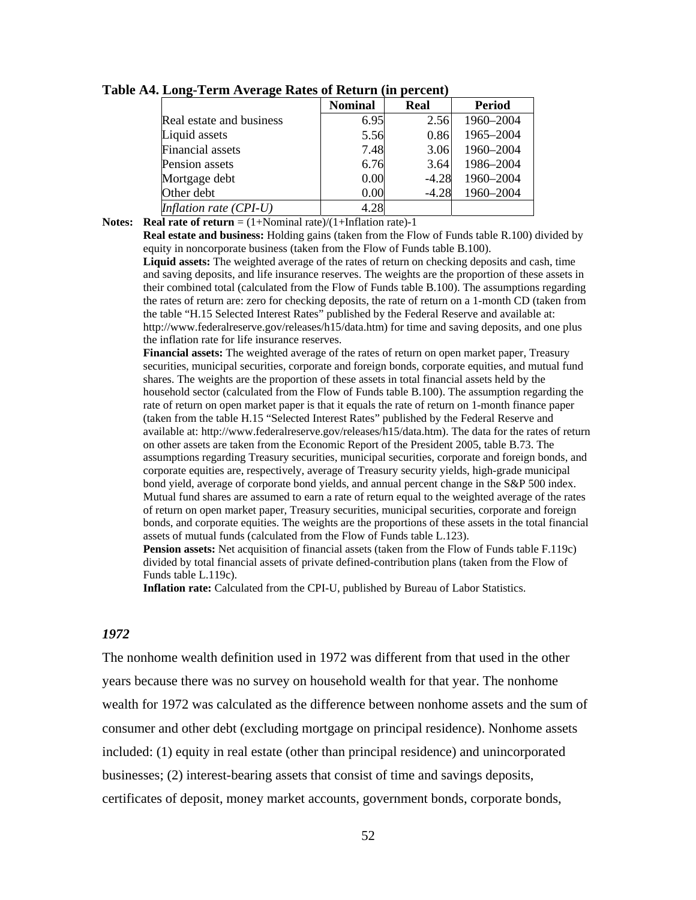**Table A4. Long-Term Average Rates of Return (in percent)**

| | Nominal | Real | Period |
|---|---|---|---|
| Real estate and business | 6.95 | 2.56 | 1960–2004 |
| Liquid assets | 5.56 | 0.86 | 1965–2004 |
| Financial assets | 7.48 | 3.06 | 1960–2004 |
| Pension assets | 6.76 | 3.64 | 1986–2004 |
| Mortgage debt | 0.00 | -4.28 | 1960–2004 |
| Other debt | 0.00 | -4.28 | 1960–2004 |
| *Inflation rate (CPI-U)* | 4.28 | | |

**Notes:** **Real rate of return** = (1+Nominal rate)/(1+Inflation rate)-1

**Real estate and business:** Holding gains (taken from the Flow of Funds table R.100) divided by equity in noncorporate business (taken from the Flow of Funds table B.100).

**Liquid assets:** The weighted average of the rates of return on checking deposits and cash, time and saving deposits, and life insurance reserves. The weights are the proportion of these assets in their combined total (calculated from the Flow of Funds table B.100). The assumptions regarding the rates of return are: zero for checking deposits, the rate of return on a 1-month CD (taken from the table "H.15 Selected Interest Rates" published by the Federal Reserve and available at: http://www.federalreserve.gov/releases/h15/data.htm) for time and saving deposits, and one plus the inflation rate for life insurance reserves.

**Financial assets:** The weighted average of the rates of return on open market paper, Treasury securities, municipal securities, corporate and foreign bonds, corporate equities, and mutual fund shares. The weights are the proportion of these assets in total financial assets held by the household sector (calculated from the Flow of Funds table B.100). The assumption regarding the rate of return on open market paper is that it equals the rate of return on 1-month finance paper (taken from the table H.15 "Selected Interest Rates" published by the Federal Reserve and available at: http://www.federalreserve.gov/releases/h15/data.htm). The data for the rates of return on other assets are taken from the Economic Report of the President 2005, table B.73. The assumptions regarding Treasury securities, municipal securities, corporate and foreign bonds, and corporate equities are, respectively, average of Treasury security yields, high-grade municipal bond yield, average of corporate bond yields, and annual percent change in the S&P 500 index. Mutual fund shares are assumed to earn a rate of return equal to the weighted average of the rates of return on open market paper, Treasury securities, municipal securities, corporate and foreign bonds, and corporate equities. The weights are the proportions of these assets in the total financial assets of mutual funds (calculated from the Flow of Funds table L.123).

**Pension assets:** Net acquisition of financial assets (taken from the Flow of Funds table F.119c) divided by total financial assets of private defined-contribution plans (taken from the Flow of Funds table L.119c).

**Inflation rate:** Calculated from the CPI-U, published by Bureau of Labor Statistics.

### *1972*

The nonhome wealth definition used in 1972 was different from that used in the other years because there was no survey on household wealth for that year. The nonhome wealth for 1972 was calculated as the difference between nonhome assets and the sum of consumer and other debt (excluding mortgage on principal residence). Nonhome assets included: (1) equity in real estate (other than principal residence) and unincorporated businesses; (2) interest-bearing assets that consist of time and savings deposits, certificates of deposit, money market accounts, government bonds, corporate bonds,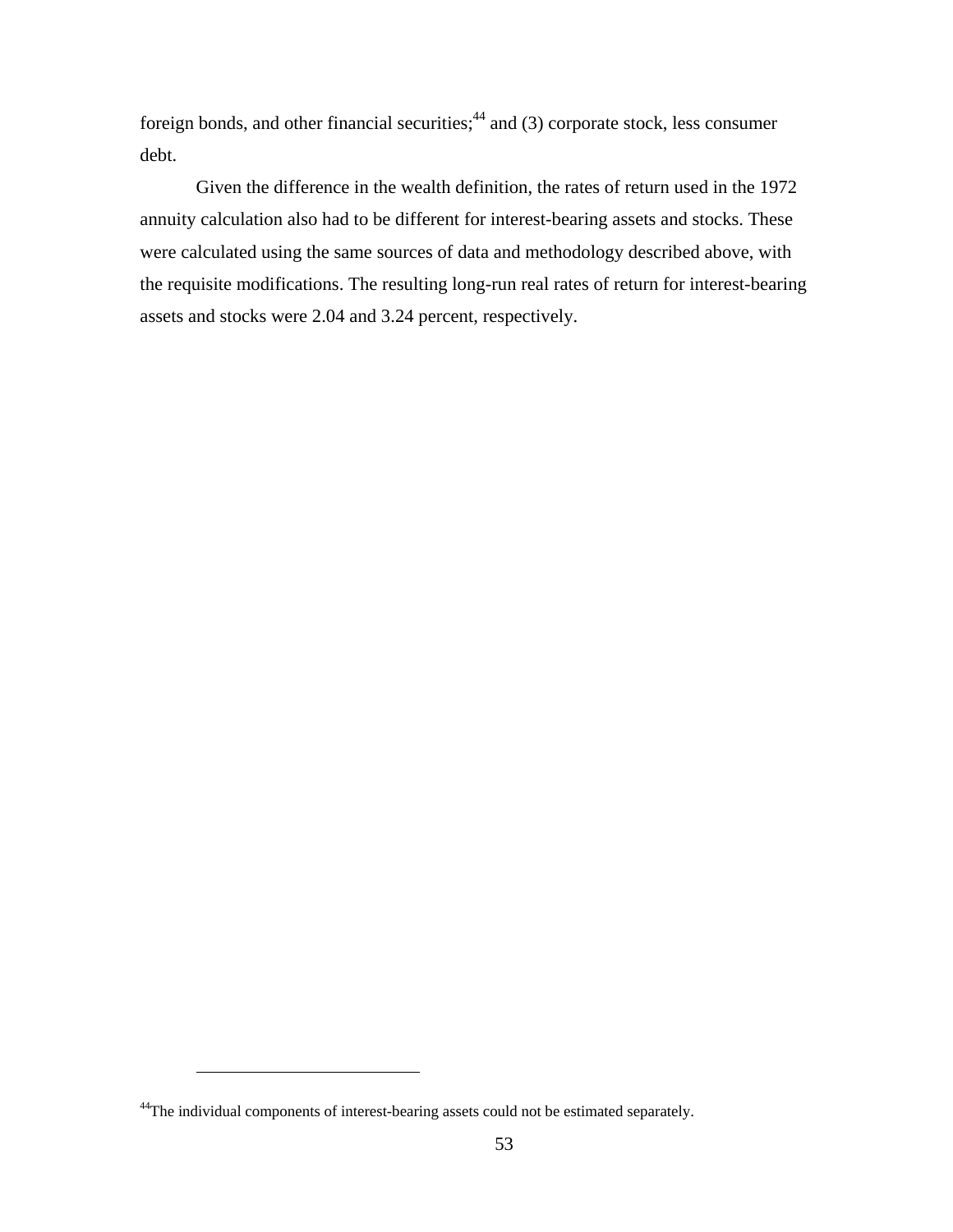foreign bonds, and other financial securities;[44] and (3) corporate stock, less consumer debt.

Given the difference in the wealth definition, the rates of return used in the 1972 annuity calculation also had to be different for interest-bearing assets and stocks. These were calculated using the same sources of data and methodology described above, with the requisite modifications. The resulting long-run real rates of return for interest-bearing assets and stocks were 2.04 and 3.24 percent, respectively.

---

[44]The individual components of interest-bearing assets could not be estimated separately.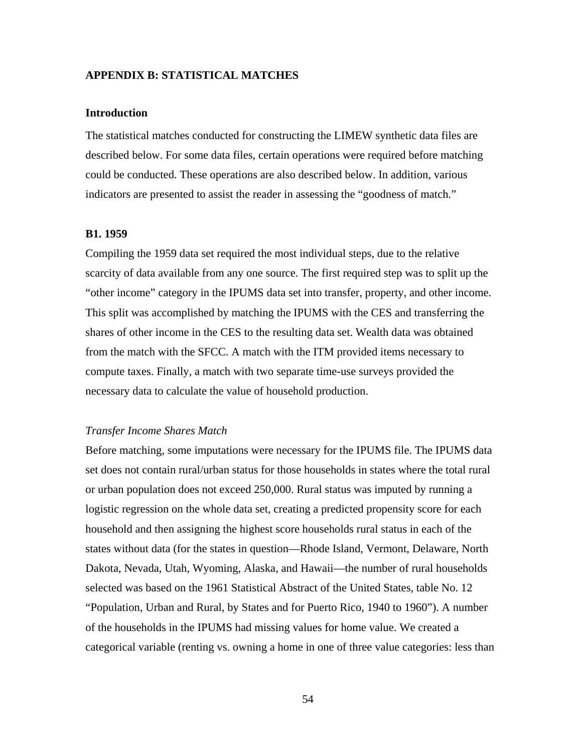## APPENDIX B: STATISTICAL MATCHES

### Introduction

The statistical matches conducted for constructing the LIMEW synthetic data files are described below. For some data files, certain operations were required before matching could be conducted. These operations are also described below. In addition, various indicators are presented to assist the reader in assessing the "goodness of match."

### B1. 1959

Compiling the 1959 data set required the most individual steps, due to the relative scarcity of data available from any one source. The first required step was to split up the "other income" category in the IPUMS data set into transfer, property, and other income. This split was accomplished by matching the IPUMS with the CES and transferring the shares of other income in the CES to the resulting data set. Wealth data was obtained from the match with the SFCC. A match with the ITM provided items necessary to compute taxes. Finally, a match with two separate time-use surveys provided the necessary data to calculate the value of household production.

*Transfer Income Shares Match*

Before matching, some imputations were necessary for the IPUMS file. The IPUMS data set does not contain rural/urban status for those households in states where the total rural or urban population does not exceed 250,000. Rural status was imputed by running a logistic regression on the whole data set, creating a predicted propensity score for each household and then assigning the highest score households rural status in each of the states without data (for the states in question—Rhode Island, Vermont, Delaware, North Dakota, Nevada, Utah, Wyoming, Alaska, and Hawaii—the number of rural households selected was based on the 1961 Statistical Abstract of the United States, table No. 12 "Population, Urban and Rural, by States and for Puerto Rico, 1940 to 1960"). A number of the households in the IPUMS had missing values for home value. We created a categorical variable (renting vs. owning a home in one of three value categories: less than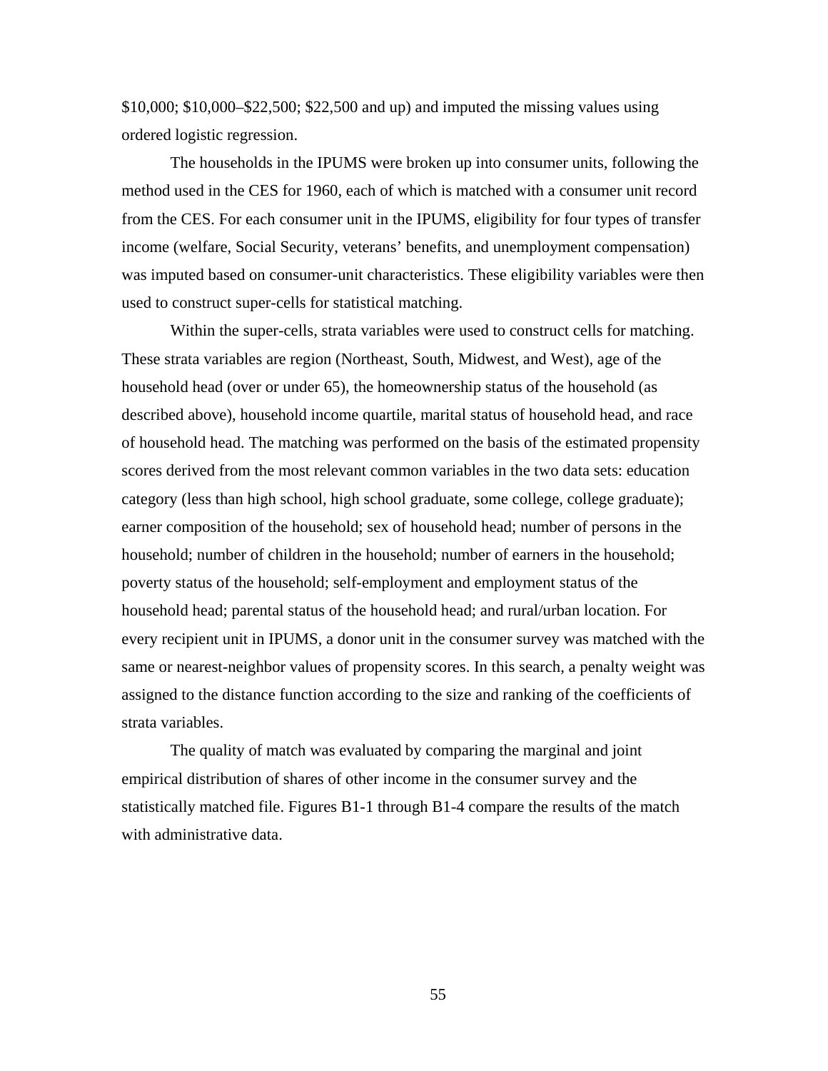$10,000; $10,000–$22,500; $22,500 and up) and imputed the missing values using ordered logistic regression.

The households in the IPUMS were broken up into consumer units, following the method used in the CES for 1960, each of which is matched with a consumer unit record from the CES. For each consumer unit in the IPUMS, eligibility for four types of transfer income (welfare, Social Security, veterans' benefits, and unemployment compensation) was imputed based on consumer-unit characteristics. These eligibility variables were then used to construct super-cells for statistical matching.

Within the super-cells, strata variables were used to construct cells for matching. These strata variables are region (Northeast, South, Midwest, and West), age of the household head (over or under 65), the homeownership status of the household (as described above), household income quartile, marital status of household head, and race of household head. The matching was performed on the basis of the estimated propensity scores derived from the most relevant common variables in the two data sets: education category (less than high school, high school graduate, some college, college graduate); earner composition of the household; sex of household head; number of persons in the household; number of children in the household; number of earners in the household; poverty status of the household; self-employment and employment status of the household head; parental status of the household head; and rural/urban location. For every recipient unit in IPUMS, a donor unit in the consumer survey was matched with the same or nearest-neighbor values of propensity scores. In this search, a penalty weight was assigned to the distance function according to the size and ranking of the coefficients of strata variables.

The quality of match was evaluated by comparing the marginal and joint empirical distribution of shares of other income in the consumer survey and the statistically matched file. Figures B1-1 through B1-4 compare the results of the match with administrative data.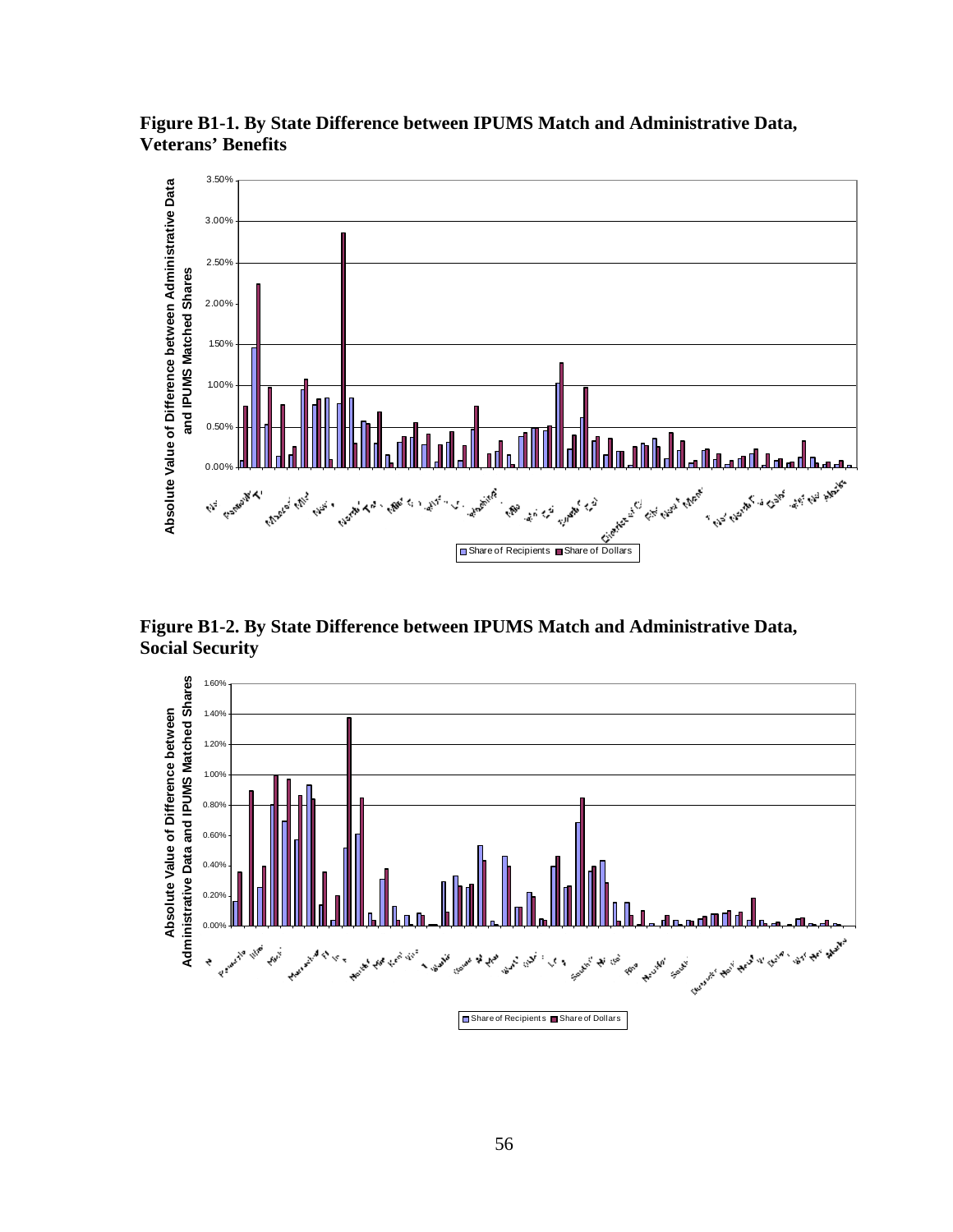**Figure B1-1. By State Difference between IPUMS Match and Administrative Data, Veterans' Benefits**

**Figure B1-2. By State Difference between IPUMS Match and Administrative Data, Social Security**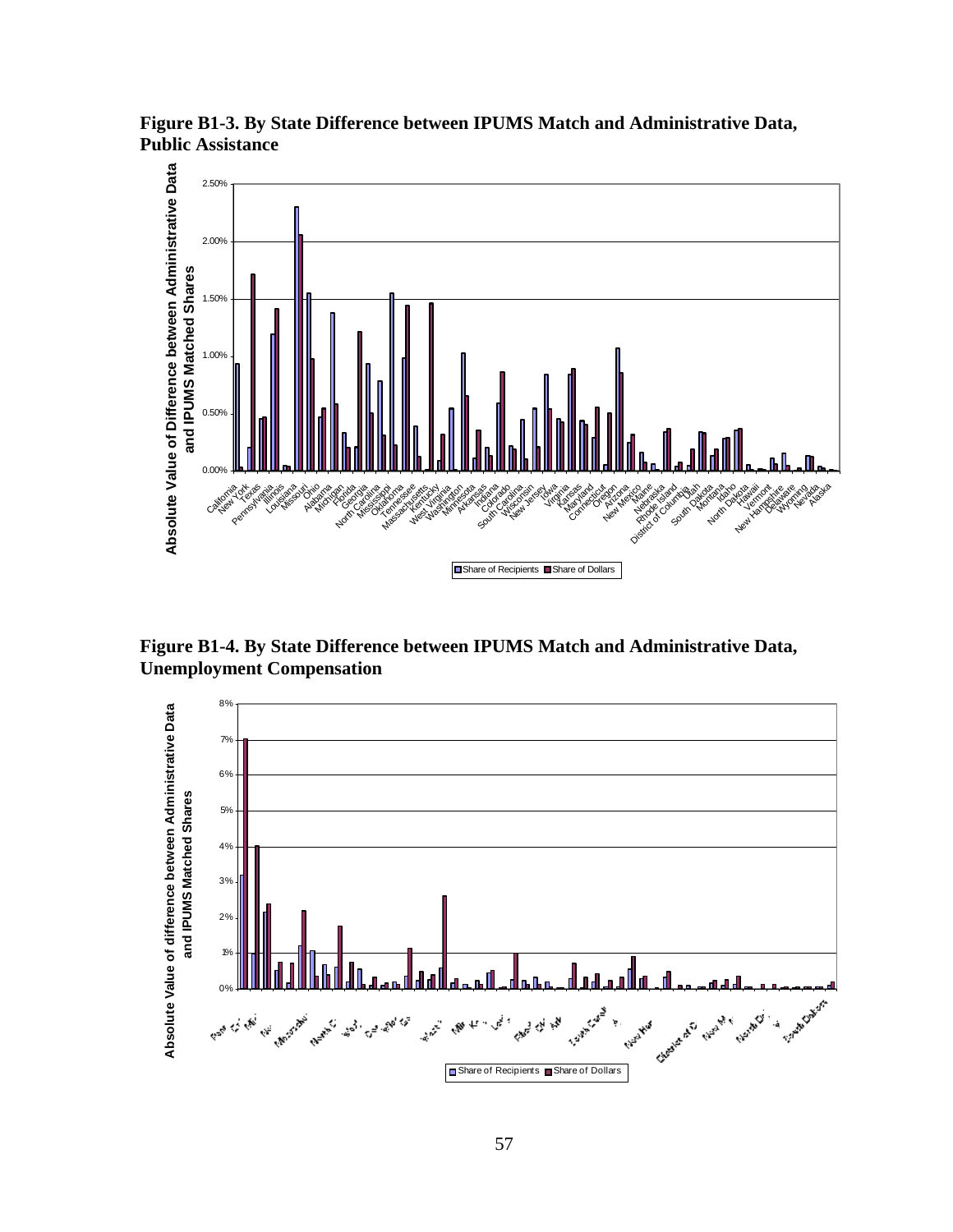**Figure B1-3. By State Difference between IPUMS Match and Administrative Data, Public Assistance**

**Figure B1-4. By State Difference between IPUMS Match and Administrative Data, Unemployment Compensation**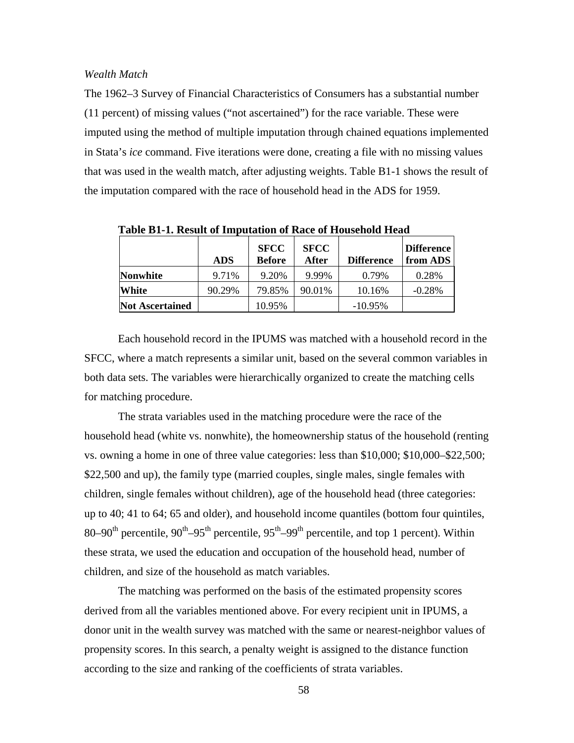*Wealth Match*

The 1962–3 Survey of Financial Characteristics of Consumers has a substantial number (11 percent) of missing values ("not ascertained") for the race variable. These were imputed using the method of multiple imputation through chained equations implemented in Stata's *ice* command. Five iterations were done, creating a file with no missing values that was used in the wealth match, after adjusting weights. Table B1-1 shows the result of the imputation compared with the race of household head in the ADS for 1959.

**Table B1-1. Result of Imputation of Race of Household Head**

| | ADS | SFCC Before | SFCC After | Difference | Difference from ADS |
|---|---|---|---|---|---|
| **Nonwhite** | 9.71% | 9.20% | 9.99% | 0.79% | 0.28% |
| **White** | 90.29% | 79.85% | 90.01% | 10.16% | -0.28% |
| **Not Ascertained** | | 10.95% | | -10.95% | |

Each household record in the IPUMS was matched with a household record in the SFCC, where a match represents a similar unit, based on the several common variables in both data sets. The variables were hierarchically organized to create the matching cells for matching procedure.

The strata variables used in the matching procedure were the race of the household head (white vs. nonwhite), the homeownership status of the household (renting vs. owning a home in one of three value categories: less than $10,000; $10,000–$22,500; $22,500 and up), the family type (married couples, single males, single females with children, single females without children), age of the household head (three categories: up to 40; 41 to 64; 65 and older), and household income quantiles (bottom four quintiles, 80–90th percentile, 90th–95th percentile, 95th–99th percentile, and top 1 percent). Within these strata, we used the education and occupation of the household head, number of children, and size of the household as match variables.

The matching was performed on the basis of the estimated propensity scores derived from all the variables mentioned above. For every recipient unit in IPUMS, a donor unit in the wealth survey was matched with the same or nearest-neighbor values of propensity scores. In this search, a penalty weight is assigned to the distance function according to the size and ranking of the coefficients of strata variables.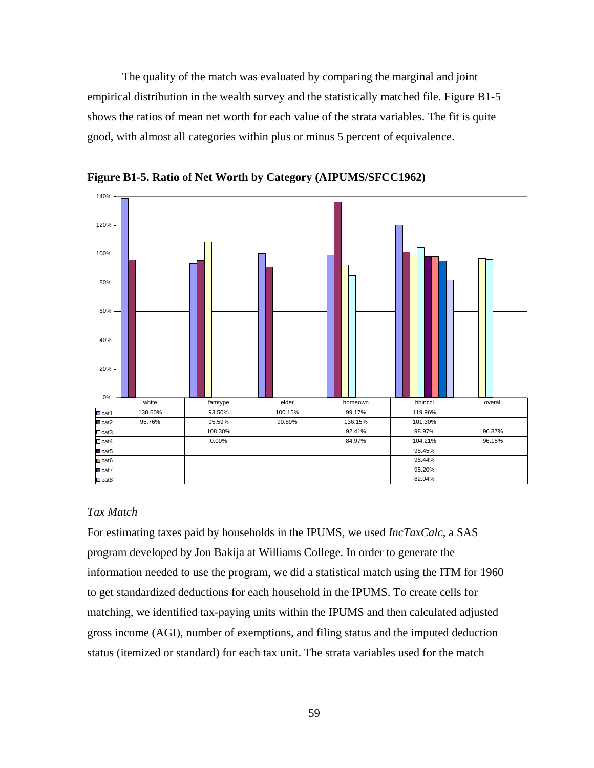The quality of the match was evaluated by comparing the marginal and joint empirical distribution in the wealth survey and the statistically matched file. Figure B1-5 shows the ratios of mean net worth for each value of the strata variables. The fit is quite good, with almost all categories within plus or minus 5 percent of equivalence.

**Figure B1-5. Ratio of Net Worth by Category (AIPUMS/SFCC1962)**

|  | white | famtype | elder | homeown | hhinccl | overall |
|---|---|---|---|---|---|---|
| cat1 | 138.60% | 93.50% | 100.15% | 99.17% | 119.96% |  |
| cat2 | 95.76% | 95.59% | 90.89% | 136.15% | 101.30% |  |
| cat3 |  | 108.30% |  | 92.41% | 98.97% | 96.87% |
| cat4 |  | 0.00% |  | 84.97% | 104.21% | 96.18% |
| cat5 |  |  |  |  | 98.45% |  |
| cat6 |  |  |  |  | 98.44% |  |
| cat7 |  |  |  |  | 95.20% |  |
| cat8 |  |  |  |  | 82.04% |  |

*Tax Match*

For estimating taxes paid by households in the IPUMS, we used *IncTaxCalc*, a SAS program developed by Jon Bakija at Williams College. In order to generate the information needed to use the program, we did a statistical match using the ITM for 1960 to get standardized deductions for each household in the IPUMS. To create cells for matching, we identified tax-paying units within the IPUMS and then calculated adjusted gross income (AGI), number of exemptions, and filing status and the imputed deduction status (itemized or standard) for each tax unit. The strata variables used for the match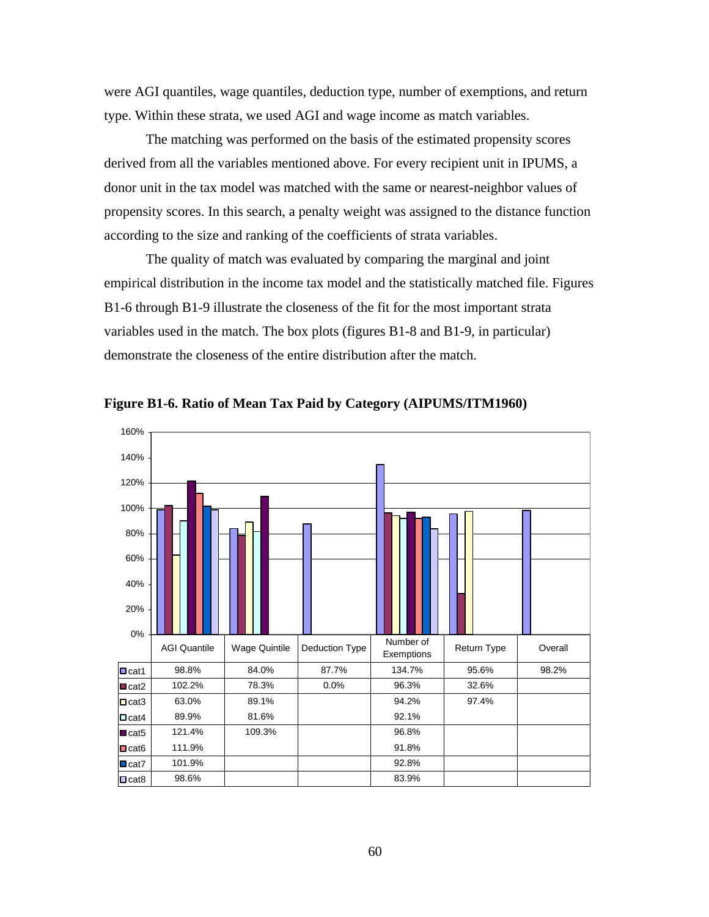were AGI quantiles, wage quantiles, deduction type, number of exemptions, and return type. Within these strata, we used AGI and wage income as match variables.

The matching was performed on the basis of the estimated propensity scores derived from all the variables mentioned above. For every recipient unit in IPUMS, a donor unit in the tax model was matched with the same or nearest-neighbor values of propensity scores. In this search, a penalty weight was assigned to the distance function according to the size and ranking of the coefficients of strata variables.

The quality of match was evaluated by comparing the marginal and joint empirical distribution in the income tax model and the statistically matched file. Figures B1-6 through B1-9 illustrate the closeness of the fit for the most important strata variables used in the match. The box plots (figures B1-8 and B1-9, in particular) demonstrate the closeness of the entire distribution after the match.

**Figure B1-6. Ratio of Mean Tax Paid by Category (AIPUMS/ITM1960)**

| | AGI Quantile | Wage Quintile | Deduction Type | Number of Exemptions | Return Type | Overall |
|---|---|---|---|---|---|---|
| cat1 | 98.8% | 84.0% | 87.7% | 134.7% | 95.6% | 98.2% |
| cat2 | 102.2% | 78.3% | 0.0% | 96.3% | 32.6% | |
| cat3 | 63.0% | 89.1% | | 94.2% | 97.4% | |
| cat4 | 89.9% | 81.6% | | 92.1% | | |
| cat5 | 121.4% | 109.3% | | 96.8% | | |
| cat6 | 111.9% | | | 91.8% | | |
| cat7 | 101.9% | | | 92.8% | | |
| cat8 | 98.6% | | | 83.9% | | |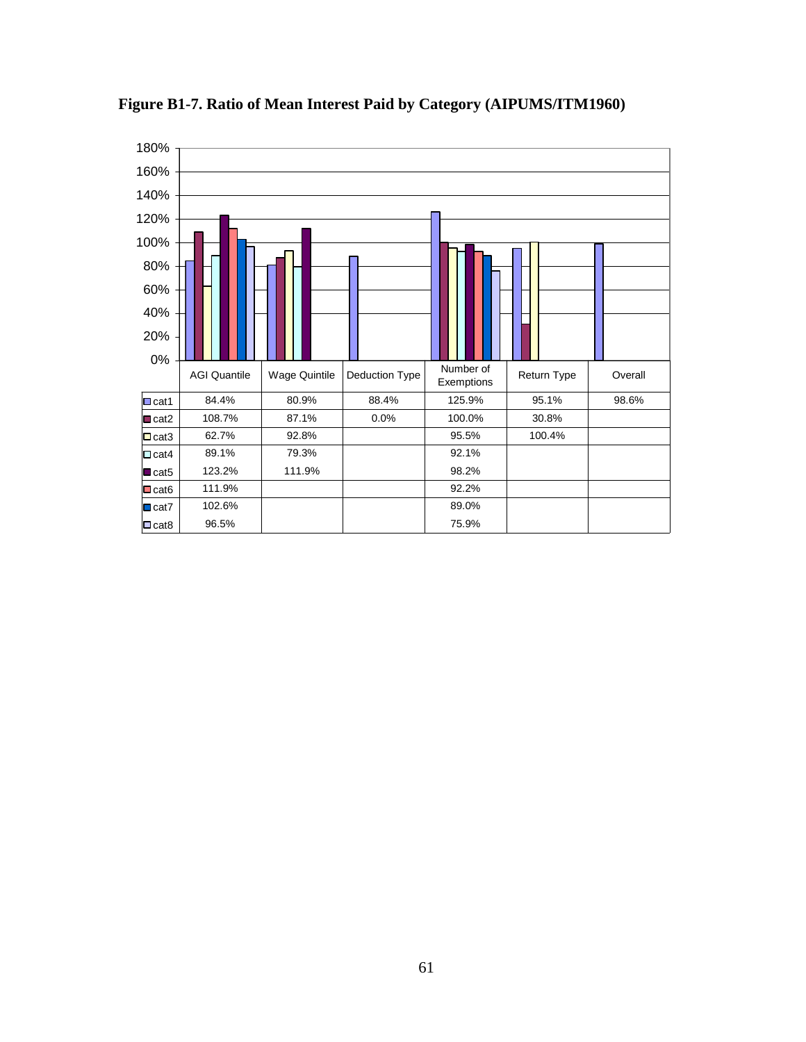**Figure B1-7. Ratio of Mean Interest Paid by Category (AIPUMS/ITM1960)**

| | AGI Quantile | Wage Quintile | Deduction Type | Number of Exemptions | Return Type | Overall |
|---|---|---|---|---|---|---|
| cat1 | 84.4% | 80.9% | 88.4% | 125.9% | 95.1% | 98.6% |
| cat2 | 108.7% | 87.1% | 0.0% | 100.0% | 30.8% | |
| cat3 | 62.7% | 92.8% | | 95.5% | 100.4% | |
| cat4 | 89.1% | 79.3% | | 92.1% | | |
| cat5 | 123.2% | 111.9% | | 98.2% | | |
| cat6 | 111.9% | | | 92.2% | | |
| cat7 | 102.6% | | | 89.0% | | |
| cat8 | 96.5% | | | 75.9% | | |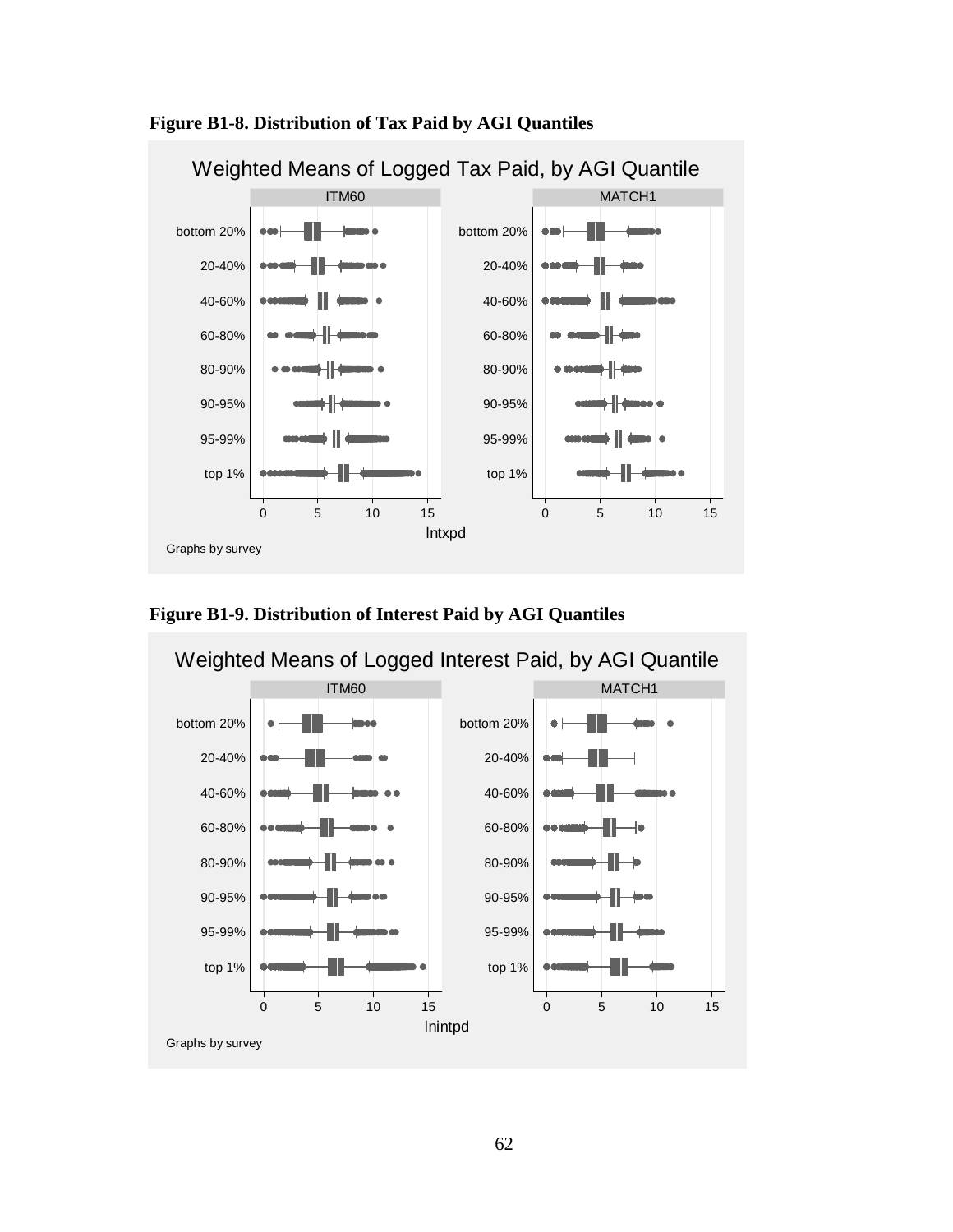**Figure B1-8. Distribution of Tax Paid by AGI Quantiles**

Weighted Means of Logged Tax Paid, by AGI Quantile

ITM60 | MATCH1

bottom 20%, 20-40%, 40-60%, 60-80%, 80-90%, 90-95%, 95-99%, top 1%

0 5 10 15 | 0 5 10 15

lntxpd

Graphs by survey

**Figure B1-9. Distribution of Interest Paid by AGI Quantiles**

Weighted Means of Logged Interest Paid, by AGI Quantile

ITM60 | MATCH1

bottom 20%, 20-40%, 40-60%, 60-80%, 80-90%, 90-95%, 95-99%, top 1%

0 5 10 15 | 0 5 10 15

lnintpd

Graphs by survey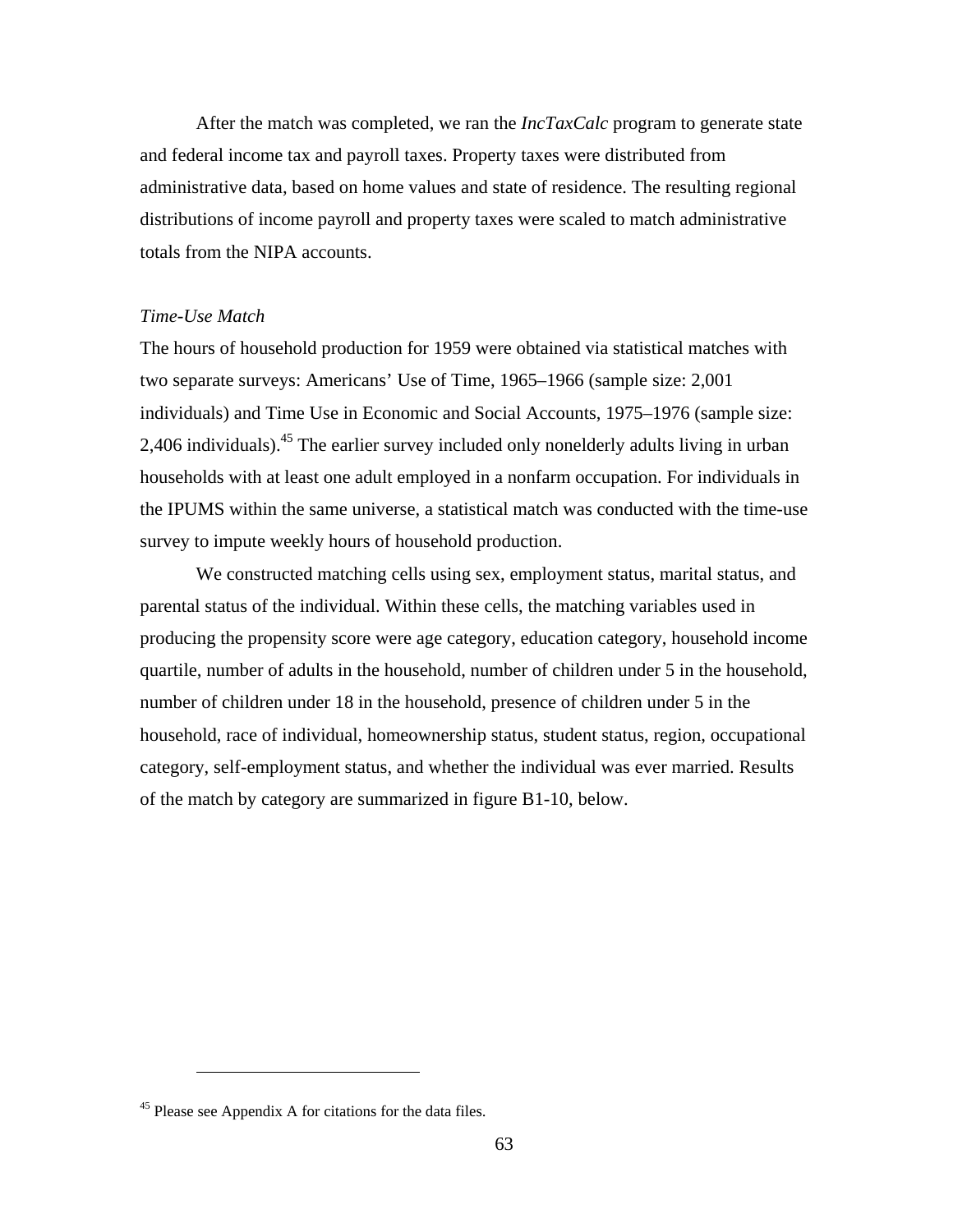After the match was completed, we ran the *IncTaxCalc* program to generate state and federal income tax and payroll taxes. Property taxes were distributed from administrative data, based on home values and state of residence. The resulting regional distributions of income payroll and property taxes were scaled to match administrative totals from the NIPA accounts.

*Time-Use Match*

The hours of household production for 1959 were obtained via statistical matches with two separate surveys: Americans' Use of Time, 1965–1966 (sample size: 2,001 individuals) and Time Use in Economic and Social Accounts, 1975–1976 (sample size: 2,406 individuals).[45] The earlier survey included only nonelderly adults living in urban households with at least one adult employed in a nonfarm occupation. For individuals in the IPUMS within the same universe, a statistical match was conducted with the time-use survey to impute weekly hours of household production.

We constructed matching cells using sex, employment status, marital status, and parental status of the individual. Within these cells, the matching variables used in producing the propensity score were age category, education category, household income quartile, number of adults in the household, number of children under 5 in the household, number of children under 18 in the household, presence of children under 5 in the household, race of individual, homeownership status, student status, region, occupational category, self-employment status, and whether the individual was ever married. Results of the match by category are summarized in figure B1-10, below.

---

[45] Please see Appendix A for citations for the data files.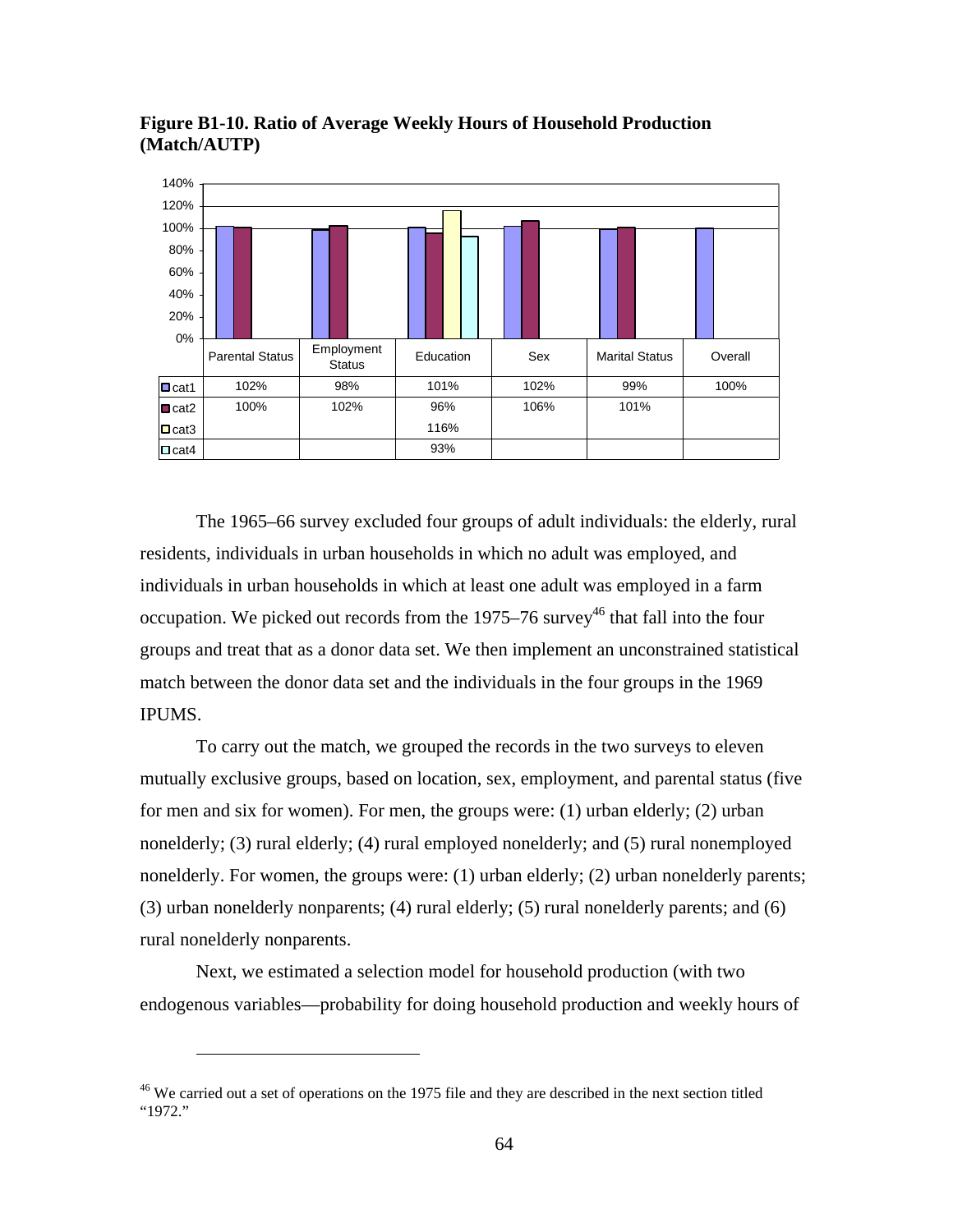**Figure B1-10. Ratio of Average Weekly Hours of Household Production (Match/AUTP)**

| | Parental Status | Employment Status | Education | Sex | Marital Status | Overall |
|---|---|---|---|---|---|---|
| cat1 | 102% | 98% | 101% | 102% | 99% | 100% |
| cat2 | 100% | 102% | 96% | 106% | 101% | |
| cat3 | | | 116% | | | |
| cat4 | | | 93% | | | |

The 1965–66 survey excluded four groups of adult individuals: the elderly, rural residents, individuals in urban households in which no adult was employed, and individuals in urban households in which at least one adult was employed in a farm occupation. We picked out records from the 1975–76 survey[46] that fall into the four groups and treat that as a donor data set. We then implement an unconstrained statistical match between the donor data set and the individuals in the four groups in the 1969 IPUMS.

To carry out the match, we grouped the records in the two surveys to eleven mutually exclusive groups, based on location, sex, employment, and parental status (five for men and six for women). For men, the groups were: (1) urban elderly; (2) urban nonelderly; (3) rural elderly; (4) rural employed nonelderly; and (5) rural nonemployed nonelderly. For women, the groups were: (1) urban elderly; (2) urban nonelderly parents; (3) urban nonelderly nonparents; (4) rural elderly; (5) rural nonelderly parents; and (6) rural nonelderly nonparents.

Next, we estimated a selection model for household production (with two endogenous variables—probability for doing household production and weekly hours of

---

[46] We carried out a set of operations on the 1975 file and they are described in the next section titled "1972."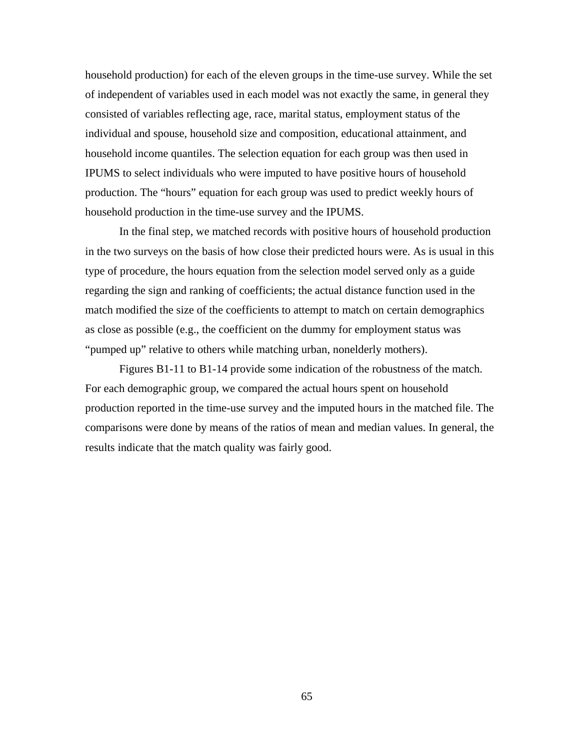household production) for each of the eleven groups in the time-use survey. While the set of independent of variables used in each model was not exactly the same, in general they consisted of variables reflecting age, race, marital status, employment status of the individual and spouse, household size and composition, educational attainment, and household income quantiles. The selection equation for each group was then used in IPUMS to select individuals who were imputed to have positive hours of household production. The "hours" equation for each group was used to predict weekly hours of household production in the time-use survey and the IPUMS.

In the final step, we matched records with positive hours of household production in the two surveys on the basis of how close their predicted hours were. As is usual in this type of procedure, the hours equation from the selection model served only as a guide regarding the sign and ranking of coefficients; the actual distance function used in the match modified the size of the coefficients to attempt to match on certain demographics as close as possible (e.g., the coefficient on the dummy for employment status was "pumped up" relative to others while matching urban, nonelderly mothers).

Figures B1-11 to B1-14 provide some indication of the robustness of the match. For each demographic group, we compared the actual hours spent on household production reported in the time-use survey and the imputed hours in the matched file. The comparisons were done by means of the ratios of mean and median values. In general, the results indicate that the match quality was fairly good.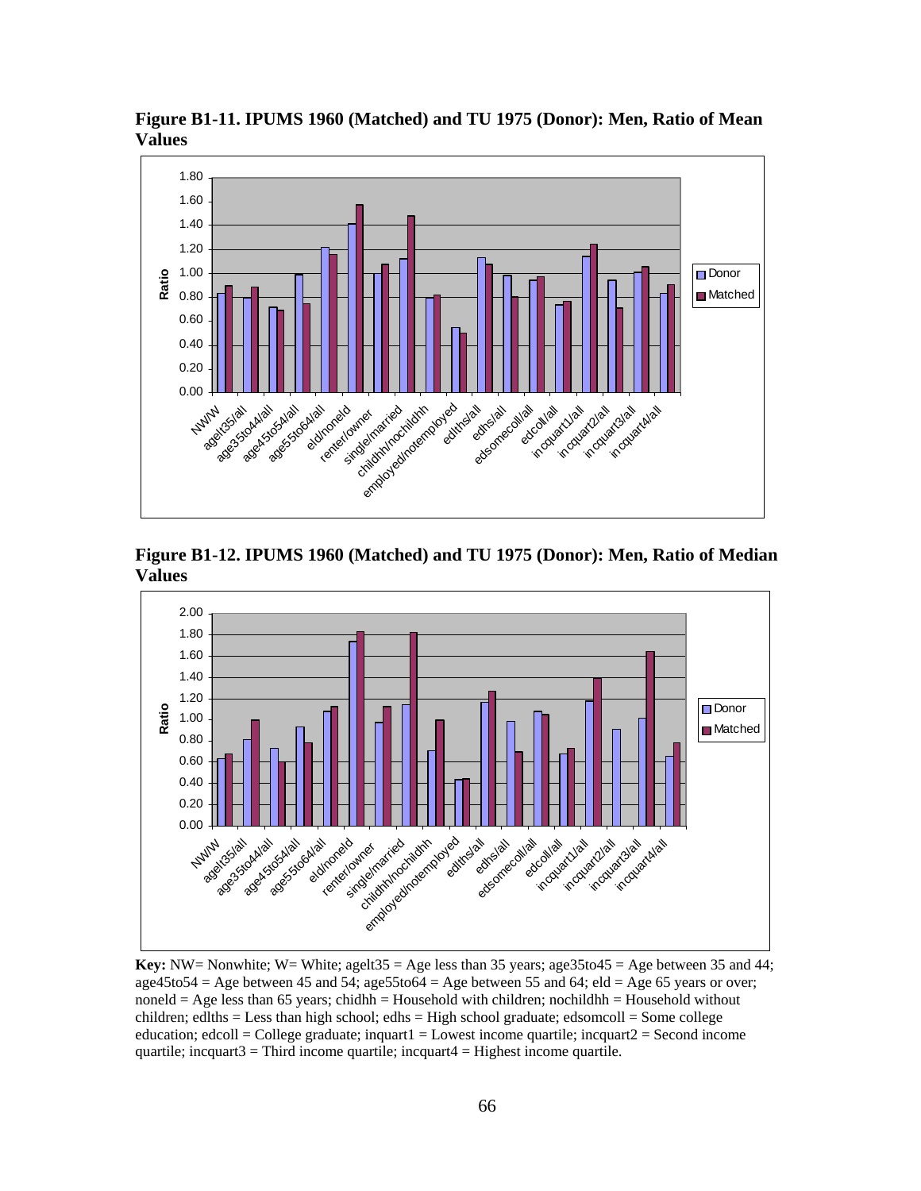**Figure B1-11. IPUMS 1960 (Matched) and TU 1975 (Donor): Men, Ratio of Mean Values**

**Figure B1-12. IPUMS 1960 (Matched) and TU 1975 (Donor): Men, Ratio of Median Values**

**Key:** NW= Nonwhite; W= White; agelt35 = Age less than 35 years; age35to45 = Age between 35 and 44; age45to54 = Age between 45 and 54; age55to64 = Age between 55 and 64; eld = Age 65 years or over; noneld = Age less than 65 years; chidhh = Household with children; nochildhh = Household without children; edlths = Less than high school; edhs = High school graduate; edsomcoll = Some college education; edcoll = College graduate; inquart1 = Lowest income quartile; incquart2 = Second income quartile; incquart3 = Third income quartile; incquart4 = Highest income quartile.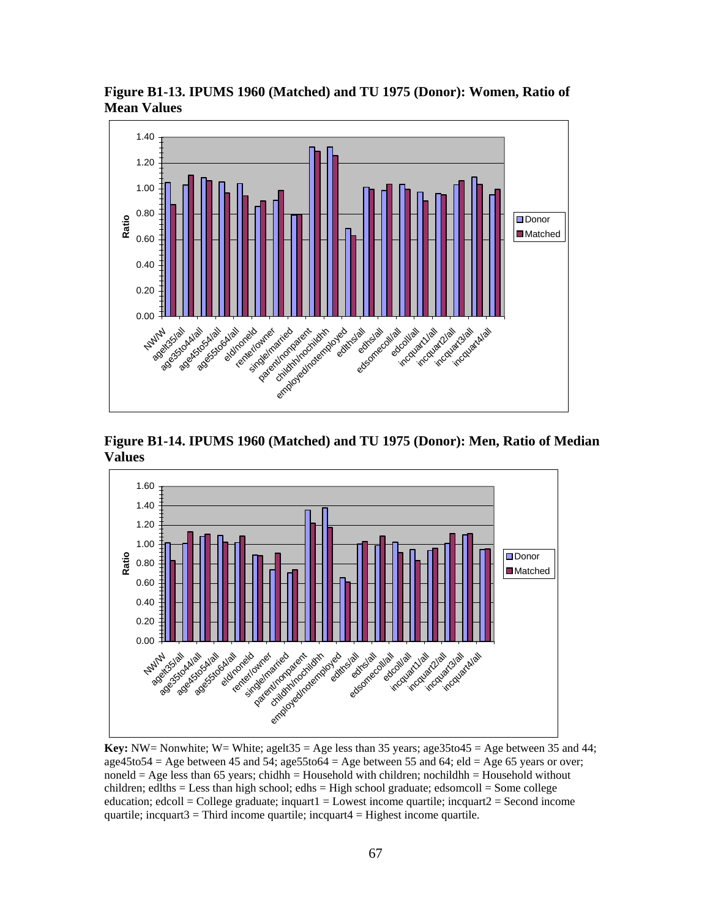**Figure B1-13. IPUMS 1960 (Matched) and TU 1975 (Donor): Women, Ratio of Mean Values**

**Figure B1-14. IPUMS 1960 (Matched) and TU 1975 (Donor): Men, Ratio of Median Values**

**Key:** NW= Nonwhite; W= White; agelt35 = Age less than 35 years; age35to45 = Age between 35 and 44; age45to54 = Age between 45 and 54; age55to64 = Age between 55 and 64; eld = Age 65 years or over; noneld = Age less than 65 years; chidhh = Household with children; nochildhh = Household without children; edlths = Less than high school; edhs = High school graduate; edsomcoll = Some college education; edcoll = College graduate; incquart1 = Lowest income quartile; incquart2 = Second income quartile; incquart3 = Third income quartile; incquart4 = Highest income quartile.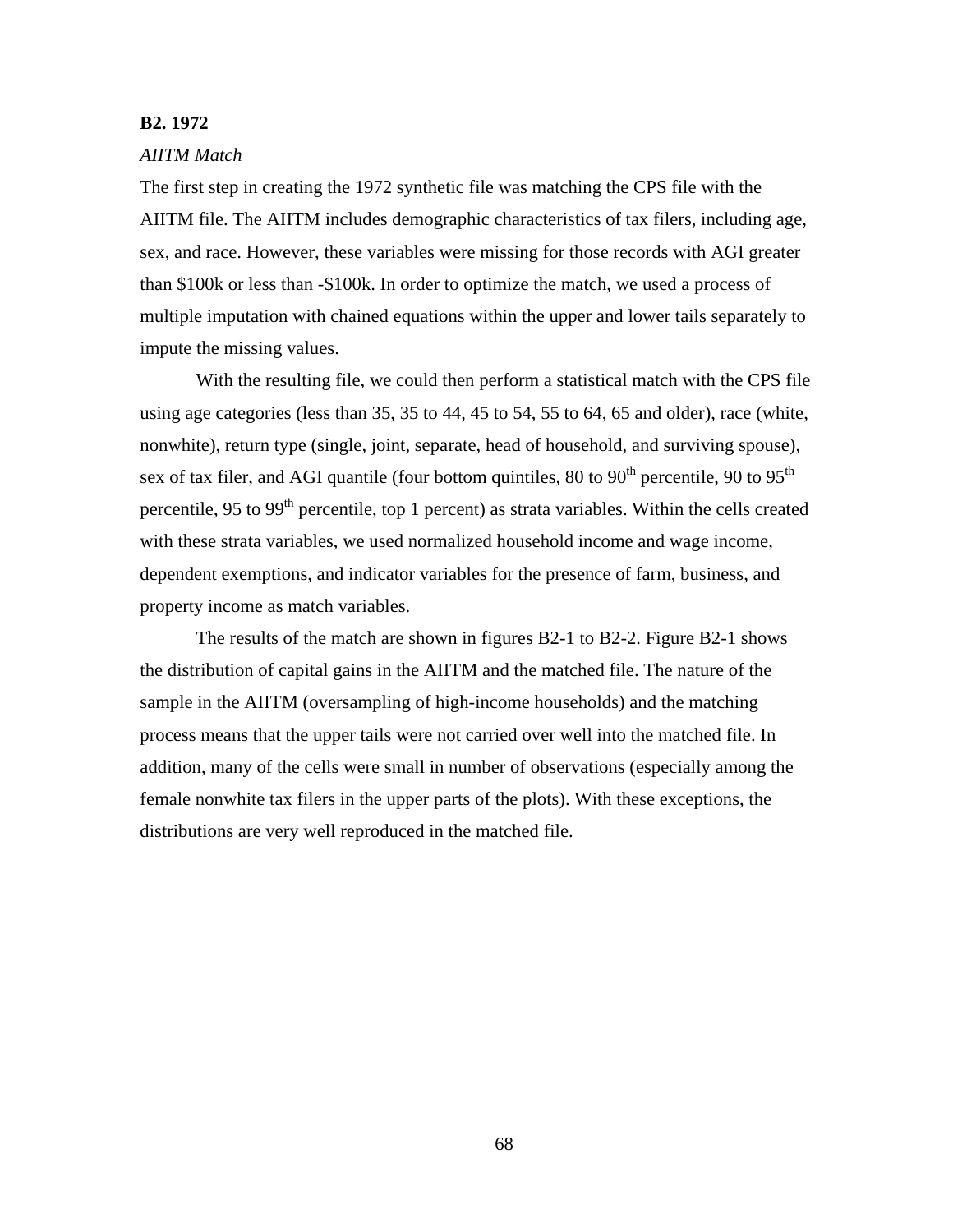### B2. 1972

*AIITM Match*

The first step in creating the 1972 synthetic file was matching the CPS file with the AIITM file. The AIITM includes demographic characteristics of tax filers, including age, sex, and race. However, these variables were missing for those records with AGI greater than \$100k or less than -\$100k. In order to optimize the match, we used a process of multiple imputation with chained equations within the upper and lower tails separately to impute the missing values.

With the resulting file, we could then perform a statistical match with the CPS file using age categories (less than 35, 35 to 44, 45 to 54, 55 to 64, 65 and older), race (white, nonwhite), return type (single, joint, separate, head of household, and surviving spouse), sex of tax filer, and AGI quantile (four bottom quintiles, 80 to 90th percentile, 90 to 95th percentile, 95 to 99th percentile, top 1 percent) as strata variables. Within the cells created with these strata variables, we used normalized household income and wage income, dependent exemptions, and indicator variables for the presence of farm, business, and property income as match variables.

The results of the match are shown in figures B2-1 to B2-2. Figure B2-1 shows the distribution of capital gains in the AIITM and the matched file. The nature of the sample in the AIITM (oversampling of high-income households) and the matching process means that the upper tails were not carried over well into the matched file. In addition, many of the cells were small in number of observations (especially among the female nonwhite tax filers in the upper parts of the plots). With these exceptions, the distributions are very well reproduced in the matched file.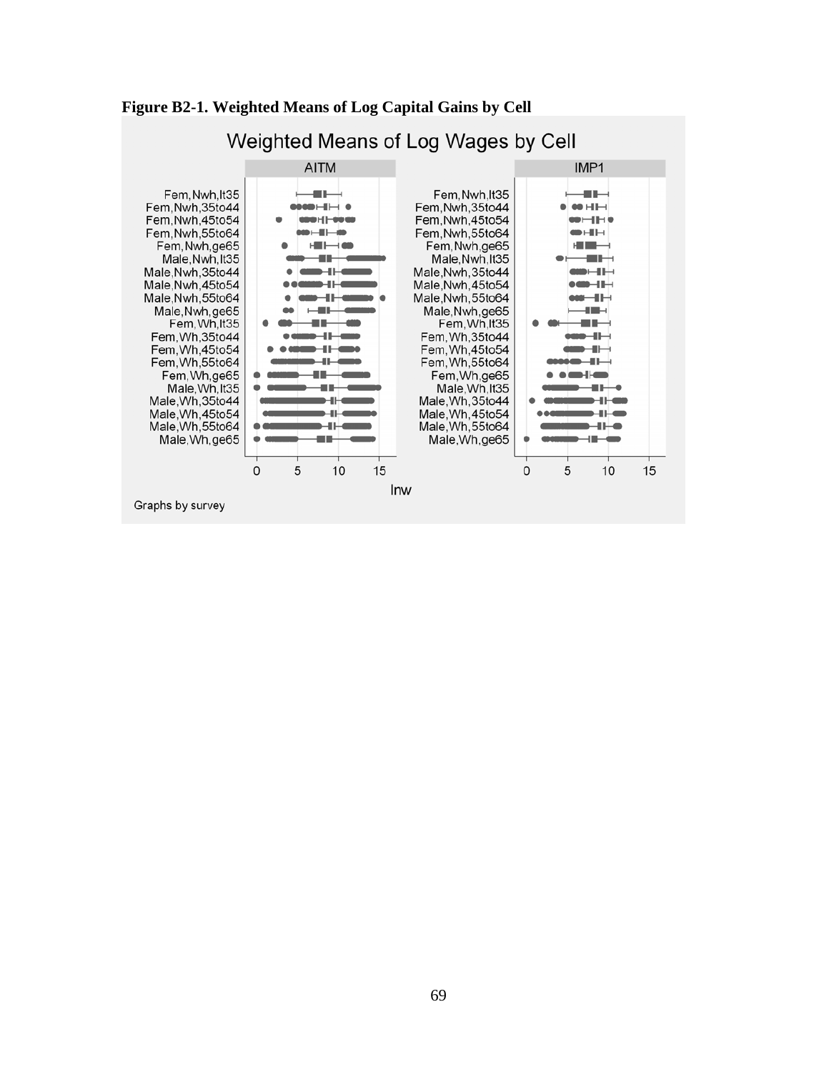**Figure B2-1. Weighted Means of Log Capital Gains by Cell**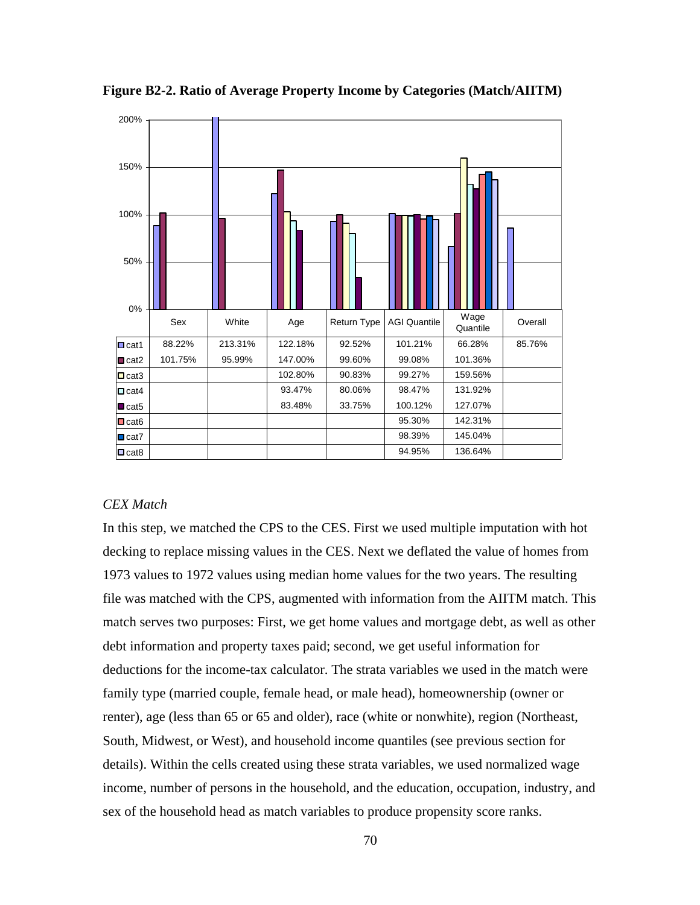**Figure B2-2. Ratio of Average Property Income by Categories (Match/AIITM)**

| | Sex | White | Age | Return Type | AGI Quantile | Wage Quantile | Overall |
|---|---|---|---|---|---|---|---|
| cat1 | 88.22% | 213.31% | 122.18% | 92.52% | 101.21% | 66.28% | 85.76% |
| cat2 | 101.75% | 95.99% | 147.00% | 99.60% | 99.08% | 101.36% | |
| cat3 | | | 102.80% | 90.83% | 99.27% | 159.56% | |
| cat4 | | | 93.47% | 80.06% | 98.47% | 131.92% | |
| cat5 | | | 83.48% | 33.75% | 100.12% | 127.07% | |
| cat6 | | | | | 95.30% | 142.31% | |
| cat7 | | | | | 98.39% | 145.04% | |
| cat8 | | | | | 94.95% | 136.64% | |

*CEX Match*

In this step, we matched the CPS to the CES. First we used multiple imputation with hot decking to replace missing values in the CES. Next we deflated the value of homes from 1973 values to 1972 values using median home values for the two years. The resulting file was matched with the CPS, augmented with information from the AIITM match. This match serves two purposes: First, we get home values and mortgage debt, as well as other debt information and property taxes paid; second, we get useful information for deductions for the income-tax calculator. The strata variables we used in the match were family type (married couple, female head, or male head), homeownership (owner or renter), age (less than 65 or 65 and older), race (white or nonwhite), region (Northeast, South, Midwest, or West), and household income quantiles (see previous section for details). Within the cells created using these strata variables, we used normalized wage income, number of persons in the household, and the education, occupation, industry, and sex of the household head as match variables to produce propensity score ranks.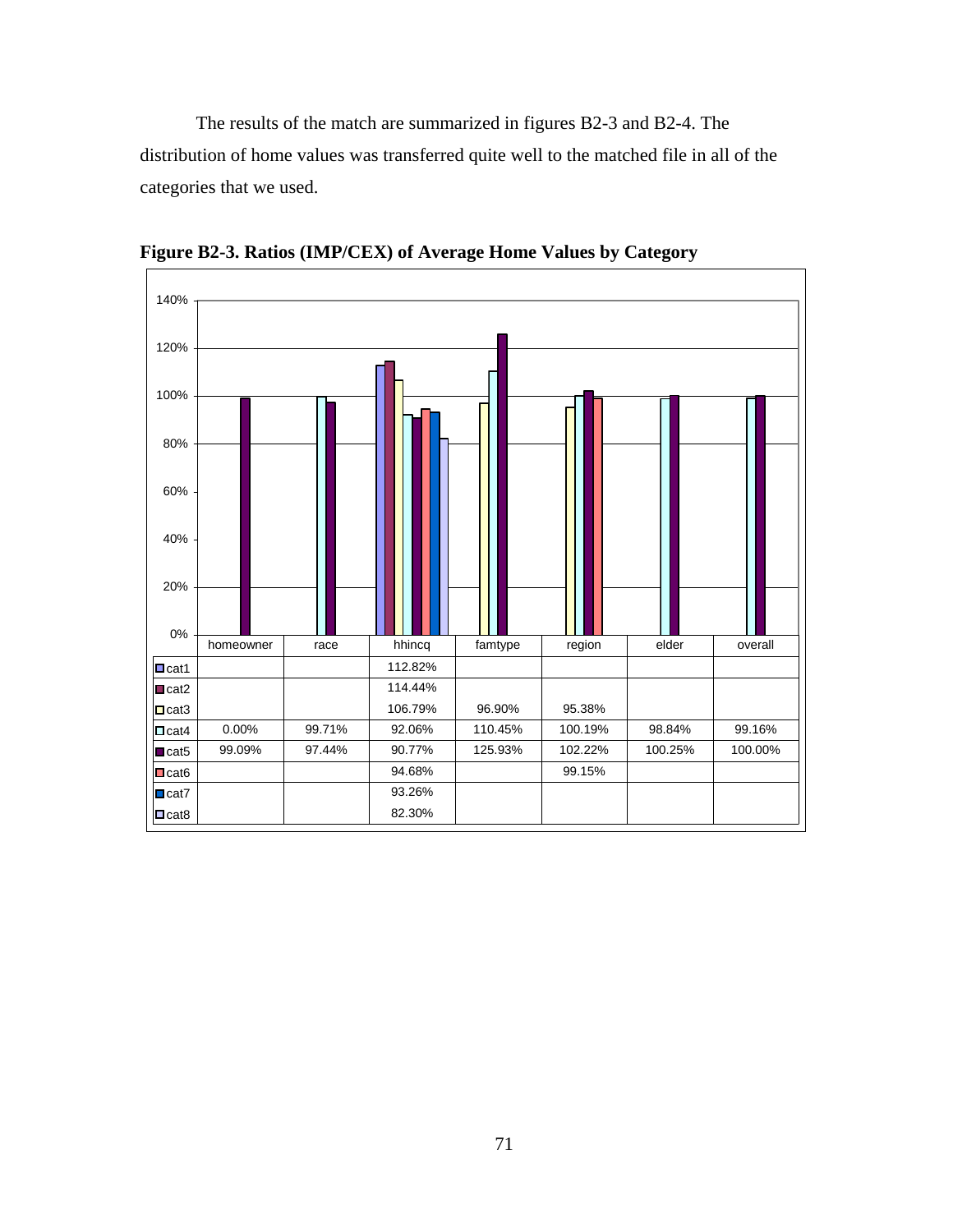The results of the match are summarized in figures B2-3 and B2-4. The distribution of home values was transferred quite well to the matched file in all of the categories that we used.

**Figure B2-3. Ratios (IMP/CEX) of Average Home Values by Category**

|  | homeowner | race | hhincq | famtype | region | elder | overall |
|---|---|---|---|---|---|---|---|
| cat1 |  |  | 112.82% |  |  |  |  |
| cat2 |  |  | 114.44% |  |  |  |  |
| cat3 |  |  | 106.79% | 96.90% | 95.38% |  |  |
| cat4 | 0.00% | 99.71% | 92.06% | 110.45% | 100.19% | 98.84% | 99.16% |
| cat5 | 99.09% | 97.44% | 90.77% | 125.93% | 102.22% | 100.25% | 100.00% |
| cat6 |  |  | 94.68% |  | 99.15% |  |  |
| cat7 |  |  | 93.26% |  |  |  |  |
| cat8 |  |  | 82.30% |  |  |  |  |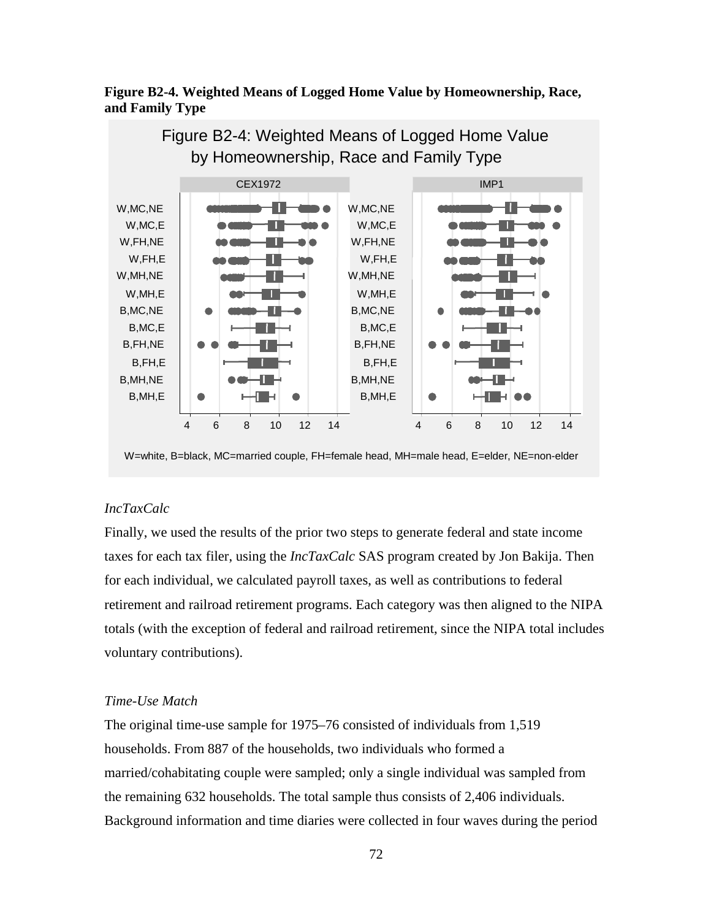**Figure B2-4. Weighted Means of Logged Home Value by Homeownership, Race, and Family Type**

*IncTaxCalc*

Finally, we used the results of the prior two steps to generate federal and state income taxes for each tax filer, using the *IncTaxCalc* SAS program created by Jon Bakija. Then for each individual, we calculated payroll taxes, as well as contributions to federal retirement and railroad retirement programs. Each category was then aligned to the NIPA totals (with the exception of federal and railroad retirement, since the NIPA total includes voluntary contributions).

*Time-Use Match*

The original time-use sample for 1975–76 consisted of individuals from 1,519 households. From 887 of the households, two individuals who formed a married/cohabitating couple were sampled; only a single individual was sampled from the remaining 632 households. The total sample thus consists of 2,406 individuals. Background information and time diaries were collected in four waves during the period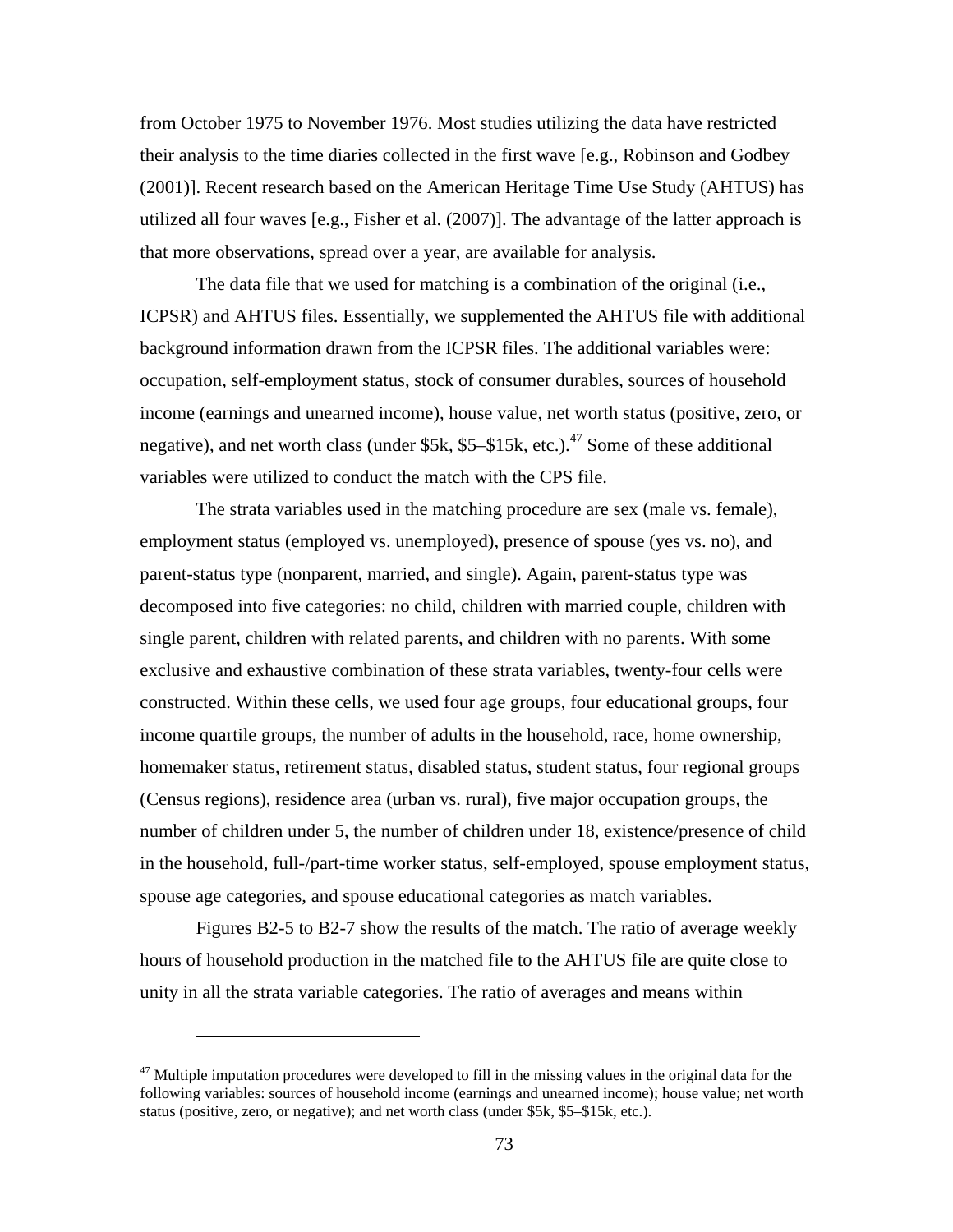from October 1975 to November 1976. Most studies utilizing the data have restricted their analysis to the time diaries collected in the first wave [e.g., Robinson and Godbey (2001)]. Recent research based on the American Heritage Time Use Study (AHTUS) has utilized all four waves [e.g., Fisher et al. (2007)]. The advantage of the latter approach is that more observations, spread over a year, are available for analysis.

The data file that we used for matching is a combination of the original (i.e., ICPSR) and AHTUS files. Essentially, we supplemented the AHTUS file with additional background information drawn from the ICPSR files. The additional variables were: occupation, self-employment status, stock of consumer durables, sources of household income (earnings and unearned income), house value, net worth status (positive, zero, or negative), and net worth class (under $5k, $5–$15k, etc.).[47] Some of these additional variables were utilized to conduct the match with the CPS file.

The strata variables used in the matching procedure are sex (male vs. female), employment status (employed vs. unemployed), presence of spouse (yes vs. no), and parent-status type (nonparent, married, and single). Again, parent-status type was decomposed into five categories: no child, children with married couple, children with single parent, children with related parents, and children with no parents. With some exclusive and exhaustive combination of these strata variables, twenty-four cells were constructed. Within these cells, we used four age groups, four educational groups, four income quartile groups, the number of adults in the household, race, home ownership, homemaker status, retirement status, disabled status, student status, four regional groups (Census regions), residence area (urban vs. rural), five major occupation groups, the number of children under 5, the number of children under 18, existence/presence of child in the household, full-/part-time worker status, self-employed, spouse employment status, spouse age categories, and spouse educational categories as match variables.

Figures B2-5 to B2-7 show the results of the match. The ratio of average weekly hours of household production in the matched file to the AHTUS file are quite close to unity in all the strata variable categories. The ratio of averages and means within

---

[47] Multiple imputation procedures were developed to fill in the missing values in the original data for the following variables: sources of household income (earnings and unearned income); house value; net worth status (positive, zero, or negative); and net worth class (under $5k, $5–$15k, etc.).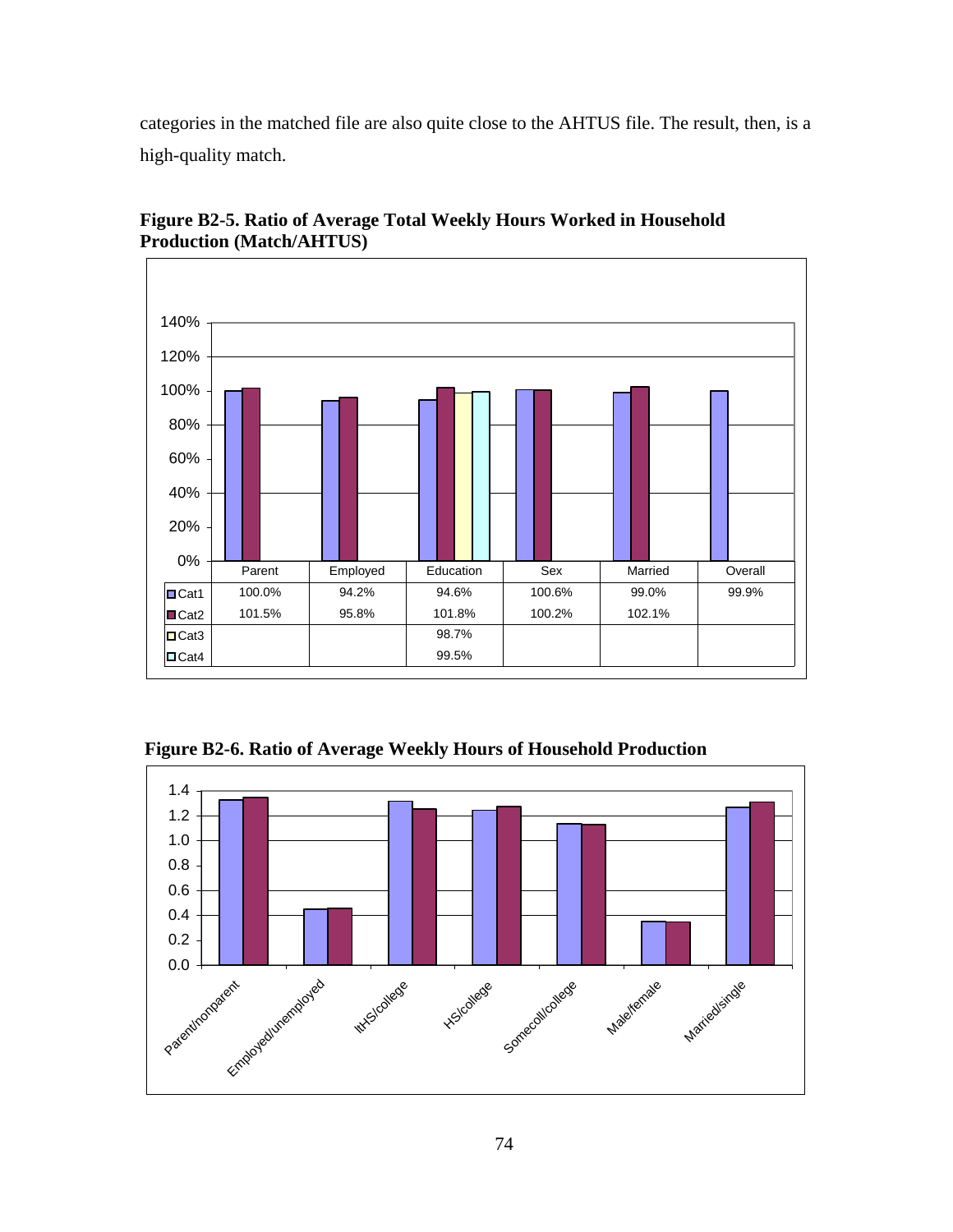categories in the matched file are also quite close to the AHTUS file. The result, then, is a high-quality match.

**Figure B2-5. Ratio of Average Total Weekly Hours Worked in Household Production (Match/AHTUS)**

| | Parent | Employed | Education | Sex | Married | Overall |
|---|---|---|---|---|---|---|
| Cat1 | 100.0% | 94.2% | 94.6% | 100.6% | 99.0% | 99.9% |
| Cat2 | 101.5% | 95.8% | 101.8% | 100.2% | 102.1% | |
| Cat3 | | | 98.7% | | | |
| Cat4 | | | 99.5% | | | |

**Figure B2-6. Ratio of Average Weekly Hours of Household Production**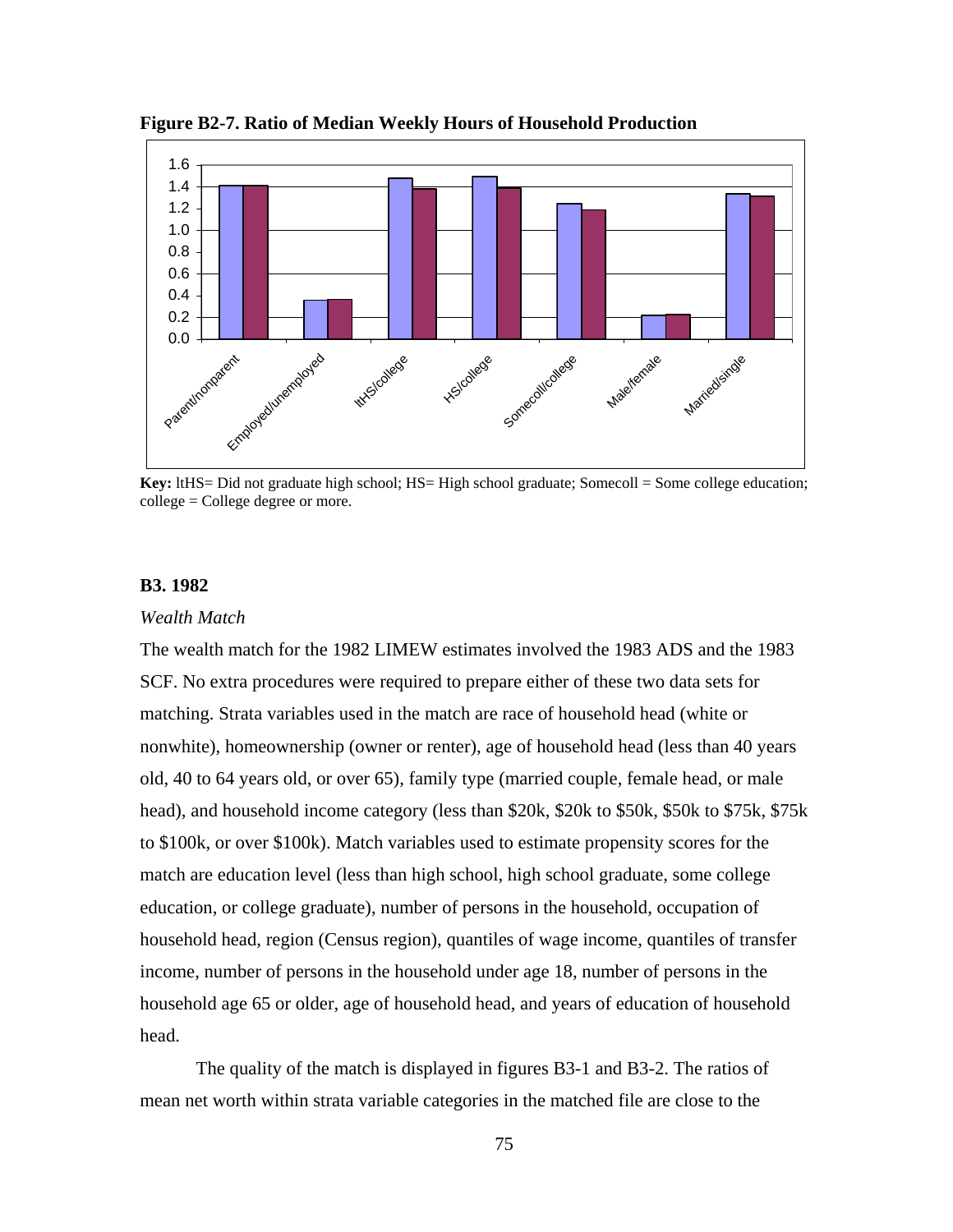**Figure B2-7. Ratio of Median Weekly Hours of Household Production**

**Key:** ltHS= Did not graduate high school; HS= High school graduate; Somecoll = Some college education; college = College degree or more.

**B3. 1982**

*Wealth Match*

The wealth match for the 1982 LIMEW estimates involved the 1983 ADS and the 1983 SCF. No extra procedures were required to prepare either of these two data sets for matching. Strata variables used in the match are race of household head (white or nonwhite), homeownership (owner or renter), age of household head (less than 40 years old, 40 to 64 years old, or over 65), family type (married couple, female head, or male head), and household income category (less than \$20k, \$20k to \$50k, \$50k to \$75k, \$75k to \$100k, or over \$100k). Match variables used to estimate propensity scores for the match are education level (less than high school, high school graduate, some college education, or college graduate), number of persons in the household, occupation of household head, region (Census region), quantiles of wage income, quantiles of transfer income, number of persons in the household under age 18, number of persons in the household age 65 or older, age of household head, and years of education of household head.

The quality of the match is displayed in figures B3-1 and B3-2. The ratios of mean net worth within strata variable categories in the matched file are close to the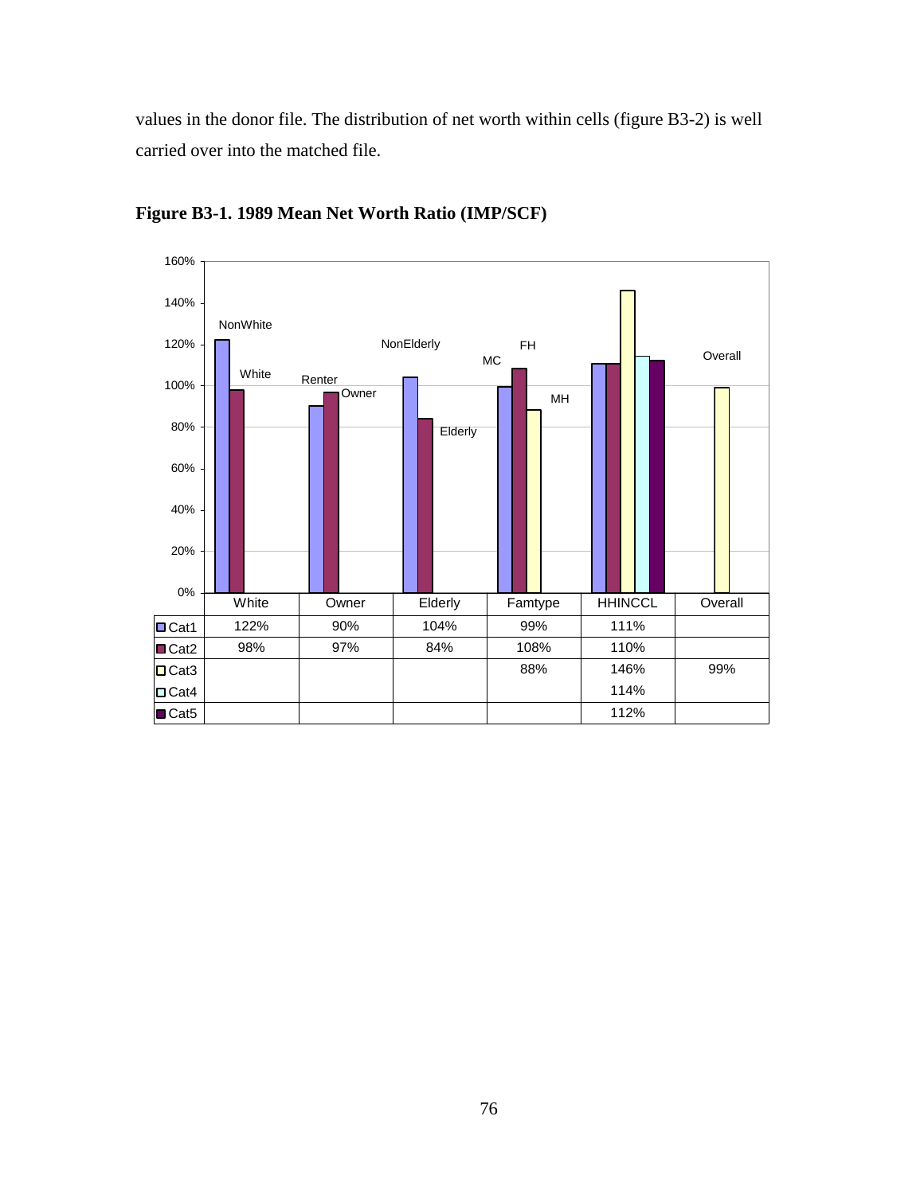values in the donor file. The distribution of net worth within cells (figure B3-2) is well carried over into the matched file.

**Figure B3-1. 1989 Mean Net Worth Ratio (IMP/SCF)**

| | White | Owner | Elderly | Famtype | HHINCCL | Overall |
|---|---|---|---|---|---|---|
| Cat1 | 122% | 90% | 104% | 99% | 111% | |
| Cat2 | 98% | 97% | 84% | 108% | 110% | |
| Cat3 | | | | 88% | 146% | 99% |
| Cat4 | | | | | 114% | |
| Cat5 | | | | | 112% | |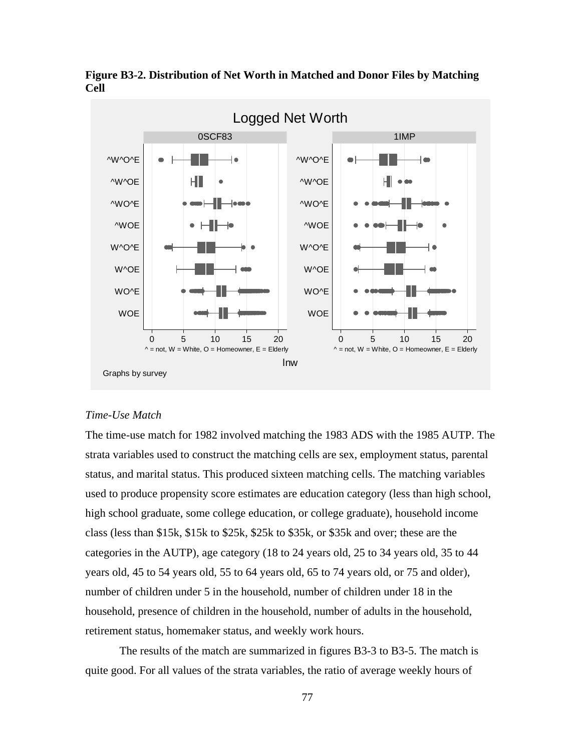**Figure B3-2. Distribution of Net Worth in Matched and Donor Files by Matching Cell**

*Time-Use Match*

The time-use match for 1982 involved matching the 1983 ADS with the 1985 AUTP. The strata variables used to construct the matching cells are sex, employment status, parental status, and marital status. This produced sixteen matching cells. The matching variables used to produce propensity score estimates are education category (less than high school, high school graduate, some college education, or college graduate), household income class (less than \$15k, \$15k to \$25k, \$25k to \$35k, or \$35k and over; these are the categories in the AUTP), age category (18 to 24 years old, 25 to 34 years old, 35 to 44 years old, 45 to 54 years old, 55 to 64 years old, 65 to 74 years old, or 75 and older), number of children under 5 in the household, number of children under 18 in the household, presence of children in the household, number of adults in the household, retirement status, homemaker status, and weekly work hours.

The results of the match are summarized in figures B3-3 to B3-5. The match is quite good. For all values of the strata variables, the ratio of average weekly hours of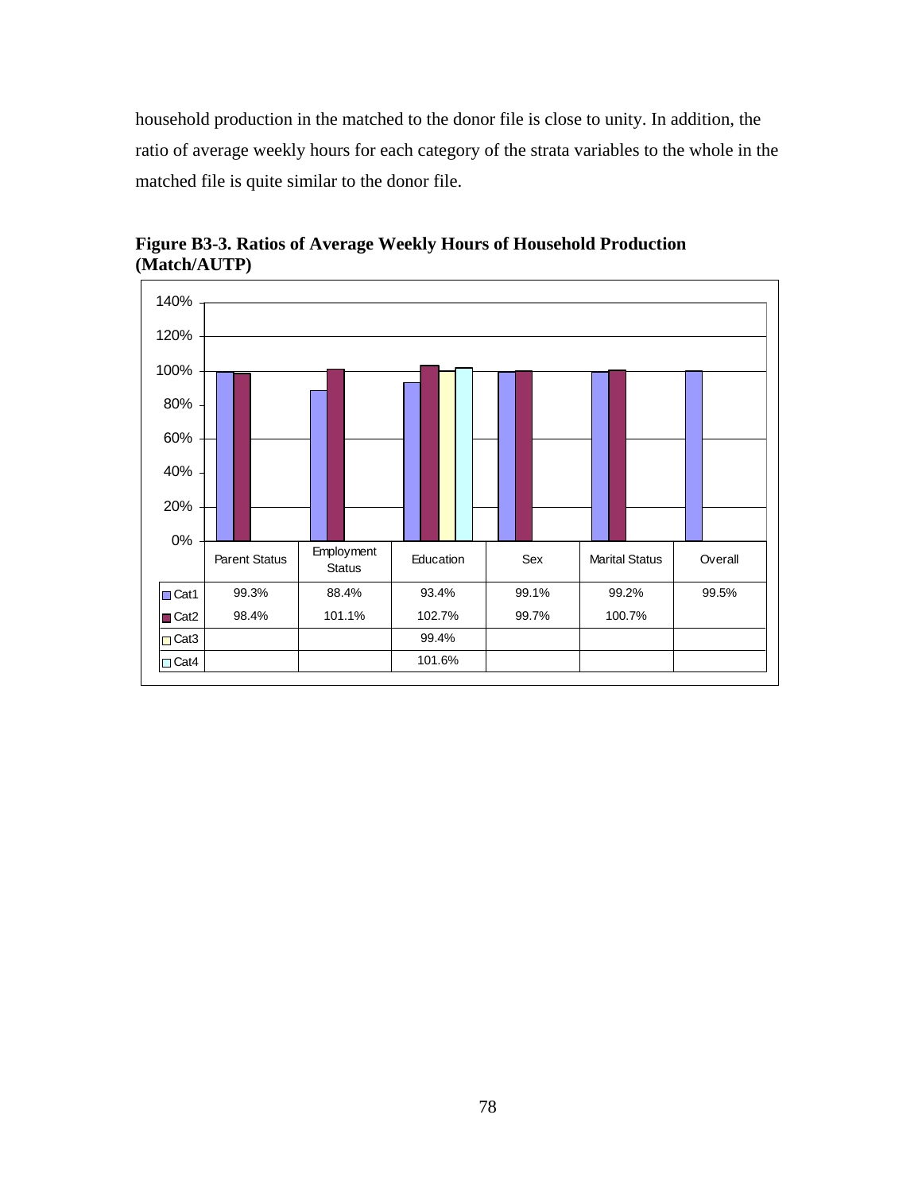household production in the matched to the donor file is close to unity. In addition, the ratio of average weekly hours for each category of the strata variables to the whole in the matched file is quite similar to the donor file.

**Figure B3-3. Ratios of Average Weekly Hours of Household Production (Match/AUTP)**

| | Parent Status | Employment Status | Education | Sex | Marital Status | Overall |
|---|---|---|---|---|---|---|
| Cat1 | 99.3% | 88.4% | 93.4% | 99.1% | 99.2% | 99.5% |
| Cat2 | 98.4% | 101.1% | 102.7% | 99.7% | 100.7% | |
| Cat3 | | | 99.4% | | | |
| Cat4 | | | 101.6% | | | |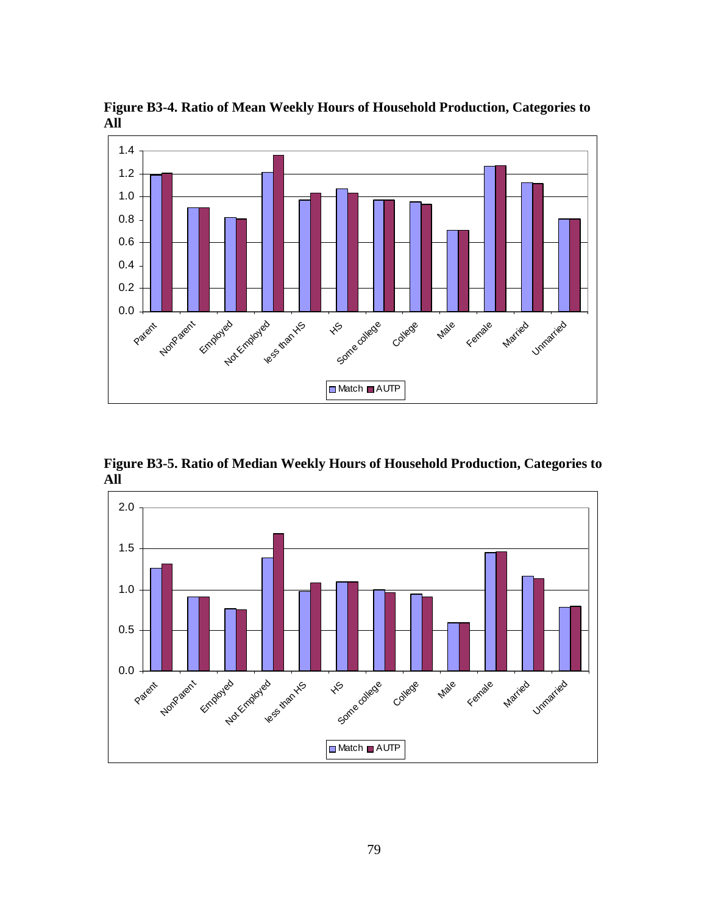**Figure B3-4. Ratio of Mean Weekly Hours of Household Production, Categories to All**

**Figure B3-5. Ratio of Median Weekly Hours of Household Production, Categories to All**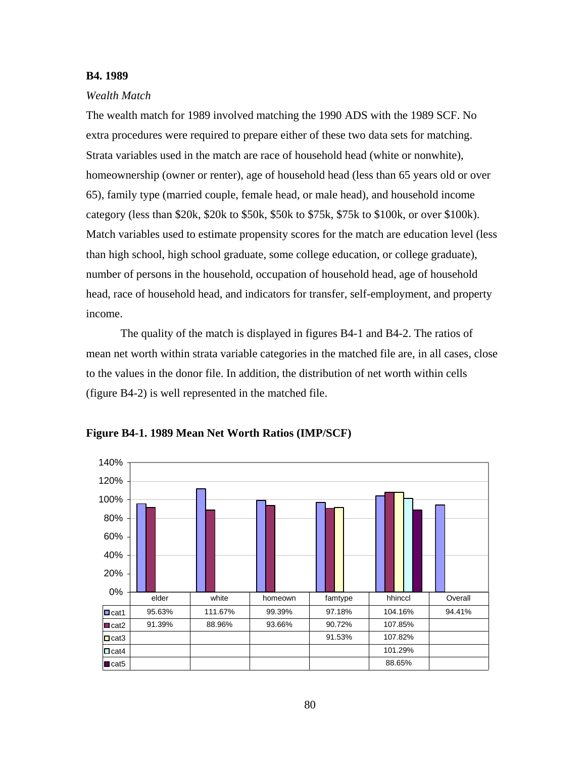**B4. 1989**

*Wealth Match*

The wealth match for 1989 involved matching the 1990 ADS with the 1989 SCF. No extra procedures were required to prepare either of these two data sets for matching. Strata variables used in the match are race of household head (white or nonwhite), homeownership (owner or renter), age of household head (less than 65 years old or over 65), family type (married couple, female head, or male head), and household income category (less than \$20k, \$20k to \$50k, \$50k to \$75k, \$75k to \$100k, or over \$100k). Match variables used to estimate propensity scores for the match are education level (less than high school, high school graduate, some college education, or college graduate), number of persons in the household, occupation of household head, age of household head, race of household head, and indicators for transfer, self-employment, and property income.

The quality of the match is displayed in figures B4-1 and B4-2. The ratios of mean net worth within strata variable categories in the matched file are, in all cases, close to the values in the donor file. In addition, the distribution of net worth within cells (figure B4-2) is well represented in the matched file.

**Figure B4-1. 1989 Mean Net Worth Ratios (IMP/SCF)**

| | elder | white | homeown | famtype | hhinccl | Overall |
|---|---|---|---|---|---|---|
| cat1 | 95.63% | 111.67% | 99.39% | 97.18% | 104.16% | 94.41% |
| cat2 | 91.39% | 88.96% | 93.66% | 90.72% | 107.85% | |
| cat3 | | | | 91.53% | 107.82% | |
| cat4 | | | | | 101.29% | |
| cat5 | | | | | 88.65% | |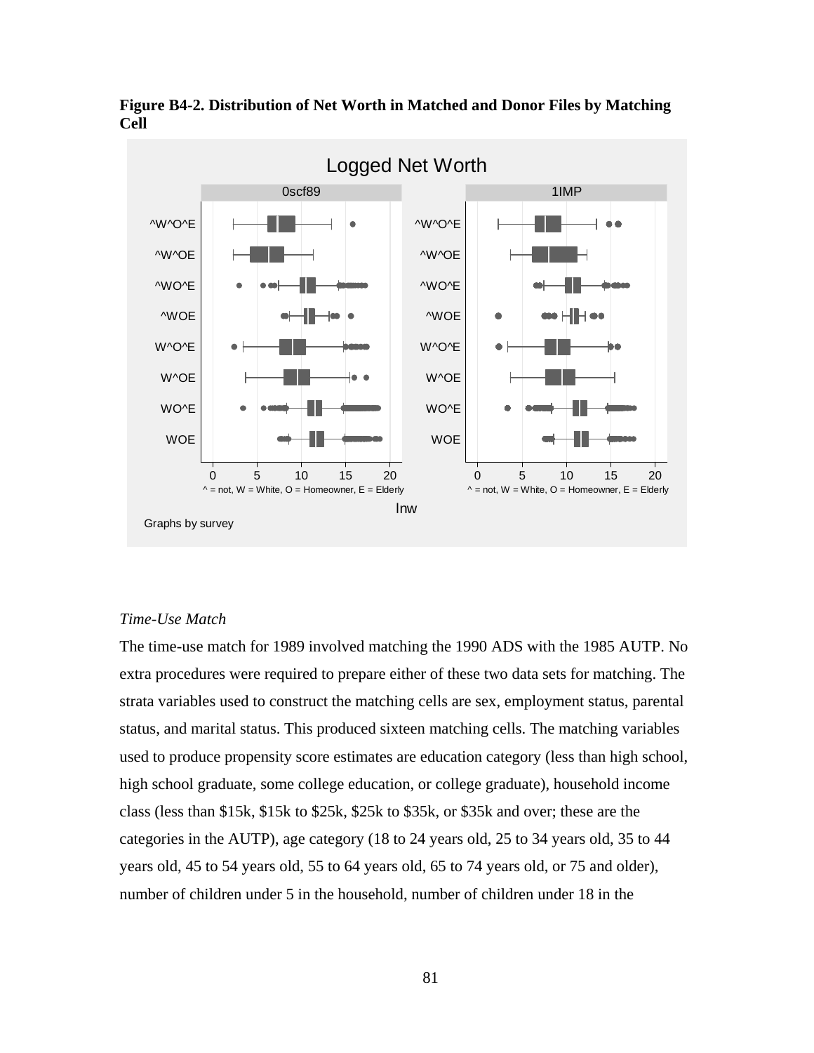**Figure B4-2. Distribution of Net Worth in Matched and Donor Files by Matching Cell**

*Time-Use Match*

The time-use match for 1989 involved matching the 1990 ADS with the 1985 AUTP. No extra procedures were required to prepare either of these two data sets for matching. The strata variables used to construct the matching cells are sex, employment status, parental status, and marital status. This produced sixteen matching cells. The matching variables used to produce propensity score estimates are education category (less than high school, high school graduate, some college education, or college graduate), household income class (less than $15k, $15k to $25k, $25k to $35k, or $35k and over; these are the categories in the AUTP), age category (18 to 24 years old, 25 to 34 years old, 35 to 44 years old, 45 to 54 years old, 55 to 64 years old, 65 to 74 years old, or 75 and older), number of children under 5 in the household, number of children under 18 in the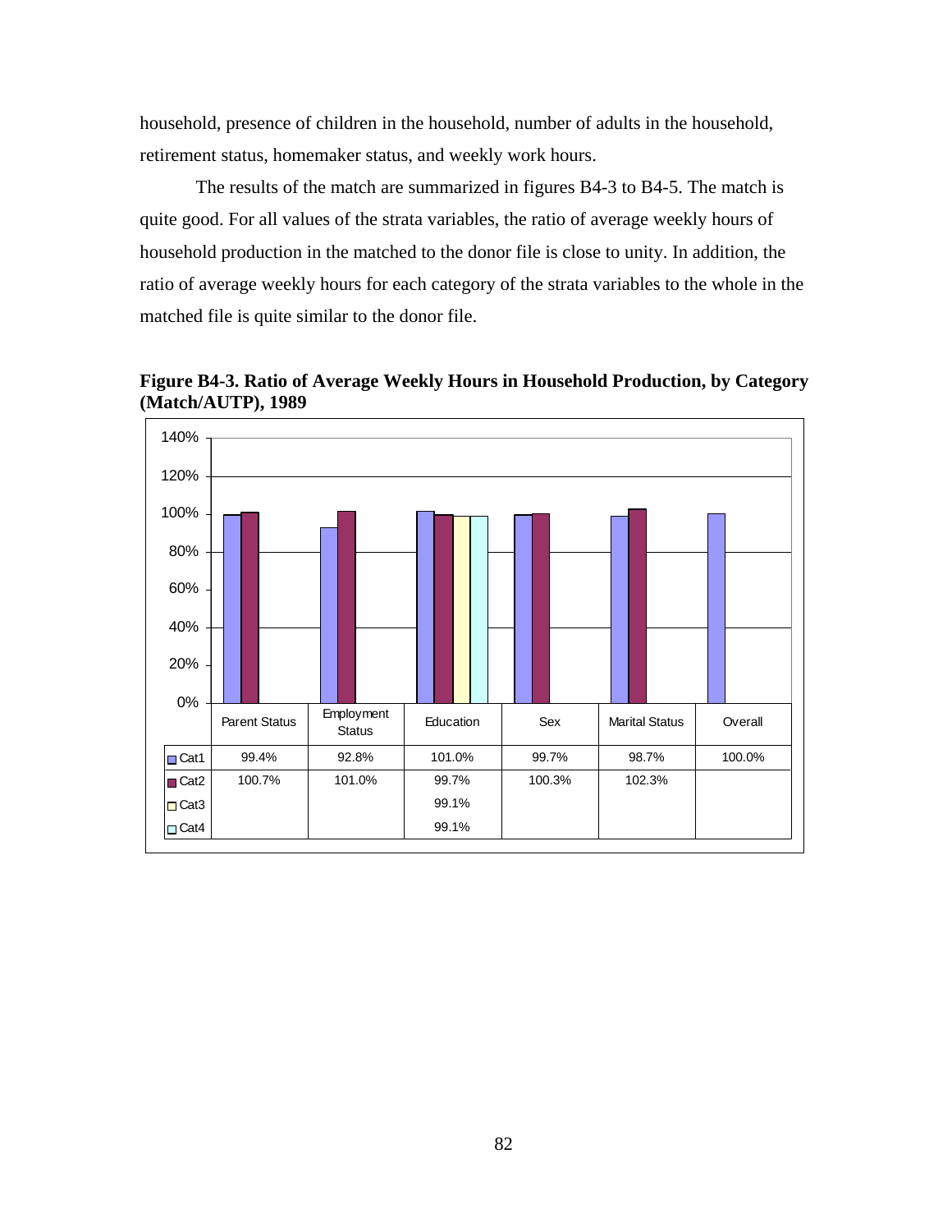household, presence of children in the household, number of adults in the household, retirement status, homemaker status, and weekly work hours.

The results of the match are summarized in figures B4-3 to B4-5. The match is quite good. For all values of the strata variables, the ratio of average weekly hours of household production in the matched to the donor file is close to unity. In addition, the ratio of average weekly hours for each category of the strata variables to the whole in the matched file is quite similar to the donor file.

**Figure B4-3. Ratio of Average Weekly Hours in Household Production, by Category (Match/AUTP), 1989**

| | Parent Status | Employment Status | Education | Sex | Marital Status | Overall |
|---|---|---|---|---|---|---|
| Cat1 | 99.4% | 92.8% | 101.0% | 99.7% | 98.7% | 100.0% |
| Cat2 | 100.7% | 101.0% | 99.7% | 100.3% | 102.3% | |
| Cat3 | | | 99.1% | | | |
| Cat4 | | | 99.1% | | | |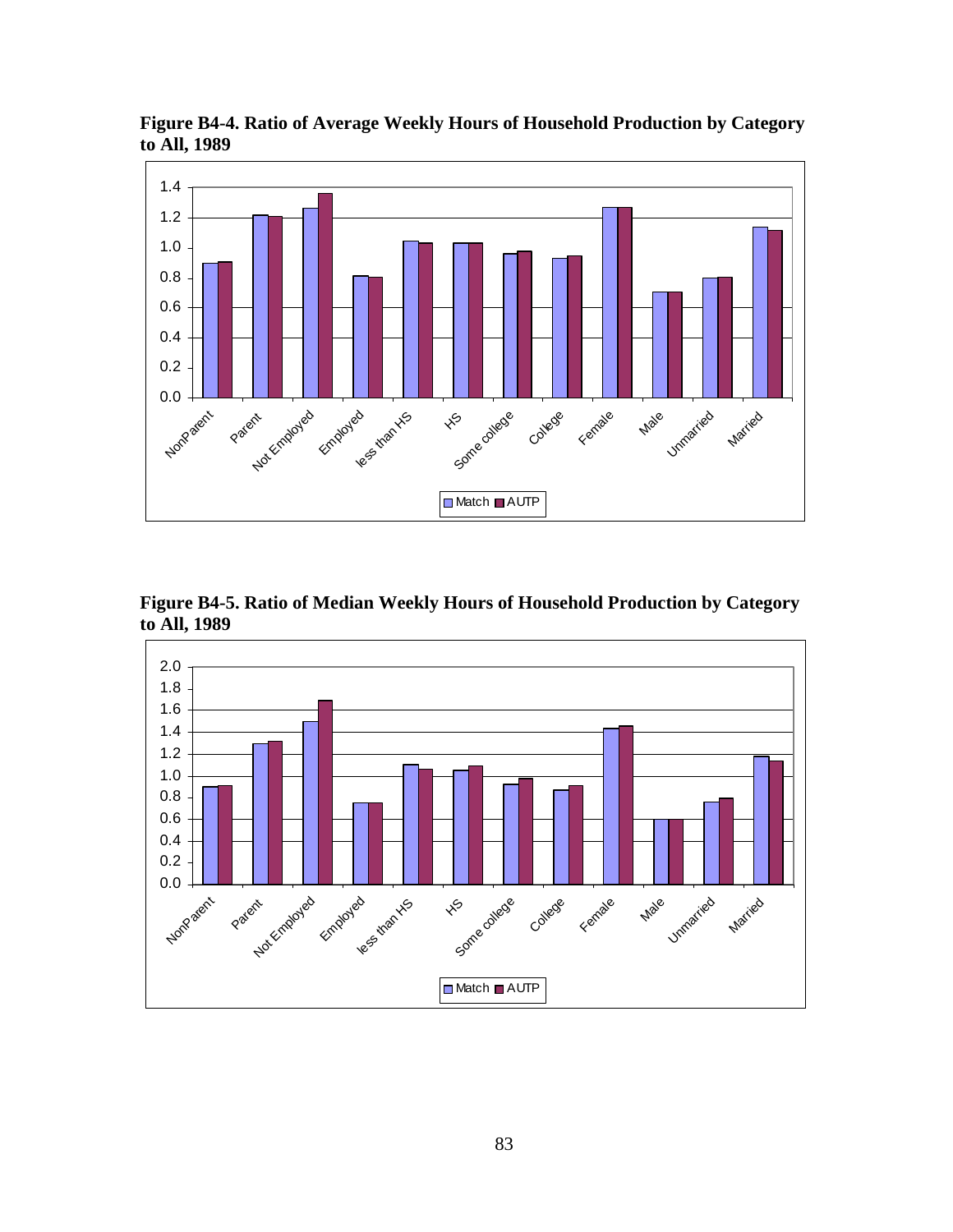**Figure B4-4. Ratio of Average Weekly Hours of Household Production by Category to All, 1989**

**Figure B4-5. Ratio of Median Weekly Hours of Household Production by Category to All, 1989**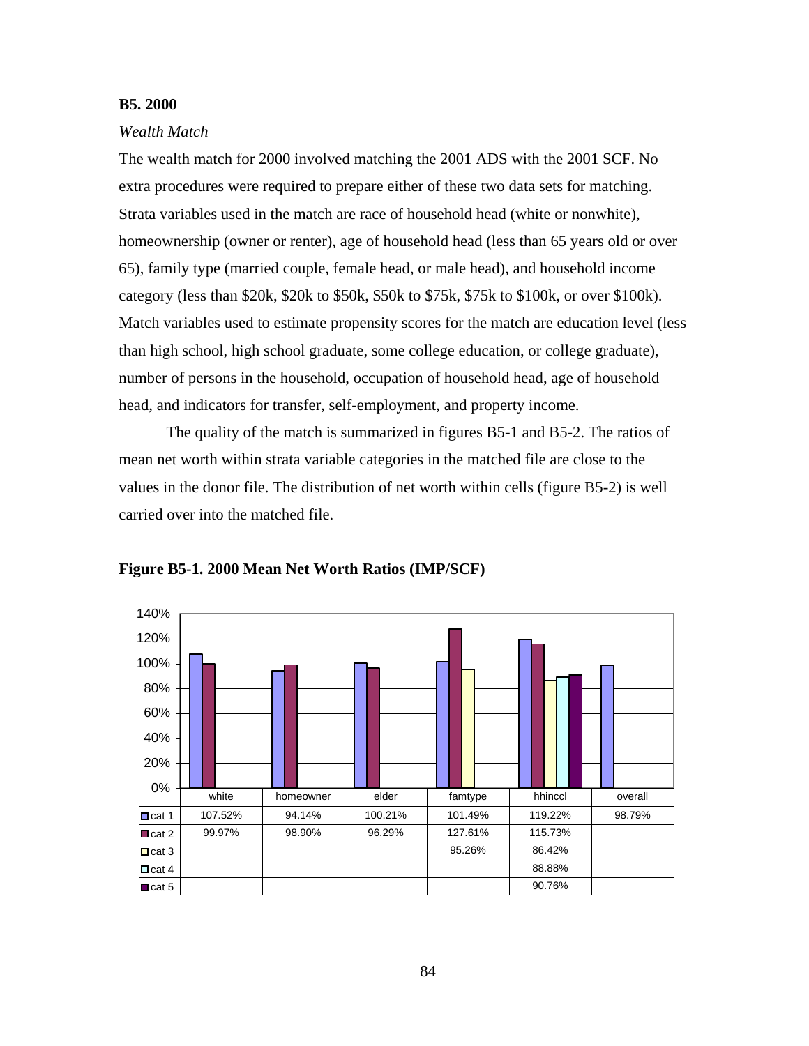### B5. 2000

*Wealth Match*

The wealth match for 2000 involved matching the 2001 ADS with the 2001 SCF. No extra procedures were required to prepare either of these two data sets for matching. Strata variables used in the match are race of household head (white or nonwhite), homeownership (owner or renter), age of household head (less than 65 years old or over 65), family type (married couple, female head, or male head), and household income category (less than \$20k, \$20k to \$50k, \$50k to \$75k, \$75k to \$100k, or over \$100k). Match variables used to estimate propensity scores for the match are education level (less than high school, high school graduate, some college education, or college graduate), number of persons in the household, occupation of household head, age of household head, and indicators for transfer, self-employment, and property income.

The quality of the match is summarized in figures B5-1 and B5-2. The ratios of mean net worth within strata variable categories in the matched file are close to the values in the donor file. The distribution of net worth within cells (figure B5-2) is well carried over into the matched file.

**Figure B5-1. 2000 Mean Net Worth Ratios (IMP/SCF)**

| | white | homeowner | elder | famtype | hhinccl | overall |
|---|---|---|---|---|---|---|
| cat 1 | 107.52% | 94.14% | 100.21% | 101.49% | 119.22% | 98.79% |
| cat 2 | 99.97% | 98.90% | 96.29% | 127.61% | 115.73% | |
| cat 3 | | | | 95.26% | 86.42% | |
| cat 4 | | | | | 88.88% | |
| cat 5 | | | | | 90.76% | |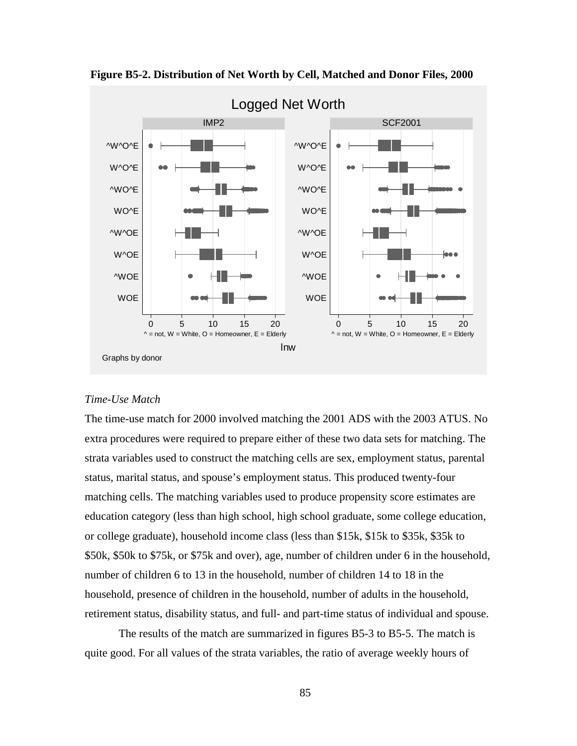**Figure B5-2. Distribution of Net Worth by Cell, Matched and Donor Files, 2000**

*Time-Use Match*

The time-use match for 2000 involved matching the 2001 ADS with the 2003 ATUS. No extra procedures were required to prepare either of these two data sets for matching. The strata variables used to construct the matching cells are sex, employment status, parental status, marital status, and spouse's employment status. This produced twenty-four matching cells. The matching variables used to produce propensity score estimates are education category (less than high school, high school graduate, some college education, or college graduate), household income class (less than $15k, $15k to $35k, $35k to $50k, $50k to $75k, or $75k and over), age, number of children under 6 in the household, number of children 6 to 13 in the household, number of children 14 to 18 in the household, presence of children in the household, number of adults in the household, retirement status, disability status, and full- and part-time status of individual and spouse.

The results of the match are summarized in figures B5-3 to B5-5. The match is quite good. For all values of the strata variables, the ratio of average weekly hours of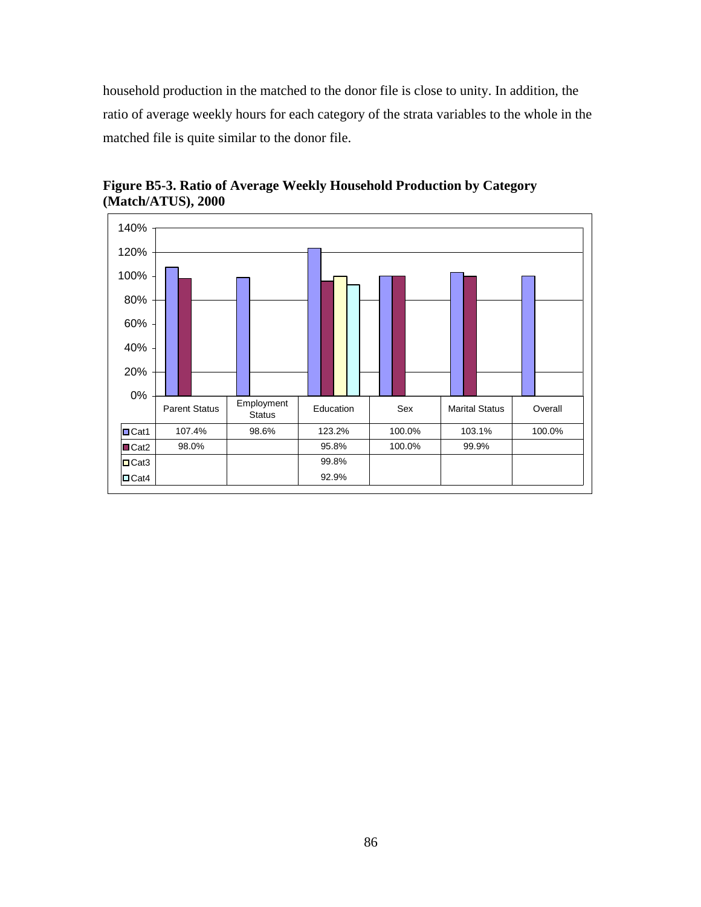household production in the matched to the donor file is close to unity. In addition, the ratio of average weekly hours for each category of the strata variables to the whole in the matched file is quite similar to the donor file.

**Figure B5-3. Ratio of Average Weekly Household Production by Category (Match/ATUS), 2000**

| | Parent Status | Employment Status | Education | Sex | Marital Status | Overall |
|---|---|---|---|---|---|---|
| Cat1 | 107.4% | 98.6% | 123.2% | 100.0% | 103.1% | 100.0% |
| Cat2 | 98.0% | | 95.8% | 100.0% | 99.9% | |
| Cat3 | | | 99.8% | | | |
| Cat4 | | | 92.9% | | | |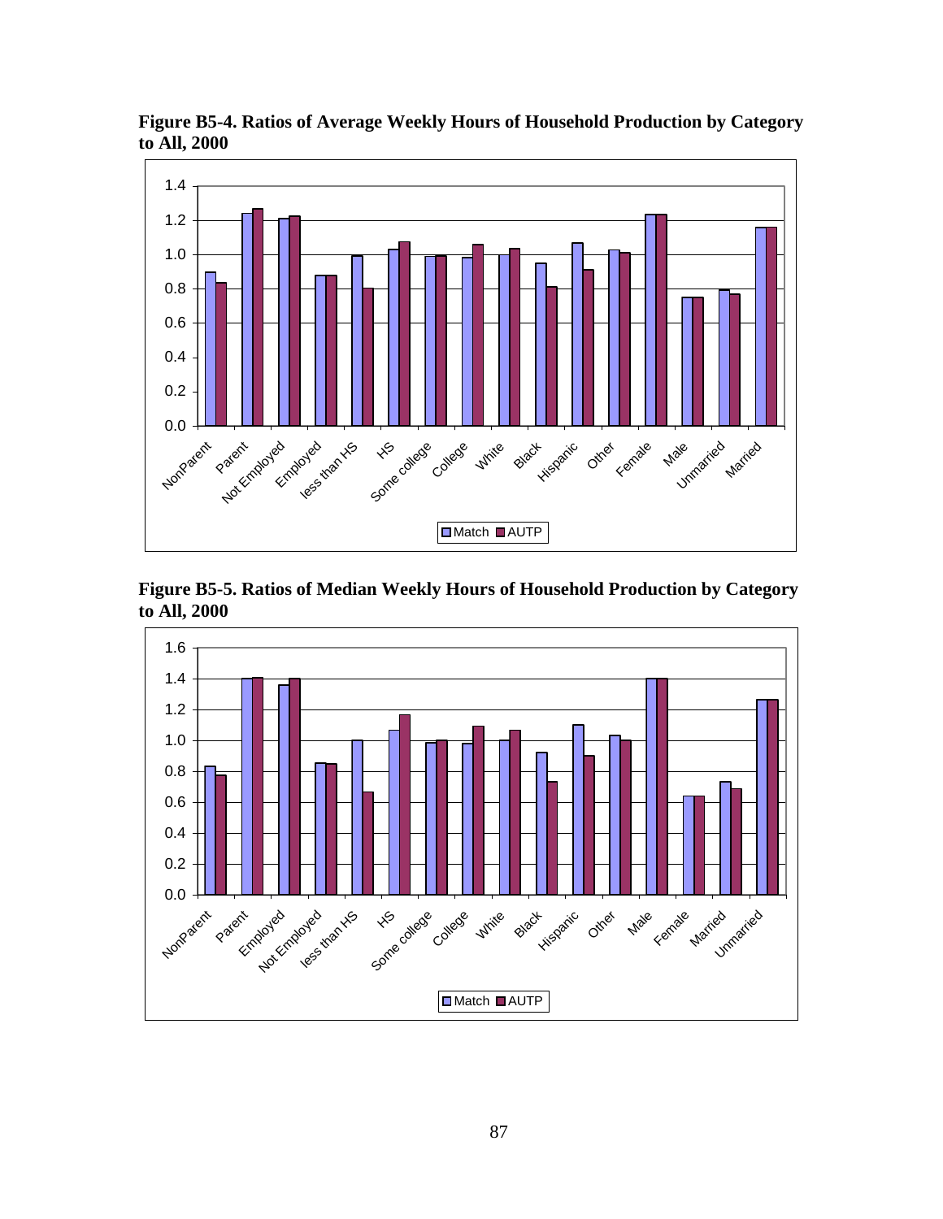**Figure B5-4. Ratios of Average Weekly Hours of Household Production by Category to All, 2000**

**Figure B5-5. Ratios of Median Weekly Hours of Household Production by Category to All, 2000**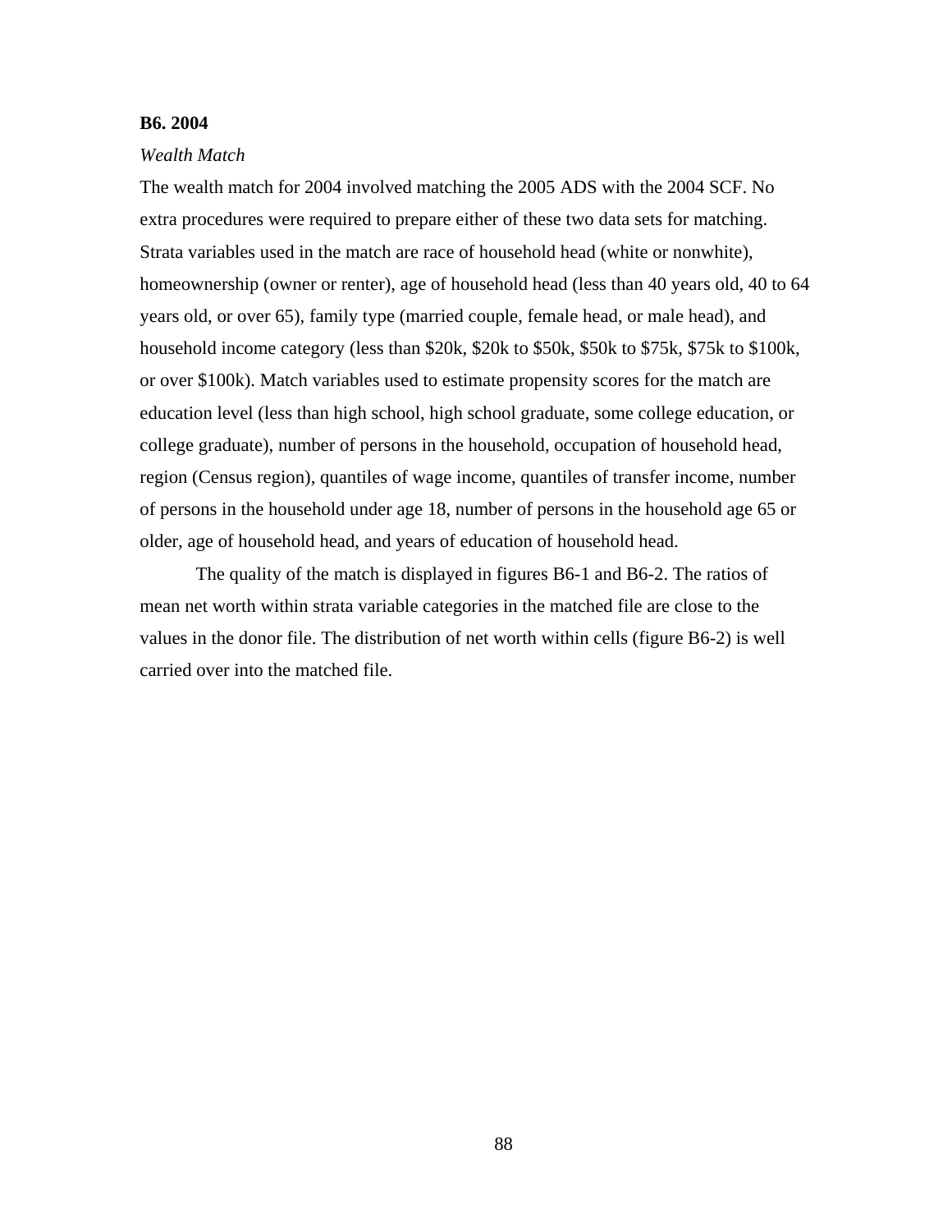### B6. 2004

*Wealth Match*

The wealth match for 2004 involved matching the 2005 ADS with the 2004 SCF. No extra procedures were required to prepare either of these two data sets for matching. Strata variables used in the match are race of household head (white or nonwhite), homeownership (owner or renter), age of household head (less than 40 years old, 40 to 64 years old, or over 65), family type (married couple, female head, or male head), and household income category (less than $20k, $20k to $50k, $50k to $75k, $75k to $100k, or over $100k). Match variables used to estimate propensity scores for the match are education level (less than high school, high school graduate, some college education, or college graduate), number of persons in the household, occupation of household head, region (Census region), quantiles of wage income, quantiles of transfer income, number of persons in the household under age 18, number of persons in the household age 65 or older, age of household head, and years of education of household head.

The quality of the match is displayed in figures B6-1 and B6-2. The ratios of mean net worth within strata variable categories in the matched file are close to the values in the donor file. The distribution of net worth within cells (figure B6-2) is well carried over into the matched file.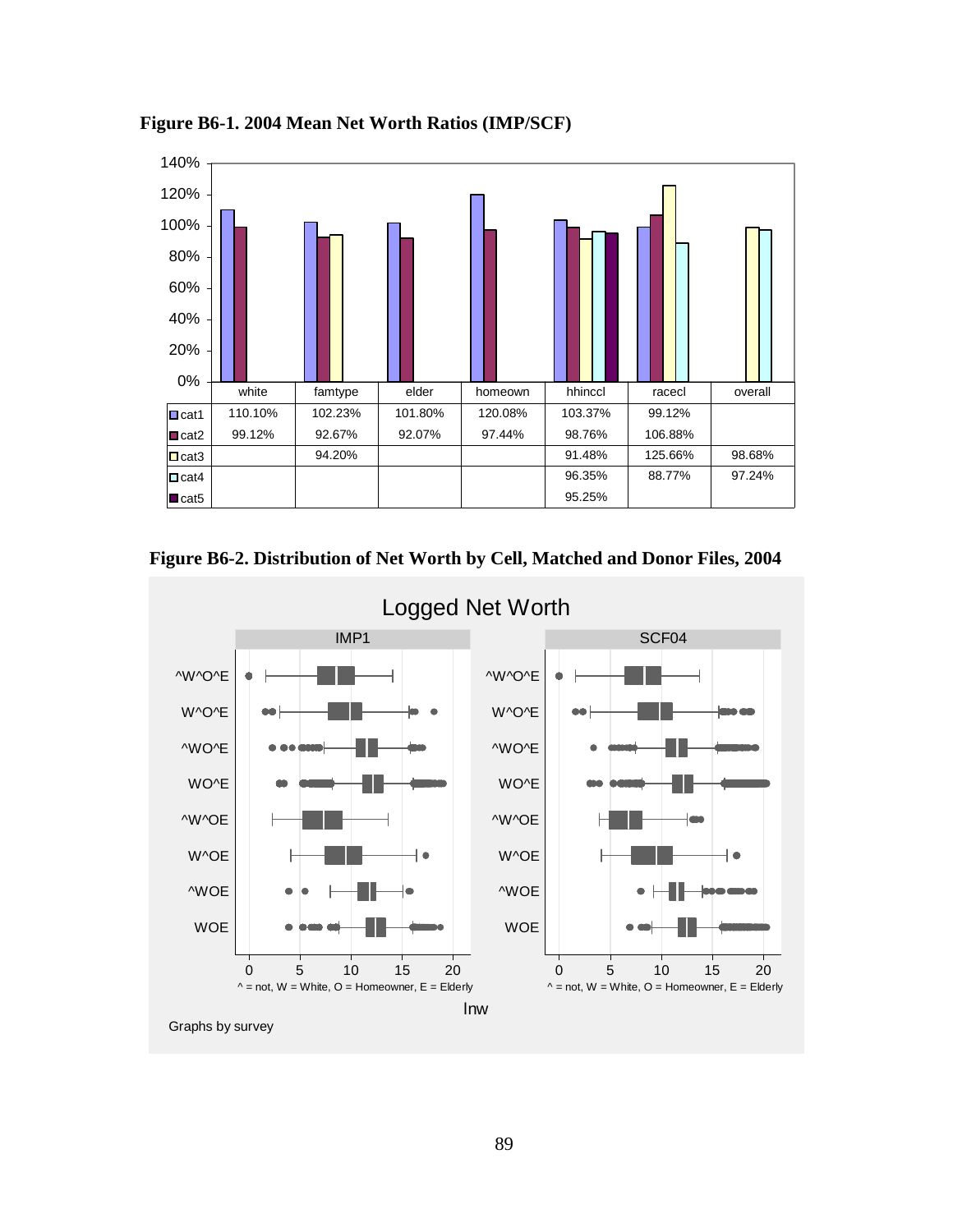**Figure B6-1. 2004 Mean Net Worth Ratios (IMP/SCF)**

| | white | famtype | elder | homeown | hhinccl | racecl | overall |
|---|---|---|---|---|---|---|---|
| cat1 | 110.10% | 102.23% | 101.80% | 120.08% | 103.37% | 99.12% | |
| cat2 | 99.12% | 92.67% | 92.07% | 97.44% | 98.76% | 106.88% | |
| cat3 | | 94.20% | | | 91.48% | 125.66% | 98.68% |
| cat4 | | | | | 96.35% | 88.77% | 97.24% |
| cat5 | | | | | 95.25% | | |

**Figure B6-2. Distribution of Net Worth by Cell, Matched and Donor Files, 2004**

Logged Net Worth

IMP1 | SCF04

^ = not, W = White, O = Homeowner, E = Elderly

lnw

Graphs by survey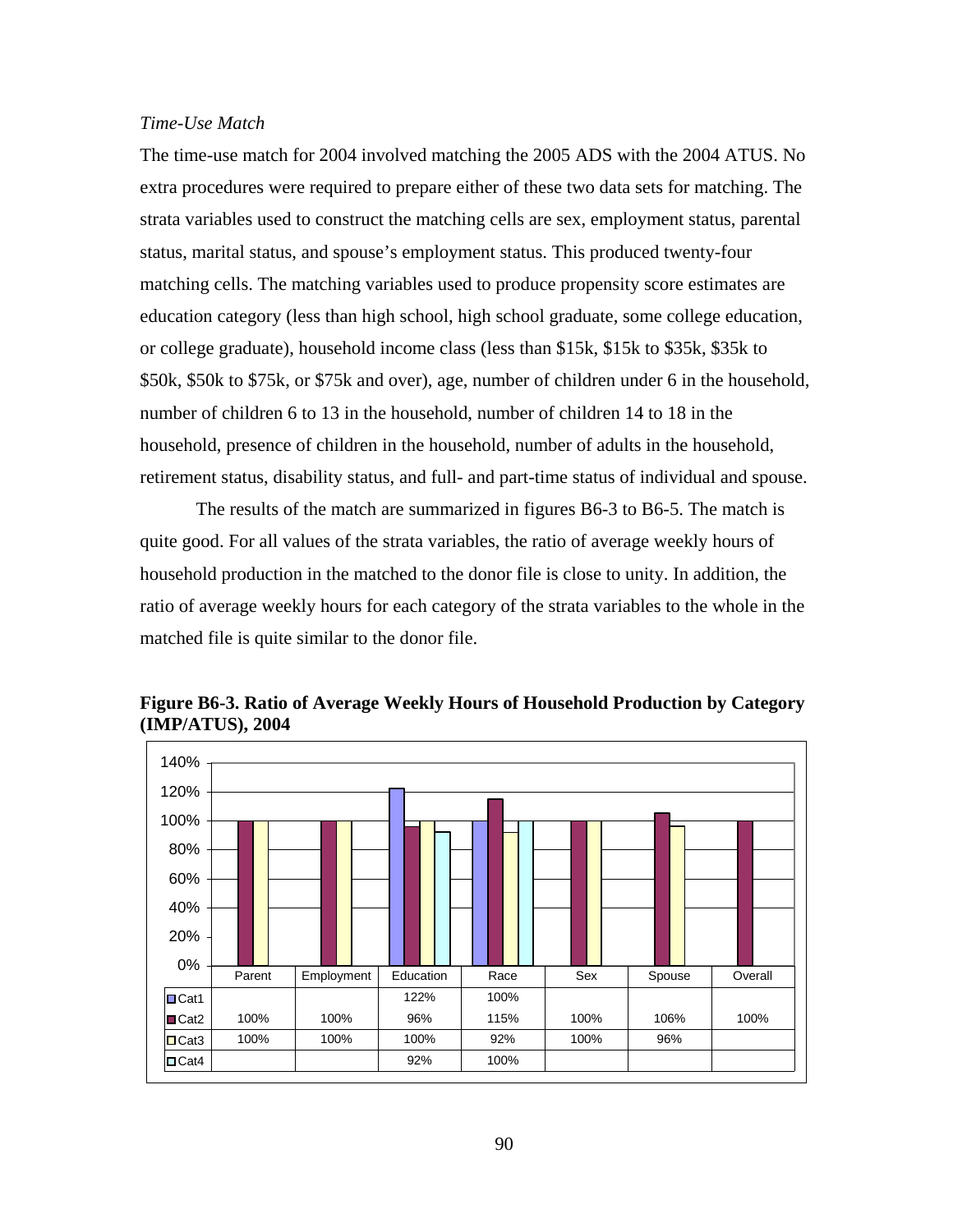*Time-Use Match*

The time-use match for 2004 involved matching the 2005 ADS with the 2004 ATUS. No extra procedures were required to prepare either of these two data sets for matching. The strata variables used to construct the matching cells are sex, employment status, parental status, marital status, and spouse's employment status. This produced twenty-four matching cells. The matching variables used to produce propensity score estimates are education category (less than high school, high school graduate, some college education, or college graduate), household income class (less than $15k, $15k to $35k, $35k to $50k, $50k to $75k, or $75k and over), age, number of children under 6 in the household, number of children 6 to 13 in the household, number of children 14 to 18 in the household, presence of children in the household, number of adults in the household, retirement status, disability status, and full- and part-time status of individual and spouse.

The results of the match are summarized in figures B6-3 to B6-5. The match is quite good. For all values of the strata variables, the ratio of average weekly hours of household production in the matched to the donor file is close to unity. In addition, the ratio of average weekly hours for each category of the strata variables to the whole in the matched file is quite similar to the donor file.

**Figure B6-3. Ratio of Average Weekly Hours of Household Production by Category (IMP/ATUS), 2004**

| | Parent | Employment | Education | Race | Sex | Spouse | Overall |
|---|---|---|---|---|---|---|---|
| Cat1 | | | 122% | 100% | | | |
| Cat2 | 100% | 100% | 96% | 115% | 100% | 106% | 100% |
| Cat3 | 100% | 100% | 100% | 92% | 100% | 96% | |
| Cat4 | | | 92% | 100% | | | |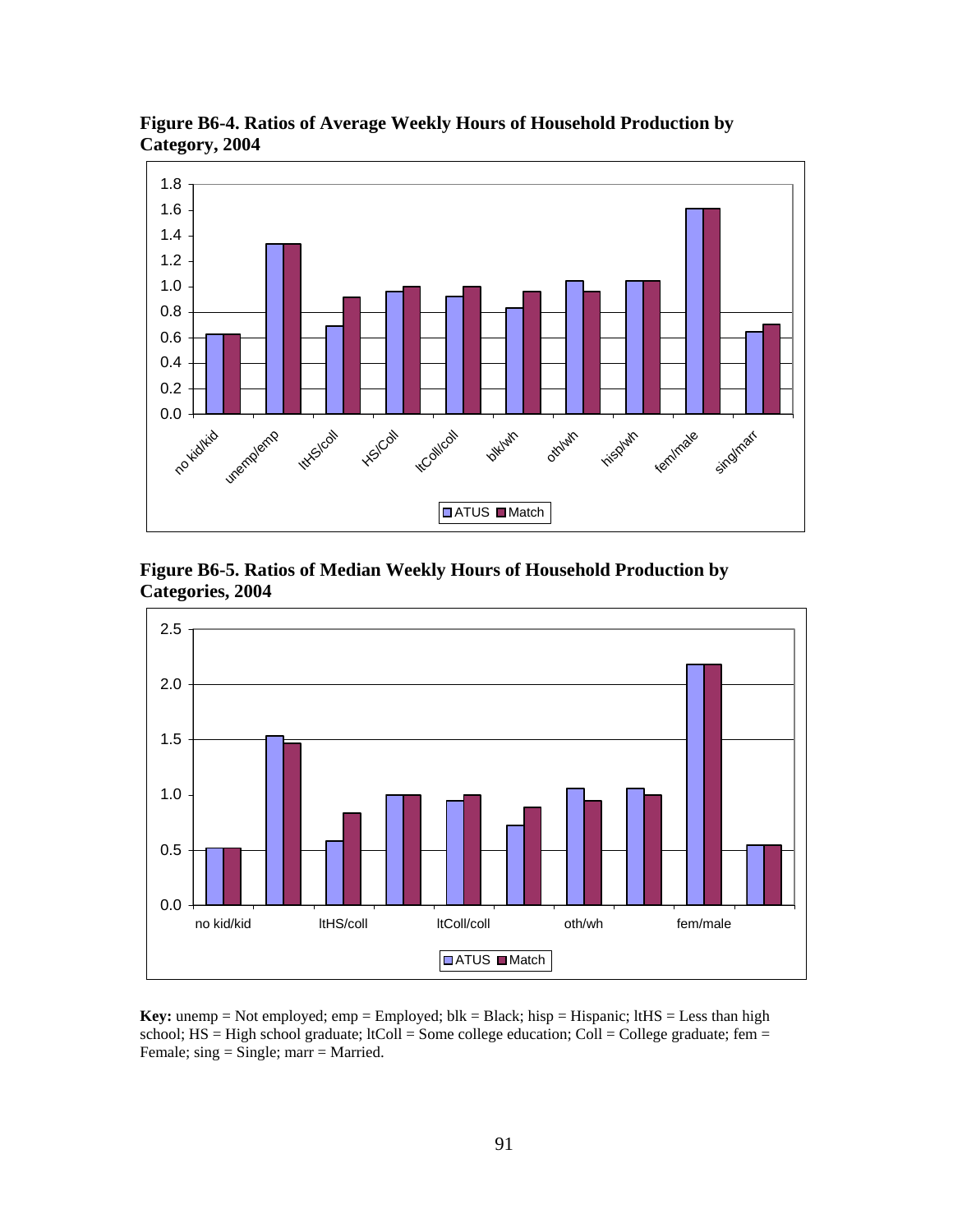**Figure B6-4. Ratios of Average Weekly Hours of Household Production by Category, 2004**

**Figure B6-5. Ratios of Median Weekly Hours of Household Production by Categories, 2004**

**Key:** unemp = Not employed; emp = Employed; blk = Black; hisp = Hispanic; ltHS = Less than high school; HS = High school graduate; ltColl = Some college education; Coll = College graduate; fem = Female; sing = Single; marr = Married.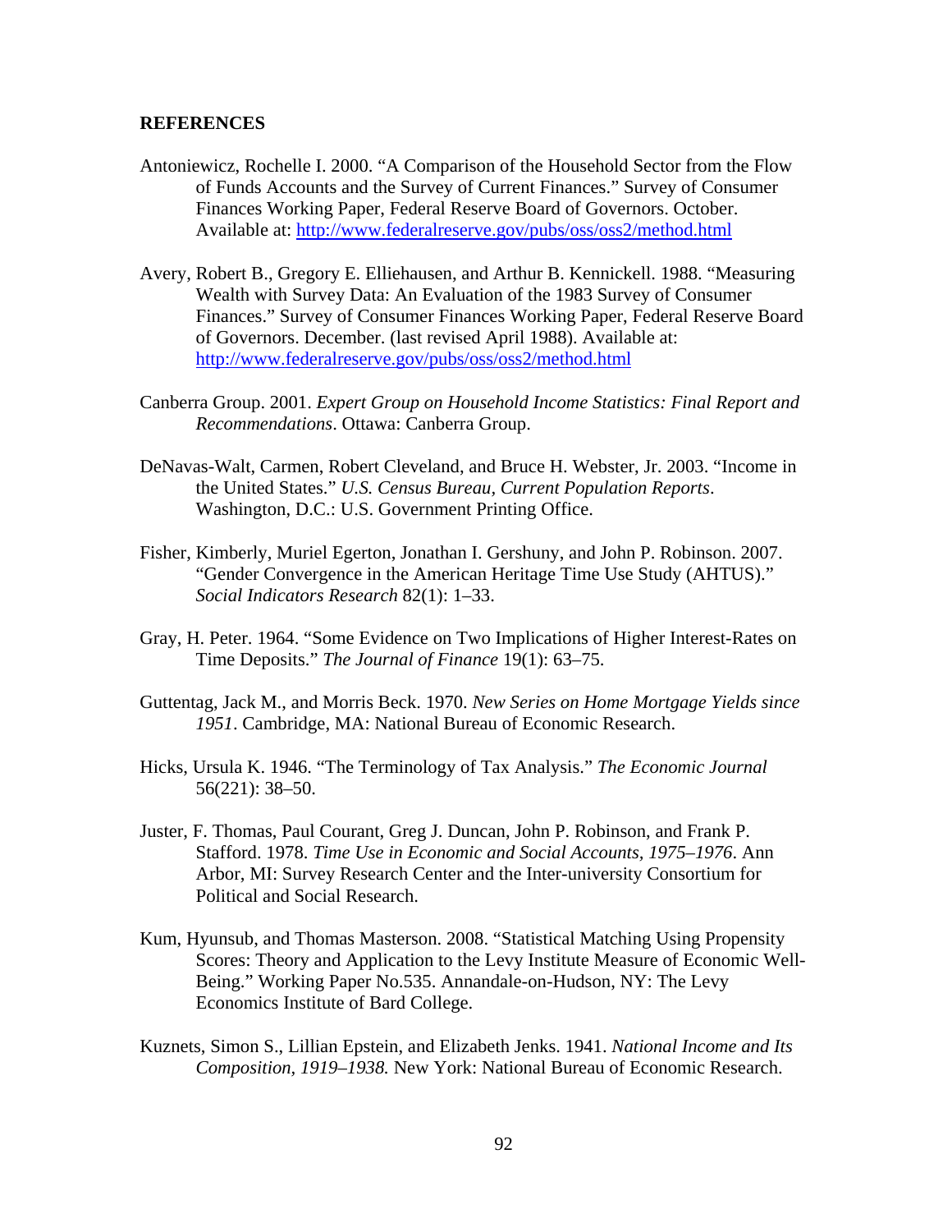## REFERENCES

Antoniewicz, Rochelle I. 2000. "A Comparison of the Household Sector from the Flow of Funds Accounts and the Survey of Current Finances." Survey of Consumer Finances Working Paper, Federal Reserve Board of Governors. October. Available at: http://www.federalreserve.gov/pubs/oss/oss2/method.html

Avery, Robert B., Gregory E. Elliehausen, and Arthur B. Kennickell. 1988. "Measuring Wealth with Survey Data: An Evaluation of the 1983 Survey of Consumer Finances." Survey of Consumer Finances Working Paper, Federal Reserve Board of Governors. December. (last revised April 1988). Available at: http://www.federalreserve.gov/pubs/oss/oss2/method.html

Canberra Group. 2001. *Expert Group on Household Income Statistics: Final Report and Recommendations*. Ottawa: Canberra Group.

DeNavas-Walt, Carmen, Robert Cleveland, and Bruce H. Webster, Jr. 2003. "Income in the United States." *U.S. Census Bureau, Current Population Reports*. Washington, D.C.: U.S. Government Printing Office.

Fisher, Kimberly, Muriel Egerton, Jonathan I. Gershuny, and John P. Robinson. 2007. "Gender Convergence in the American Heritage Time Use Study (AHTUS)." *Social Indicators Research* 82(1): 1–33.

Gray, H. Peter. 1964. "Some Evidence on Two Implications of Higher Interest-Rates on Time Deposits." *The Journal of Finance* 19(1): 63–75.

Guttentag, Jack M., and Morris Beck. 1970. *New Series on Home Mortgage Yields since 1951*. Cambridge, MA: National Bureau of Economic Research.

Hicks, Ursula K. 1946. "The Terminology of Tax Analysis." *The Economic Journal* 56(221): 38–50.

Juster, F. Thomas, Paul Courant, Greg J. Duncan, John P. Robinson, and Frank P. Stafford. 1978. *Time Use in Economic and Social Accounts, 1975–1976*. Ann Arbor, MI: Survey Research Center and the Inter-university Consortium for Political and Social Research.

Kum, Hyunsub, and Thomas Masterson. 2008. "Statistical Matching Using Propensity Scores: Theory and Application to the Levy Institute Measure of Economic Well-Being." Working Paper No.535. Annandale-on-Hudson, NY: The Levy Economics Institute of Bard College.

Kuznets, Simon S., Lillian Epstein, and Elizabeth Jenks. 1941. *National Income and Its Composition, 1919–1938.* New York: National Bureau of Economic Research.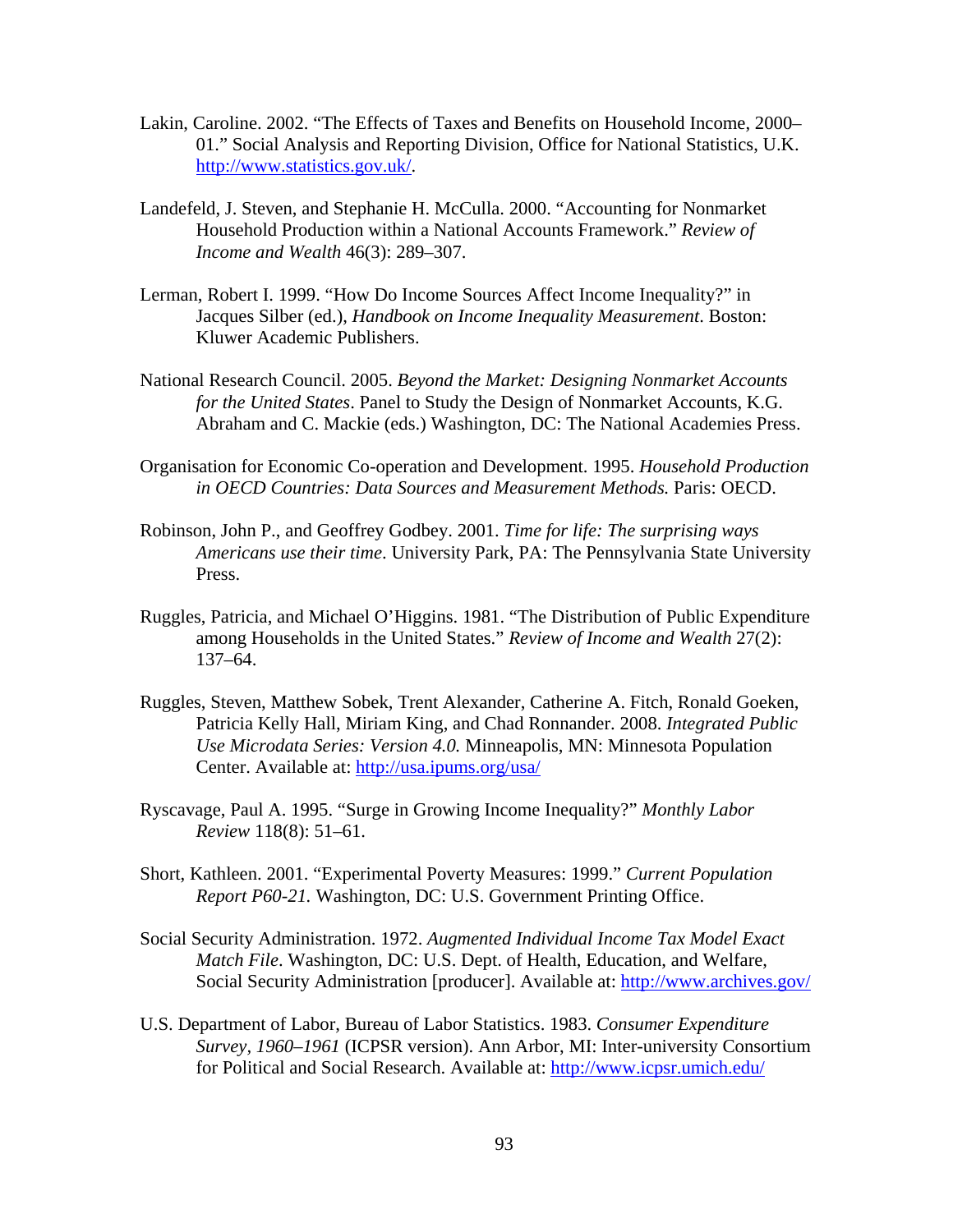Lakin, Caroline. 2002. "The Effects of Taxes and Benefits on Household Income, 2000–01." Social Analysis and Reporting Division, Office for National Statistics, U.K. http://www.statistics.gov.uk/.

Landefeld, J. Steven, and Stephanie H. McCulla. 2000. "Accounting for Nonmarket Household Production within a National Accounts Framework." *Review of Income and Wealth* 46(3): 289–307.

Lerman, Robert I. 1999. "How Do Income Sources Affect Income Inequality?" in Jacques Silber (ed.), *Handbook on Income Inequality Measurement*. Boston: Kluwer Academic Publishers.

National Research Council. 2005. *Beyond the Market: Designing Nonmarket Accounts for the United States*. Panel to Study the Design of Nonmarket Accounts, K.G. Abraham and C. Mackie (eds.) Washington, DC: The National Academies Press.

Organisation for Economic Co-operation and Development. 1995. *Household Production in OECD Countries: Data Sources and Measurement Methods.* Paris: OECD.

Robinson, John P., and Geoffrey Godbey. 2001. *Time for life: The surprising ways Americans use their time*. University Park, PA: The Pennsylvania State University Press.

Ruggles, Patricia, and Michael O'Higgins. 1981. "The Distribution of Public Expenditure among Households in the United States." *Review of Income and Wealth* 27(2): 137–64.

Ruggles, Steven, Matthew Sobek, Trent Alexander, Catherine A. Fitch, Ronald Goeken, Patricia Kelly Hall, Miriam King, and Chad Ronnander. 2008. *Integrated Public Use Microdata Series: Version 4.0.* Minneapolis, MN: Minnesota Population Center. Available at: http://usa.ipums.org/usa/

Ryscavage, Paul A. 1995. "Surge in Growing Income Inequality?" *Monthly Labor Review* 118(8): 51–61.

Short, Kathleen. 2001. "Experimental Poverty Measures: 1999." *Current Population Report P60-21.* Washington, DC: U.S. Government Printing Office.

Social Security Administration. 1972. *Augmented Individual Income Tax Model Exact Match File*. Washington, DC: U.S. Dept. of Health, Education, and Welfare, Social Security Administration [producer]. Available at: http://www.archives.gov/

U.S. Department of Labor, Bureau of Labor Statistics. 1983. *Consumer Expenditure Survey, 1960–1961* (ICPSR version). Ann Arbor, MI: Inter-university Consortium for Political and Social Research. Available at: http://www.icpsr.umich.edu/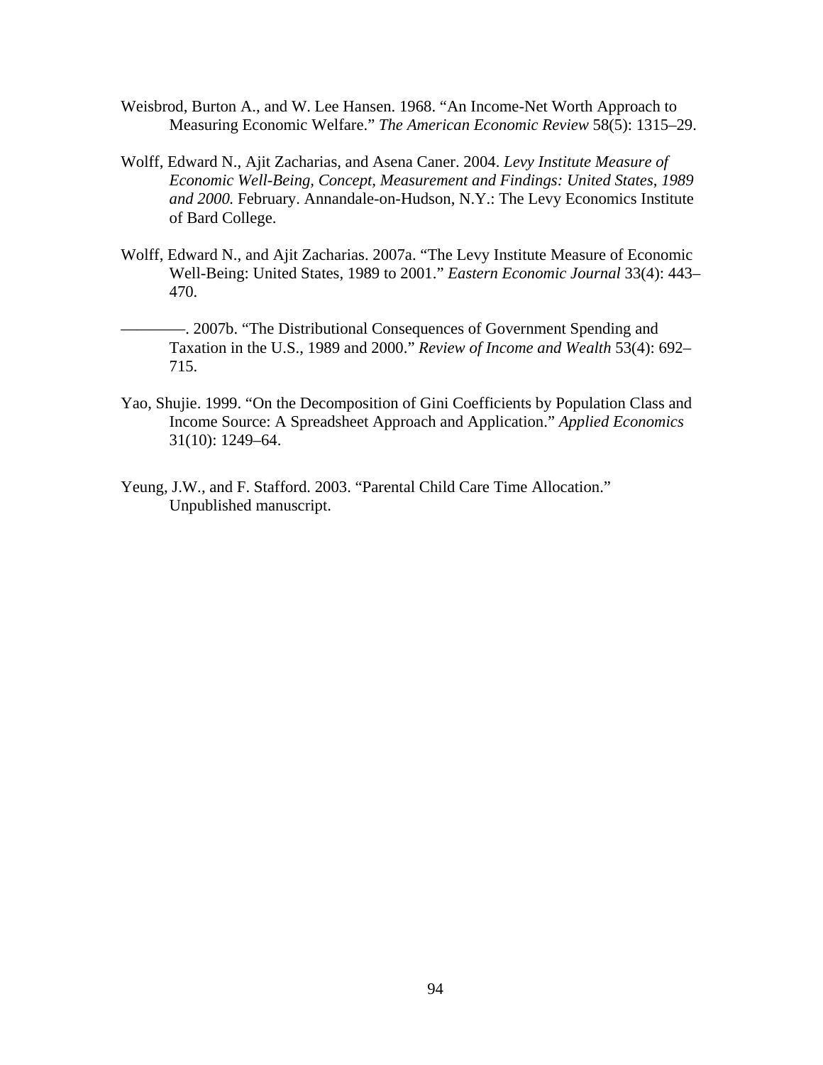Weisbrod, Burton A., and W. Lee Hansen. 1968. "An Income-Net Worth Approach to Measuring Economic Welfare." *The American Economic Review* 58(5): 1315–29.

Wolff, Edward N., Ajit Zacharias, and Asena Caner. 2004. *Levy Institute Measure of Economic Well-Being, Concept, Measurement and Findings: United States, 1989 and 2000.* February. Annandale-on-Hudson, N.Y.: The Levy Economics Institute of Bard College.

Wolff, Edward N., and Ajit Zacharias. 2007a. "The Levy Institute Measure of Economic Well-Being: United States, 1989 to 2001." *Eastern Economic Journal* 33(4): 443–470.

————. 2007b. "The Distributional Consequences of Government Spending and Taxation in the U.S., 1989 and 2000." *Review of Income and Wealth* 53(4): 692–715.

Yao, Shujie. 1999. "On the Decomposition of Gini Coefficients by Population Class and Income Source: A Spreadsheet Approach and Application." *Applied Economics* 31(10): 1249–64.

Yeung, J.W., and F. Stafford. 2003. "Parental Child Care Time Allocation." Unpublished manuscript.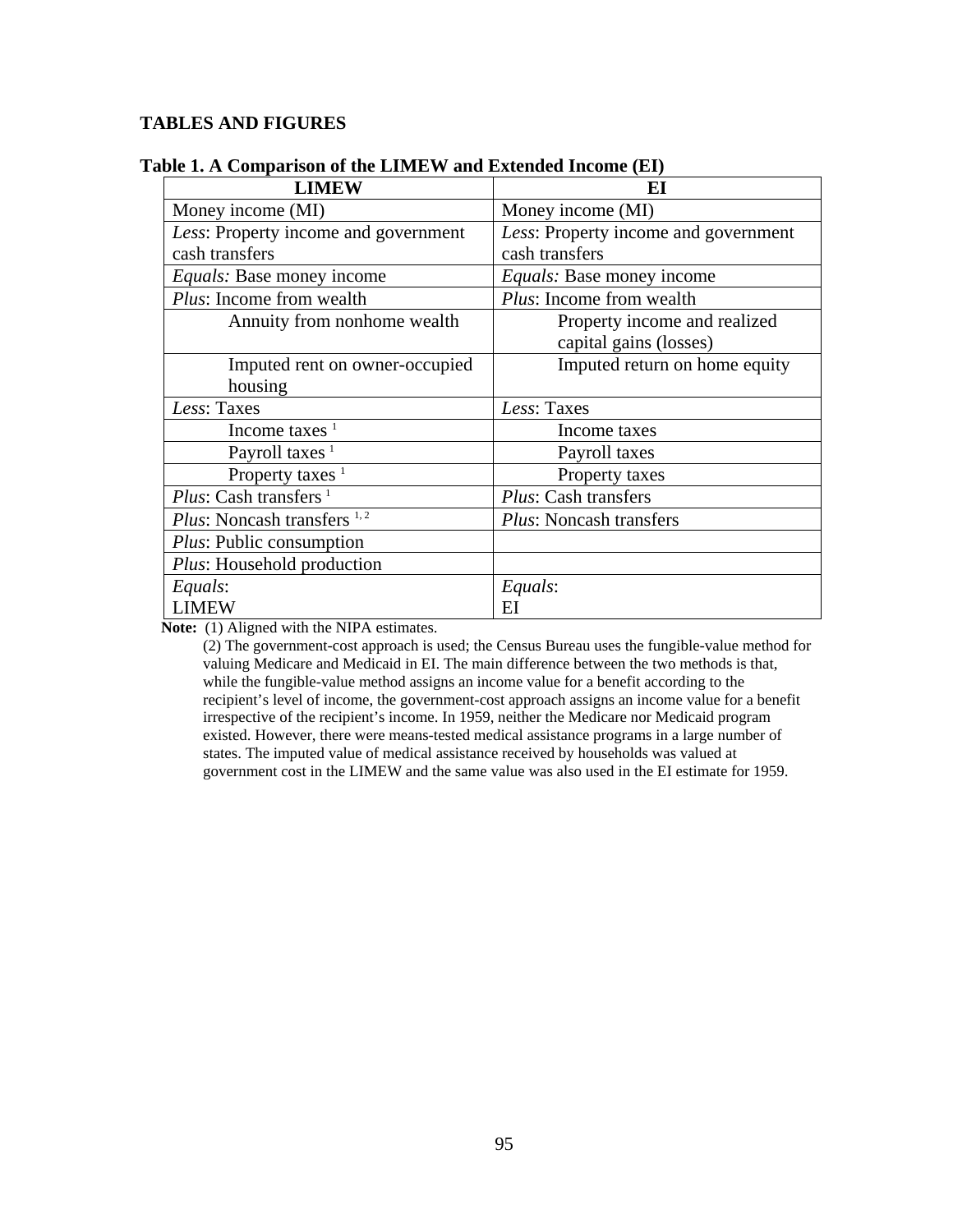## TABLES AND FIGURES

**Table 1. A Comparison of the LIMEW and Extended Income (EI)**

| LIMEW | EI |
|---|---|
| Money income (MI) | Money income (MI) |
| *Less*: Property income and government cash transfers | *Less*: Property income and government cash transfers |
| *Equals:* Base money income | *Equals:* Base money income |
| *Plus*: Income from wealth | *Plus*: Income from wealth |
| Annuity from nonhome wealth | Property income and realized capital gains (losses) |
| Imputed rent on owner-occupied housing | Imputed return on home equity |
| *Less*: Taxes | *Less*: Taxes |
| Income taxes [1] | Income taxes |
| Payroll taxes [1] | Payroll taxes |
| Property taxes [1] | Property taxes |
| *Plus*: Cash transfers [1] | *Plus*: Cash transfers |
| *Plus*: Noncash transfers [1, 2] | *Plus*: Noncash transfers |
| *Plus*: Public consumption | |
| *Plus*: Household production | |
| *Equals*: LIMEW | *Equals*: EI |

**Note:** (1) Aligned with the NIPA estimates.

(2) The government-cost approach is used; the Census Bureau uses the fungible-value method for valuing Medicare and Medicaid in EI. The main difference between the two methods is that, while the fungible-value method assigns an income value for a benefit according to the recipient's level of income, the government-cost approach assigns an income value for a benefit irrespective of the recipient's income. In 1959, neither the Medicare nor Medicaid program existed. However, there were means-tested medical assistance programs in a large number of states. The imputed value of medical assistance received by households was valued at government cost in the LIMEW and the same value was also used in the EI estimate for 1959.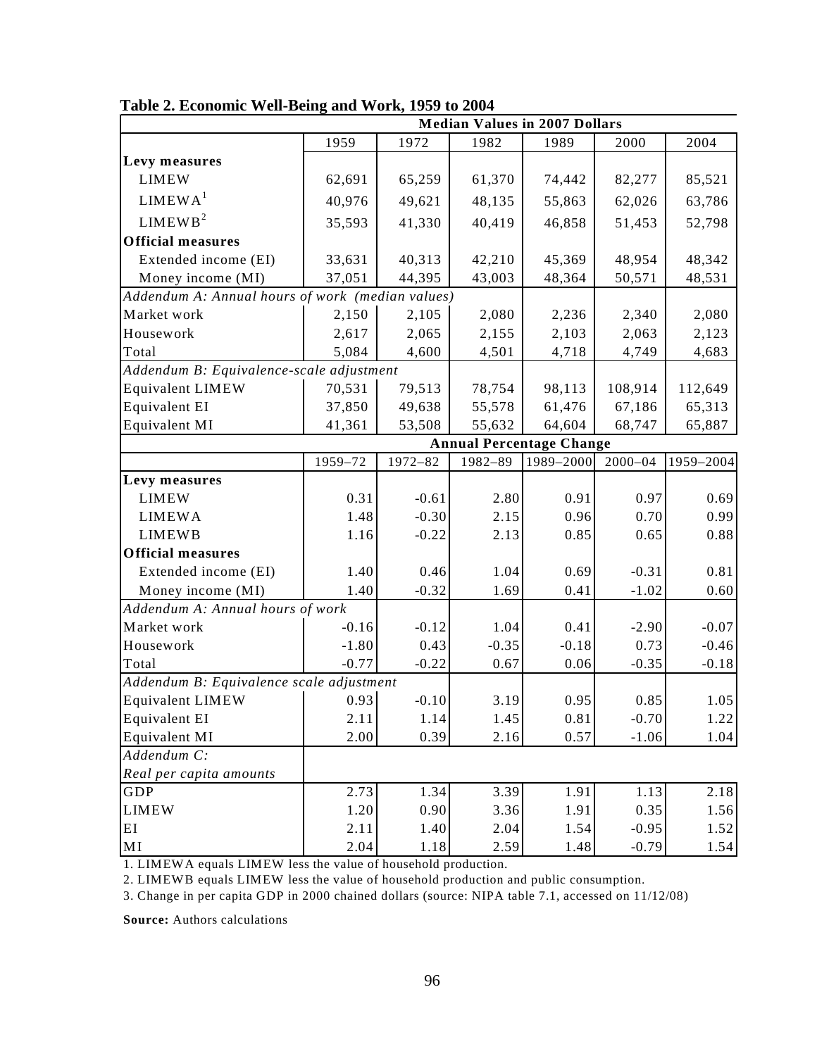**Table 2. Economic Well-Being and Work, 1959 to 2004**

| | Median Values in 2007 Dollars | | | | | |
|---|---|---|---|---|---|---|
| | 1959 | 1972 | 1982 | 1989 | 2000 | 2004 |
| **Levy measures** | | | | | | |
| LIMEW | 62,691 | 65,259 | 61,370 | 74,442 | 82,277 | 85,521 |
| LIMEWA[1] | 40,976 | 49,621 | 48,135 | 55,863 | 62,026 | 63,786 |
| LIMEWB[2] | 35,593 | 41,330 | 40,419 | 46,858 | 51,453 | 52,798 |
| **Official measures** | | | | | | |
| Extended income (EI) | 33,631 | 40,313 | 42,210 | 45,369 | 48,954 | 48,342 |
| Money income (MI) | 37,051 | 44,395 | 43,003 | 48,364 | 50,571 | 48,531 |
| *Addendum A: Annual hours of work (median values)* | | | | | | |
| Market work | 2,150 | 2,105 | 2,080 | 2,236 | 2,340 | 2,080 |
| Housework | 2,617 | 2,065 | 2,155 | 2,103 | 2,063 | 2,123 |
| Total | 5,084 | 4,600 | 4,501 | 4,718 | 4,749 | 4,683 |
| *Addendum B: Equivalence-scale adjustment* | | | | | | |
| Equivalent LIMEW | 70,531 | 79,513 | 78,754 | 98,113 | 108,914 | 112,649 |
| Equivalent EI | 37,850 | 49,638 | 55,578 | 61,476 | 67,186 | 65,313 |
| Equivalent MI | 41,361 | 53,508 | 55,632 | 64,604 | 68,747 | 65,887 |
| | **Annual Percentage Change** | | | | | |
| | 1959–72 | 1972–82 | 1982–89 | 1989–2000 | 2000–04 | 1959–2004 |
| **Levy measures** | | | | | | |
| LIMEW | 0.31 | -0.61 | 2.80 | 0.91 | 0.97 | 0.69 |
| LIMEWA | 1.48 | -0.30 | 2.15 | 0.96 | 0.70 | 0.99 |
| LIMEWB | 1.16 | -0.22 | 2.13 | 0.85 | 0.65 | 0.88 |
| **Official measures** | | | | | | |
| Extended income (EI) | 1.40 | 0.46 | 1.04 | 0.69 | -0.31 | 0.81 |
| Money income (MI) | 1.40 | -0.32 | 1.69 | 0.41 | -1.02 | 0.60 |
| *Addendum A: Annual hours of work* | | | | | | |
| Market work | -0.16 | -0.12 | 1.04 | 0.41 | -2.90 | -0.07 |
| Housework | -1.80 | 0.43 | -0.35 | -0.18 | 0.73 | -0.46 |
| Total | -0.77 | -0.22 | 0.67 | 0.06 | -0.35 | -0.18 |
| *Addendum B: Equivalence scale adjustment* | | | | | | |
| Equivalent LIMEW | 0.93 | -0.10 | 3.19 | 0.95 | 0.85 | 1.05 |
| Equivalent EI | 2.11 | 1.14 | 1.45 | 0.81 | -0.70 | 1.22 |
| Equivalent MI | 2.00 | 0.39 | 2.16 | 0.57 | -1.06 | 1.04 |
| *Addendum C:* | | | | | | |
| *Real per capita amounts* | | | | | | |
| GDP | 2.73 | 1.34 | 3.39 | 1.91 | 1.13 | 2.18 |
| LIMEW | 1.20 | 0.90 | 3.36 | 1.91 | 0.35 | 1.56 |
| EI | 2.11 | 1.40 | 2.04 | 1.54 | -0.95 | 1.52 |
| MI | 2.04 | 1.18 | 2.59 | 1.48 | -0.79 | 1.54 |

1. LIMEWA equals LIMEW less the value of household production.

2. LIMEWB equals LIMEW less the value of household production and public consumption.

3. Change in per capita GDP in 2000 chained dollars (source: NIPA table 7.1, accessed on 11/12/08)

**Source:** Authors calculations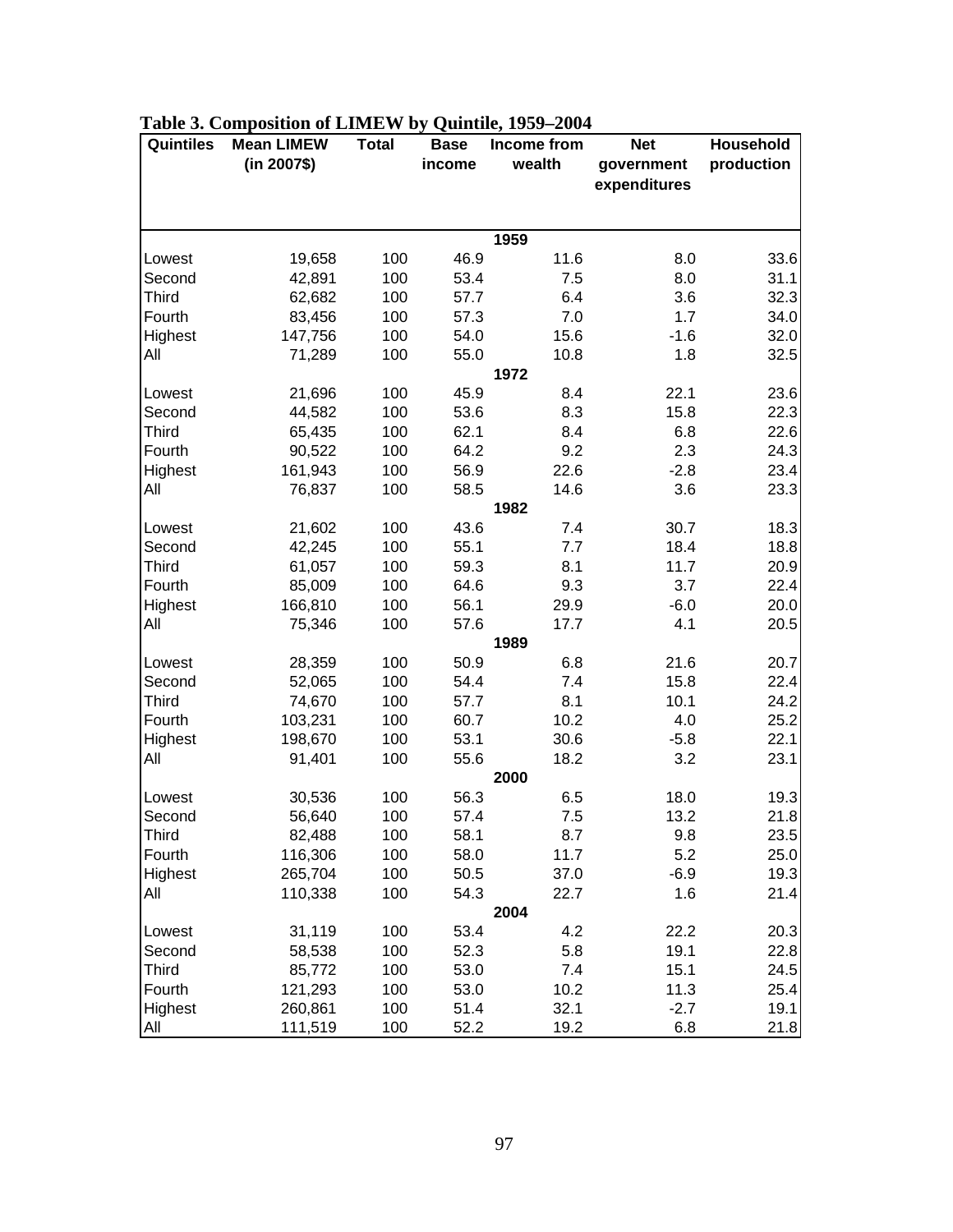**Table 3. Composition of LIMEW by Quintile, 1959–2004**

| Quintiles | Mean LIMEW (in 2007$) | Total | Base income | Income from wealth | Net government expenditures | Household production |
|---|---|---|---|---|---|---|
| | | | | **1959** | | |
| Lowest | 19,658 | 100 | 46.9 | 11.6 | 8.0 | 33.6 |
| Second | 42,891 | 100 | 53.4 | 7.5 | 8.0 | 31.1 |
| Third | 62,682 | 100 | 57.7 | 6.4 | 3.6 | 32.3 |
| Fourth | 83,456 | 100 | 57.3 | 7.0 | 1.7 | 34.0 |
| Highest | 147,756 | 100 | 54.0 | 15.6 | -1.6 | 32.0 |
| All | 71,289 | 100 | 55.0 | 10.8 | 1.8 | 32.5 |
| | | | | **1972** | | |
| Lowest | 21,696 | 100 | 45.9 | 8.4 | 22.1 | 23.6 |
| Second | 44,582 | 100 | 53.6 | 8.3 | 15.8 | 22.3 |
| Third | 65,435 | 100 | 62.1 | 8.4 | 6.8 | 22.6 |
| Fourth | 90,522 | 100 | 64.2 | 9.2 | 2.3 | 24.3 |
| Highest | 161,943 | 100 | 56.9 | 22.6 | -2.8 | 23.4 |
| All | 76,837 | 100 | 58.5 | 14.6 | 3.6 | 23.3 |
| | | | | **1982** | | |
| Lowest | 21,602 | 100 | 43.6 | 7.4 | 30.7 | 18.3 |
| Second | 42,245 | 100 | 55.1 | 7.7 | 18.4 | 18.8 |
| Third | 61,057 | 100 | 59.3 | 8.1 | 11.7 | 20.9 |
| Fourth | 85,009 | 100 | 64.6 | 9.3 | 3.7 | 22.4 |
| Highest | 166,810 | 100 | 56.1 | 29.9 | -6.0 | 20.0 |
| All | 75,346 | 100 | 57.6 | 17.7 | 4.1 | 20.5 |
| | | | | **1989** | | |
| Lowest | 28,359 | 100 | 50.9 | 6.8 | 21.6 | 20.7 |
| Second | 52,065 | 100 | 54.4 | 7.4 | 15.8 | 22.4 |
| Third | 74,670 | 100 | 57.7 | 8.1 | 10.1 | 24.2 |
| Fourth | 103,231 | 100 | 60.7 | 10.2 | 4.0 | 25.2 |
| Highest | 198,670 | 100 | 53.1 | 30.6 | -5.8 | 22.1 |
| All | 91,401 | 100 | 55.6 | 18.2 | 3.2 | 23.1 |
| | | | | **2000** | | |
| Lowest | 30,536 | 100 | 56.3 | 6.5 | 18.0 | 19.3 |
| Second | 56,640 | 100 | 57.4 | 7.5 | 13.2 | 21.8 |
| Third | 82,488 | 100 | 58.1 | 8.7 | 9.8 | 23.5 |
| Fourth | 116,306 | 100 | 58.0 | 11.7 | 5.2 | 25.0 |
| Highest | 265,704 | 100 | 50.5 | 37.0 | -6.9 | 19.3 |
| All | 110,338 | 100 | 54.3 | 22.7 | 1.6 | 21.4 |
| | | | | **2004** | | |
| Lowest | 31,119 | 100 | 53.4 | 4.2 | 22.2 | 20.3 |
| Second | 58,538 | 100 | 52.3 | 5.8 | 19.1 | 22.8 |
| Third | 85,772 | 100 | 53.0 | 7.4 | 15.1 | 24.5 |
| Fourth | 121,293 | 100 | 53.0 | 10.2 | 11.3 | 25.4 |
| Highest | 260,861 | 100 | 51.4 | 32.1 | -2.7 | 19.1 |
| All | 111,519 | 100 | 52.2 | 19.2 | 6.8 | 21.8 |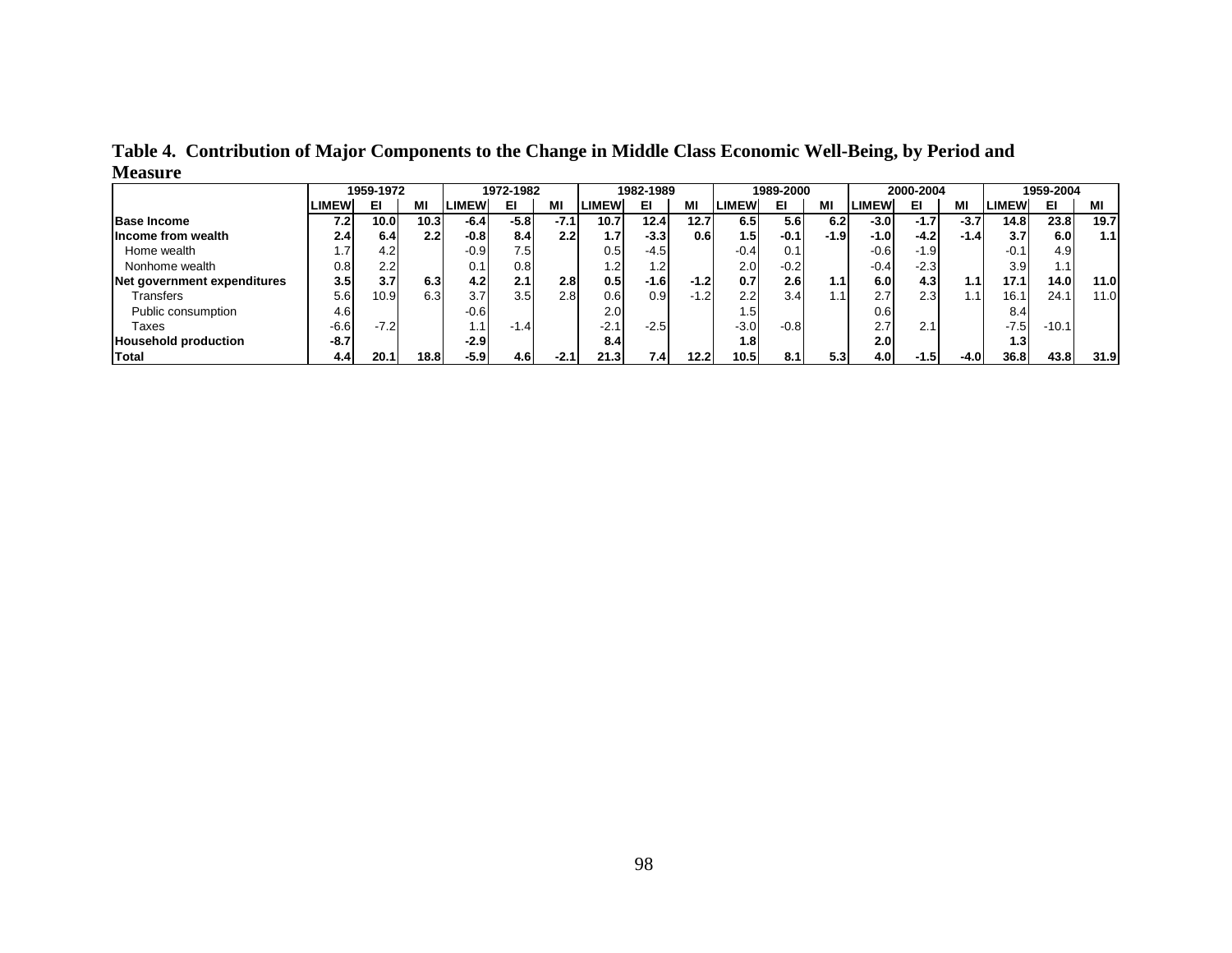**Table 4. Contribution of Major Components to the Change in Middle Class Economic Well-Being, by Period and Measure**

| | 1959-1972 | | | 1972-1982 | | | 1982-1989 | | | 1989-2000 | | | 2000-2004 | | | 1959-2004 | | |
|---|---|---|---|---|---|---|---|---|---|---|---|---|---|---|---|---|---|---|
| | LIMEW | EI | MI | LIMEW | EI | MI | LIMEW | EI | MI | LIMEW | EI | MI | LIMEW | EI | MI | LIMEW | EI | MI |
| **Base Income** | **7.2** | **10.0** | **10.3** | **-6.4** | **-5.8** | **-7.1** | **10.7** | **12.4** | **12.7** | **6.5** | **5.6** | **6.2** | **-3.0** | **-1.7** | **-3.7** | **14.8** | **23.8** | **19.7** |
| **Income from wealth** | **2.4** | **6.4** | **2.2** | **-0.8** | **8.4** | **2.2** | **1.7** | **-3.3** | **0.6** | **1.5** | **-0.1** | **-1.9** | **-1.0** | **-4.2** | **-1.4** | **3.7** | **6.0** | **1.1** |
| Home wealth | 1.7 | 4.2 | | -0.9 | 7.5 | | 0.5 | -4.5 | | -0.4 | 0.1 | | -0.6 | -1.9 | | -0.1 | 4.9 | |
| Nonhome wealth | 0.8 | 2.2 | | 0.1 | 0.8 | | 1.2 | 1.2 | | 2.0 | -0.2 | | -0.4 | -2.3 | | 3.9 | 1.1 | |
| **Net government expenditures** | **3.5** | **3.7** | **6.3** | **4.2** | **2.1** | **2.8** | **0.5** | **-1.6** | **-1.2** | **0.7** | **2.6** | **1.1** | **6.0** | **4.3** | **1.1** | **17.1** | **14.0** | **11.0** |
| Transfers | 5.6 | 10.9 | 6.3 | 3.7 | 3.5 | 2.8 | 0.6 | 0.9 | -1.2 | 2.2 | 3.4 | 1.1 | 2.7 | 2.3 | 1.1 | 16.1 | 24.1 | 11.0 |
| Public consumption | 4.6 | | | -0.6 | | | 2.0 | | | 1.5 | | | 0.6 | | | 8.4 | | |
| Taxes | -6.6 | -7.2 | | 1.1 | -1.4 | | -2.1 | -2.5 | | -3.0 | -0.8 | | 2.7 | 2.1 | | -7.5 | -10.1 | |
| **Household production** | **-8.7** | | | **-2.9** | | | **8.4** | | | **1.8** | | | **2.0** | | | **1.3** | | |
| **Total** | **4.4** | **20.1** | **18.8** | **-5.9** | **4.6** | **-2.1** | **21.3** | **7.4** | **12.2** | **10.5** | **8.1** | **5.3** | **4.0** | **-1.5** | **-4.0** | **36.8** | **43.8** | **31.9** |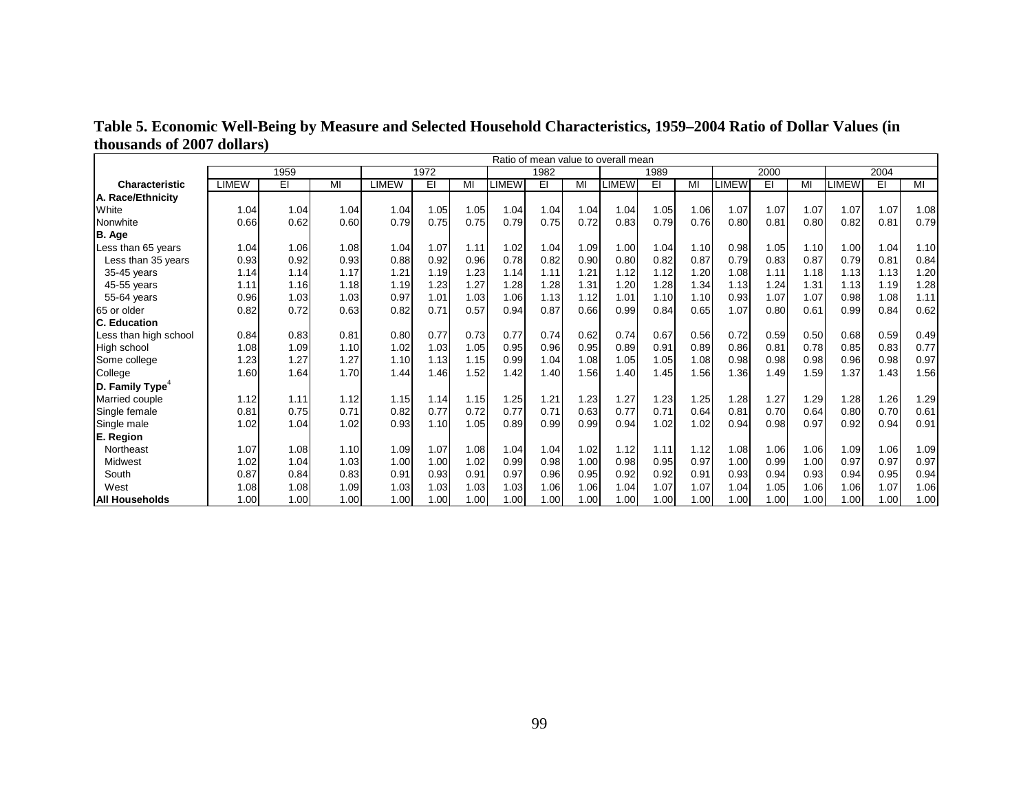**Table 5. Economic Well-Being by Measure and Selected Household Characteristics, 1959–2004 Ratio of Dollar Values (in thousands of 2007 dollars)**

| | Ratio of mean value to overall mean | | | | | | | | | | | | | | | | | |
|---|---|---|---|---|---|---|---|---|---|---|---|---|---|---|---|---|---|---|
| | 1959 | | | 1972 | | | 1982 | | | 1989 | | | 2000 | | | 2004 | | |
| **Characteristic** | LIMEW | EI | MI | LIMEW | EI | MI | LIMEW | EI | MI | LIMEW | EI | MI | LIMEW | EI | MI | LIMEW | EI | MI |
| **A. Race/Ethnicity** | | | | | | | | | | | | | | | | | | |
| White | 1.04 | 1.04 | 1.04 | 1.04 | 1.05 | 1.05 | 1.04 | 1.04 | 1.04 | 1.04 | 1.05 | 1.06 | 1.07 | 1.07 | 1.07 | 1.07 | 1.07 | 1.08 |
| Nonwhite | 0.66 | 0.62 | 0.60 | 0.79 | 0.75 | 0.75 | 0.79 | 0.75 | 0.72 | 0.83 | 0.79 | 0.76 | 0.80 | 0.81 | 0.80 | 0.82 | 0.81 | 0.79 |
| **B. Age** | | | | | | | | | | | | | | | | | | |
| Less than 65 years | 1.04 | 1.06 | 1.08 | 1.04 | 1.07 | 1.11 | 1.02 | 1.04 | 1.09 | 1.00 | 1.04 | 1.10 | 0.98 | 1.05 | 1.10 | 1.00 | 1.04 | 1.10 |
| Less than 35 years | 0.93 | 0.92 | 0.93 | 0.88 | 0.92 | 0.96 | 0.78 | 0.82 | 0.90 | 0.80 | 0.82 | 0.87 | 0.79 | 0.83 | 0.87 | 0.79 | 0.81 | 0.84 |
| 35-45 years | 1.14 | 1.14 | 1.17 | 1.21 | 1.19 | 1.23 | 1.14 | 1.11 | 1.21 | 1.12 | 1.12 | 1.20 | 1.08 | 1.11 | 1.18 | 1.13 | 1.13 | 1.20 |
| 45-55 years | 1.11 | 1.16 | 1.18 | 1.19 | 1.23 | 1.27 | 1.28 | 1.28 | 1.31 | 1.20 | 1.28 | 1.34 | 1.13 | 1.24 | 1.31 | 1.13 | 1.19 | 1.28 |
| 55-64 years | 0.96 | 1.03 | 1.03 | 0.97 | 1.01 | 1.03 | 1.06 | 1.13 | 1.12 | 1.01 | 1.10 | 1.10 | 0.93 | 1.07 | 1.07 | 0.98 | 1.08 | 1.11 |
| 65 or older | 0.82 | 0.72 | 0.63 | 0.82 | 0.71 | 0.57 | 0.94 | 0.87 | 0.66 | 0.99 | 0.84 | 0.65 | 1.07 | 0.80 | 0.61 | 0.99 | 0.84 | 0.62 |
| **C. Education** | | | | | | | | | | | | | | | | | | |
| Less than high school | 0.84 | 0.83 | 0.81 | 0.80 | 0.77 | 0.73 | 0.77 | 0.74 | 0.62 | 0.74 | 0.67 | 0.56 | 0.72 | 0.59 | 0.50 | 0.68 | 0.59 | 0.49 |
| High school | 1.08 | 1.09 | 1.10 | 1.02 | 1.03 | 1.05 | 0.95 | 0.96 | 0.95 | 0.89 | 0.91 | 0.89 | 0.86 | 0.81 | 0.78 | 0.85 | 0.83 | 0.77 |
| Some college | 1.23 | 1.27 | 1.27 | 1.10 | 1.13 | 1.15 | 0.99 | 1.04 | 1.08 | 1.05 | 1.05 | 1.08 | 0.98 | 0.98 | 0.98 | 0.96 | 0.98 | 0.97 |
| College | 1.60 | 1.64 | 1.70 | 1.44 | 1.46 | 1.52 | 1.42 | 1.40 | 1.56 | 1.40 | 1.45 | 1.56 | 1.36 | 1.49 | 1.59 | 1.37 | 1.43 | 1.56 |
| **D. Family Type**[4] | | | | | | | | | | | | | | | | | | |
| Married couple | 1.12 | 1.11 | 1.12 | 1.15 | 1.14 | 1.15 | 1.25 | 1.21 | 1.23 | 1.27 | 1.23 | 1.25 | 1.28 | 1.27 | 1.29 | 1.28 | 1.26 | 1.29 |
| Single female | 0.81 | 0.75 | 0.71 | 0.82 | 0.77 | 0.72 | 0.77 | 0.71 | 0.63 | 0.77 | 0.71 | 0.64 | 0.81 | 0.70 | 0.64 | 0.80 | 0.70 | 0.61 |
| Single male | 1.02 | 1.04 | 1.02 | 0.93 | 1.10 | 1.05 | 0.89 | 0.99 | 0.99 | 0.94 | 1.02 | 1.02 | 0.94 | 0.98 | 0.97 | 0.92 | 0.94 | 0.91 |
| **E. Region** | | | | | | | | | | | | | | | | | | |
| Northeast | 1.07 | 1.08 | 1.10 | 1.09 | 1.07 | 1.08 | 1.04 | 1.04 | 1.02 | 1.12 | 1.11 | 1.12 | 1.08 | 1.06 | 1.06 | 1.09 | 1.06 | 1.09 |
| Midwest | 1.02 | 1.04 | 1.03 | 1.00 | 1.00 | 1.02 | 0.99 | 0.98 | 1.00 | 0.98 | 0.95 | 0.97 | 1.00 | 0.99 | 1.00 | 0.97 | 0.97 | 0.97 |
| South | 0.87 | 0.84 | 0.83 | 0.91 | 0.93 | 0.91 | 0.97 | 0.96 | 0.95 | 0.92 | 0.92 | 0.91 | 0.93 | 0.94 | 0.93 | 0.94 | 0.95 | 0.94 |
| West | 1.08 | 1.08 | 1.09 | 1.03 | 1.03 | 1.03 | 1.03 | 1.06 | 1.06 | 1.04 | 1.07 | 1.07 | 1.04 | 1.05 | 1.06 | 1.06 | 1.07 | 1.06 |
| **All Households** | 1.00 | 1.00 | 1.00 | 1.00 | 1.00 | 1.00 | 1.00 | 1.00 | 1.00 | 1.00 | 1.00 | 1.00 | 1.00 | 1.00 | 1.00 | 1.00 | 1.00 | 1.00 |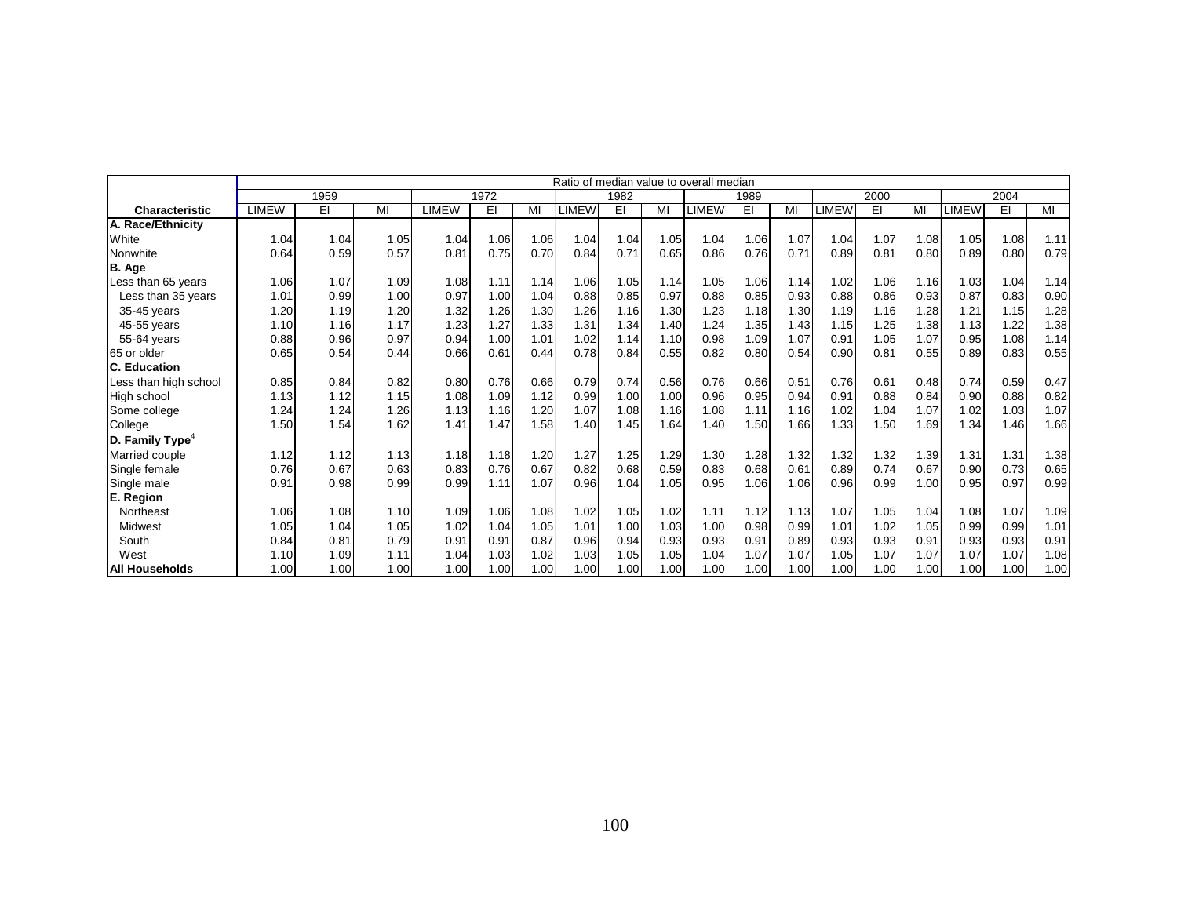| | Ratio of median value to overall median | | | | | | | | | | | | | | | | | |
|---|---|---|---|---|---|---|---|---|---|---|---|---|---|---|---|---|---|---|
| | 1959 | | | 1972 | | | 1982 | | | 1989 | | | 2000 | | | 2004 | | |
| **Characteristic** | LIMEW | EI | MI | LIMEW | EI | MI | LIMEW | EI | MI | LIMEW | EI | MI | LIMEW | EI | MI | LIMEW | EI | MI |
| **A. Race/Ethnicity** | | | | | | | | | | | | | | | | | | |
| White | 1.04 | 1.04 | 1.05 | 1.04 | 1.06 | 1.06 | 1.04 | 1.04 | 1.05 | 1.04 | 1.06 | 1.07 | 1.04 | 1.07 | 1.08 | 1.05 | 1.08 | 1.11 |
| Nonwhite | 0.64 | 0.59 | 0.57 | 0.81 | 0.75 | 0.70 | 0.84 | 0.71 | 0.65 | 0.86 | 0.76 | 0.71 | 0.89 | 0.81 | 0.80 | 0.89 | 0.80 | 0.79 |
| **B. Age** | | | | | | | | | | | | | | | | | | |
| Less than 65 years | 1.06 | 1.07 | 1.09 | 1.08 | 1.11 | 1.14 | 1.06 | 1.05 | 1.14 | 1.05 | 1.06 | 1.14 | 1.02 | 1.06 | 1.16 | 1.03 | 1.04 | 1.14 |
| Less than 35 years | 1.01 | 0.99 | 1.00 | 0.97 | 1.00 | 1.04 | 0.88 | 0.85 | 0.97 | 0.88 | 0.85 | 0.93 | 0.88 | 0.86 | 0.93 | 0.87 | 0.83 | 0.90 |
| 35-45 years | 1.20 | 1.19 | 1.20 | 1.32 | 1.26 | 1.30 | 1.26 | 1.16 | 1.30 | 1.23 | 1.18 | 1.30 | 1.19 | 1.16 | 1.28 | 1.21 | 1.15 | 1.28 |
| 45-55 years | 1.10 | 1.16 | 1.17 | 1.23 | 1.27 | 1.33 | 1.31 | 1.34 | 1.40 | 1.24 | 1.35 | 1.43 | 1.15 | 1.25 | 1.38 | 1.13 | 1.22 | 1.38 |
| 55-64 years | 0.88 | 0.96 | 0.97 | 0.94 | 1.00 | 1.01 | 1.02 | 1.14 | 1.10 | 0.98 | 1.09 | 1.07 | 0.91 | 1.05 | 1.07 | 0.95 | 1.08 | 1.14 |
| 65 or older | 0.65 | 0.54 | 0.44 | 0.66 | 0.61 | 0.44 | 0.78 | 0.84 | 0.55 | 0.82 | 0.80 | 0.54 | 0.90 | 0.81 | 0.55 | 0.89 | 0.83 | 0.55 |
| **C. Education** | | | | | | | | | | | | | | | | | | |
| Less than high school | 0.85 | 0.84 | 0.82 | 0.80 | 0.76 | 0.66 | 0.79 | 0.74 | 0.56 | 0.76 | 0.66 | 0.51 | 0.76 | 0.61 | 0.48 | 0.74 | 0.59 | 0.47 |
| High school | 1.13 | 1.12 | 1.15 | 1.08 | 1.09 | 1.12 | 0.99 | 1.00 | 1.00 | 0.96 | 0.95 | 0.94 | 0.91 | 0.88 | 0.84 | 0.90 | 0.88 | 0.82 |
| Some college | 1.24 | 1.24 | 1.26 | 1.13 | 1.16 | 1.20 | 1.07 | 1.08 | 1.16 | 1.08 | 1.11 | 1.16 | 1.02 | 1.04 | 1.07 | 1.02 | 1.03 | 1.07 |
| College | 1.50 | 1.54 | 1.62 | 1.41 | 1.47 | 1.58 | 1.40 | 1.45 | 1.64 | 1.40 | 1.50 | 1.66 | 1.33 | 1.50 | 1.69 | 1.34 | 1.46 | 1.66 |
| **D. Family Type**[4] | | | | | | | | | | | | | | | | | | |
| Married couple | 1.12 | 1.12 | 1.13 | 1.18 | 1.18 | 1.20 | 1.27 | 1.25 | 1.29 | 1.30 | 1.28 | 1.32 | 1.32 | 1.32 | 1.39 | 1.31 | 1.31 | 1.38 |
| Single female | 0.76 | 0.67 | 0.63 | 0.83 | 0.76 | 0.67 | 0.82 | 0.68 | 0.59 | 0.83 | 0.68 | 0.61 | 0.89 | 0.74 | 0.67 | 0.90 | 0.73 | 0.65 |
| Single male | 0.91 | 0.98 | 0.99 | 0.99 | 1.11 | 1.07 | 0.96 | 1.04 | 1.05 | 0.95 | 1.06 | 1.06 | 0.96 | 0.99 | 1.00 | 0.95 | 0.97 | 0.99 |
| **E. Region** | | | | | | | | | | | | | | | | | | |
| Northeast | 1.06 | 1.08 | 1.10 | 1.09 | 1.06 | 1.08 | 1.02 | 1.05 | 1.02 | 1.11 | 1.12 | 1.13 | 1.07 | 1.05 | 1.04 | 1.08 | 1.07 | 1.09 |
| Midwest | 1.05 | 1.04 | 1.05 | 1.02 | 1.04 | 1.05 | 1.01 | 1.00 | 1.03 | 1.00 | 0.98 | 0.99 | 1.01 | 1.02 | 1.05 | 0.99 | 0.99 | 1.01 |
| South | 0.84 | 0.81 | 0.79 | 0.91 | 0.91 | 0.87 | 0.96 | 0.94 | 0.93 | 0.93 | 0.91 | 0.89 | 0.93 | 0.93 | 0.91 | 0.93 | 0.93 | 0.91 |
| West | 1.10 | 1.09 | 1.11 | 1.04 | 1.03 | 1.02 | 1.03 | 1.05 | 1.05 | 1.04 | 1.07 | 1.07 | 1.05 | 1.07 | 1.07 | 1.07 | 1.07 | 1.08 |
| **All Households** | 1.00 | 1.00 | 1.00 | 1.00 | 1.00 | 1.00 | 1.00 | 1.00 | 1.00 | 1.00 | 1.00 | 1.00 | 1.00 | 1.00 | 1.00 | 1.00 | 1.00 | 1.00 |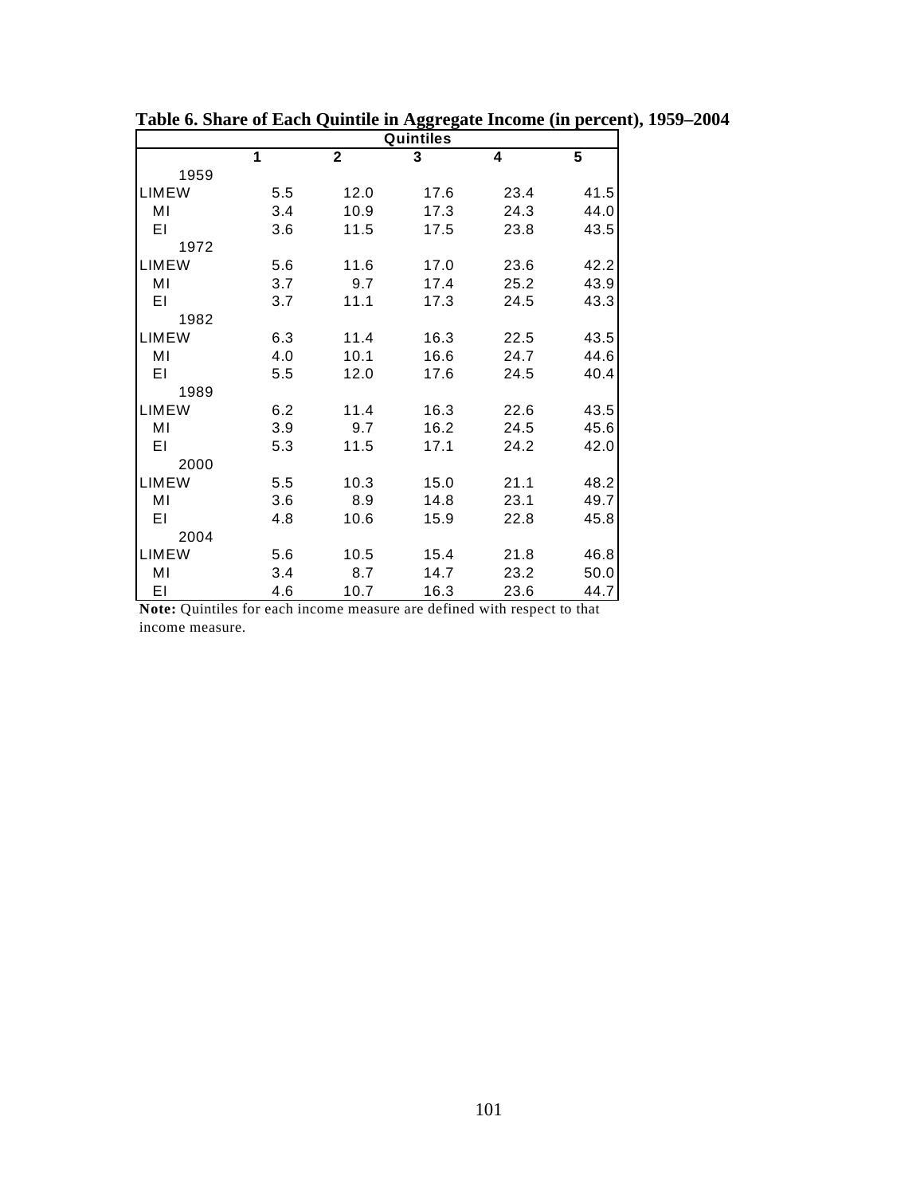**Table 6. Share of Each Quintile in Aggregate Income (in percent), 1959–2004**

| | Quintiles | | | | |
|---|---|---|---|---|---|
| | **1** | **2** | **3** | **4** | **5** |
| 1959 | | | | | |
| LIMEW | 5.5 | 12.0 | 17.6 | 23.4 | 41.5 |
| MI | 3.4 | 10.9 | 17.3 | 24.3 | 44.0 |
| EI | 3.6 | 11.5 | 17.5 | 23.8 | 43.5 |
| 1972 | | | | | |
| LIMEW | 5.6 | 11.6 | 17.0 | 23.6 | 42.2 |
| MI | 3.7 | 9.7 | 17.4 | 25.2 | 43.9 |
| EI | 3.7 | 11.1 | 17.3 | 24.5 | 43.3 |
| 1982 | | | | | |
| LIMEW | 6.3 | 11.4 | 16.3 | 22.5 | 43.5 |
| MI | 4.0 | 10.1 | 16.6 | 24.7 | 44.6 |
| EI | 5.5 | 12.0 | 17.6 | 24.5 | 40.4 |
| 1989 | | | | | |
| LIMEW | 6.2 | 11.4 | 16.3 | 22.6 | 43.5 |
| MI | 3.9 | 9.7 | 16.2 | 24.5 | 45.6 |
| EI | 5.3 | 11.5 | 17.1 | 24.2 | 42.0 |
| 2000 | | | | | |
| LIMEW | 5.5 | 10.3 | 15.0 | 21.1 | 48.2 |
| MI | 3.6 | 8.9 | 14.8 | 23.1 | 49.7 |
| EI | 4.8 | 10.6 | 15.9 | 22.8 | 45.8 |
| 2004 | | | | | |
| LIMEW | 5.6 | 10.5 | 15.4 | 21.8 | 46.8 |
| MI | 3.4 | 8.7 | 14.7 | 23.2 | 50.0 |
| EI | 4.6 | 10.7 | 16.3 | 23.6 | 44.7 |

**Note:** Quintiles for each income measure are defined with respect to that income measure.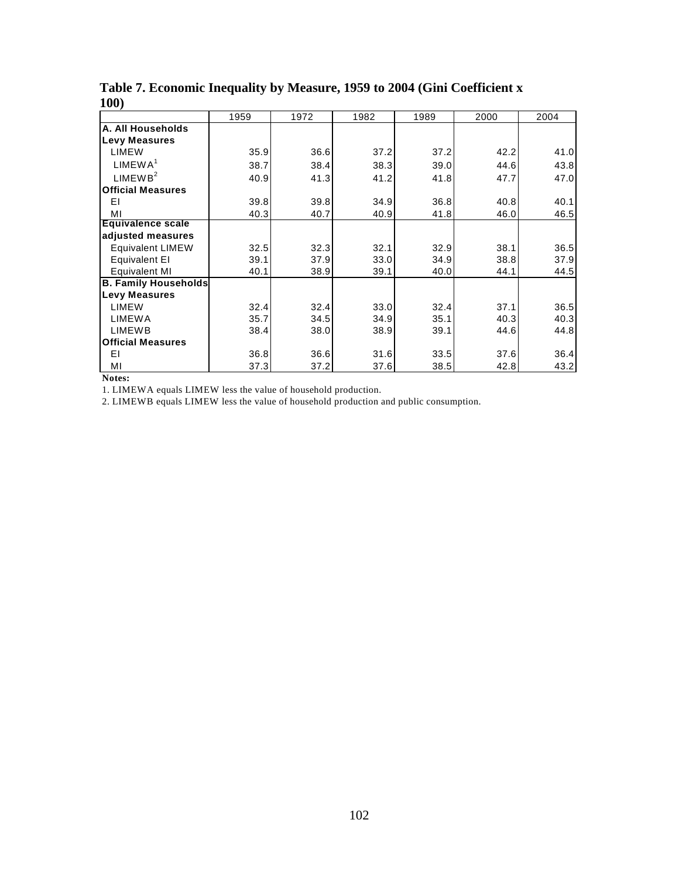**Table 7. Economic Inequality by Measure, 1959 to 2004 (Gini Coefficient x 100)**

| | 1959 | 1972 | 1982 | 1989 | 2000 | 2004 |
|---|---|---|---|---|---|---|
| **A. All Households** | | | | | | |
| **Levy Measures** | | | | | | |
| LIMEW | 35.9 | 36.6 | 37.2 | 37.2 | 42.2 | 41.0 |
| LIMEWA[1] | 38.7 | 38.4 | 38.3 | 39.0 | 44.6 | 43.8 |
| LIMEWB[2] | 40.9 | 41.3 | 41.2 | 41.8 | 47.7 | 47.0 |
| **Official Measures** | | | | | | |
| EI | 39.8 | 39.8 | 34.9 | 36.8 | 40.8 | 40.1 |
| MI | 40.3 | 40.7 | 40.9 | 41.8 | 46.0 | 46.5 |
| **Equivalence scale adjusted measures** | | | | | | |
| Equivalent LIMEW | 32.5 | 32.3 | 32.1 | 32.9 | 38.1 | 36.5 |
| Equivalent EI | 39.1 | 37.9 | 33.0 | 34.9 | 38.8 | 37.9 |
| Equivalent MI | 40.1 | 38.9 | 39.1 | 40.0 | 44.1 | 44.5 |
| **B. Family Households** | | | | | | |
| **Levy Measures** | | | | | | |
| LIMEW | 32.4 | 32.4 | 33.0 | 32.4 | 37.1 | 36.5 |
| LIMEWA | 35.7 | 34.5 | 34.9 | 35.1 | 40.3 | 40.3 |
| LIMEWB | 38.4 | 38.0 | 38.9 | 39.1 | 44.6 | 44.8 |
| **Official Measures** | | | | | | |
| EI | 36.8 | 36.6 | 31.6 | 33.5 | 37.6 | 36.4 |
| MI | 37.3 | 37.2 | 37.6 | 38.5 | 42.8 | 43.2 |

**Notes:**

1. LIMEWA equals LIMEW less the value of household production.

2. LIMEWB equals LIMEW less the value of household production and public consumption.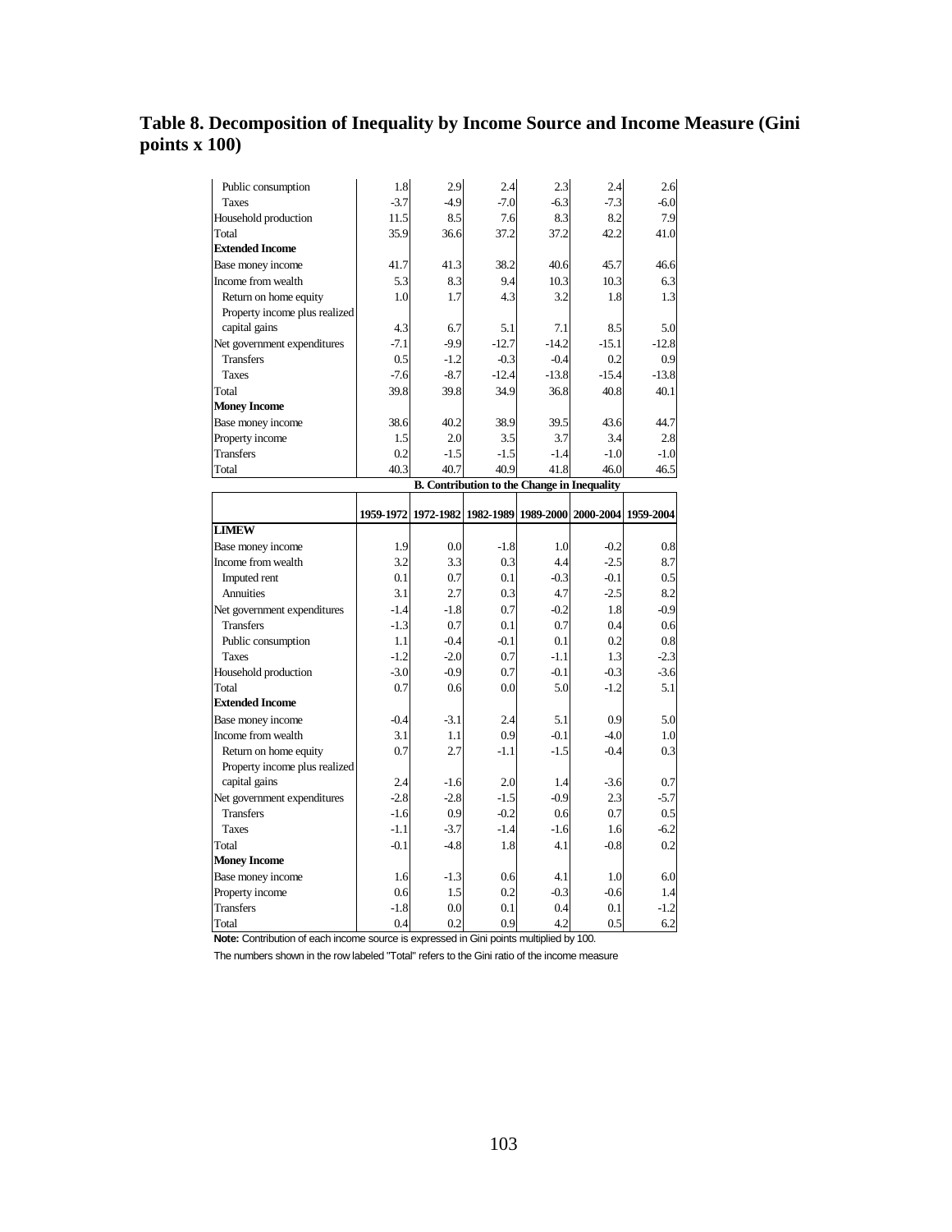# Table 8. Decomposition of Inequality by Income Source and Income Measure (Gini points x 100)

| | | | | | | |
|---|---|---|---|---|---|---|
| Public consumption | 1.8 | 2.9 | 2.4 | 2.3 | 2.4 | 2.6 |
| Taxes | -3.7 | -4.9 | -7.0 | -6.3 | -7.3 | -6.0 |
| Household production | 11.5 | 8.5 | 7.6 | 8.3 | 8.2 | 7.9 |
| Total | 35.9 | 36.6 | 37.2 | 37.2 | 42.2 | 41.0 |
| **Extended Income** | | | | | | |
| Base money income | 41.7 | 41.3 | 38.2 | 40.6 | 45.7 | 46.6 |
| Income from wealth | 5.3 | 8.3 | 9.4 | 10.3 | 10.3 | 6.3 |
| Return on home equity | 1.0 | 1.7 | 4.3 | 3.2 | 1.8 | 1.3 |
| Property income plus realized capital gains | 4.3 | 6.7 | 5.1 | 7.1 | 8.5 | 5.0 |
| Net government expenditures | -7.1 | -9.9 | -12.7 | -14.2 | -15.1 | -12.8 |
| Transfers | 0.5 | -1.2 | -0.3 | -0.4 | 0.2 | 0.9 |
| Taxes | -7.6 | -8.7 | -12.4 | -13.8 | -15.4 | -13.8 |
| Total | 39.8 | 39.8 | 34.9 | 36.8 | 40.8 | 40.1 |
| **Money Income** | | | | | | |
| Base money income | 38.6 | 40.2 | 38.9 | 39.5 | 43.6 | 44.7 |
| Property income | 1.5 | 2.0 | 3.5 | 3.7 | 3.4 | 2.8 |
| Transfers | 0.2 | -1.5 | -1.5 | -1.4 | -1.0 | -1.0 |
| Total | 40.3 | 40.7 | 40.9 | 41.8 | 46.0 | 46.5 |

**B. Contribution to the Change in Inequality**

| | 1959-1972 | 1972-1982 | 1982-1989 | 1989-2000 | 2000-2004 | 1959-2004 |
|---|---|---|---|---|---|---|
| **LIMEW** | | | | | | |
| Base money income | 1.9 | 0.0 | -1.8 | 1.0 | -0.2 | 0.8 |
| Income from wealth | 3.2 | 3.3 | 0.3 | 4.4 | -2.5 | 8.7 |
| Imputed rent | 0.1 | 0.7 | 0.1 | -0.3 | -0.1 | 0.5 |
| Annuities | 3.1 | 2.7 | 0.3 | 4.7 | -2.5 | 8.2 |
| Net government expenditures | -1.4 | -1.8 | 0.7 | -0.2 | 1.8 | -0.9 |
| Transfers | -1.3 | 0.7 | 0.1 | 0.7 | 0.4 | 0.6 |
| Public consumption | 1.1 | -0.4 | -0.1 | 0.1 | 0.2 | 0.8 |
| Taxes | -1.2 | -2.0 | 0.7 | -1.1 | 1.3 | -2.3 |
| Household production | -3.0 | -0.9 | 0.7 | -0.1 | -0.3 | -3.6 |
| Total | 0.7 | 0.6 | 0.0 | 5.0 | -1.2 | 5.1 |
| **Extended Income** | | | | | | |
| Base money income | -0.4 | -3.1 | 2.4 | 5.1 | 0.9 | 5.0 |
| Income from wealth | 3.1 | 1.1 | 0.9 | -0.1 | -4.0 | 1.0 |
| Return on home equity | 0.7 | 2.7 | -1.1 | -1.5 | -0.4 | 0.3 |
| Property income plus realized capital gains | 2.4 | -1.6 | 2.0 | 1.4 | -3.6 | 0.7 |
| Net government expenditures | -2.8 | -2.8 | -1.5 | -0.9 | 2.3 | -5.7 |
| Transfers | -1.6 | 0.9 | -0.2 | 0.6 | 0.7 | 0.5 |
| Taxes | -1.1 | -3.7 | -1.4 | -1.6 | 1.6 | -6.2 |
| Total | -0.1 | -4.8 | 1.8 | 4.1 | -0.8 | 0.2 |
| **Money Income** | | | | | | |
| Base money income | 1.6 | -1.3 | 0.6 | 4.1 | 1.0 | 6.0 |
| Property income | 0.6 | 1.5 | 0.2 | -0.3 | -0.6 | 1.4 |
| Transfers | -1.8 | 0.0 | 0.1 | 0.4 | 0.1 | -1.2 |
| Total | 0.4 | 0.2 | 0.9 | 4.2 | 0.5 | 6.2 |

**Note:** Contribution of each income source is expressed in Gini points multiplied by 100.

The numbers shown in the row labeled "Total" refers to the Gini ratio of the income measure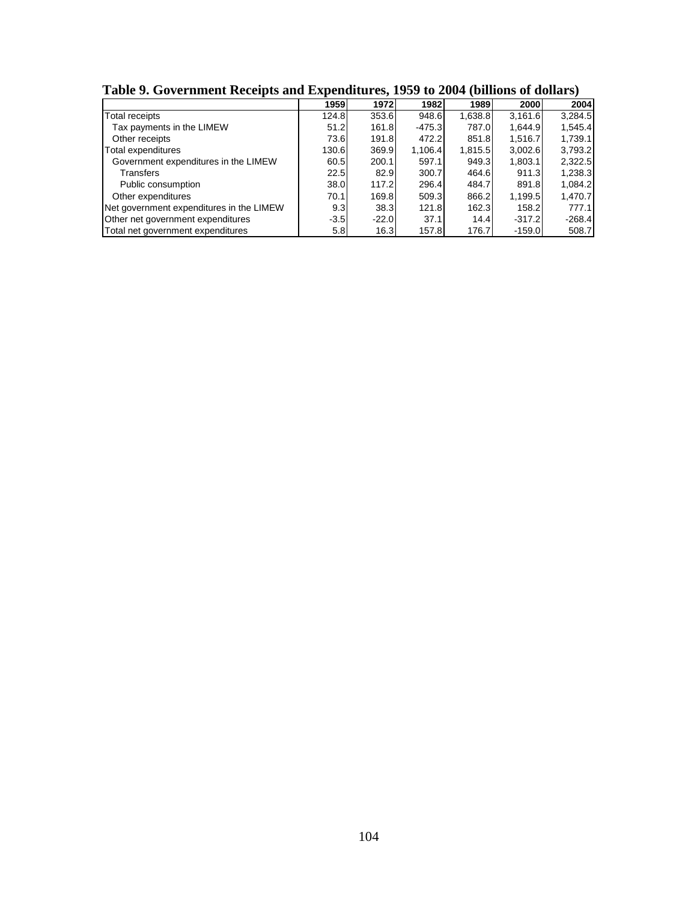**Table 9. Government Receipts and Expenditures, 1959 to 2004 (billions of dollars)**

| | 1959 | 1972 | 1982 | 1989 | 2000 | 2004 |
|---|---|---|---|---|---|---|
| Total receipts | 124.8 | 353.6 | 948.6 | 1,638.8 | 3,161.6 | 3,284.5 |
| Tax payments in the LIMEW | 51.2 | 161.8 | -475.3 | 787.0 | 1,644.9 | 1,545.4 |
| Other receipts | 73.6 | 191.8 | 472.2 | 851.8 | 1,516.7 | 1,739.1 |
| Total expenditures | 130.6 | 369.9 | 1,106.4 | 1,815.5 | 3,002.6 | 3,793.2 |
| Government expenditures in the LIMEW | 60.5 | 200.1 | 597.1 | 949.3 | 1,803.1 | 2,322.5 |
| Transfers | 22.5 | 82.9 | 300.7 | 464.6 | 911.3 | 1,238.3 |
| Public consumption | 38.0 | 117.2 | 296.4 | 484.7 | 891.8 | 1,084.2 |
| Other expenditures | 70.1 | 169.8 | 509.3 | 866.2 | 1,199.5 | 1,470.7 |
| Net government expenditures in the LIMEW | 9.3 | 38.3 | 121.8 | 162.3 | 158.2 | 777.1 |
| Other net government expenditures | -3.5 | -22.0 | 37.1 | 14.4 | -317.2 | -268.4 |
| Total net government expenditures | 5.8 | 16.3 | 157.8 | 176.7 | -159.0 | 508.7 |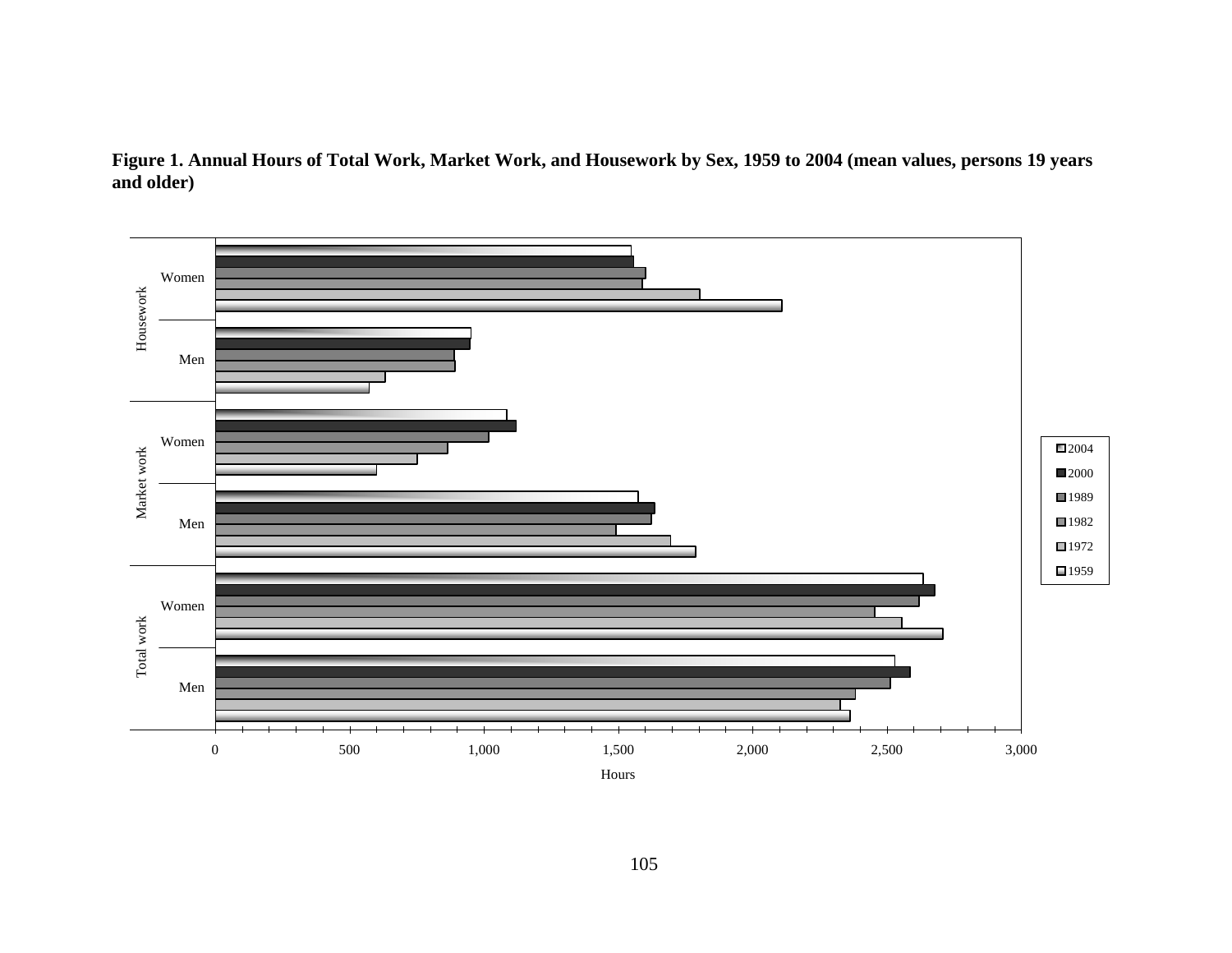**Figure 1. Annual Hours of Total Work, Market Work, and Housework by Sex, 1959 to 2004 (mean values, persons 19 years and older)**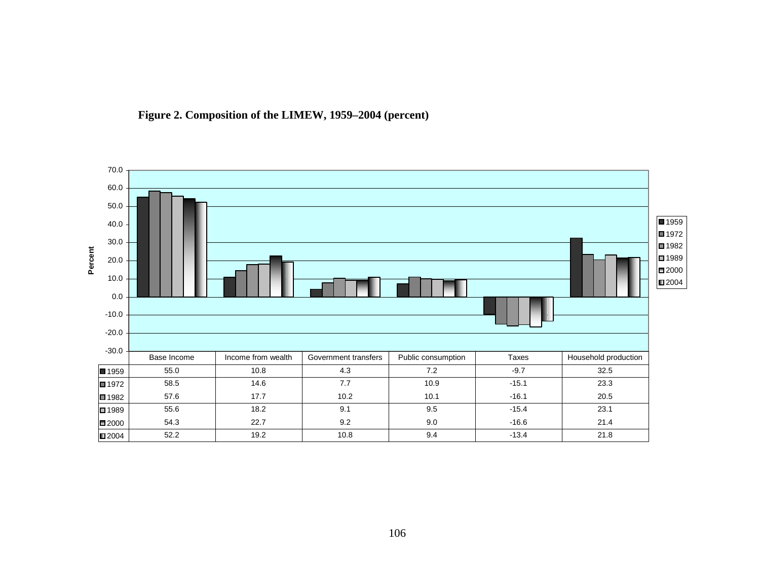**Figure 2. Composition of the LIMEW, 1959–2004 (percent)**

| | Base Income | Income from wealth | Government transfers | Public consumption | Taxes | Household production |
|---|---|---|---|---|---|---|
| 1959 | 55.0 | 10.8 | 4.3 | 7.2 | -9.7 | 32.5 |
| 1972 | 58.5 | 14.6 | 7.7 | 10.9 | -15.1 | 23.3 |
| 1982 | 57.6 | 17.7 | 10.2 | 10.1 | -16.1 | 20.5 |
| 1989 | 55.6 | 18.2 | 9.1 | 9.5 | -15.4 | 23.1 |
| 2000 | 54.3 | 22.7 | 9.2 | 9.0 | -16.6 | 21.4 |
| 2004 | 52.2 | 19.2 | 10.8 | 9.4 | -13.4 | 21.8 |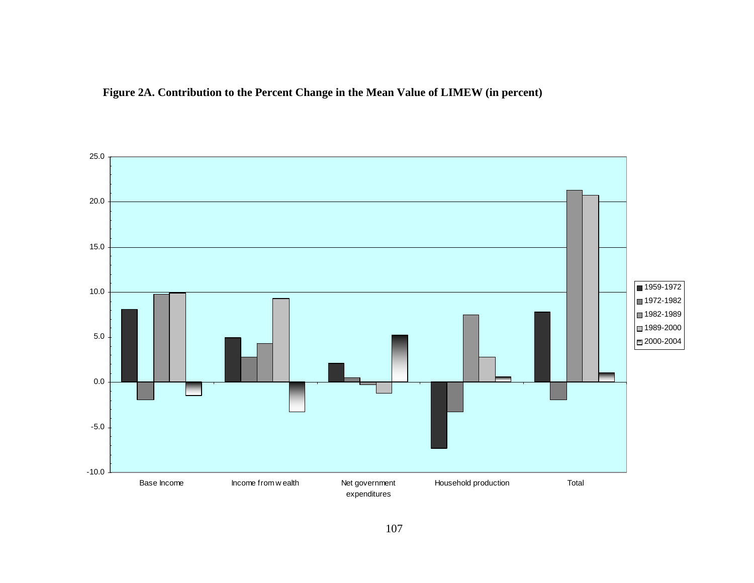**Figure 2A. Contribution to the Percent Change in the Mean Value of LIMEW (in percent)**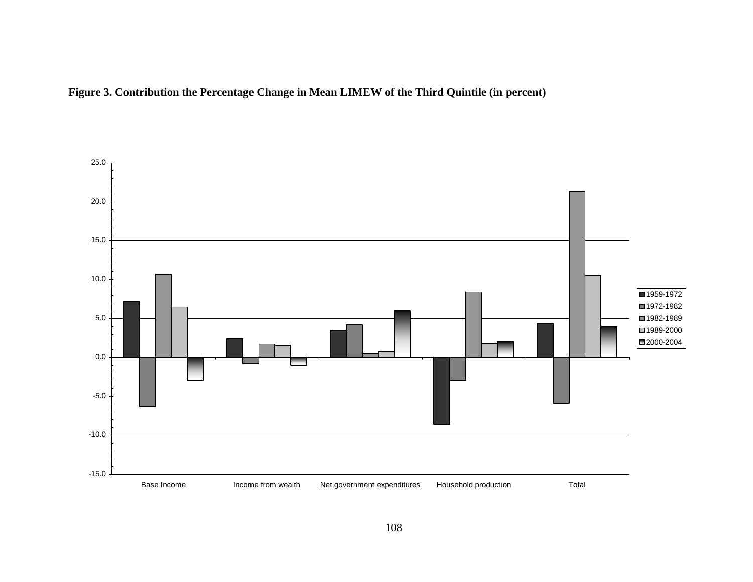**Figure 3. Contribution the Percentage Change in Mean LIMEW of the Third Quintile (in percent)**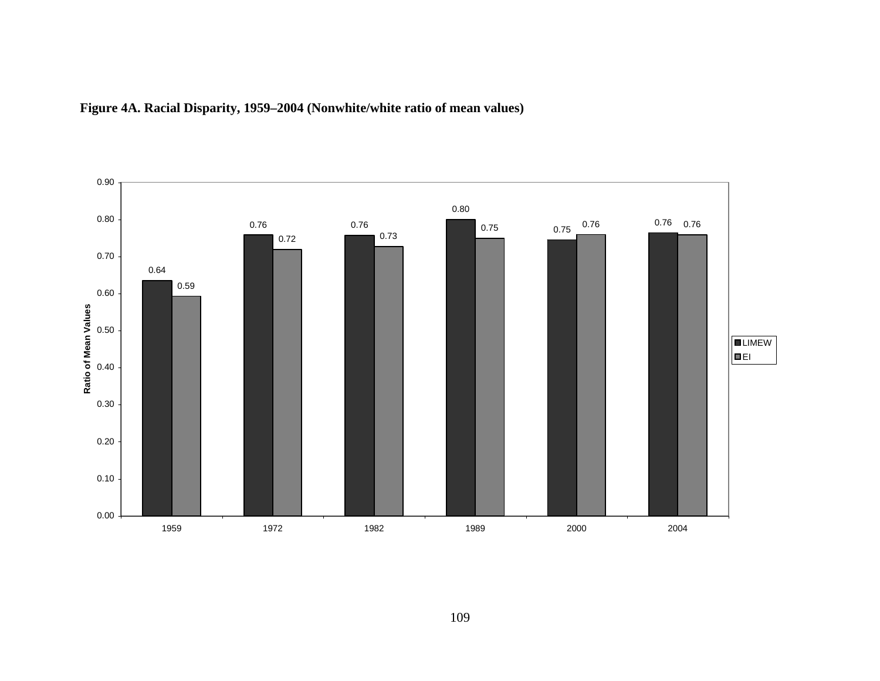**Figure 4A. Racial Disparity, 1959–2004 (Nonwhite/white ratio of mean values)**

| Year | LIMEW | EI |
|---|---|---|
| 1959 | 0.64 | 0.59 |
| 1972 | 0.76 | 0.72 |
| 1982 | 0.76 | 0.73 |
| 1989 | 0.80 | 0.75 |
| 2000 | 0.75 | 0.76 |
| 2004 | 0.76 | 0.76 |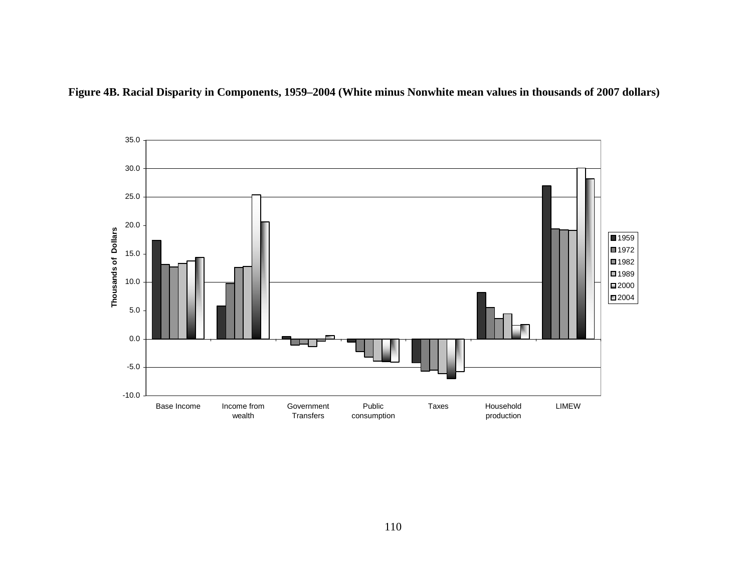**Figure 4B. Racial Disparity in Components, 1959–2004 (White minus Nonwhite mean values in thousands of 2007 dollars)**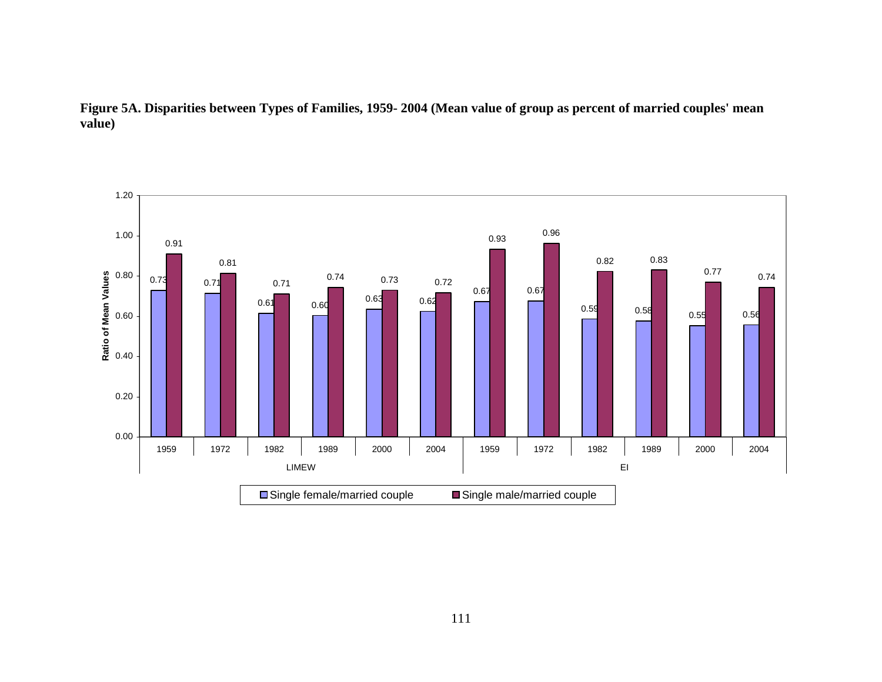**Figure 5A. Disparities between Types of Families, 1959- 2004 (Mean value of group as percent of married couples' mean value)**

| Measure | Year | Single female/married couple | Single male/married couple |
|---|---|---|---|
| LIMEW | 1959 | 0.73 | 0.91 |
| | 1972 | 0.71 | 0.81 |
| | 1982 | 0.61 | 0.71 |
| | 1989 | 0.60 | 0.74 |
| | 2000 | 0.63 | 0.73 |
| | 2004 | 0.62 | 0.72 |
| EI | 1959 | 0.67 | 0.93 |
| | 1972 | 0.67 | 0.96 |
| | 1982 | 0.59 | 0.82 |
| | 1989 | 0.58 | 0.83 |
| | 2000 | 0.55 | 0.77 |
| | 2004 | 0.56 | 0.74 |

Ratio of Mean Values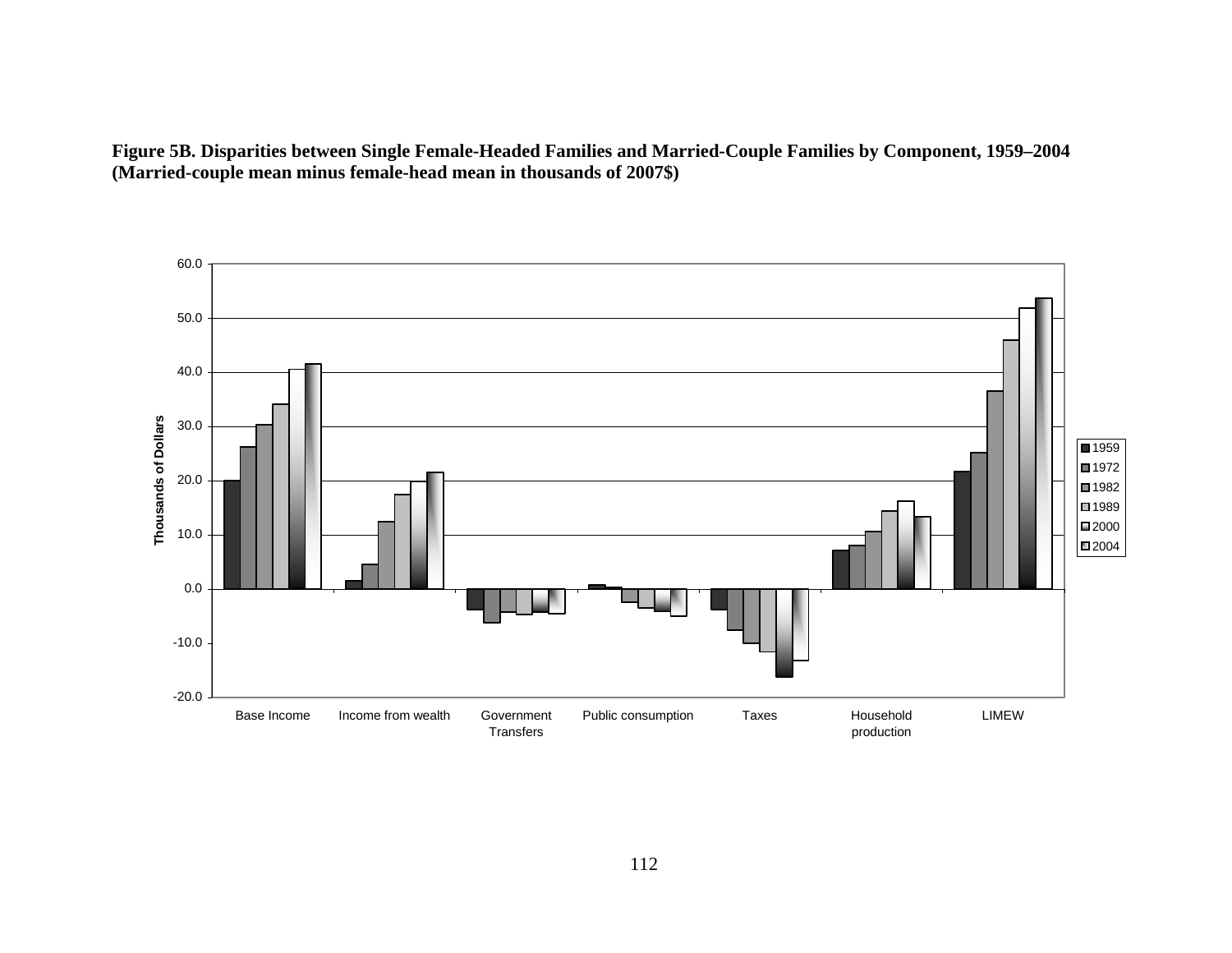**Figure 5B. Disparities between Single Female-Headed Families and Married-Couple Families by Component, 1959–2004 (Married-couple mean minus female-head mean in thousands of 2007$)**

Thousands of Dollars

60.0
50.0
40.0
30.0
20.0
10.0
0.0
-10.0
-20.0

Base Income | Income from wealth | Government Transfers | Public consumption | Taxes | Household production | LIMEW

1959
1972
1982
1989
2000
2004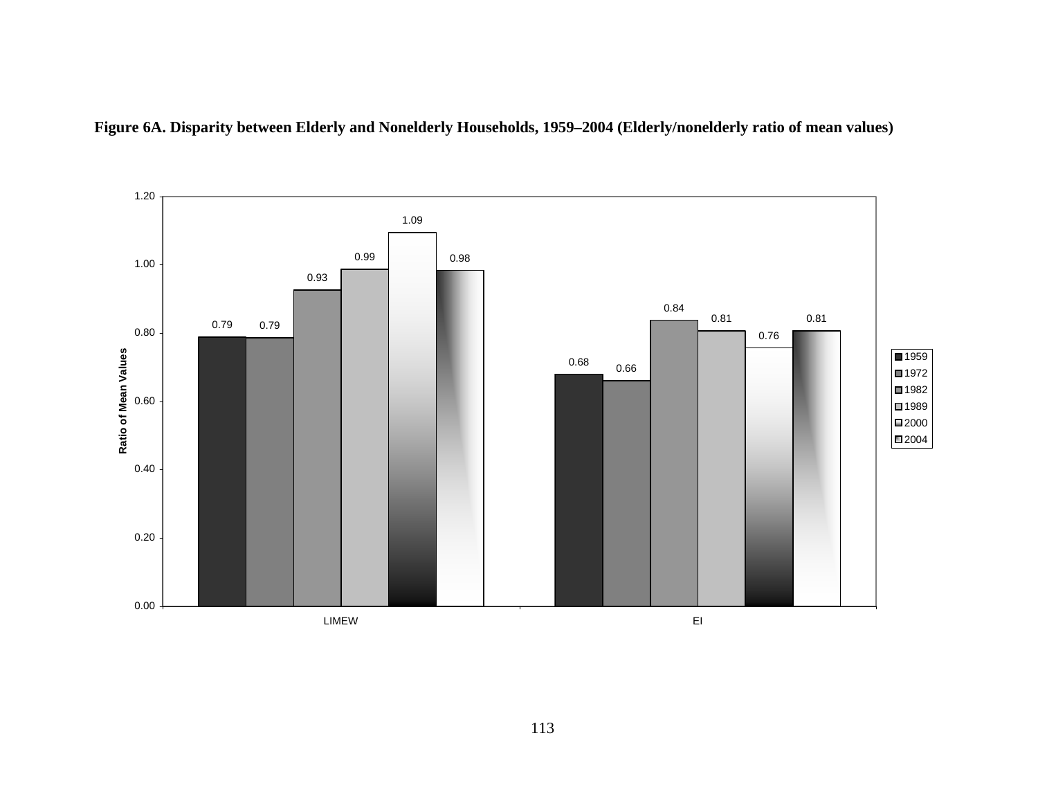**Figure 6A. Disparity between Elderly and Nonelderly Households, 1959–2004 (Elderly/nonelderly ratio of mean values)**

| | 1959 | 1972 | 1982 | 1989 | 2000 | 2004 |
|---|---|---|---|---|---|---|
| LIMEW | 0.79 | 0.79 | 0.93 | 0.99 | 1.09 | 0.98 |
| EI | 0.68 | 0.66 | 0.84 | 0.81 | 0.76 | 0.81 |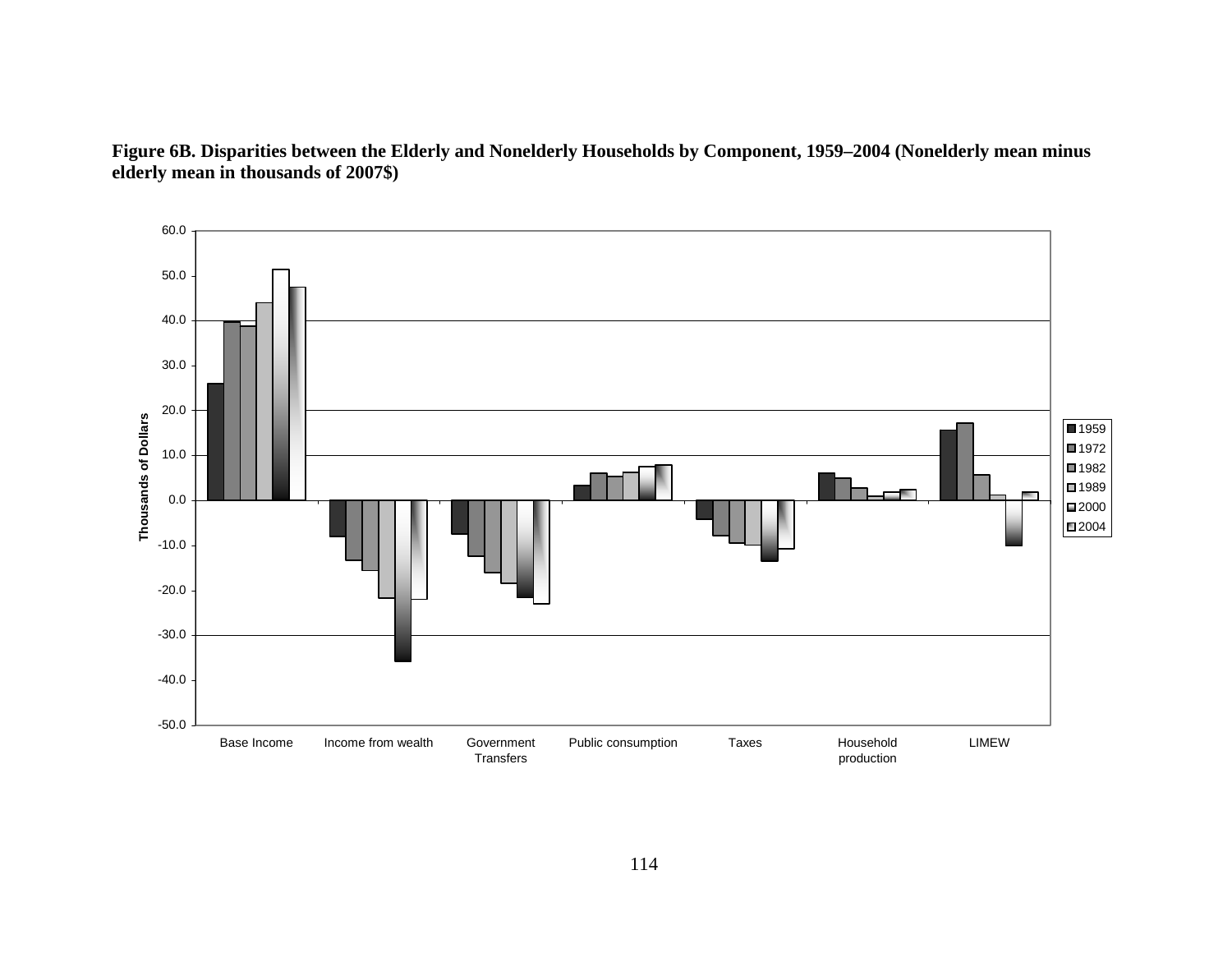**Figure 6B. Disparities between the Elderly and Nonelderly Households by Component, 1959–2004 (Nonelderly mean minus elderly mean in thousands of 2007$)**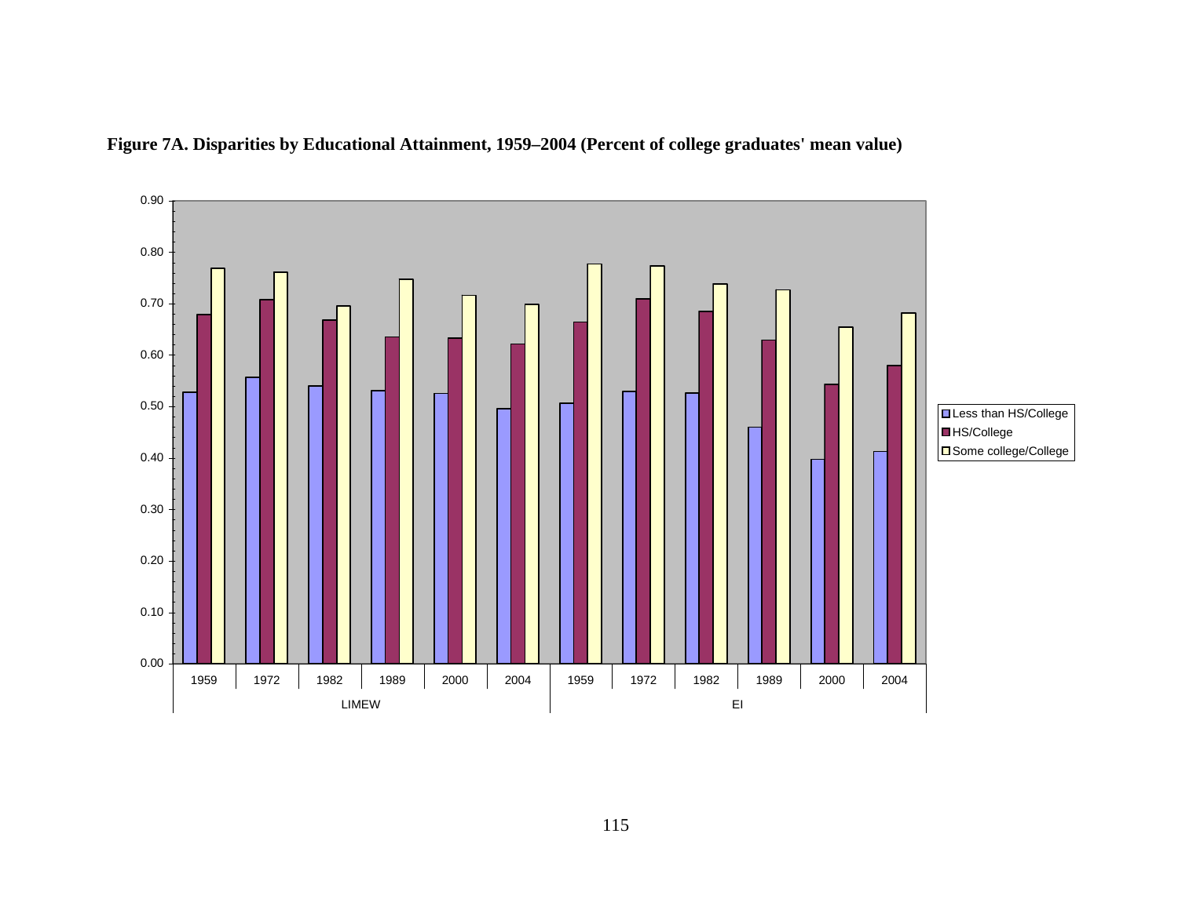**Figure 7A. Disparities by Educational Attainment, 1959–2004 (Percent of college graduates' mean value)**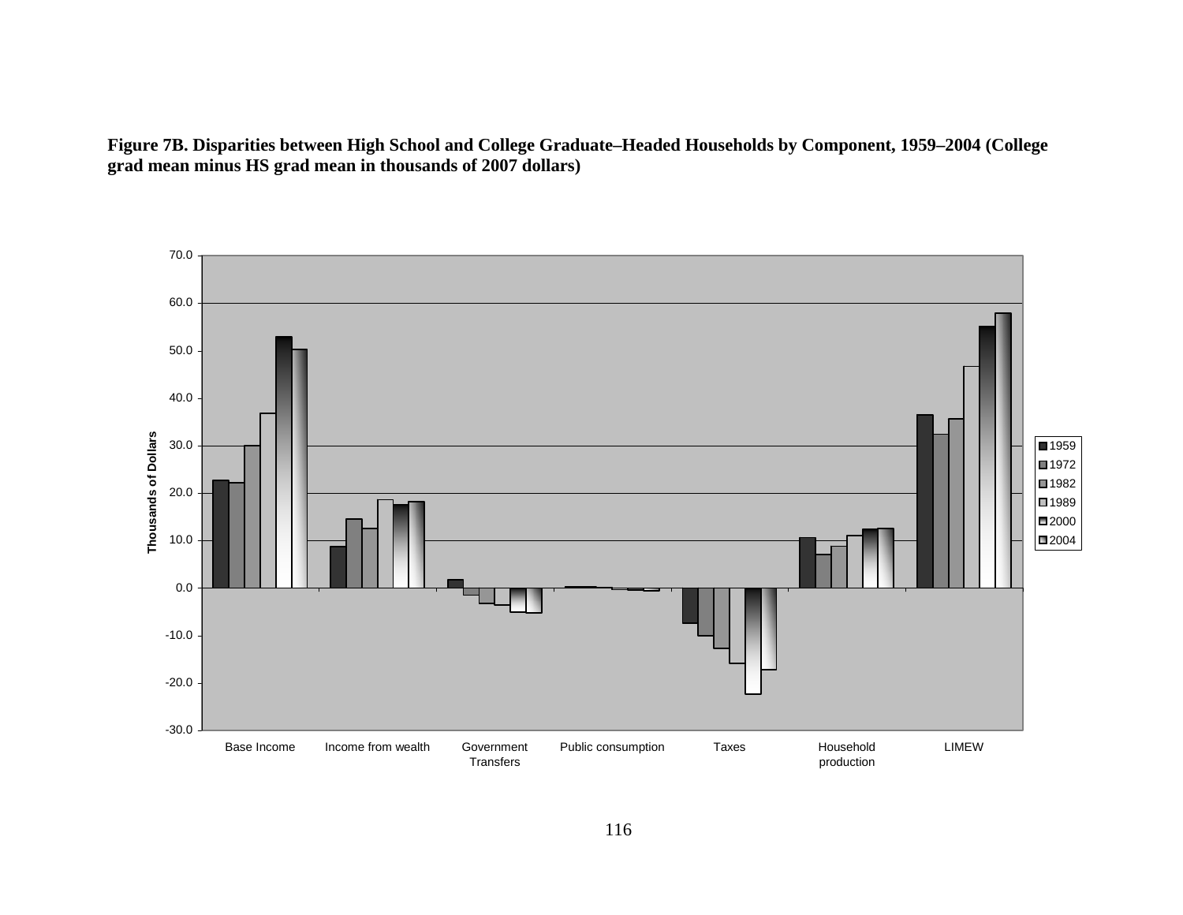**Figure 7B. Disparities between High School and College Graduate–Headed Households by Component, 1959–2004 (College grad mean minus HS grad mean in thousands of 2007 dollars)**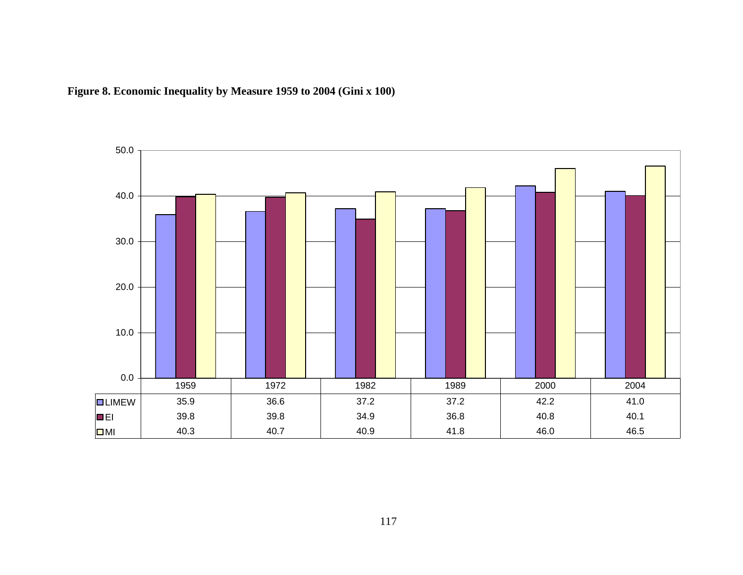**Figure 8. Economic Inequality by Measure 1959 to 2004 (Gini x 100)**

50.0
40.0
30.0
20.0
10.0
0.0

1959 1972 1982 1989 2000 2004

LIMEW 35.9 36.6 37.2 37.2 42.2 41.0

EI 39.8 39.8 34.9 36.8 40.8 40.1

MI 40.3 40.7 40.9 41.8 46.0 46.5